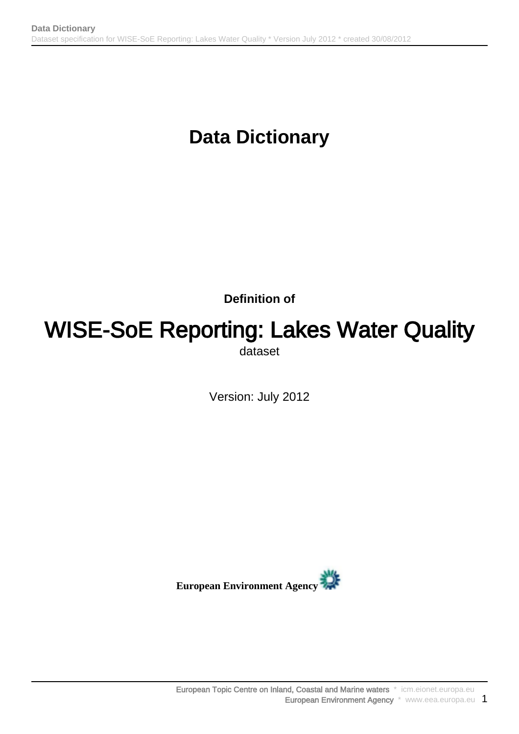# Data Dictionary

**Definition of**

## WISE-SoE Reporting: Lakes Water Quality

dataset

Version: July 2012

**European Environment Agency**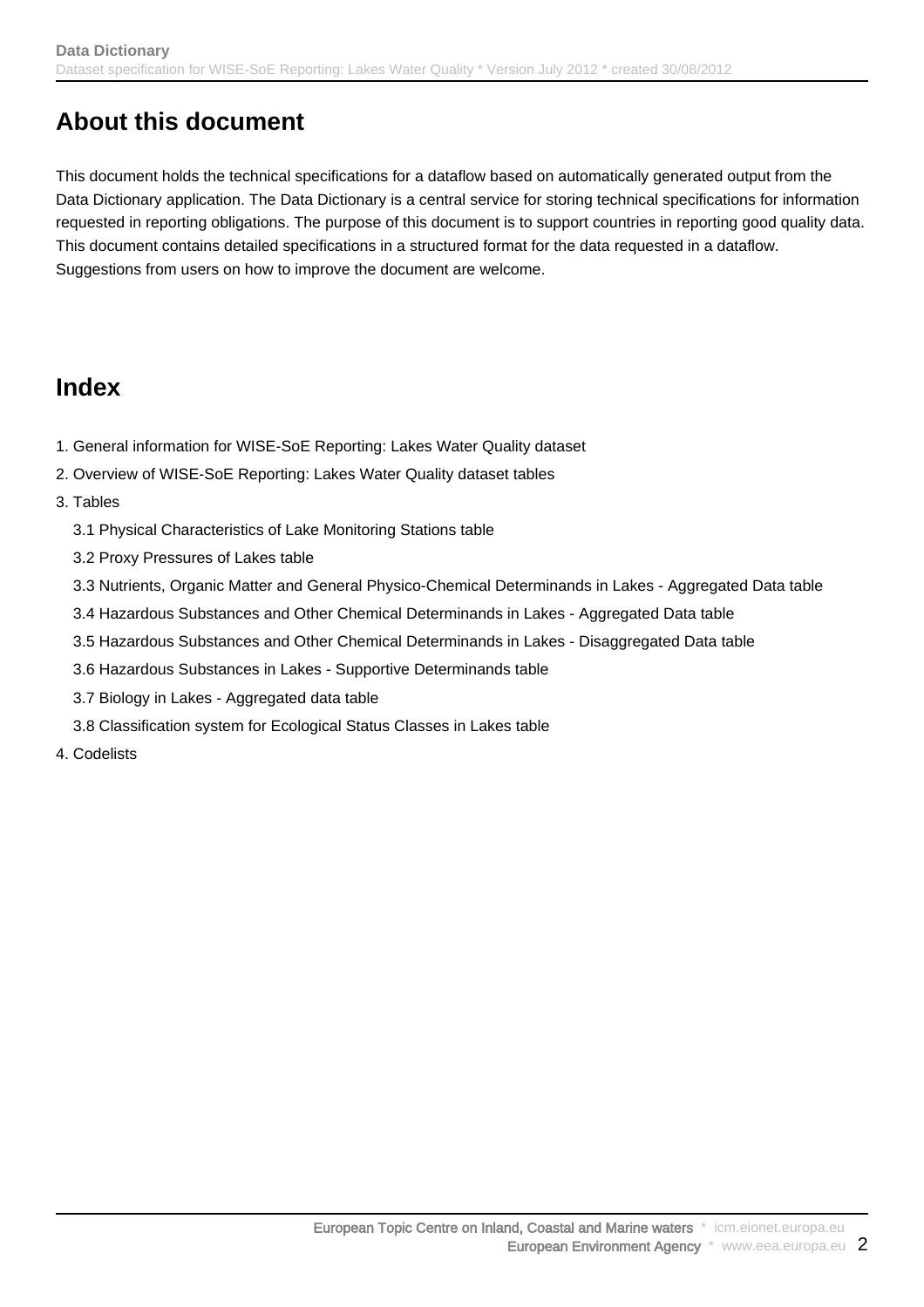## About this document

This document holds the technical specifications for a dataflow based on automatically generated output from the Data Dictionary application. The Data Dictionary is a central service for storing technical specifications for information requested in reporting obligations. The purpose of this document is to support countries in reporting good quality data. This document contains detailed specifications in a structured format for the data requested in a dataflow. Suggestions from users on how to improve the document are welcome.

## Index

1. General information for WISE-SoE Reporting: Lakes Water Quality dataset
2. Overview of WISE-SoE Reporting: Lakes Water Quality dataset tables
3. Tables
   - 3.1 Physical Characteristics of Lake Monitoring Stations table
   - 3.2 Proxy Pressures of Lakes table
   - 3.3 Nutrients, Organic Matter and General Physico-Chemical Determinands in Lakes - Aggregated Data table
   - 3.4 Hazardous Substances and Other Chemical Determinands in Lakes - Aggregated Data table
   - 3.5 Hazardous Substances and Other Chemical Determinands in Lakes - Disaggregated Data table
   - 3.6 Hazardous Substances in Lakes - Supportive Determinands table
   - 3.7 Biology in Lakes - Aggregated data table
   - 3.8 Classification system for Ecological Status Classes in Lakes table
4. Codelists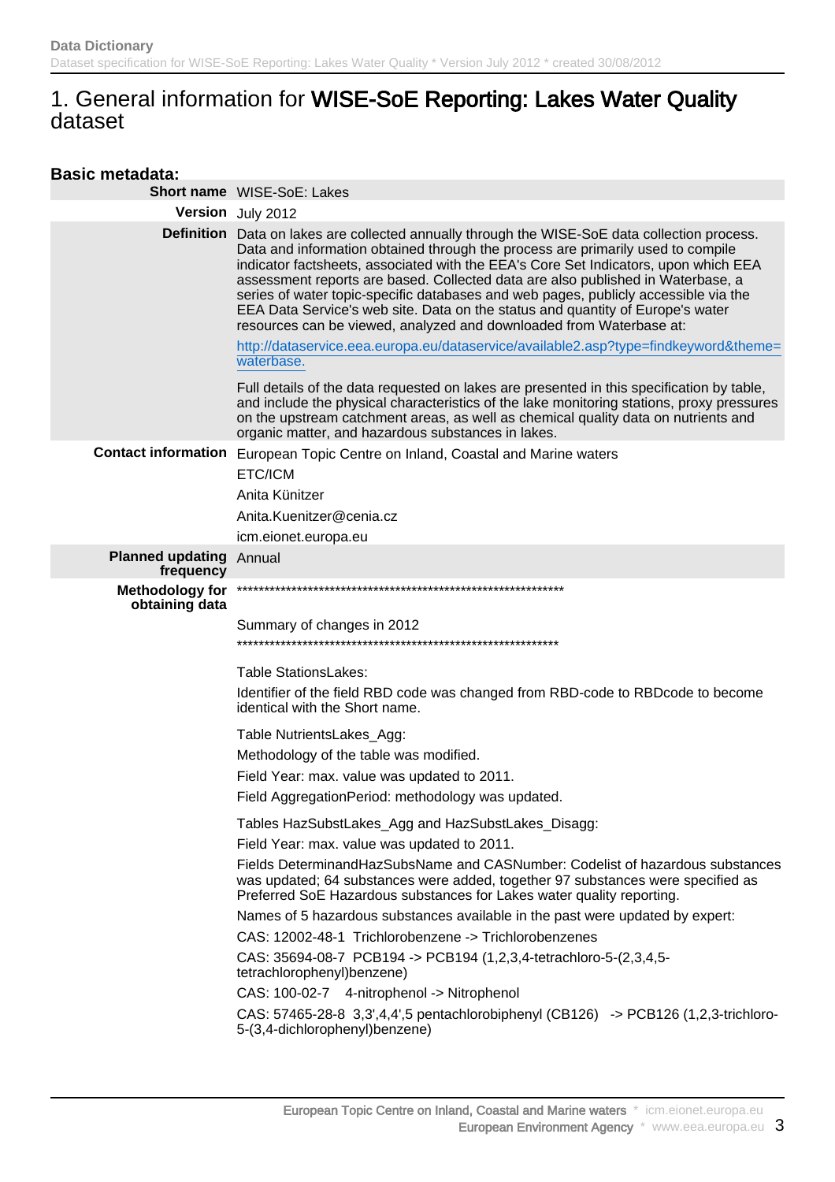# 1. General information for **WISE-SoE Reporting: Lakes Water Quality** dataset

## Basic metadata:

| | |
|---|---|
| **Short name** | WISE-SoE: Lakes |
| **Version** | July 2012 |
| **Definition** | Data on lakes are collected annually through the WISE-SoE data collection process. Data and information obtained through the process are primarily used to compile indicator factsheets, associated with the EEA's Core Set Indicators, upon which EEA assessment reports are based. Collected data are also published in Waterbase, a series of water topic-specific databases and web pages, publicly accessible via the EEA Data Service's web site. Data on the status and quantity of Europe's water resources can be viewed, analyzed and downloaded from Waterbase at: http://dataservice.eea.europa.eu/dataservice/available2.asp?type=findkeyword&theme=waterbase. Full details of the data requested on lakes are presented in this specification by table, and include the physical characteristics of the lake monitoring stations, proxy pressures on the upstream catchment areas, as well as chemical quality data on nutrients and organic matter, and hazardous substances in lakes. |
| **Contact information** | European Topic Centre on Inland, Coastal and Marine waters<br>ETC/ICM<br>Anita Künitzer<br>Anita.Kuenitzer@cenia.cz<br>icm.eionet.europa.eu |
| **Planned updating frequency** | Annual |
| **Methodology for obtaining data** | ************************************************************<br>Summary of changes in 2012<br>************************************************************<br>Table StationsLakes:<br>Identifier of the field RBD code was changed from RBD-code to RBDcode to become identical with the Short name.<br>Table NutrientsLakes_Agg:<br>Methodology of the table was modified.<br>Field Year: max. value was updated to 2011.<br>Field AggregationPeriod: methodology was updated.<br>Tables HazSubstLakes_Agg and HazSubstLakes_Disagg:<br>Field Year: max. value was updated to 2011.<br>Fields DeterminandHazSubsName and CASNumber: Codelist of hazardous substances was updated; 64 substances were added, together 97 substances were specified as Preferred SoE Hazardous substances for Lakes water quality reporting.<br>Names of 5 hazardous substances available in the past were updated by expert:<br>CAS: 12002-48-1 Trichlorobenzene -> Trichlorobenzenes<br>CAS: 35694-08-7 PCB194 -> PCB194 (1,2,3,4-tetrachloro-5-(2,3,4,5-tetrachlorophenyl)benzene)<br>CAS: 100-02-7 4-nitrophenol -> Nitrophenol<br>CAS: 57465-28-8 3,3',4,4',5 pentachlorobiphenyl (CB126) -> PCB126 (1,2,3-trichloro-5-(3,4-dichlorophenyl)benzene) |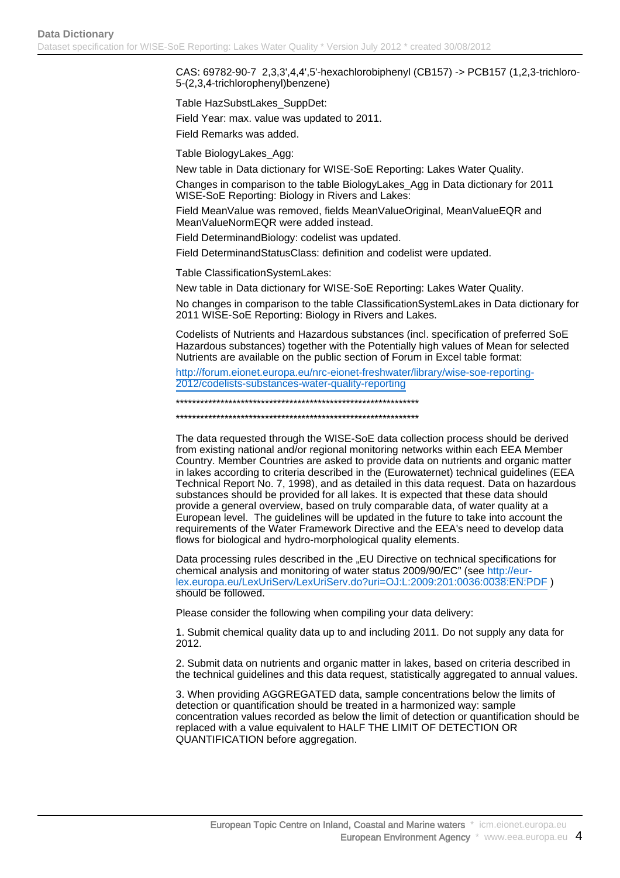CAS: 69782-90-7 2,3,3',4,4',5'-hexachlorobiphenyl (CB157) -> PCB157 (1,2,3-trichloro-5-(2,3,4-trichlorophenyl)benzene)

Table HazSubstLakes_SuppDet:

Field Year: max. value was updated to 2011.

Field Remarks was added.

Table BiologyLakes_Agg:

New table in Data dictionary for WISE-SoE Reporting: Lakes Water Quality.

Changes in comparison to the table BiologyLakes_Agg in Data dictionary for 2011 WISE-SoE Reporting: Biology in Rivers and Lakes:

Field MeanValue was removed, fields MeanValueOriginal, MeanValueEQR and MeanValueNormEQR were added instead.

Field DeterminandBiology: codelist was updated.

Field DeterminandStatusClass: definition and codelist were updated.

Table ClassificationSystemLakes:

New table in Data dictionary for WISE-SoE Reporting: Lakes Water Quality.

No changes in comparison to the table ClassificationSystemLakes in Data dictionary for 2011 WISE-SoE Reporting: Biology in Rivers and Lakes.

Codelists of Nutrients and Hazardous substances (incl. specification of preferred SoE Hazardous substances) together with the Potentially high values of Mean for selected Nutrients are available on the public section of Forum in Excel table format:

http://forum.eionet.europa.eu/nrc-eionet-freshwater/library/wise-soe-reporting-2012/codelists-substances-water-quality-reporting

***************************************************************

***************************************************************

The data requested through the WISE-SoE data collection process should be derived from existing national and/or regional monitoring networks within each EEA Member Country. Member Countries are asked to provide data on nutrients and organic matter in lakes according to criteria described in the (Eurowaternet) technical guidelines (EEA Technical Report No. 7, 1998), and as detailed in this data request. Data on hazardous substances should be provided for all lakes. It is expected that these data should provide a general overview, based on truly comparable data, of water quality at a European level. The guidelines will be updated in the future to take into account the requirements of the Water Framework Directive and the EEA's need to develop data flows for biological and hydro-morphological quality elements.

Data processing rules described in the „EU Directive on technical specifications for chemical analysis and monitoring of water status 2009/90/EC" (see http://eur-lex.europa.eu/LexUriServ/LexUriServ.do?uri=OJ:L:2009:201:0036:0038:EN:PDF ) should be followed.

Please consider the following when compiling your data delivery:

1. Submit chemical quality data up to and including 2011. Do not supply any data for 2012.

2. Submit data on nutrients and organic matter in lakes, based on criteria described in the technical guidelines and this data request, statistically aggregated to annual values.

3. When providing AGGREGATED data, sample concentrations below the limits of detection or quantification should be treated in a harmonized way: sample concentration values recorded as below the limit of detection or quantification should be replaced with a value equivalent to HALF THE LIMIT OF DETECTION OR QUANTIFICATION before aggregation.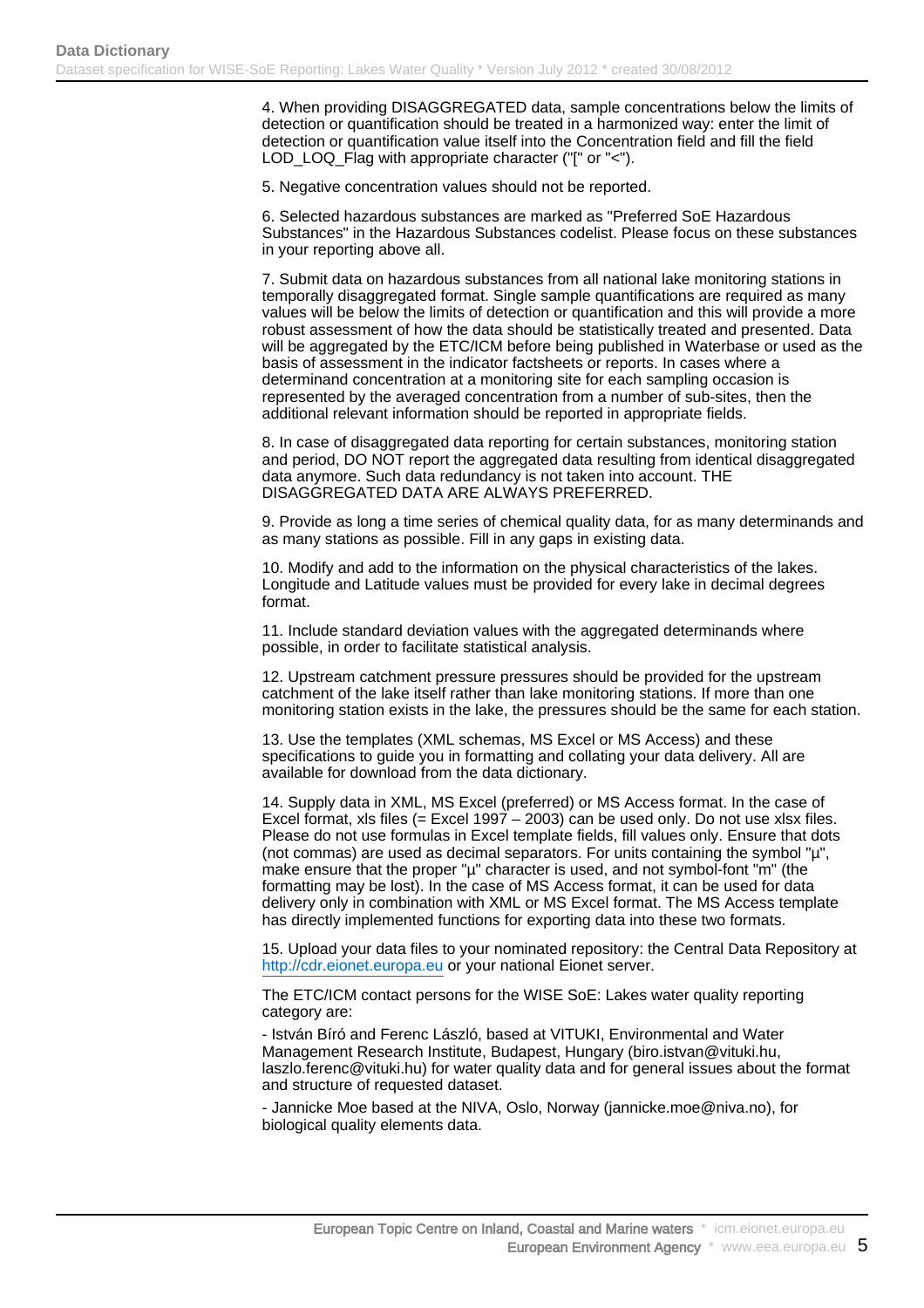4. When providing DISAGGREGATED data, sample concentrations below the limits of detection or quantification should be treated in a harmonized way: enter the limit of detection or quantification value itself into the Concentration field and fill the field LOD_LOQ_Flag with appropriate character ("[" or "<").

5. Negative concentration values should not be reported.

6. Selected hazardous substances are marked as "Preferred SoE Hazardous Substances" in the Hazardous Substances codelist. Please focus on these substances in your reporting above all.

7. Submit data on hazardous substances from all national lake monitoring stations in temporally disaggregated format. Single sample quantifications are required as many values will be below the limits of detection or quantification and this will provide a more robust assessment of how the data should be statistically treated and presented. Data will be aggregated by the ETC/ICM before being published in Waterbase or used as the basis of assessment in the indicator factsheets or reports. In cases where a determinand concentration at a monitoring site for each sampling occasion is represented by the averaged concentration from a number of sub-sites, then the additional relevant information should be reported in appropriate fields.

8. In case of disaggregated data reporting for certain substances, monitoring station and period, DO NOT report the aggregated data resulting from identical disaggregated data anymore. Such data redundancy is not taken into account. THE DISAGGREGATED DATA ARE ALWAYS PREFERRED.

9. Provide as long a time series of chemical quality data, for as many determinands and as many stations as possible. Fill in any gaps in existing data.

10. Modify and add to the information on the physical characteristics of the lakes. Longitude and Latitude values must be provided for every lake in decimal degrees format.

11. Include standard deviation values with the aggregated determinands where possible, in order to facilitate statistical analysis.

12. Upstream catchment pressure pressures should be provided for the upstream catchment of the lake itself rather than lake monitoring stations. If more than one monitoring station exists in the lake, the pressures should be the same for each station.

13. Use the templates (XML schemas, MS Excel or MS Access) and these specifications to guide you in formatting and collating your data delivery. All are available for download from the data dictionary.

14. Supply data in XML, MS Excel (preferred) or MS Access format. In the case of Excel format, xls files (= Excel 1997 – 2003) can be used only. Do not use xlsx files. Please do not use formulas in Excel template fields, fill values only. Ensure that dots (not commas) are used as decimal separators. For units containing the symbol "µ", make ensure that the proper "µ" character is used, and not symbol-font "m" (the formatting may be lost). In the case of MS Access format, it can be used for data delivery only in combination with XML or MS Excel format. The MS Access template has directly implemented functions for exporting data into these two formats.

15. Upload your data files to your nominated repository: the Central Data Repository at http://cdr.eionet.europa.eu or your national Eionet server.

The ETC/ICM contact persons for the WISE SoE: Lakes water quality reporting category are:

- István Bíró and Ferenc László, based at VITUKI, Environmental and Water Management Research Institute, Budapest, Hungary (biro.istvan@vituki.hu, laszlo.ferenc@vituki.hu) for water quality data and for general issues about the format and structure of requested dataset.

- Jannicke Moe based at the NIVA, Oslo, Norway (jannicke.moe@niva.no), for biological quality elements data.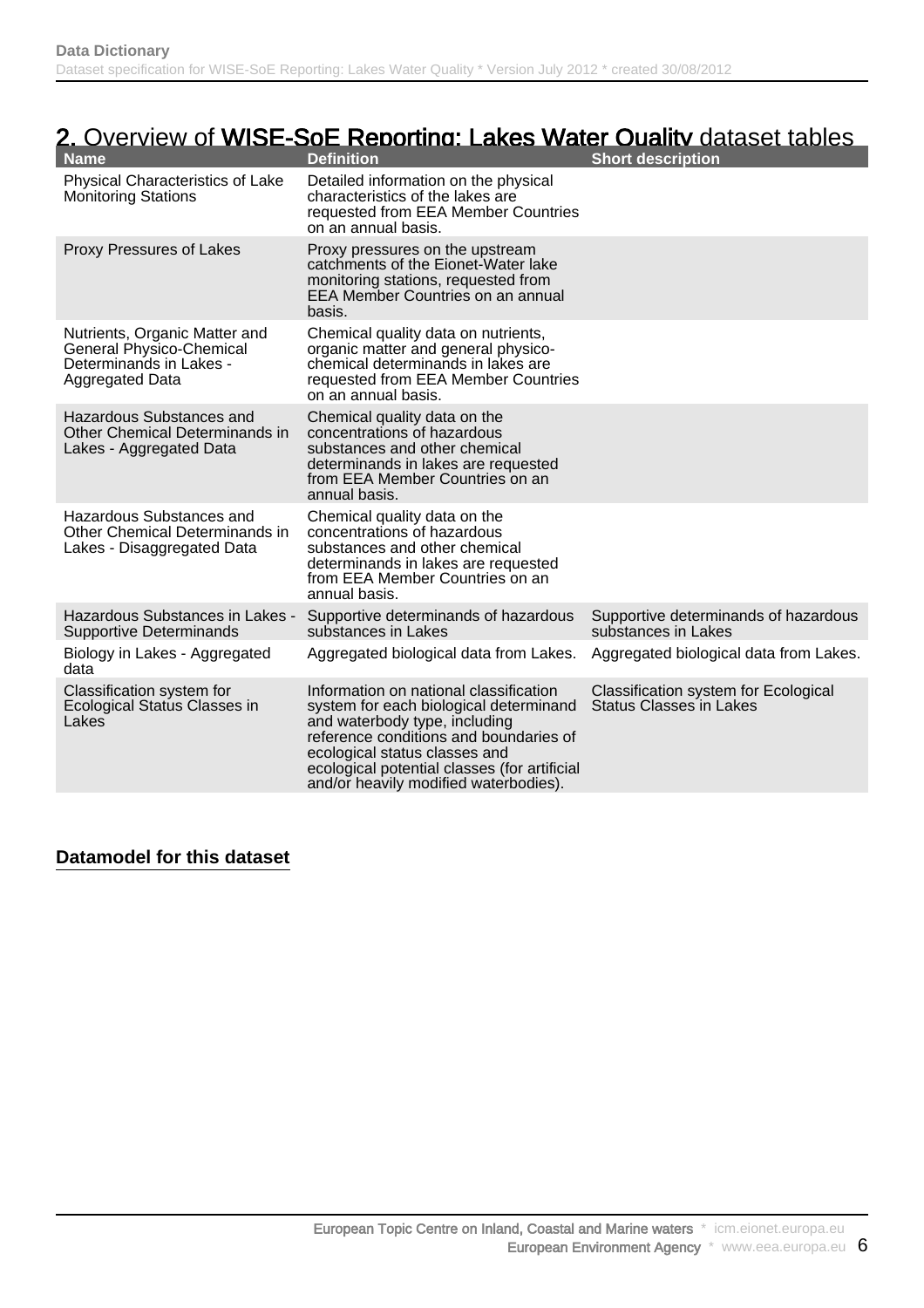## 2. Overview of WISE-SoE Reporting: Lakes Water Quality dataset tables

| Name | Definition | Short description |
|---|---|---|
| Physical Characteristics of Lake Monitoring Stations | Detailed information on the physical characteristics of the lakes are requested from EEA Member Countries on an annual basis. | |
| Proxy Pressures of Lakes | Proxy pressures on the upstream catchments of the Eionet-Water lake monitoring stations, requested from EEA Member Countries on an annual basis. | |
| Nutrients, Organic Matter and General Physico-Chemical Determinands in Lakes - Aggregated Data | Chemical quality data on nutrients, organic matter and general physico-chemical determinands in lakes are requested from EEA Member Countries on an annual basis. | |
| Hazardous Substances and Other Chemical Determinands in Lakes - Aggregated Data | Chemical quality data on the concentrations of hazardous substances and other chemical determinands in lakes are requested from EEA Member Countries on an annual basis. | |
| Hazardous Substances and Other Chemical Determinands in Lakes - Disaggregated Data | Chemical quality data on the concentrations of hazardous substances and other chemical determinands in lakes are requested from EEA Member Countries on an annual basis. | |
| Hazardous Substances in Lakes - Supportive Determinands | Supportive determinands of hazardous substances in Lakes | Supportive determinands of hazardous substances in Lakes |
| Biology in Lakes - Aggregated data | Aggregated biological data from Lakes. | Aggregated biological data from Lakes. |
| Classification system for Ecological Status Classes in Lakes | Information on national classification system for each biological determinand and waterbody type, including reference conditions and boundaries of ecological status classes and ecological potential classes (for artificial and/or heavily modified waterbodies). | Classification system for Ecological Status Classes in Lakes |

**Datamodel for this dataset**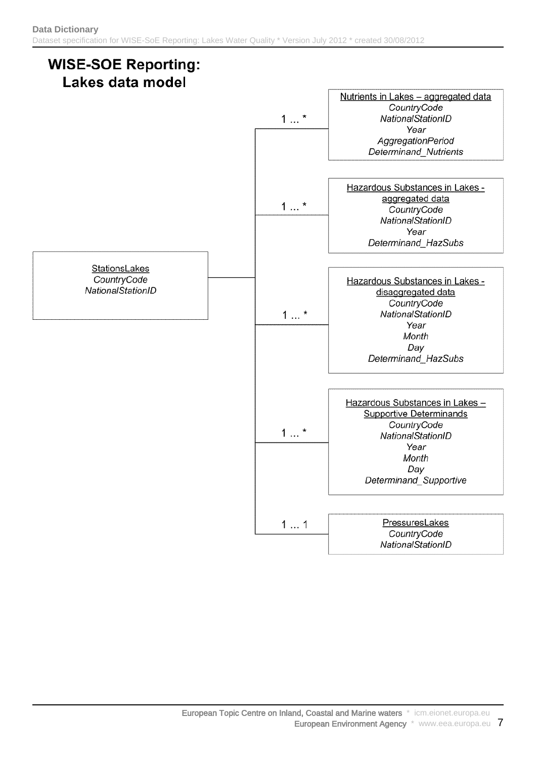# WISE-SOE Reporting: Lakes data model

**StationsLakes**
*CountryCode*
*NationalStationID*

1 ... *

**Nutrients in Lakes – aggregated data**
*CountryCode*
*NationalStationID*
*Year*
*AggregationPeriod*
*Determinand_Nutrients*

1 ... *

**Hazardous Substances in Lakes - aggregated data**
*CountryCode*
*NationalStationID*
*Year*
*Determinand_HazSubs*

1 ... *

**Hazardous Substances in Lakes - disaggregated data**
*CountryCode*
*NationalStationID*
*Year*
*Month*
*Day*
*Determinand_HazSubs*

1 ... *

**Hazardous Substances in Lakes – Supportive Determinands**
*CountryCode*
*NationalStationID*
*Year*
*Month*
*Day*
*Determinand_Supportive*

1 ... 1

**PressuresLakes**
*CountryCode*
*NationalStationID*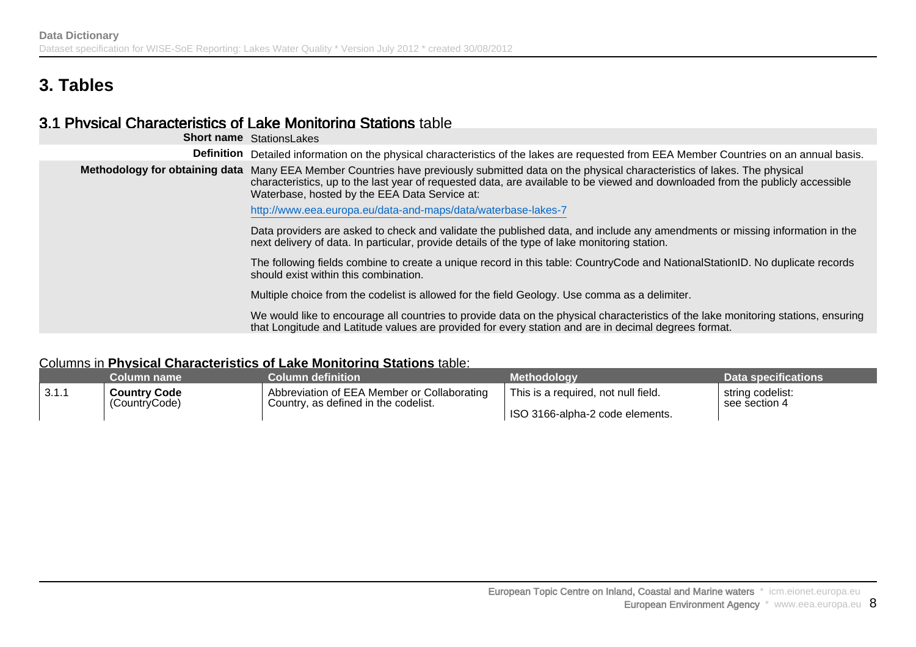# 3. Tables

## 3.1 Physical Characteristics of Lake Monitoring Stations table

| | |
|---|---|
| **Short name** | StationsLakes |
| **Definition** | Detailed information on the physical characteristics of the lakes are requested from EEA Member Countries on an annual basis. |
| **Methodology for obtaining data** | Many EEA Member Countries have previously submitted data on the physical characteristics of lakes. The physical characteristics, up to the last year of requested data, are available to be viewed and downloaded from the publicly accessible Waterbase, hosted by the EEA Data Service at:<br><br>http://www.eea.europa.eu/data-and-maps/data/waterbase-lakes-7<br><br>Data providers are asked to check and validate the published data, and include any amendments or missing information in the next delivery of data. In particular, provide details of the type of lake monitoring station.<br><br>The following fields combine to create a unique record in this table: CountryCode and NationalStationID. No duplicate records should exist within this combination.<br><br>Multiple choice from the codelist is allowed for the field Geology. Use comma as a delimiter.<br><br>We would like to encourage all countries to provide data on the physical characteristics of the lake monitoring stations, ensuring that Longitude and Latitude values are provided for every station and are in decimal degrees format. |

Columns in **Physical Characteristics of Lake Monitoring Stations** table:

| | Column name | Column definition | Methodology | Data specifications |
|---|---|---|---|---|
| 3.1.1 | **Country Code** (CountryCode) | Abbreviation of EEA Member or Collaborating Country, as defined in the codelist. | This is a required, not null field.<br><br>ISO 3166-alpha-2 code elements. | string codelist: see section 4 |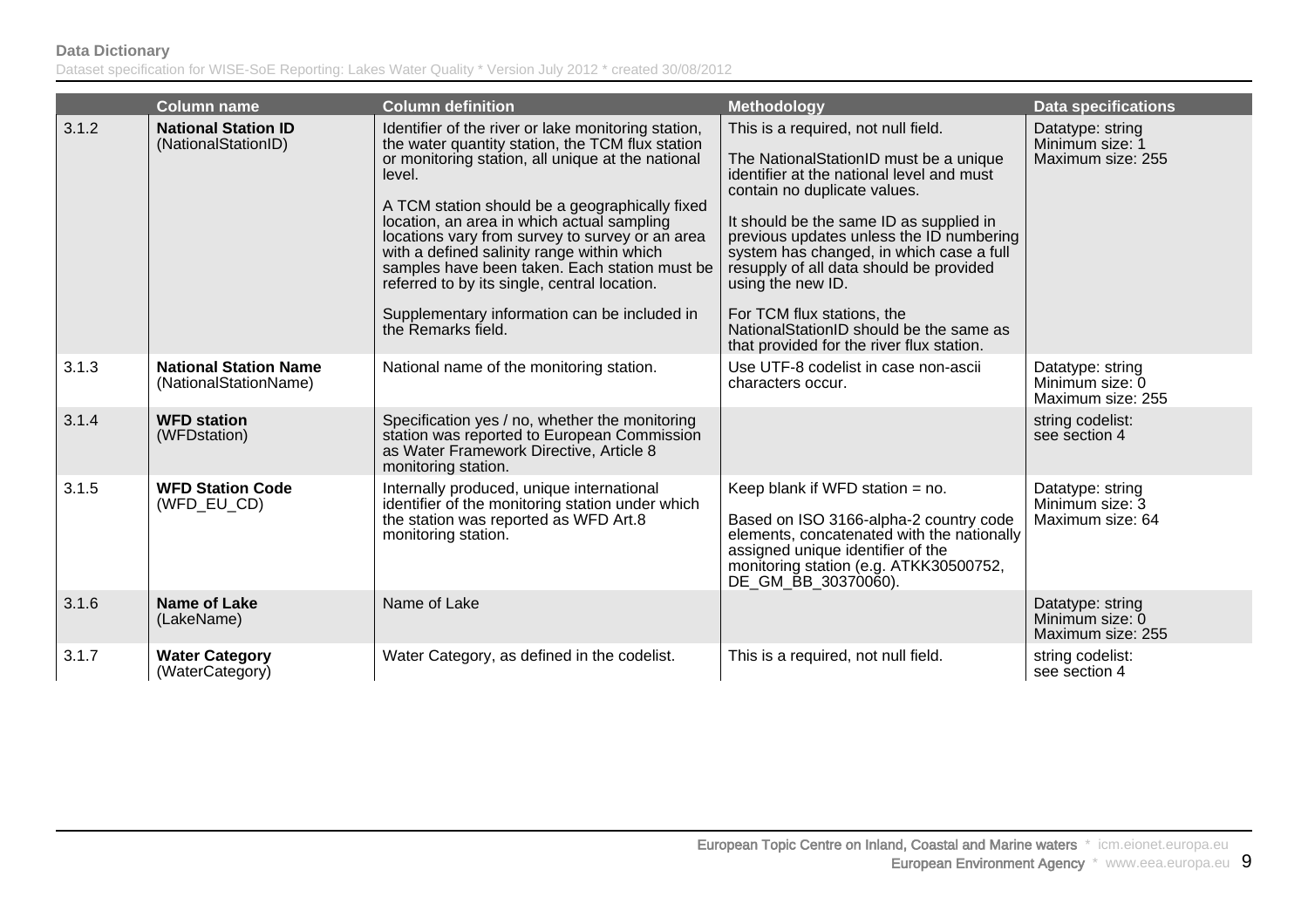| | Column name | Column definition | Methodology | Data specifications |
|---|---|---|---|---|
| 3.1.2 | **National Station ID** (NationalStationID) | Identifier of the river or lake monitoring station, the water quantity station, the TCM flux station or monitoring station, all unique at the national level.<br><br>A TCM station should be a geographically fixed location, an area in which actual sampling locations vary from survey to survey or an area with a defined salinity range within which samples have been taken. Each station must be referred to by its single, central location.<br><br>Supplementary information can be included in the Remarks field. | This is a required, not null field.<br><br>The NationalStationID must be a unique identifier at the national level and must contain no duplicate values.<br><br>It should be the same ID as supplied in previous updates unless the ID numbering system has changed, in which case a full resupply of all data should be provided using the new ID.<br><br>For TCM flux stations, the NationalStationID should be the same as that provided for the river flux station. | Datatype: string<br>Minimum size: 1<br>Maximum size: 255 |
| 3.1.3 | **National Station Name** (NationalStationName) | National name of the monitoring station. | Use UTF-8 codelist in case non-ascii characters occur. | Datatype: string<br>Minimum size: 0<br>Maximum size: 255 |
| 3.1.4 | **WFD station** (WFDstation) | Specification yes / no, whether the monitoring station was reported to European Commission as Water Framework Directive, Article 8 monitoring station. | | string codelist:<br>see section 4 |
| 3.1.5 | **WFD Station Code** (WFD_EU_CD) | Internally produced, unique international identifier of the monitoring station under which the station was reported as WFD Art.8 monitoring station. | Keep blank if WFD station = no.<br><br>Based on ISO 3166-alpha-2 country code elements, concatenated with the nationally assigned unique identifier of the monitoring station (e.g. ATKK30500752, DE_GM_BB_30370060). | Datatype: string<br>Minimum size: 3<br>Maximum size: 64 |
| 3.1.6 | **Name of Lake** (LakeName) | Name of Lake | | Datatype: string<br>Minimum size: 0<br>Maximum size: 255 |
| 3.1.7 | **Water Category** (WaterCategory) | Water Category, as defined in the codelist. | This is a required, not null field. | string codelist:<br>see section 4 |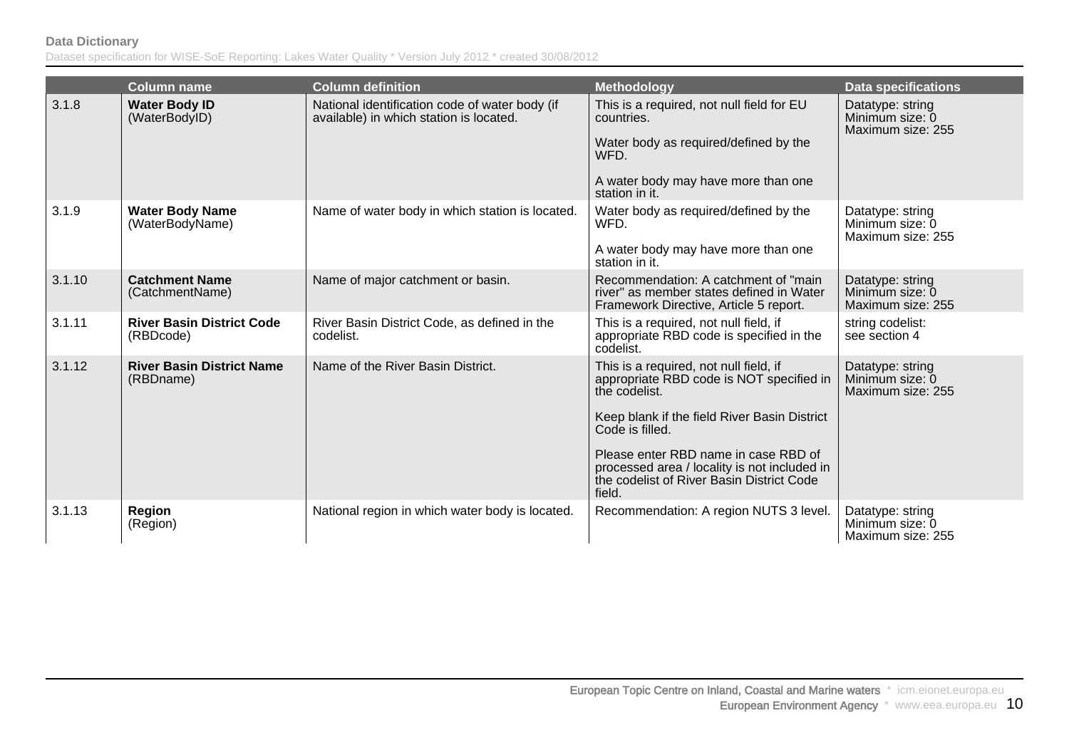| | Column name | Column definition | Methodology | Data specifications |
|---|---|---|---|---|
| 3.1.8 | **Water Body ID** (WaterBodyID) | National identification code of water body (if available) in which station is located. | This is a required, not null field for EU countries.<br><br>Water body as required/defined by the WFD.<br><br>A water body may have more than one station in it. | Datatype: string<br>Minimum size: 0<br>Maximum size: 255 |
| 3.1.9 | **Water Body Name** (WaterBodyName) | Name of water body in which station is located. | Water body as required/defined by the WFD.<br><br>A water body may have more than one station in it. | Datatype: string<br>Minimum size: 0<br>Maximum size: 255 |
| 3.1.10 | **Catchment Name** (CatchmentName) | Name of major catchment or basin. | Recommendation: A catchment of "main river" as member states defined in Water Framework Directive, Article 5 report. | Datatype: string<br>Minimum size: 0<br>Maximum size: 255 |
| 3.1.11 | **River Basin District Code** (RBDcode) | River Basin District Code, as defined in the codelist. | This is a required, not null field, if appropriate RBD code is specified in the codelist. | string codelist:<br>see section 4 |
| 3.1.12 | **River Basin District Name** (RBDname) | Name of the River Basin District. | This is a required, not null field, if appropriate RBD code is NOT specified in the codelist.<br><br>Keep blank if the field River Basin District Code is filled.<br><br>Please enter RBD name in case RBD of processed area / locality is not included in the codelist of River Basin District Code field. | Datatype: string<br>Minimum size: 0<br>Maximum size: 255 |
| 3.1.13 | **Region** (Region) | National region in which water body is located. | Recommendation: A region NUTS 3 level. | Datatype: string<br>Minimum size: 0<br>Maximum size: 255 |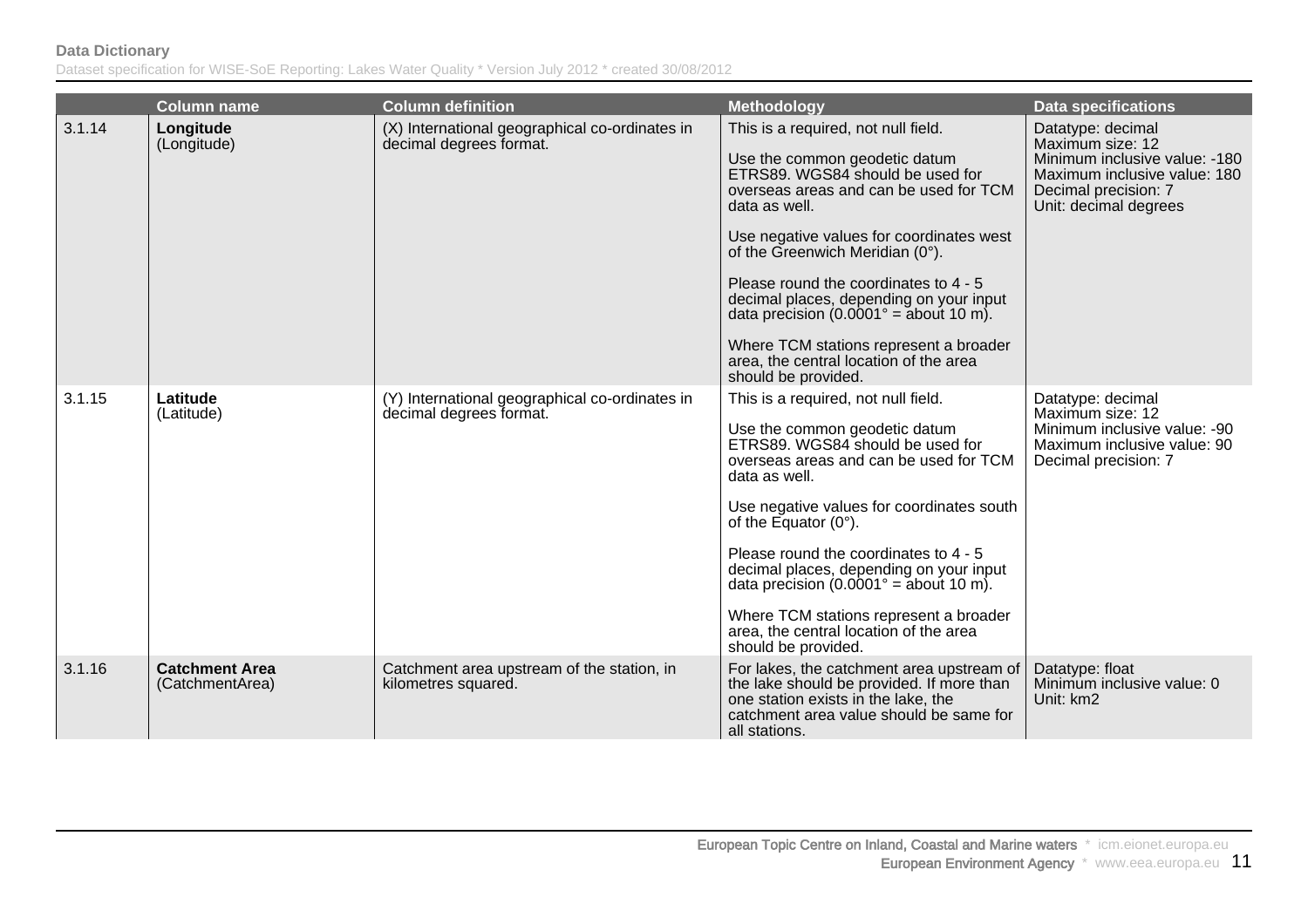|  | Column name | Column definition | Methodology | Data specifications |
|---|---|---|---|---|
| 3.1.14 | **Longitude** (Longitude) | (X) International geographical co-ordinates in decimal degrees format. | This is a required, not null field.<br><br>Use the common geodetic datum ETRS89. WGS84 should be used for overseas areas and can be used for TCM data as well.<br><br>Use negative values for coordinates west of the Greenwich Meridian (0°).<br><br>Please round the coordinates to 4 - 5 decimal places, depending on your input data precision (0.0001° = about 10 m).<br><br>Where TCM stations represent a broader area, the central location of the area should be provided. | Datatype: decimal<br>Maximum size: 12<br>Minimum inclusive value: -180<br>Maximum inclusive value: 180<br>Decimal precision: 7<br>Unit: decimal degrees |
| 3.1.15 | **Latitude** (Latitude) | (Y) International geographical co-ordinates in decimal degrees format. | This is a required, not null field.<br><br>Use the common geodetic datum ETRS89. WGS84 should be used for overseas areas and can be used for TCM data as well.<br><br>Use negative values for coordinates south of the Equator (0°).<br><br>Please round the coordinates to 4 - 5 decimal places, depending on your input data precision (0.0001° = about 10 m).<br><br>Where TCM stations represent a broader area, the central location of the area should be provided. | Datatype: decimal<br>Maximum size: 12<br>Minimum inclusive value: -90<br>Maximum inclusive value: 90<br>Decimal precision: 7 |
| 3.1.16 | **Catchment Area** (CatchmentArea) | Catchment area upstream of the station, in kilometres squared. | For lakes, the catchment area upstream of the lake should be provided. If more than one station exists in the lake, the catchment area value should be same for all stations. | Datatype: float<br>Minimum inclusive value: 0<br>Unit: km2 |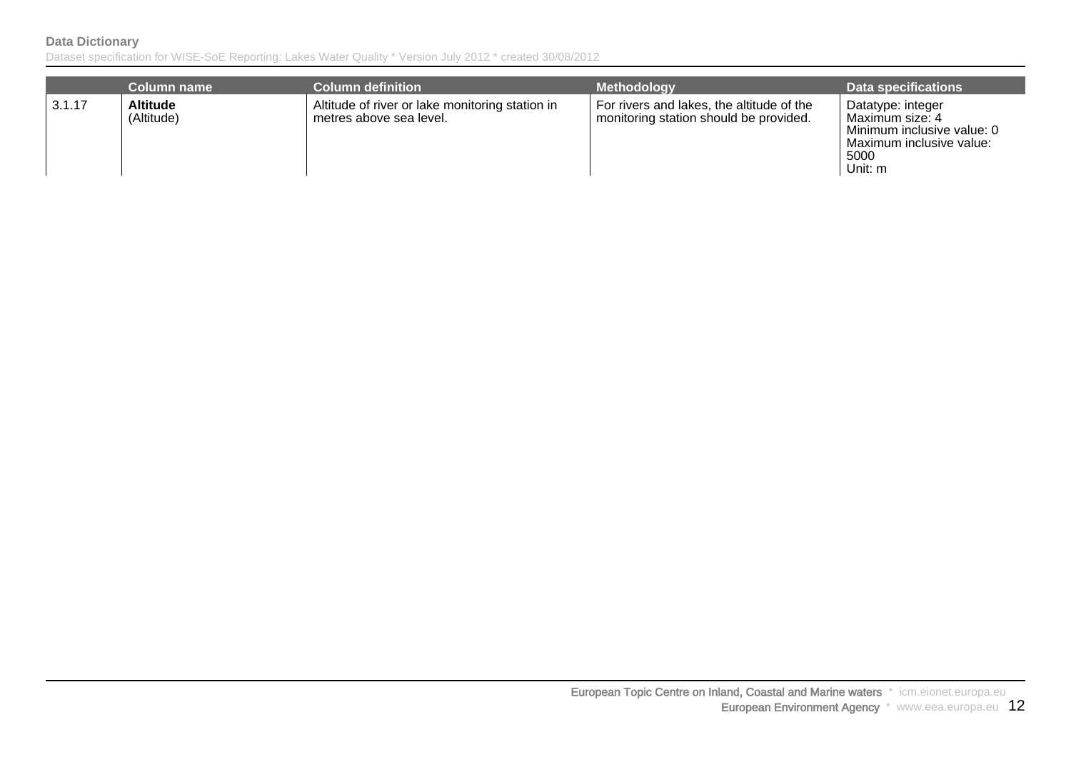| | Column name | Column definition | Methodology | Data specifications |
|---|---|---|---|---|
| 3.1.17 | **Altitude** (Altitude) | Altitude of river or lake monitoring station in metres above sea level. | For rivers and lakes, the altitude of the monitoring station should be provided. | Datatype: integer<br>Maximum size: 4<br>Minimum inclusive value: 0<br>Maximum inclusive value: 5000<br>Unit: m |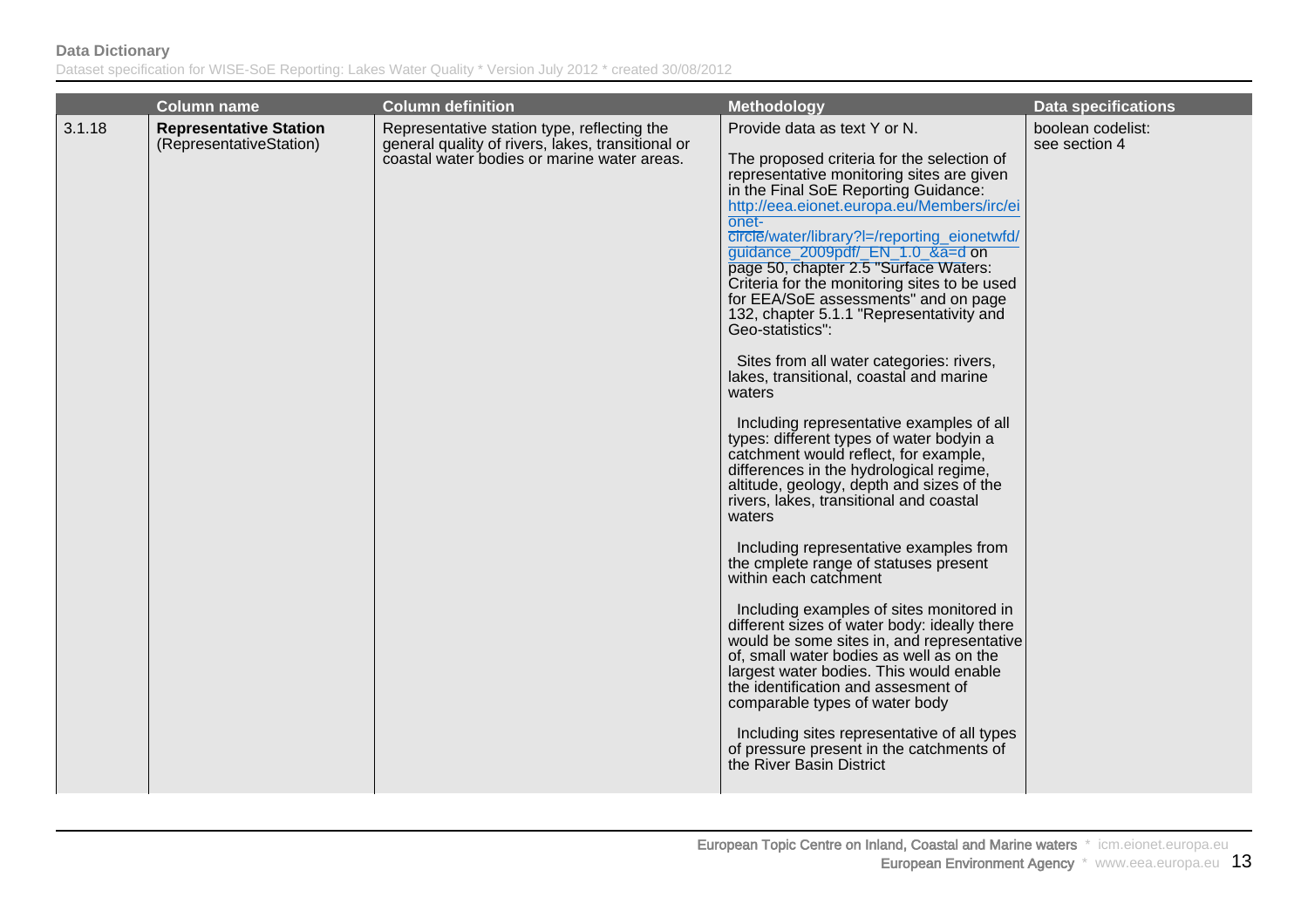| | Column name | Column definition | Methodology | Data specifications |
|---|---|---|---|---|
| 3.1.18 | **Representative Station** (RepresentativeStation) | Representative station type, reflecting the general quality of rivers, lakes, transitional or coastal water bodies or marine water areas. | Provide data as text Y or N.<br><br>The proposed criteria for the selection of representative monitoring sites are given in the Final SoE Reporting Guidance: http://eea.eionet.europa.eu/Members/irc/eionet-circle/water/library?l=/reporting_eionetwfd/guidance_2009pdf/_EN_1.0_&a=d on page 50, chapter 2.5 "Surface Waters: Criteria for the monitoring sites to be used for EEA/SoE assessments" and on page 132, chapter 5.1.1 "Representativity and Geo-statistics":<br><br>Sites from all water categories: rivers, lakes, transitional, coastal and marine waters<br><br>Including representative examples of all types: different types of water bodyin a catchment would reflect, for example, differences in the hydrological regime, altitude, geology, depth and sizes of the rivers, lakes, transitional and coastal waters<br><br>Including representative examples from the cmplete range of statuses present within each catchment<br><br>Including examples of sites monitored in different sizes of water body: ideally there would be some sites in, and representative of, small water bodies as well as on the largest water bodies. This would enable the identification and assesment of comparable types of water body<br><br>Including sites representative of all types of pressure present in the catchments of the River Basin District | boolean codelist: see section 4 |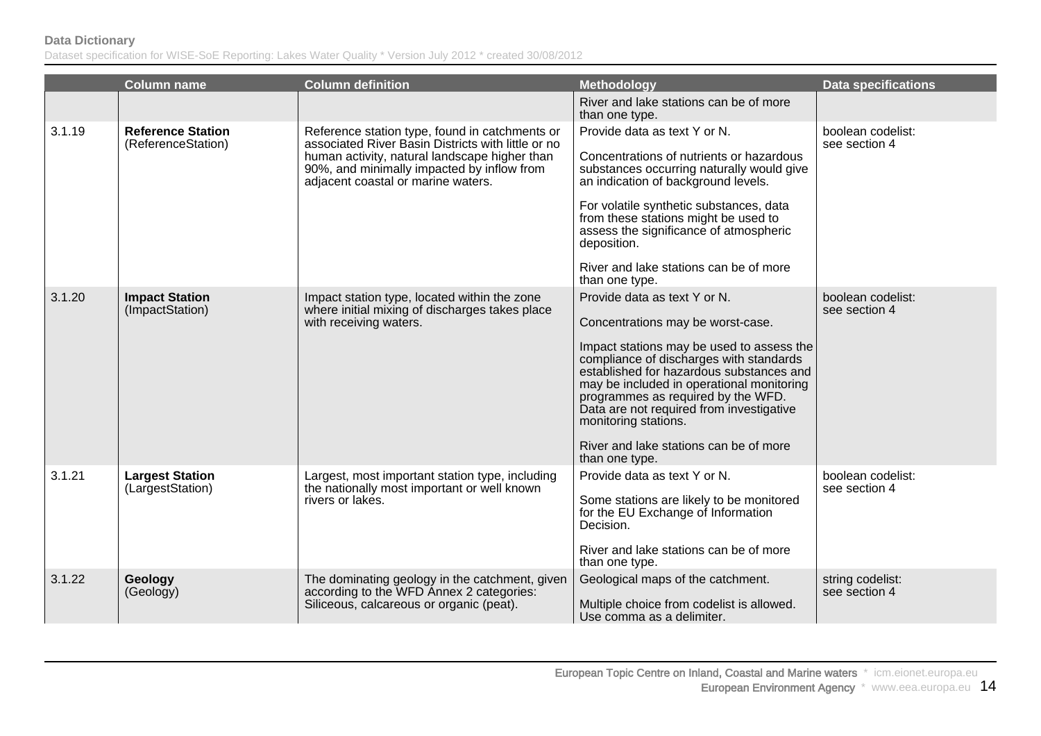| | Column name | Column definition | Methodology | Data specifications |
|---|---|---|---|---|
| | | | River and lake stations can be of more than one type. | |
| 3.1.19 | **Reference Station** (ReferenceStation) | Reference station type, found in catchments or associated River Basin Districts with little or no human activity, natural landscape higher than 90%, and minimally impacted by inflow from adjacent coastal or marine waters. | Provide data as text Y or N.<br><br>Concentrations of nutrients or hazardous substances occurring naturally would give an indication of background levels.<br><br>For volatile synthetic substances, data from these stations might be used to assess the significance of atmospheric deposition.<br><br>River and lake stations can be of more than one type. | boolean codelist: see section 4 |
| 3.1.20 | **Impact Station** (ImpactStation) | Impact station type, located within the zone where initial mixing of discharges takes place with receiving waters. | Provide data as text Y or N.<br><br>Concentrations may be worst-case.<br><br>Impact stations may be used to assess the compliance of discharges with standards established for hazardous substances and may be included in operational monitoring programmes as required by the WFD. Data are not required from investigative monitoring stations.<br><br>River and lake stations can be of more than one type. | boolean codelist: see section 4 |
| 3.1.21 | **Largest Station** (LargestStation) | Largest, most important station type, including the nationally most important or well known rivers or lakes. | Provide data as text Y or N.<br><br>Some stations are likely to be monitored for the EU Exchange of Information Decision.<br><br>River and lake stations can be of more than one type. | boolean codelist: see section 4 |
| 3.1.22 | **Geology** (Geology) | The dominating geology in the catchment, given according to the WFD Annex 2 categories: Siliceous, calcareous or organic (peat). | Geological maps of the catchment.<br><br>Multiple choice from codelist is allowed. Use comma as a delimiter. | string codelist: see section 4 |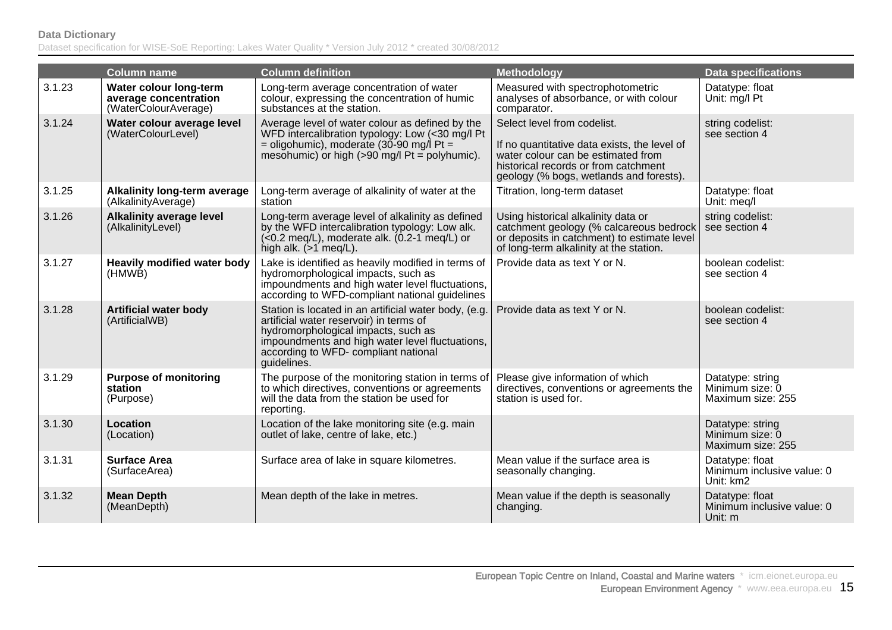| | Column name | Column definition | Methodology | Data specifications |
|---|---|---|---|---|
| 3.1.23 | **Water colour long-term average concentration** (WaterColourAverage) | Long-term average concentration of water colour, expressing the concentration of humic substances at the station. | Measured with spectrophotometric analyses of absorbance, or with colour comparator. | Datatype: float<br>Unit: mg/l Pt |
| 3.1.24 | **Water colour average level** (WaterColourLevel) | Average level of water colour as defined by the WFD intercalibration typology: Low (<30 mg/l Pt = oligohumic), moderate (30-90 mg/l Pt = mesohumic) or high (>90 mg/l Pt = polyhumic). | Select level from codelist.<br><br>If no quantitative data exists, the level of water colour can be estimated from historical records or from catchment geology (% bogs, wetlands and forests). | string codelist:<br>see section 4 |
| 3.1.25 | **Alkalinity long-term average** (AlkalinityAverage) | Long-term average of alkalinity of water at the station | Titration, long-term dataset | Datatype: float<br>Unit: meq/l |
| 3.1.26 | **Alkalinity average level** (AlkalinityLevel) | Long-term average level of alkalinity as defined by the WFD intercalibration typology: Low alk. (<0.2 meq/L), moderate alk. (0.2-1 meq/L) or high alk. (>1 meq/L). | Using historical alkalinity data or catchment geology (% calcareous bedrock or deposits in catchment) to estimate level of long-term alkalinity at the station. | string codelist:<br>see section 4 |
| 3.1.27 | **Heavily modified water body** (HMWB) | Lake is identified as heavily modified in terms of hydromorphological impacts, such as impoundments and high water level fluctuations, according to WFD-compliant national guidelines | Provide data as text Y or N. | boolean codelist:<br>see section 4 |
| 3.1.28 | **Artificial water body** (ArtificialWB) | Station is located in an artificial water body, (e.g. artificial water reservoir) in terms of hydromorphological impacts, such as impoundments and high water level fluctuations, according to WFD- compliant national guidelines. | Provide data as text Y or N. | boolean codelist:<br>see section 4 |
| 3.1.29 | **Purpose of monitoring station** (Purpose) | The purpose of the monitoring station in terms of to which directives, conventions or agreements will the data from the station be used for reporting. | Please give information of which directives, conventions or agreements the station is used for. | Datatype: string<br>Minimum size: 0<br>Maximum size: 255 |
| 3.1.30 | **Location** (Location) | Location of the lake monitoring site (e.g. main outlet of lake, centre of lake, etc.) | | Datatype: string<br>Minimum size: 0<br>Maximum size: 255 |
| 3.1.31 | **Surface Area** (SurfaceArea) | Surface area of lake in square kilometres. | Mean value if the surface area is seasonally changing. | Datatype: float<br>Minimum inclusive value: 0<br>Unit: km2 |
| 3.1.32 | **Mean Depth** (MeanDepth) | Mean depth of the lake in metres. | Mean value if the depth is seasonally changing. | Datatype: float<br>Minimum inclusive value: 0<br>Unit: m |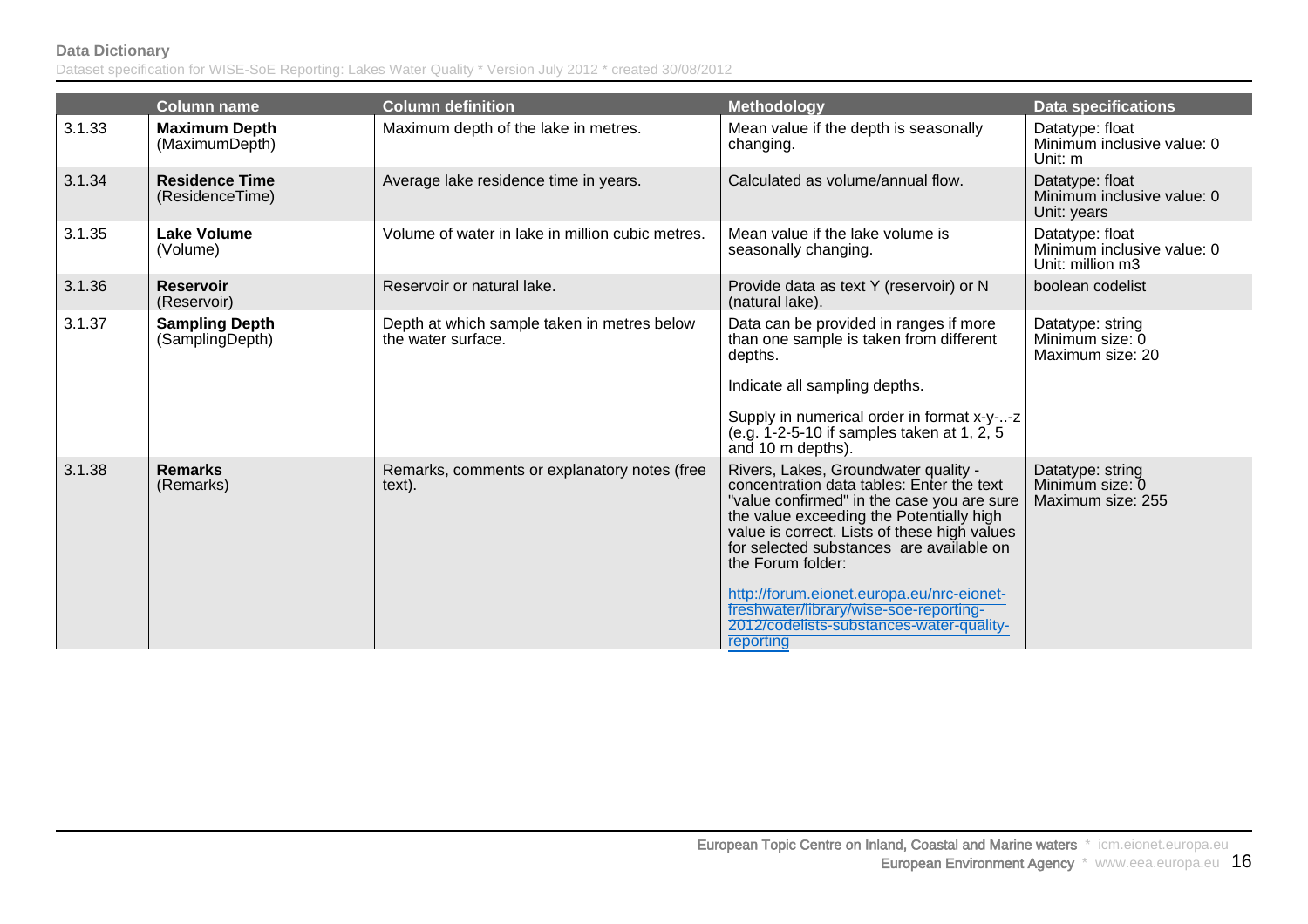| | Column name | Column definition | Methodology | Data specifications |
|---|---|---|---|---|
| 3.1.33 | **Maximum Depth** (MaximumDepth) | Maximum depth of the lake in metres. | Mean value if the depth is seasonally changing. | Datatype: float<br>Minimum inclusive value: 0<br>Unit: m |
| 3.1.34 | **Residence Time** (ResidenceTime) | Average lake residence time in years. | Calculated as volume/annual flow. | Datatype: float<br>Minimum inclusive value: 0<br>Unit: years |
| 3.1.35 | **Lake Volume** (Volume) | Volume of water in lake in million cubic metres. | Mean value if the lake volume is seasonally changing. | Datatype: float<br>Minimum inclusive value: 0<br>Unit: million m3 |
| 3.1.36 | **Reservoir** (Reservoir) | Reservoir or natural lake. | Provide data as text Y (reservoir) or N (natural lake). | boolean codelist |
| 3.1.37 | **Sampling Depth** (SamplingDepth) | Depth at which sample taken in metres below the water surface. | Data can be provided in ranges if more than one sample is taken from different depths.<br><br>Indicate all sampling depths.<br><br>Supply in numerical order in format x-y-..-z (e.g. 1-2-5-10 if samples taken at 1, 2, 5 and 10 m depths). | Datatype: string<br>Minimum size: 0<br>Maximum size: 20 |
| 3.1.38 | **Remarks** (Remarks) | Remarks, comments or explanatory notes (free text). | Rivers, Lakes, Groundwater quality - concentration data tables: Enter the text "value confirmed" in the case you are sure the value exceeding the Potentially high value is correct. Lists of these high values for selected substances are available on the Forum folder:<br><br>http://forum.eionet.europa.eu/nrc-eionet-freshwater/library/wise-soe-reporting-2012/codelists-substances-water-quality-reporting | Datatype: string<br>Minimum size: 0<br>Maximum size: 255 |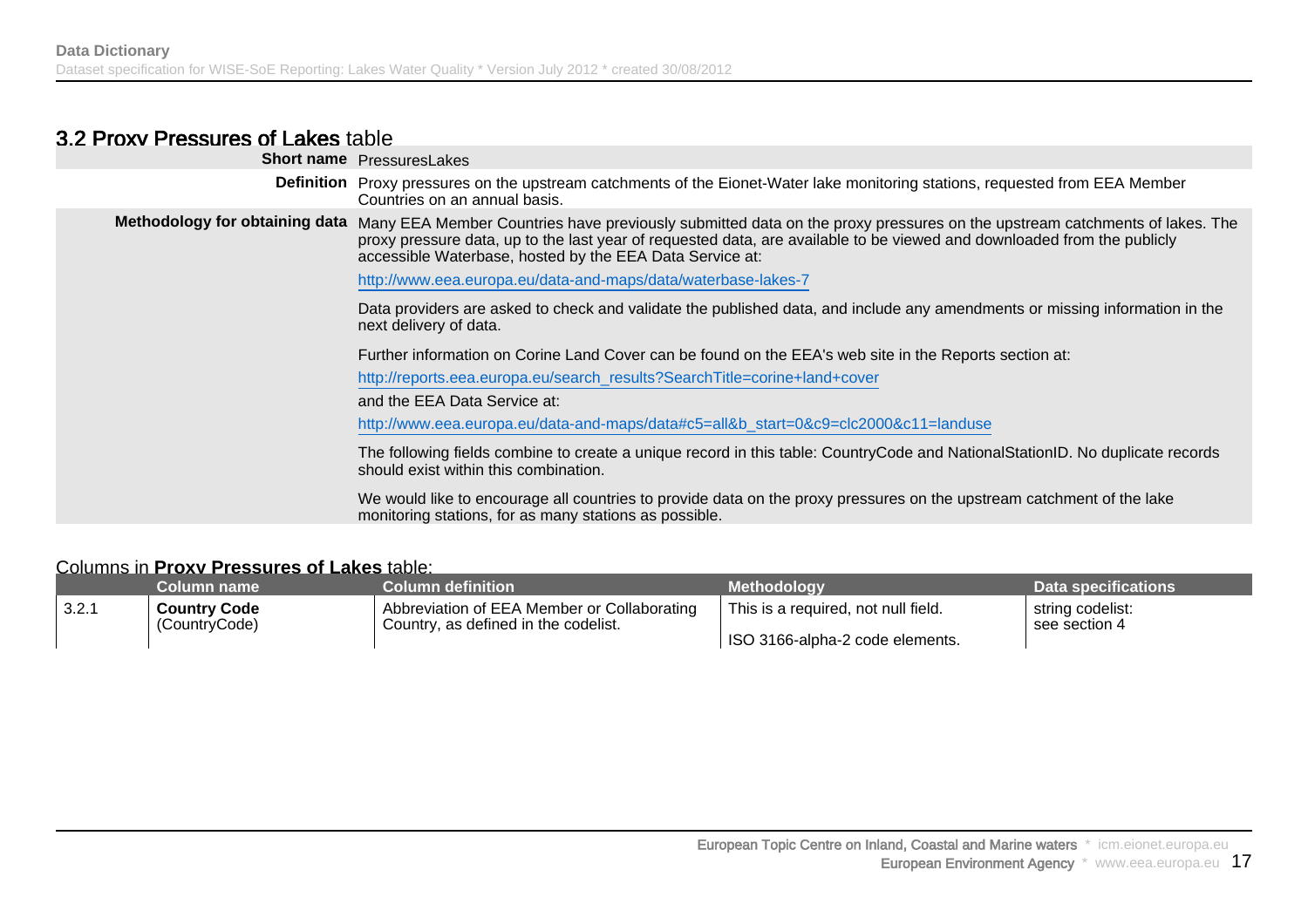## 3.2 Proxy Pressures of Lakes table

| | |
|---|---|
| **Short name** | PressuresLakes |
| **Definition** | Proxy pressures on the upstream catchments of the Eionet-Water lake monitoring stations, requested from EEA Member Countries on an annual basis. |
| **Methodology for obtaining data** | Many EEA Member Countries have previously submitted data on the proxy pressures on the upstream catchments of lakes. The proxy pressure data, up to the last year of requested data, are available to be viewed and downloaded from the publicly accessible Waterbase, hosted by the EEA Data Service at: <br><br> http://www.eea.europa.eu/data-and-maps/data/waterbase-lakes-7 <br><br> Data providers are asked to check and validate the published data, and include any amendments or missing information in the next delivery of data. <br><br> Further information on Corine Land Cover can be found on the EEA's web site in the Reports section at: <br><br> http://reports.eea.europa.eu/search_results?SearchTitle=corine+land+cover <br><br> and the EEA Data Service at: <br><br> http://www.eea.europa.eu/data-and-maps/data#c5=all&b_start=0&c9=clc2000&c11=landuse <br><br> The following fields combine to create a unique record in this table: CountryCode and NationalStationID. No duplicate records should exist within this combination. <br><br> We would like to encourage all countries to provide data on the proxy pressures on the upstream catchment of the lake monitoring stations, for as many stations as possible. |

Columns in **Proxy Pressures of Lakes** table:

| | Column name | Column definition | Methodology | Data specifications |
|---|---|---|---|---|
| 3.2.1 | **Country Code** (CountryCode) | Abbreviation of EEA Member or Collaborating Country, as defined in the codelist. | This is a required, not null field. <br><br> ISO 3166-alpha-2 code elements. | string codelist: see section 4 |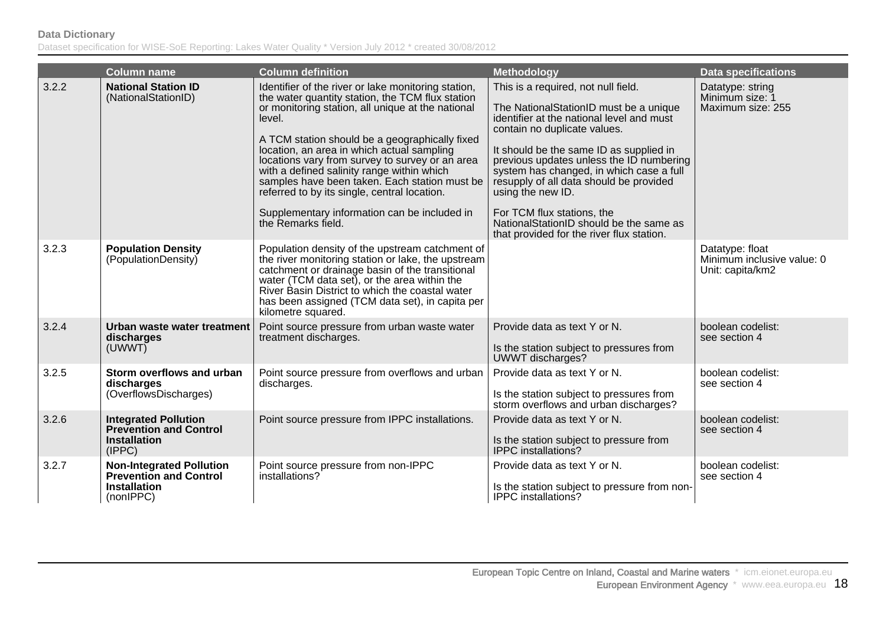| | Column name | Column definition | Methodology | Data specifications |
|---|---|---|---|---|
| 3.2.2 | **National Station ID** (NationalStationID) | Identifier of the river or lake monitoring station, the water quantity station, the TCM flux station or monitoring station, all unique at the national level.<br><br>A TCM station should be a geographically fixed location, an area in which actual sampling locations vary from survey to survey or an area with a defined salinity range within which samples have been taken. Each station must be referred to by its single, central location.<br><br>Supplementary information can be included in the Remarks field. | This is a required, not null field.<br><br>The NationalStationID must be a unique identifier at the national level and must contain no duplicate values.<br><br>It should be the same ID as supplied in previous updates unless the ID numbering system has changed, in which case a full resupply of all data should be provided using the new ID.<br><br>For TCM flux stations, the NationalStationID should be the same as that provided for the river flux station. | Datatype: string<br>Minimum size: 1<br>Maximum size: 255 |
| 3.2.3 | **Population Density** (PopulationDensity) | Population density of the upstream catchment of the river monitoring station or lake, the upstream catchment or drainage basin of the transitional water (TCM data set), or the area within the River Basin District to which the coastal water has been assigned (TCM data set), in capita per kilometre squared. | | Datatype: float<br>Minimum inclusive value: 0<br>Unit: capita/km2 |
| 3.2.4 | **Urban waste water treatment discharges** (UWWT) | Point source pressure from urban waste water treatment discharges. | Provide data as text Y or N.<br><br>Is the station subject to pressures from UWWT discharges? | boolean codelist:<br>see section 4 |
| 3.2.5 | **Storm overflows and urban discharges** (OverflowsDischarges) | Point source pressure from overflows and urban discharges. | Provide data as text Y or N.<br><br>Is the station subject to pressures from storm overflows and urban discharges? | boolean codelist:<br>see section 4 |
| 3.2.6 | **Integrated Pollution Prevention and Control Installation** (IPPC) | Point source pressure from IPPC installations. | Provide data as text Y or N.<br><br>Is the station subject to pressure from IPPC installations? | boolean codelist:<br>see section 4 |
| 3.2.7 | **Non-Integrated Pollution Prevention and Control Installation** (nonIPPC) | Point source pressure from non-IPPC installations? | Provide data as text Y or N.<br><br>Is the station subject to pressure from non-IPPC installations? | boolean codelist:<br>see section 4 |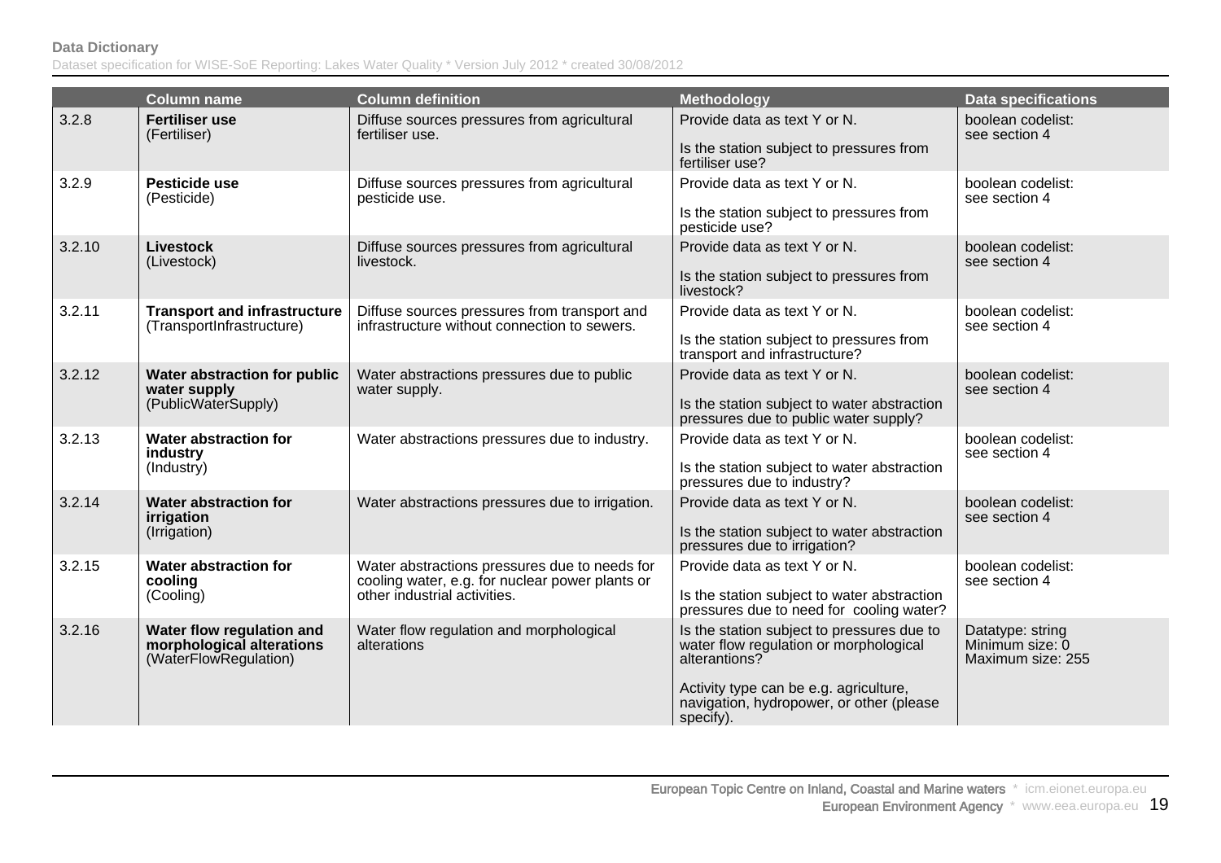| | Column name | Column definition | Methodology | Data specifications |
|---|---|---|---|---|
| 3.2.8 | **Fertiliser use** (Fertiliser) | Diffuse sources pressures from agricultural fertiliser use. | Provide data as text Y or N.<br><br>Is the station subject to pressures from fertiliser use? | boolean codelist: see section 4 |
| 3.2.9 | **Pesticide use** (Pesticide) | Diffuse sources pressures from agricultural pesticide use. | Provide data as text Y or N.<br><br>Is the station subject to pressures from pesticide use? | boolean codelist: see section 4 |
| 3.2.10 | **Livestock** (Livestock) | Diffuse sources pressures from agricultural livestock. | Provide data as text Y or N.<br><br>Is the station subject to pressures from livestock? | boolean codelist: see section 4 |
| 3.2.11 | **Transport and infrastructure** (TransportInfrastructure) | Diffuse sources pressures from transport and infrastructure without connection to sewers. | Provide data as text Y or N.<br><br>Is the station subject to pressures from transport and infrastructure? | boolean codelist: see section 4 |
| 3.2.12 | **Water abstraction for public water supply** (PublicWaterSupply) | Water abstractions pressures due to public water supply. | Provide data as text Y or N.<br><br>Is the station subject to water abstraction pressures due to public water supply? | boolean codelist: see section 4 |
| 3.2.13 | **Water abstraction for industry** (Industry) | Water abstractions pressures due to industry. | Provide data as text Y or N.<br><br>Is the station subject to water abstraction pressures due to industry? | boolean codelist: see section 4 |
| 3.2.14 | **Water abstraction for irrigation** (Irrigation) | Water abstractions pressures due to irrigation. | Provide data as text Y or N.<br><br>Is the station subject to water abstraction pressures due to irrigation? | boolean codelist: see section 4 |
| 3.2.15 | **Water abstraction for cooling** (Cooling) | Water abstractions pressures due to needs for cooling water, e.g. for nuclear power plants or other industrial activities. | Provide data as text Y or N.<br><br>Is the station subject to water abstraction pressures due to need for cooling water? | boolean codelist: see section 4 |
| 3.2.16 | **Water flow regulation and morphological alterations** (WaterFlowRegulation) | Water flow regulation and morphological alterations | Is the station subject to pressures due to water flow regulation or morphological alterantions?<br><br>Activity type can be e.g. agriculture, navigation, hydropower, or other (please specify). | Datatype: string<br>Minimum size: 0<br>Maximum size: 255 |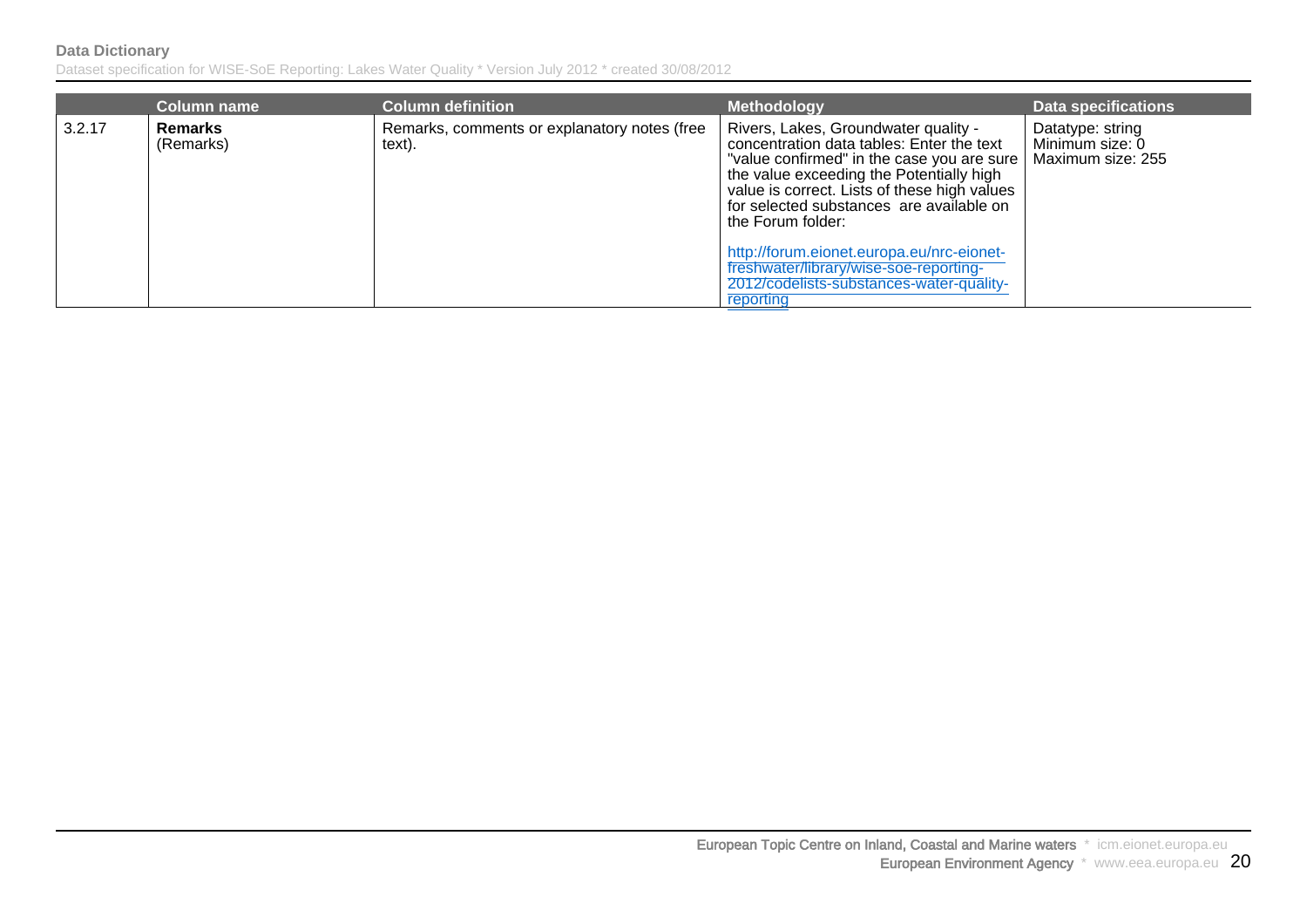| | Column name | Column definition | Methodology | Data specifications |
|---|---|---|---|---|
| 3.2.17 | **Remarks** (Remarks) | Remarks, comments or explanatory notes (free text). | Rivers, Lakes, Groundwater quality - concentration data tables: Enter the text "value confirmed" in the case you are sure the value exceeding the Potentially high value is correct. Lists of these high values for selected substances are available on the Forum folder: http://forum.eionet.europa.eu/nrc-eionet-freshwater/library/wise-soe-reporting-2012/codelists-substances-water-quality-reporting | Datatype: string Minimum size: 0 Maximum size: 255 |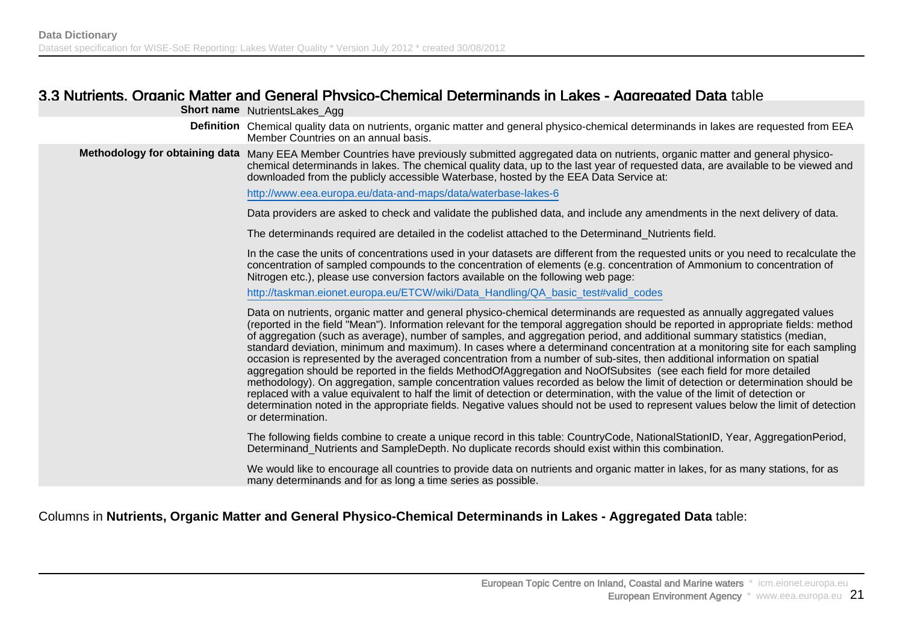## 3.3 Nutrients, Organic Matter and General Physico-Chemical Determinands in Lakes - Aggregated Data table

| | |
|---|---|
| **Short name** | NutrientsLakes_Agg |
| **Definition** | Chemical quality data on nutrients, organic matter and general physico-chemical determinands in lakes are requested from EEA Member Countries on an annual basis. |
| **Methodology for obtaining data** | Many EEA Member Countries have previously submitted aggregated data on nutrients, organic matter and general physico-chemical determinands in lakes. The chemical quality data, up to the last year of requested data, are available to be viewed and downloaded from the publicly accessible Waterbase, hosted by the EEA Data Service at:<br><br>http://www.eea.europa.eu/data-and-maps/data/waterbase-lakes-6<br><br>Data providers are asked to check and validate the published data, and include any amendments in the next delivery of data.<br><br>The determinands required are detailed in the codelist attached to the Determinand_Nutrients field.<br><br>In the case the units of concentrations used in your datasets are different from the requested units or you need to recalculate the concentration of sampled compounds to the concentration of elements (e.g. concentration of Ammonium to concentration of Nitrogen etc.), please use conversion factors available on the following web page:<br><br>http://taskman.eionet.europa.eu/ETCW/wiki/Data_Handling/QA_basic_test#valid_codes<br><br>Data on nutrients, organic matter and general physico-chemical determinands are requested as annually aggregated values (reported in the field "Mean"). Information relevant for the temporal aggregation should be reported in appropriate fields: method of aggregation (such as average), number of samples, and aggregation period, and additional summary statistics (median, standard deviation, minimum and maximum). In cases where a determinand concentration at a monitoring site for each sampling occasion is represented by the averaged concentration from a number of sub-sites, then additional information on spatial aggregation should be reported in the fields MethodOfAggregation and NoOfSubsites (see each field for more detailed methodology). On aggregation, sample concentration values recorded as below the limit of detection or determination should be replaced with a value equivalent to half the limit of detection or determination, with the value of the limit of detection or determination noted in the appropriate fields. Negative values should not be used to represent values below the limit of detection or determination.<br><br>The following fields combine to create a unique record in this table: CountryCode, NationalStationID, Year, AggregationPeriod, Determinand_Nutrients and SampleDepth. No duplicate records should exist within this combination.<br><br>We would like to encourage all countries to provide data on nutrients and organic matter in lakes, for as many stations, for as many determinands and for as long a time series as possible. |

Columns in **Nutrients, Organic Matter and General Physico-Chemical Determinands in Lakes - Aggregated Data** table: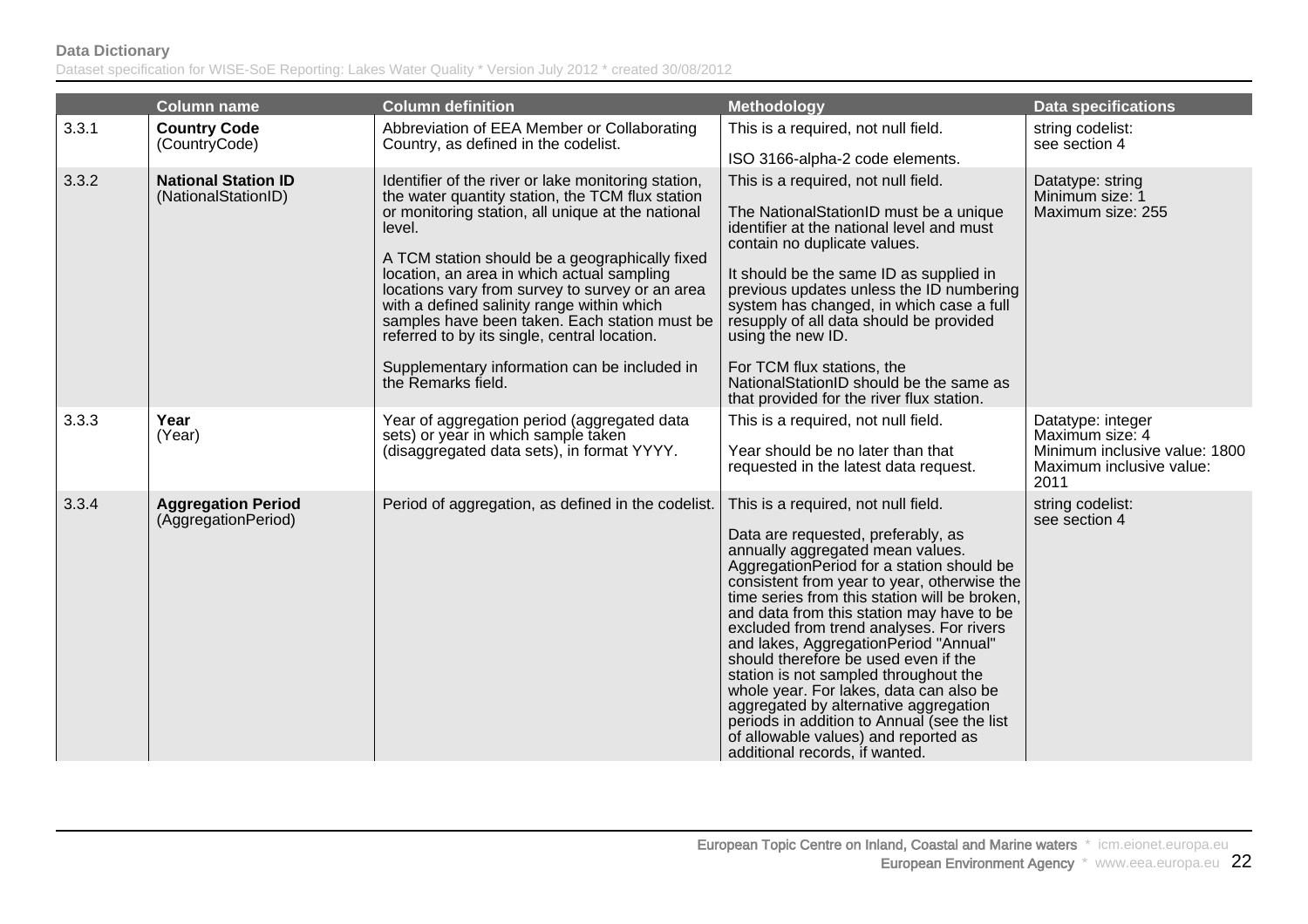| | Column name | Column definition | Methodology | Data specifications |
|---|---|---|---|---|
| 3.3.1 | **Country Code** (CountryCode) | Abbreviation of EEA Member or Collaborating Country, as defined in the codelist. | This is a required, not null field.<br><br>ISO 3166-alpha-2 code elements. | string codelist: see section 4 |
| 3.3.2 | **National Station ID** (NationalStationID) | Identifier of the river or lake monitoring station, the water quantity station, the TCM flux station or monitoring station, all unique at the national level.<br><br>A TCM station should be a geographically fixed location, an area in which actual sampling locations vary from survey to survey or an area with a defined salinity range within which samples have been taken. Each station must be referred to by its single, central location.<br><br>Supplementary information can be included in the Remarks field. | This is a required, not null field.<br><br>The NationalStationID must be a unique identifier at the national level and must contain no duplicate values.<br><br>It should be the same ID as supplied in previous updates unless the ID numbering system has changed, in which case a full resupply of all data should be provided using the new ID.<br><br>For TCM flux stations, the NationalStationID should be the same as that provided for the river flux station. | Datatype: string<br>Minimum size: 1<br>Maximum size: 255 |
| 3.3.3 | **Year** (Year) | Year of aggregation period (aggregated data sets) or year in which sample taken (disaggregated data sets), in format YYYY. | This is a required, not null field.<br><br>Year should be no later than that requested in the latest data request. | Datatype: integer<br>Maximum size: 4<br>Minimum inclusive value: 1800<br>Maximum inclusive value: 2011 |
| 3.3.4 | **Aggregation Period** (AggregationPeriod) | Period of aggregation, as defined in the codelist. | This is a required, not null field.<br><br>Data are requested, preferably, as annually aggregated mean values. AggregationPeriod for a station should be consistent from year to year, otherwise the time series from this station will be broken, and data from this station may have to be excluded from trend analyses. For rivers and lakes, AggregationPeriod "Annual" should therefore be used even if the station is not sampled throughout the whole year. For lakes, data can also be aggregated by alternative aggregation periods in addition to Annual (see the list of allowable values) and reported as additional records, if wanted. | string codelist: see section 4 |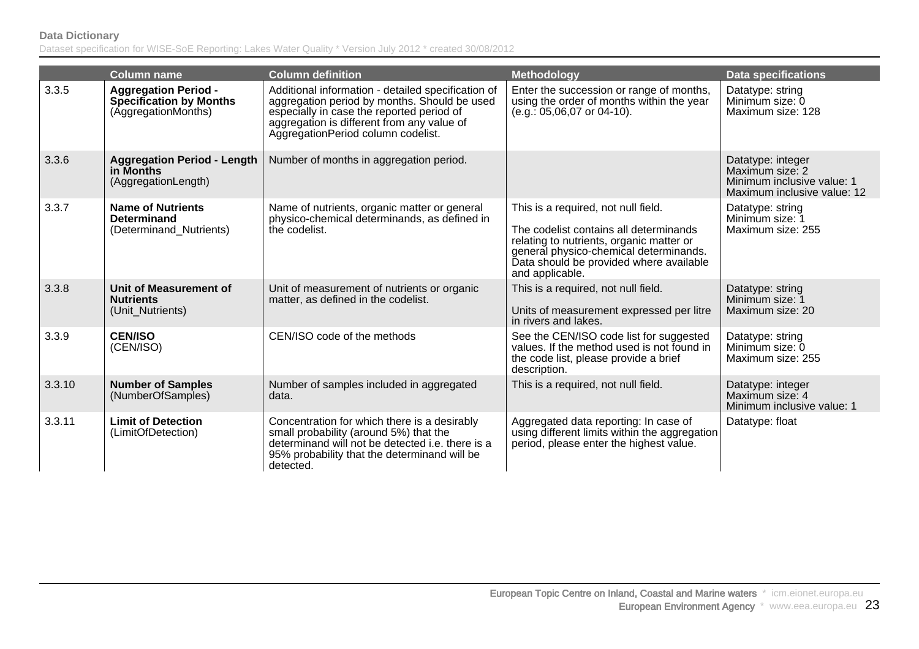| | Column name | Column definition | Methodology | Data specifications |
|---|---|---|---|---|
| 3.3.5 | **Aggregation Period - Specification by Months** (AggregationMonths) | Additional information - detailed specification of aggregation period by months. Should be used especially in case the reported period of aggregation is different from any value of AggregationPeriod column codelist. | Enter the succession or range of months, using the order of months within the year (e.g.: 05,06,07 or 04-10). | Datatype: string<br>Minimum size: 0<br>Maximum size: 128 |
| 3.3.6 | **Aggregation Period - Length in Months** (AggregationLength) | Number of months in aggregation period. | | Datatype: integer<br>Maximum size: 2<br>Minimum inclusive value: 1<br>Maximum inclusive value: 12 |
| 3.3.7 | **Name of Nutrients Determinand** (Determinand_Nutrients) | Name of nutrients, organic matter or general physico-chemical determinands, as defined in the codelist. | This is a required, not null field.<br><br>The codelist contains all determinands relating to nutrients, organic matter or general physico-chemical determinands. Data should be provided where available and applicable. | Datatype: string<br>Minimum size: 1<br>Maximum size: 255 |
| 3.3.8 | **Unit of Measurement of Nutrients** (Unit_Nutrients) | Unit of measurement of nutrients or organic matter, as defined in the codelist. | This is a required, not null field.<br><br>Units of measurement expressed per litre in rivers and lakes. | Datatype: string<br>Minimum size: 1<br>Maximum size: 20 |
| 3.3.9 | **CEN/ISO** (CEN/ISO) | CEN/ISO code of the methods | See the CEN/ISO code list for suggested values. If the method used is not found in the code list, please provide a brief description. | Datatype: string<br>Minimum size: 0<br>Maximum size: 255 |
| 3.3.10 | **Number of Samples** (NumberOfSamples) | Number of samples included in aggregated data. | This is a required, not null field. | Datatype: integer<br>Maximum size: 4<br>Minimum inclusive value: 1 |
| 3.3.11 | **Limit of Detection** (LimitOfDetection) | Concentration for which there is a desirably small probability (around 5%) that the determinand will not be detected i.e. there is a 95% probability that the determinand will be detected. | Aggregated data reporting: In case of using different limits within the aggregation period, please enter the highest value. | Datatype: float |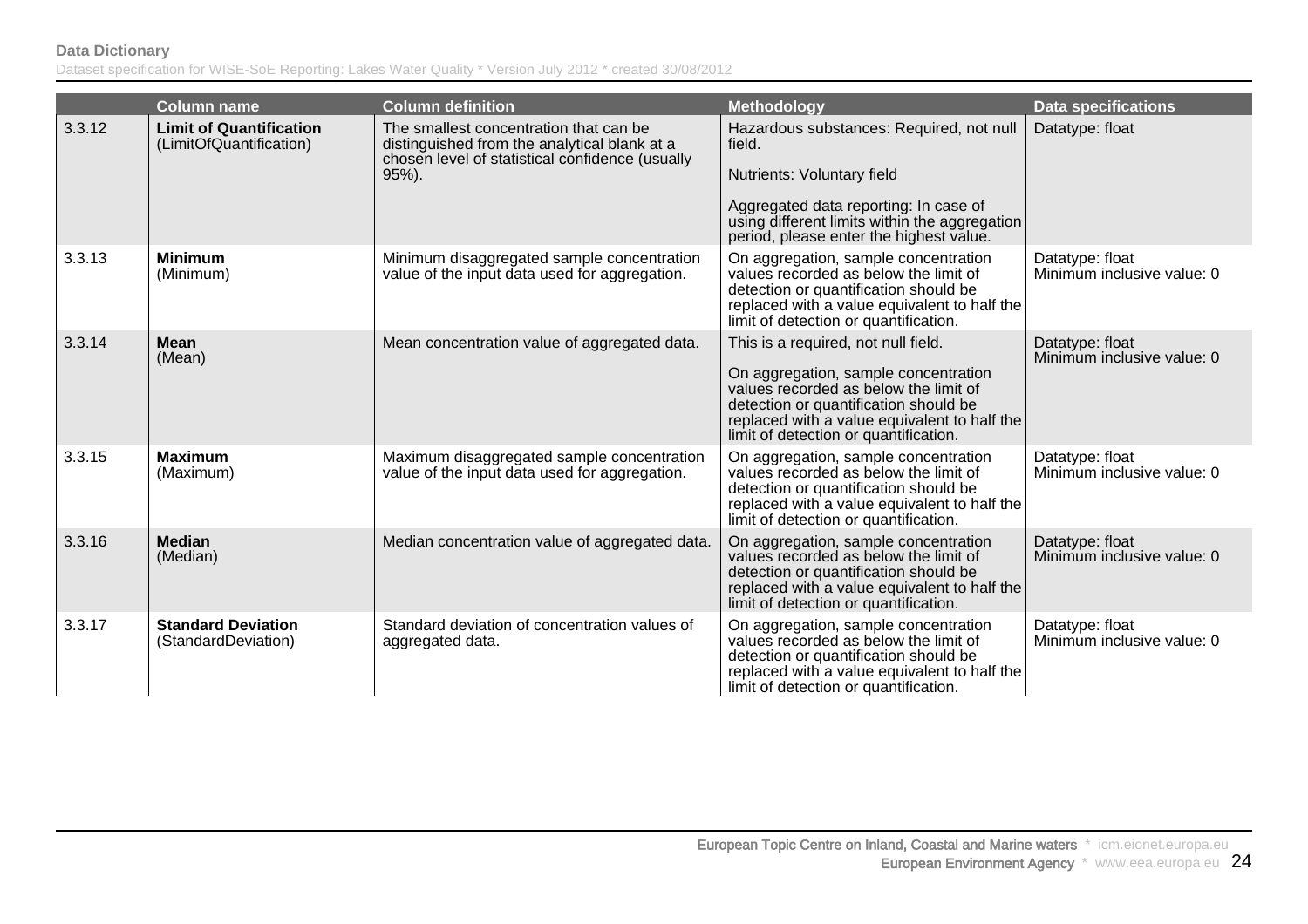| | Column name | Column definition | Methodology | Data specifications |
|---|---|---|---|---|
| 3.3.12 | **Limit of Quantification** (LimitOfQuantification) | The smallest concentration that can be distinguished from the analytical blank at a chosen level of statistical confidence (usually 95%). | Hazardous substances: Required, not null field.<br><br>Nutrients: Voluntary field<br><br>Aggregated data reporting: In case of using different limits within the aggregation period, please enter the highest value. | Datatype: float |
| 3.3.13 | **Minimum** (Minimum) | Minimum disaggregated sample concentration value of the input data used for aggregation. | On aggregation, sample concentration values recorded as below the limit of detection or quantification should be replaced with a value equivalent to half the limit of detection or quantification. | Datatype: float<br>Minimum inclusive value: 0 |
| 3.3.14 | **Mean** (Mean) | Mean concentration value of aggregated data. | This is a required, not null field.<br><br>On aggregation, sample concentration values recorded as below the limit of detection or quantification should be replaced with a value equivalent to half the limit of detection or quantification. | Datatype: float<br>Minimum inclusive value: 0 |
| 3.3.15 | **Maximum** (Maximum) | Maximum disaggregated sample concentration value of the input data used for aggregation. | On aggregation, sample concentration values recorded as below the limit of detection or quantification should be replaced with a value equivalent to half the limit of detection or quantification. | Datatype: float<br>Minimum inclusive value: 0 |
| 3.3.16 | **Median** (Median) | Median concentration value of aggregated data. | On aggregation, sample concentration values recorded as below the limit of detection or quantification should be replaced with a value equivalent to half the limit of detection or quantification. | Datatype: float<br>Minimum inclusive value: 0 |
| 3.3.17 | **Standard Deviation** (StandardDeviation) | Standard deviation of concentration values of aggregated data. | On aggregation, sample concentration values recorded as below the limit of detection or quantification should be replaced with a value equivalent to half the limit of detection or quantification. | Datatype: float<br>Minimum inclusive value: 0 |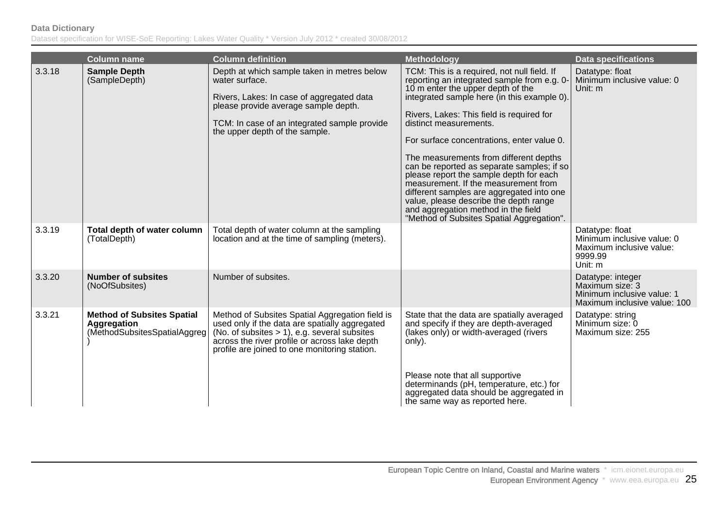| | Column name | Column definition | Methodology | Data specifications |
|---|---|---|---|---|
| 3.3.18 | **Sample Depth** (SampleDepth) | Depth at which sample taken in metres below water surface.<br><br>Rivers, Lakes: In case of aggregated data please provide average sample depth.<br><br>TCM: In case of an integrated sample provide the upper depth of the sample. | TCM: This is a required, not null field. If reporting an integrated sample from e.g. 0-10 m enter the upper depth of the integrated sample here (in this example 0).<br><br>Rivers, Lakes: This field is required for distinct measurements.<br><br>For surface concentrations, enter value 0.<br><br>The measurements from different depths can be reported as separate samples; if so please report the sample depth for each measurement. If the measurement from different samples are aggregated into one value, please describe the depth range and aggregation method in the field "Method of Subsites Spatial Aggregation". | Datatype: float<br>Minimum inclusive value: 0<br>Unit: m |
| 3.3.19 | **Total depth of water column** (TotalDepth) | Total depth of water column at the sampling location and at the time of sampling (meters). | | Datatype: float<br>Minimum inclusive value: 0<br>Maximum inclusive value: 9999.99<br>Unit: m |
| 3.3.20 | **Number of subsites** (NoOfSubsites) | Number of subsites. | | Datatype: integer<br>Maximum size: 3<br>Minimum inclusive value: 1<br>Maximum inclusive value: 100 |
| 3.3.21 | **Method of Subsites Spatial Aggregation** (MethodSubsitesSpatialAggreg) | Method of Subsites Spatial Aggregation field is used only if the data are spatially aggregated (No. of subsites > 1), e.g. several subsites across the river profile or across lake depth profile are joined to one monitoring station. | State that the data are spatially averaged and specify if they are depth-averaged (lakes only) or width-averaged (rivers only).<br><br>Please note that all supportive determinands (pH, temperature, etc.) for aggregated data should be aggregated in the same way as reported here. | Datatype: string<br>Minimum size: 0<br>Maximum size: 255 |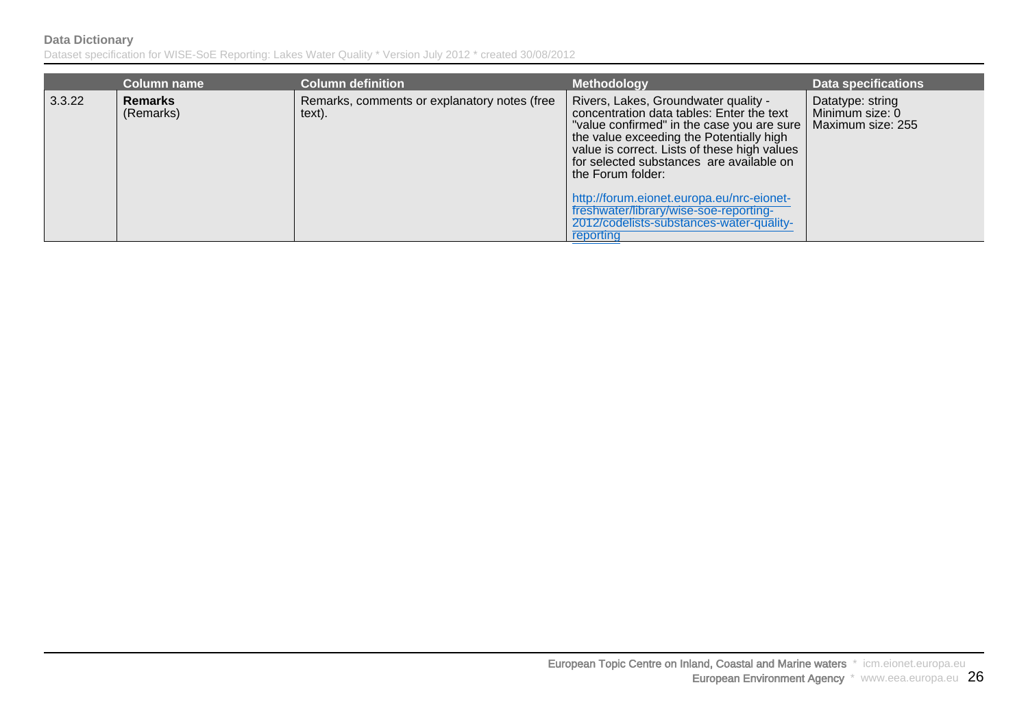| | Column name | Column definition | Methodology | Data specifications |
|---|---|---|---|---|
| 3.3.22 | **Remarks** (Remarks) | Remarks, comments or explanatory notes (free text). | Rivers, Lakes, Groundwater quality - concentration data tables: Enter the text "value confirmed" in the case you are sure the value exceeding the Potentially high value is correct. Lists of these high values for selected substances are available on the Forum folder: http://forum.eionet.europa.eu/nrc-eionet-freshwater/library/wise-soe-reporting-2012/codelists-substances-water-quality-reporting | Datatype: string Minimum size: 0 Maximum size: 255 |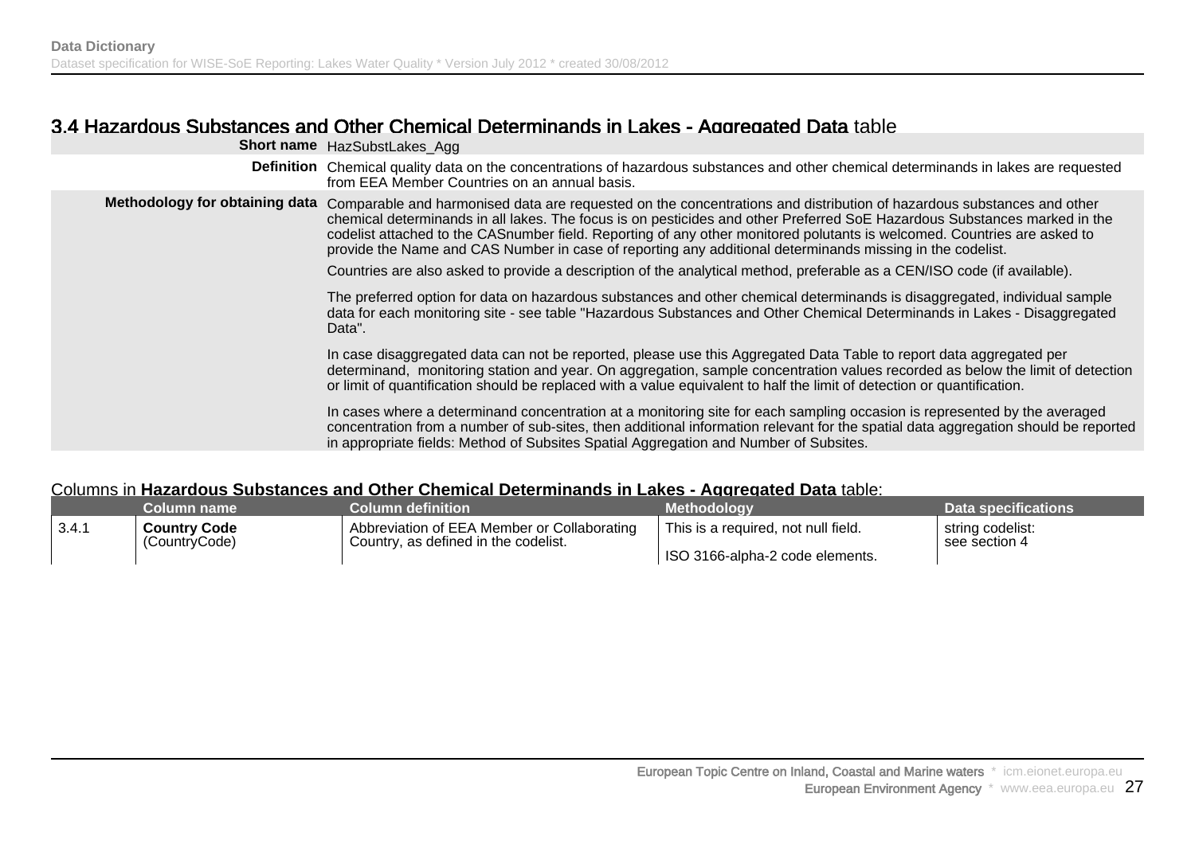## 3.4 Hazardous Substances and Other Chemical Determinands in Lakes - Aggregated Data table

| | |
|---|---|
| **Short name** | HazSubstLakes_Agg |
| **Definition** | Chemical quality data on the concentrations of hazardous substances and other chemical determinands in lakes are requested from EEA Member Countries on an annual basis. |
| **Methodology for obtaining data** | Comparable and harmonised data are requested on the concentrations and distribution of hazardous substances and other chemical determinands in all lakes. The focus is on pesticides and other Preferred SoE Hazardous Substances marked in the codelist attached to the CASnumber field. Reporting of any other monitored polutants is welcomed. Countries are asked to provide the Name and CAS Number in case of reporting any additional determinands missing in the codelist.<br><br>Countries are also asked to provide a description of the analytical method, preferable as a CEN/ISO code (if available).<br><br>The preferred option for data on hazardous substances and other chemical determinands is disaggregated, individual sample data for each monitoring site - see table "Hazardous Substances and Other Chemical Determinands in Lakes - Disaggregated Data".<br><br>In case disaggregated data can not be reported, please use this Aggregated Data Table to report data aggregated per determinand, monitoring station and year. On aggregation, sample concentration values recorded as below the limit of detection or limit of quantification should be replaced with a value equivalent to half the limit of detection or quantification.<br><br>In cases where a determinand concentration at a monitoring site for each sampling occasion is represented by the averaged concentration from a number of sub-sites, then additional information relevant for the spatial data aggregation should be reported in appropriate fields: Method of Subsites Spatial Aggregation and Number of Subsites. |

Columns in **Hazardous Substances and Other Chemical Determinands in Lakes - Aggregated Data** table:

| | Column name | Column definition | Methodology | Data specifications |
|---|---|---|---|---|
| 3.4.1 | **Country Code** (CountryCode) | Abbreviation of EEA Member or Collaborating Country, as defined in the codelist. | This is a required, not null field.<br><br>ISO 3166-alpha-2 code elements. | string codelist: see section 4 |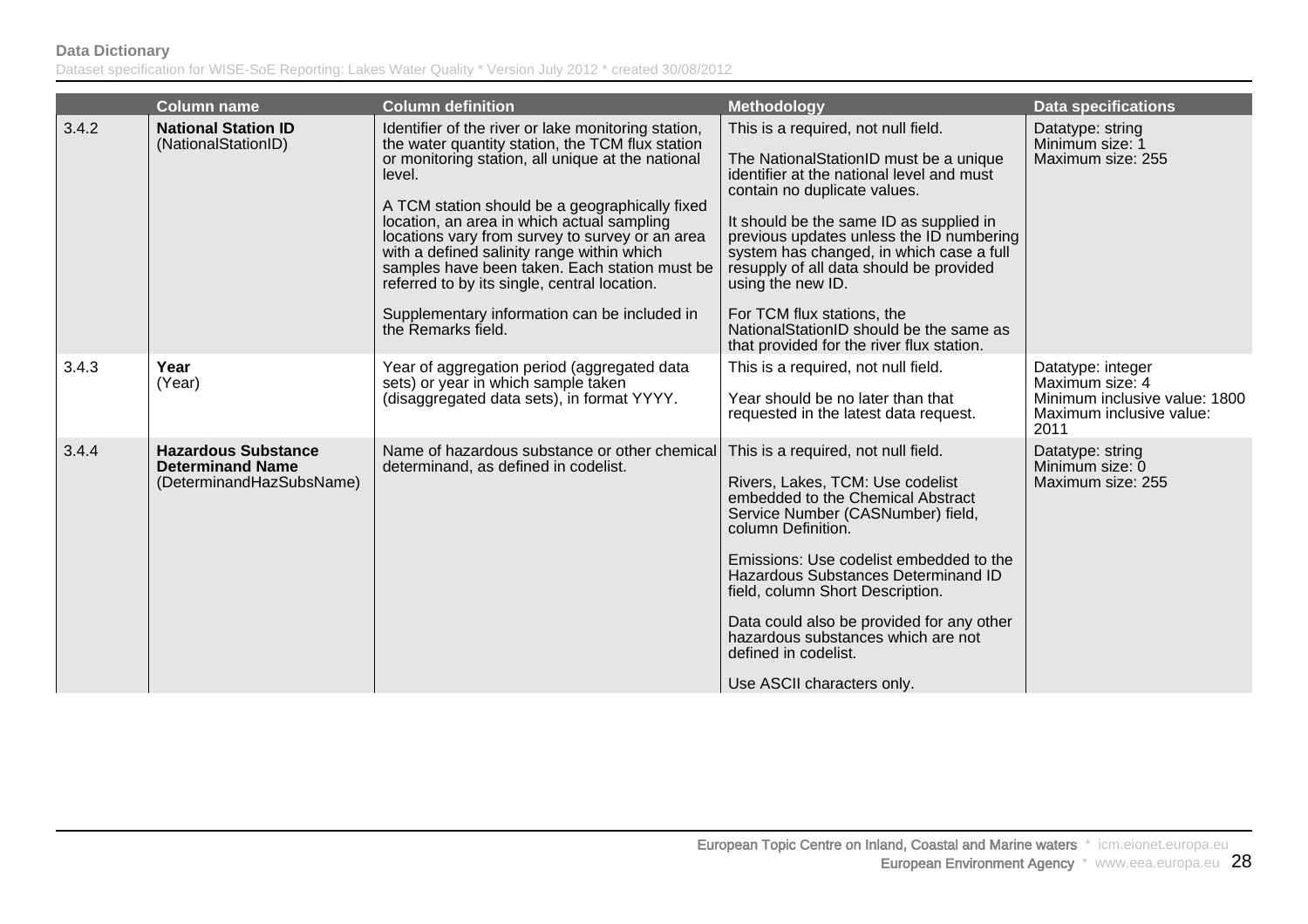| | Column name | Column definition | Methodology | Data specifications |
|---|---|---|---|---|
| 3.4.2 | **National Station ID** (NationalStationID) | Identifier of the river or lake monitoring station, the water quantity station, the TCM flux station or monitoring station, all unique at the national level.<br><br>A TCM station should be a geographically fixed location, an area in which actual sampling locations vary from survey to survey or an area with a defined salinity range within which samples have been taken. Each station must be referred to by its single, central location.<br><br>Supplementary information can be included in the Remarks field. | This is a required, not null field.<br><br>The NationalStationID must be a unique identifier at the national level and must contain no duplicate values.<br><br>It should be the same ID as supplied in previous updates unless the ID numbering system has changed, in which case a full resupply of all data should be provided using the new ID.<br><br>For TCM flux stations, the NationalStationID should be the same as that provided for the river flux station. | Datatype: string<br>Minimum size: 1<br>Maximum size: 255 |
| 3.4.3 | **Year** (Year) | Year of aggregation period (aggregated data sets) or year in which sample taken (disaggregated data sets), in format YYYY. | This is a required, not null field.<br><br>Year should be no later than that requested in the latest data request. | Datatype: integer<br>Maximum size: 4<br>Minimum inclusive value: 1800<br>Maximum inclusive value: 2011 |
| 3.4.4 | **Hazardous Substance Determinand Name** (DeterminandHazSubsName) | Name of hazardous substance or other chemical determinand, as defined in codelist. | This is a required, not null field.<br><br>Rivers, Lakes, TCM: Use codelist embedded to the Chemical Abstract Service Number (CASNumber) field, column Definition.<br><br>Emissions: Use codelist embedded to the Hazardous Substances Determinand ID field, column Short Description.<br><br>Data could also be provided for any other hazardous substances which are not defined in codelist.<br><br>Use ASCII characters only. | Datatype: string<br>Minimum size: 0<br>Maximum size: 255 |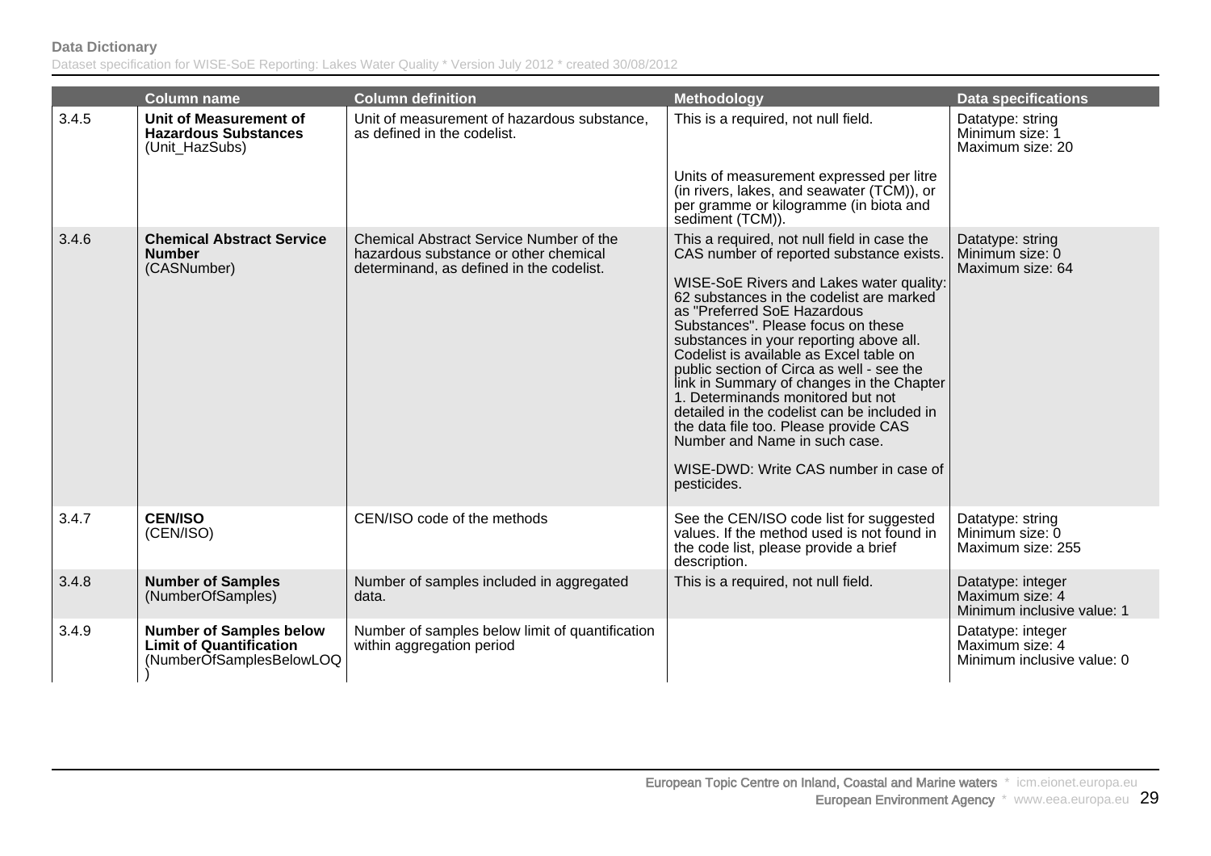| | Column name | Column definition | Methodology | Data specifications |
|---|---|---|---|---|
| 3.4.5 | **Unit of Measurement of Hazardous Substances** (Unit_HazSubs) | Unit of measurement of hazardous substance, as defined in the codelist. | This is a required, not null field.<br><br>Units of measurement expressed per litre (in rivers, lakes, and seawater (TCM)), or per gramme or kilogramme (in biota and sediment (TCM)). | Datatype: string<br>Minimum size: 1<br>Maximum size: 20 |
| 3.4.6 | **Chemical Abstract Service Number** (CASNumber) | Chemical Abstract Service Number of the hazardous substance or other chemical determinand, as defined in the codelist. | This a required, not null field in case the CAS number of reported substance exists.<br><br>WISE-SoE Rivers and Lakes water quality: 62 substances in the codelist are marked as "Preferred SoE Hazardous Substances". Please focus on these substances in your reporting above all. Codelist is available as Excel table on public section of Circa as well - see the link in Summary of changes in the Chapter 1. Determinands monitored but not detailed in the codelist can be included in the data file too. Please provide CAS Number and Name in such case.<br><br>WISE-DWD: Write CAS number in case of pesticides. | Datatype: string<br>Minimum size: 0<br>Maximum size: 64 |
| 3.4.7 | **CEN/ISO** (CEN/ISO) | CEN/ISO code of the methods | See the CEN/ISO code list for suggested values. If the method used is not found in the code list, please provide a brief description. | Datatype: string<br>Minimum size: 0<br>Maximum size: 255 |
| 3.4.8 | **Number of Samples** (NumberOfSamples) | Number of samples included in aggregated data. | This is a required, not null field. | Datatype: integer<br>Maximum size: 4<br>Minimum inclusive value: 1 |
| 3.4.9 | **Number of Samples below Limit of Quantification** (NumberOfSamplesBelowLOQ) | Number of samples below limit of quantification within aggregation period | | Datatype: integer<br>Maximum size: 4<br>Minimum inclusive value: 0 |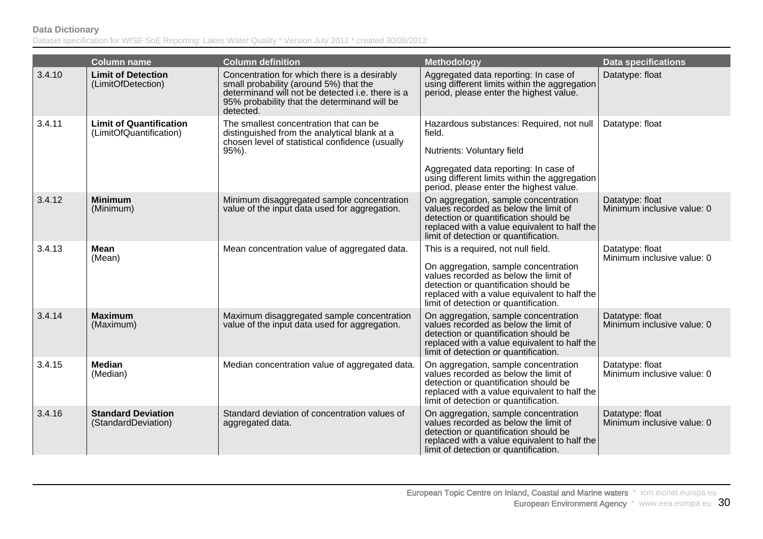| | Column name | Column definition | Methodology | Data specifications |
|---|---|---|---|---|
| 3.4.10 | **Limit of Detection** (LimitOfDetection) | Concentration for which there is a desirably small probability (around 5%) that the determinand will not be detected i.e. there is a 95% probability that the determinand will be detected. | Aggregated data reporting: In case of using different limits within the aggregation period, please enter the highest value. | Datatype: float |
| 3.4.11 | **Limit of Quantification** (LimitOfQuantification) | The smallest concentration that can be distinguished from the analytical blank at a chosen level of statistical confidence (usually 95%). | Hazardous substances: Required, not null field.<br><br>Nutrients: Voluntary field<br><br>Aggregated data reporting: In case of using different limits within the aggregation period, please enter the highest value. | Datatype: float |
| 3.4.12 | **Minimum** (Minimum) | Minimum disaggregated sample concentration value of the input data used for aggregation. | On aggregation, sample concentration values recorded as below the limit of detection or quantification should be replaced with a value equivalent to half the limit of detection or quantification. | Datatype: float<br>Minimum inclusive value: 0 |
| 3.4.13 | **Mean** (Mean) | Mean concentration value of aggregated data. | This is a required, not null field.<br><br>On aggregation, sample concentration values recorded as below the limit of detection or quantification should be replaced with a value equivalent to half the limit of detection or quantification. | Datatype: float<br>Minimum inclusive value: 0 |
| 3.4.14 | **Maximum** (Maximum) | Maximum disaggregated sample concentration value of the input data used for aggregation. | On aggregation, sample concentration values recorded as below the limit of detection or quantification should be replaced with a value equivalent to half the limit of detection or quantification. | Datatype: float<br>Minimum inclusive value: 0 |
| 3.4.15 | **Median** (Median) | Median concentration value of aggregated data. | On aggregation, sample concentration values recorded as below the limit of detection or quantification should be replaced with a value equivalent to half the limit of detection or quantification. | Datatype: float<br>Minimum inclusive value: 0 |
| 3.4.16 | **Standard Deviation** (StandardDeviation) | Standard deviation of concentration values of aggregated data. | On aggregation, sample concentration values recorded as below the limit of detection or quantification should be replaced with a value equivalent to half the limit of detection or quantification. | Datatype: float<br>Minimum inclusive value: 0 |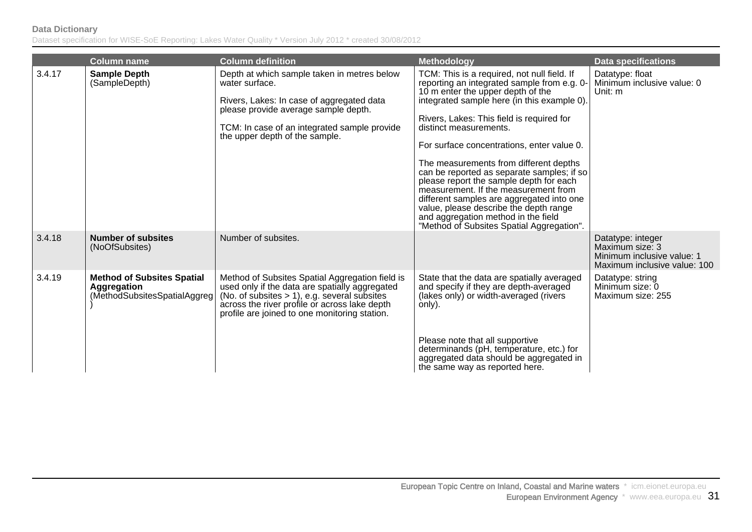| | Column name | Column definition | Methodology | Data specifications |
|---|---|---|---|---|
| 3.4.17 | **Sample Depth** (SampleDepth) | Depth at which sample taken in metres below water surface.<br><br>Rivers, Lakes: In case of aggregated data please provide average sample depth.<br><br>TCM: In case of an integrated sample provide the upper depth of the sample. | TCM: This is a required, not null field. If reporting an integrated sample from e.g. 0-10 m enter the upper depth of the integrated sample here (in this example 0).<br><br>Rivers, Lakes: This field is required for distinct measurements.<br><br>For surface concentrations, enter value 0.<br><br>The measurements from different depths can be reported as separate samples; if so please report the sample depth for each measurement. If the measurement from different samples are aggregated into one value, please describe the depth range and aggregation method in the field "Method of Subsites Spatial Aggregation". | Datatype: float<br>Minimum inclusive value: 0<br>Unit: m |
| 3.4.18 | **Number of subsites** (NoOfSubsites) | Number of subsites. | | Datatype: integer<br>Maximum size: 3<br>Minimum inclusive value: 1<br>Maximum inclusive value: 100 |
| 3.4.19 | **Method of Subsites Spatial Aggregation** (MethodSubsitesSpatialAggreg) | Method of Subsites Spatial Aggregation field is used only if the data are spatially aggregated (No. of subsites > 1), e.g. several subsites across the river profile or across lake depth profile are joined to one monitoring station. | State that the data are spatially averaged and specify if they are depth-averaged (lakes only) or width-averaged (rivers only).<br><br>Please note that all supportive determinands (pH, temperature, etc.) for aggregated data should be aggregated in the same way as reported here. | Datatype: string<br>Minimum size: 0<br>Maximum size: 255 |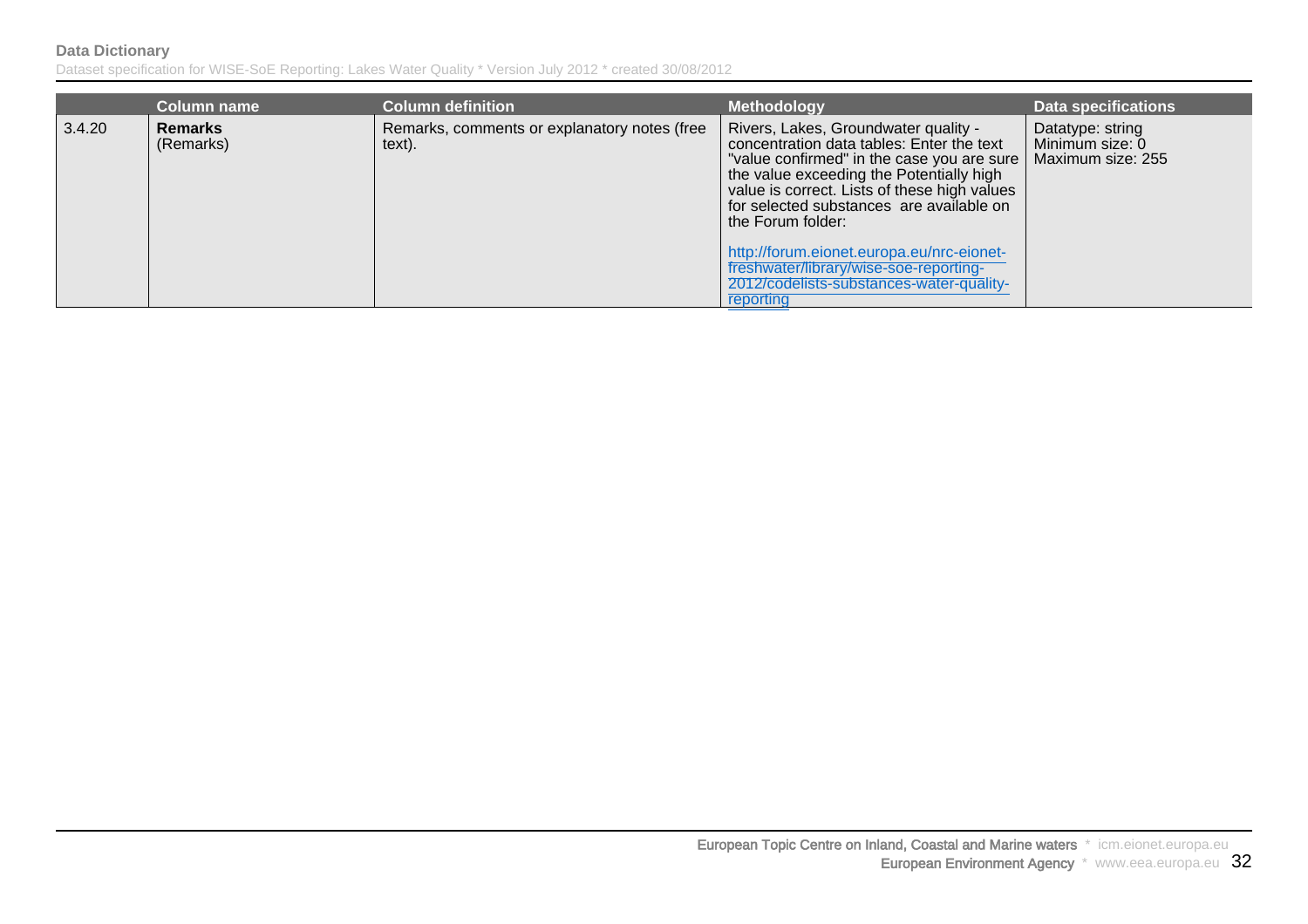| | Column name | Column definition | Methodology | Data specifications |
|---|---|---|---|---|
| 3.4.20 | **Remarks** (Remarks) | Remarks, comments or explanatory notes (free text). | Rivers, Lakes, Groundwater quality - concentration data tables: Enter the text "value confirmed" in the case you are sure the value exceeding the Potentially high value is correct. Lists of these high values for selected substances are available on the Forum folder: http://forum.eionet.europa.eu/nrc-eionet-freshwater/library/wise-soe-reporting-2012/codelists-substances-water-quality-reporting | Datatype: string Minimum size: 0 Maximum size: 255 |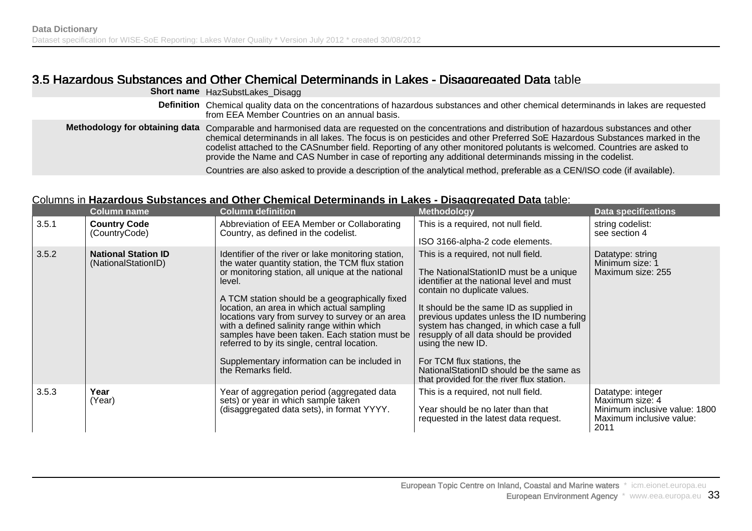## 3.5 Hazardous Substances and Other Chemical Determinands in Lakes - Disaggregated Data table

| | |
|---|---|
| **Short name** | HazSubstLakes_Disagg |
| **Definition** | Chemical quality data on the concentrations of hazardous substances and other chemical determinands in lakes are requested from EEA Member Countries on an annual basis. |
| **Methodology for obtaining data** | Comparable and harmonised data are requested on the concentrations and distribution of hazardous substances and other chemical determinands in all lakes. The focus is on pesticides and other Preferred SoE Hazardous Substances marked in the codelist attached to the CASnumber field. Reporting of any other monitored polutants is welcomed. Countries are asked to provide the Name and CAS Number in case of reporting any additional determinands missing in the codelist.<br><br>Countries are also asked to provide a description of the analytical method, preferable as a CEN/ISO code (if available). |

Columns in **Hazardous Substances and Other Chemical Determinands in Lakes - Disaggregated Data** table:

| | Column name | Column definition | Methodology | Data specifications |
|---|---|---|---|---|
| 3.5.1 | **Country Code**<br>(CountryCode) | Abbreviation of EEA Member or Collaborating Country, as defined in the codelist. | This is a required, not null field.<br><br>ISO 3166-alpha-2 code elements. | string codelist:<br>see section 4 |
| 3.5.2 | **National Station ID**<br>(NationalStationID) | Identifier of the river or lake monitoring station, the water quantity station, the TCM flux station or monitoring station, all unique at the national level.<br><br>A TCM station should be a geographically fixed location, an area in which actual sampling locations vary from survey to survey or an area with a defined salinity range within which samples have been taken. Each station must be referred to by its single, central location.<br><br>Supplementary information can be included in the Remarks field. | This is a required, not null field.<br><br>The NationalStationID must be a unique identifier at the national level and must contain no duplicate values.<br><br>It should be the same ID as supplied in previous updates unless the ID numbering system has changed, in which case a full resupply of all data should be provided using the new ID.<br><br>For TCM flux stations, the NationalStationID should be the same as that provided for the river flux station. | Datatype: string<br>Minimum size: 1<br>Maximum size: 255 |
| 3.5.3 | **Year**<br>(Year) | Year of aggregation period (aggregated data sets) or year in which sample taken (disaggregated data sets), in format YYYY. | This is a required, not null field.<br><br>Year should be no later than that requested in the latest data request. | Datatype: integer<br>Maximum size: 4<br>Minimum inclusive value: 1800<br>Maximum inclusive value: 2011 |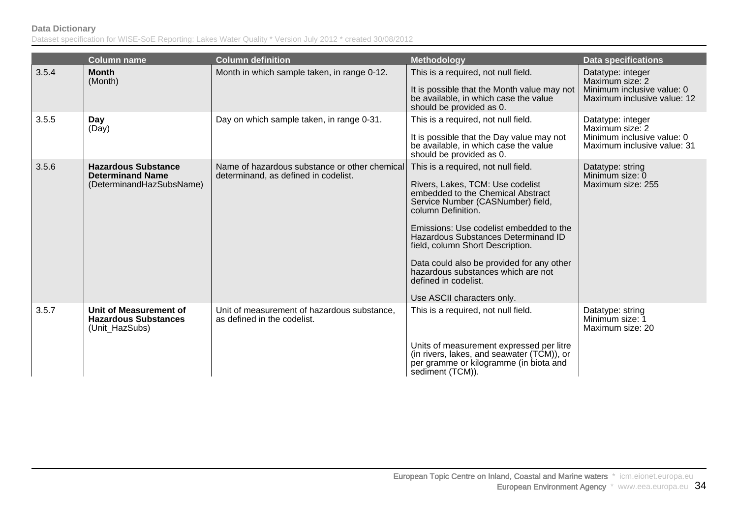| | Column name | Column definition | Methodology | Data specifications |
|---|---|---|---|---|
| 3.5.4 | **Month** (Month) | Month in which sample taken, in range 0-12. | This is a required, not null field.<br><br>It is possible that the Month value may not be available, in which case the value should be provided as 0. | Datatype: integer<br>Maximum size: 2<br>Minimum inclusive value: 0<br>Maximum inclusive value: 12 |
| 3.5.5 | **Day** (Day) | Day on which sample taken, in range 0-31. | This is a required, not null field.<br><br>It is possible that the Day value may not be available, in which case the value should be provided as 0. | Datatype: integer<br>Maximum size: 2<br>Minimum inclusive value: 0<br>Maximum inclusive value: 31 |
| 3.5.6 | **Hazardous Substance Determinand Name** (DeterminandHazSubsName) | Name of hazardous substance or other chemical determinand, as defined in codelist. | This is a required, not null field.<br><br>Rivers, Lakes, TCM: Use codelist embedded to the Chemical Abstract Service Number (CASNumber) field, column Definition.<br><br>Emissions: Use codelist embedded to the Hazardous Substances Determinand ID field, column Short Description.<br><br>Data could also be provided for any other hazardous substances which are not defined in codelist.<br><br>Use ASCII characters only. | Datatype: string<br>Minimum size: 0<br>Maximum size: 255 |
| 3.5.7 | **Unit of Measurement of Hazardous Substances** (Unit_HazSubs) | Unit of measurement of hazardous substance, as defined in the codelist. | This is a required, not null field.<br><br>Units of measurement expressed per litre (in rivers, lakes, and seawater (TCM)), or per gramme or kilogramme (in biota and sediment (TCM)). | Datatype: string<br>Minimum size: 1<br>Maximum size: 20 |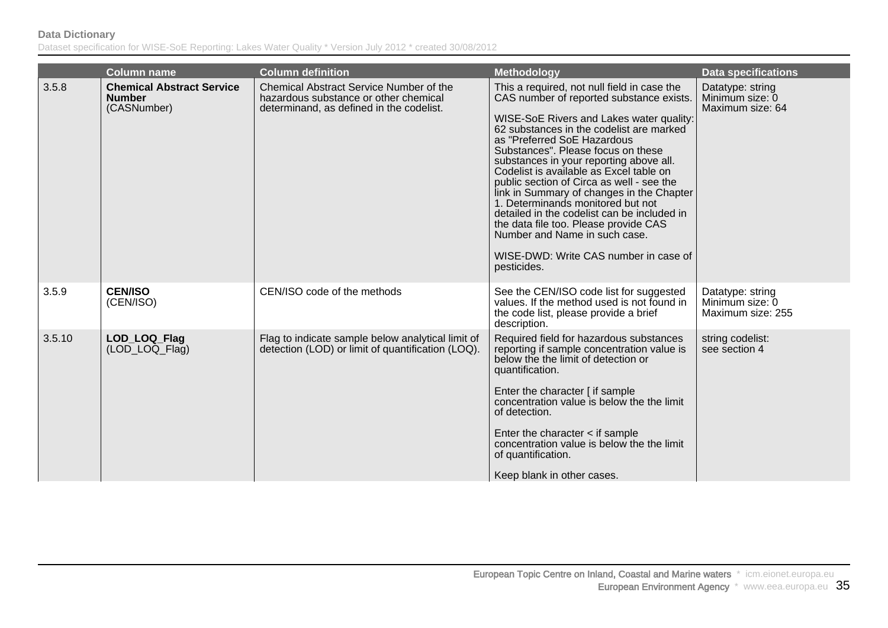| | Column name | Column definition | Methodology | Data specifications |
|---|---|---|---|---|
| 3.5.8 | **Chemical Abstract Service Number** (CASNumber) | Chemical Abstract Service Number of the hazardous substance or other chemical determinand, as defined in the codelist. | This a required, not null field in case the CAS number of reported substance exists.<br><br>WISE-SoE Rivers and Lakes water quality: 62 substances in the codelist are marked as "Preferred SoE Hazardous Substances". Please focus on these substances in your reporting above all. Codelist is available as Excel table on public section of Circa as well - see the link in Summary of changes in the Chapter 1. Determinands monitored but not detailed in the codelist can be included in the data file too. Please provide CAS Number and Name in such case.<br><br>WISE-DWD: Write CAS number in case of pesticides. | Datatype: string<br>Minimum size: 0<br>Maximum size: 64 |
| 3.5.9 | **CEN/ISO** (CEN/ISO) | CEN/ISO code of the methods | See the CEN/ISO code list for suggested values. If the method used is not found in the code list, please provide a brief description. | Datatype: string<br>Minimum size: 0<br>Maximum size: 255 |
| 3.5.10 | **LOD_LOQ_Flag** (LOD_LOQ_Flag) | Flag to indicate sample below analytical limit of detection (LOD) or limit of quantification (LOQ). | Required field for hazardous substances reporting if sample concentration value is below the the limit of detection or quantification.<br><br>Enter the character [ if sample concentration value is below the the limit of detection.<br><br>Enter the character < if sample concentration value is below the the limit of quantification.<br><br>Keep blank in other cases. | string codelist:<br>see section 4 |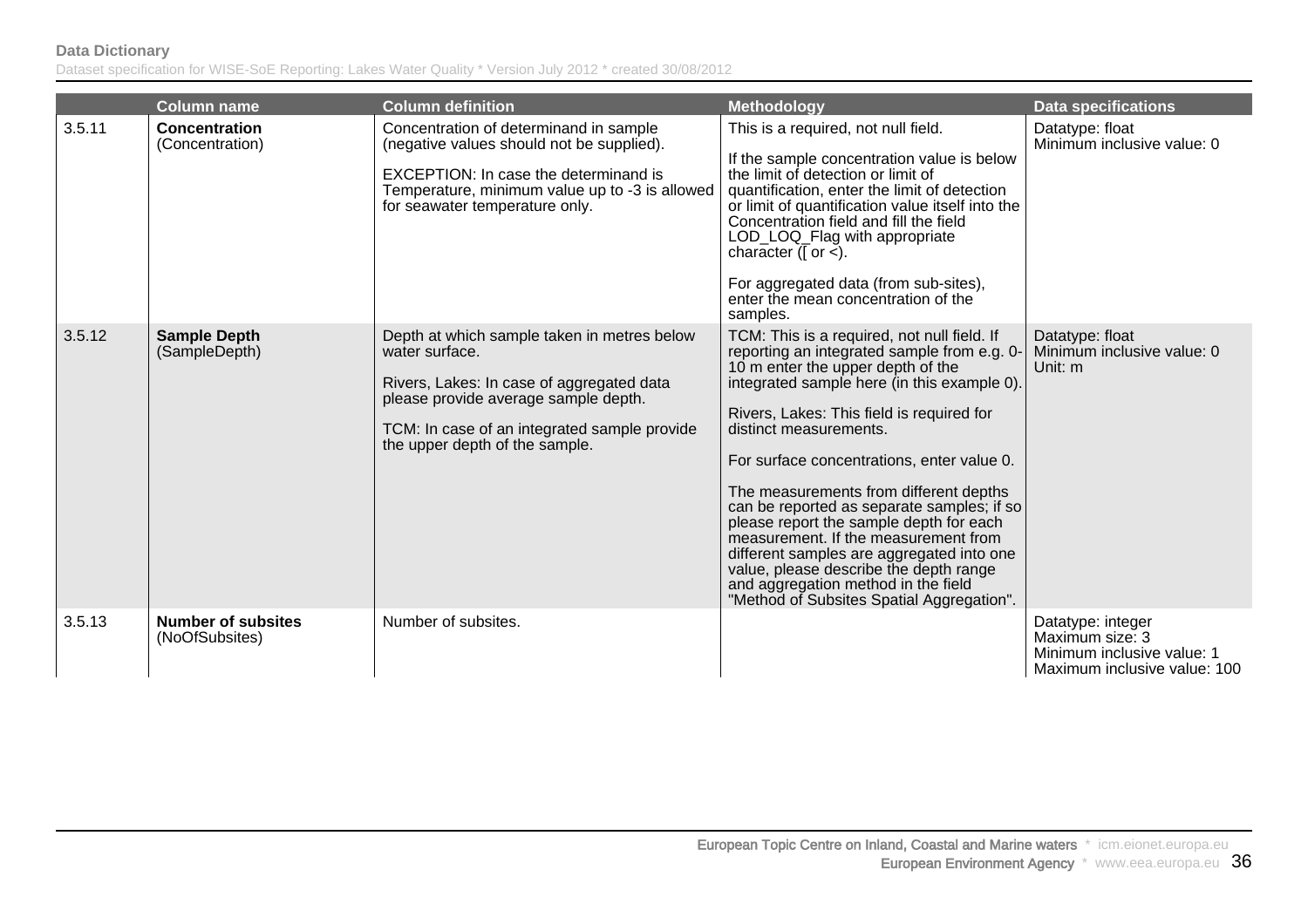| | Column name | Column definition | Methodology | Data specifications |
|---|---|---|---|---|
| 3.5.11 | **Concentration** (Concentration) | Concentration of determinand in sample (negative values should not be supplied).<br><br>EXCEPTION: In case the determinand is Temperature, minimum value up to -3 is allowed for seawater temperature only. | This is a required, not null field.<br><br>If the sample concentration value is below the limit of detection or limit of quantification, enter the limit of detection or limit of quantification value itself into the Concentration field and fill the field LOD_LOQ_Flag with appropriate character ([ or <).<br><br>For aggregated data (from sub-sites), enter the mean concentration of the samples. | Datatype: float<br>Minimum inclusive value: 0 |
| 3.5.12 | **Sample Depth** (SampleDepth) | Depth at which sample taken in metres below water surface.<br><br>Rivers, Lakes: In case of aggregated data please provide average sample depth.<br><br>TCM: In case of an integrated sample provide the upper depth of the sample. | TCM: This is a required, not null field. If reporting an integrated sample from e.g. 0-10 m enter the upper depth of the integrated sample here (in this example 0).<br><br>Rivers, Lakes: This field is required for distinct measurements.<br><br>For surface concentrations, enter value 0.<br><br>The measurements from different depths can be reported as separate samples; if so please report the sample depth for each measurement. If the measurement from different samples are aggregated into one value, please describe the depth range and aggregation method in the field "Method of Subsites Spatial Aggregation". | Datatype: float<br>Minimum inclusive value: 0<br>Unit: m |
| 3.5.13 | **Number of subsites** (NoOfSubsites) | Number of subsites. | | Datatype: integer<br>Maximum size: 3<br>Minimum inclusive value: 1<br>Maximum inclusive value: 100 |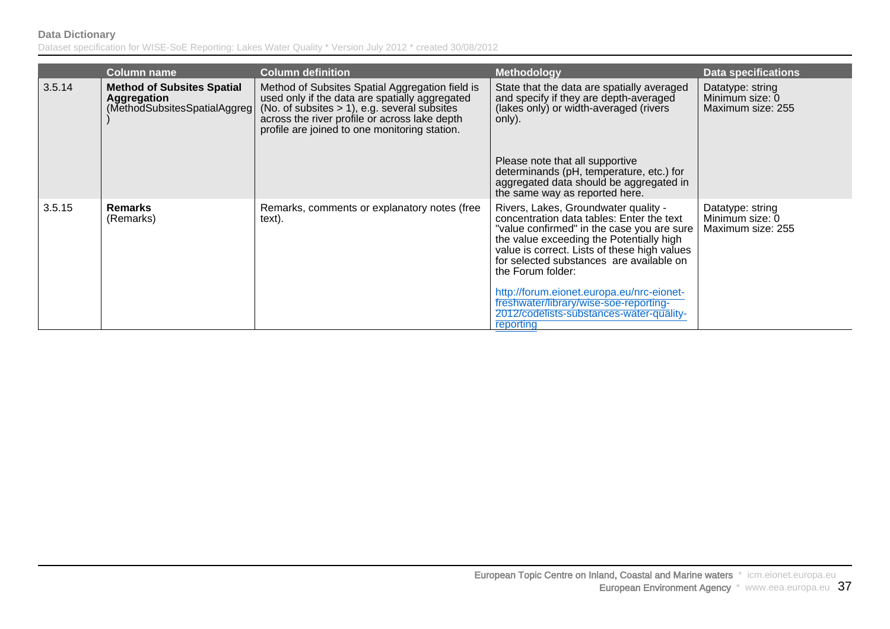| | Column name | Column definition | Methodology | Data specifications |
|---|---|---|---|---|
| 3.5.14 | **Method of Subsites Spatial Aggregation** (MethodSubsitesSpatialAggreg) | Method of Subsites Spatial Aggregation field is used only if the data are spatially aggregated (No. of subsites > 1), e.g. several subsites across the river profile or across lake depth profile are joined to one monitoring station. | State that the data are spatially averaged and specify if they are depth-averaged (lakes only) or width-averaged (rivers only).<br><br>Please note that all supportive determinands (pH, temperature, etc.) for aggregated data should be aggregated in the same way as reported here. | Datatype: string<br>Minimum size: 0<br>Maximum size: 255 |
| 3.5.15 | **Remarks** (Remarks) | Remarks, comments or explanatory notes (free text). | Rivers, Lakes, Groundwater quality - concentration data tables: Enter the text "value confirmed" in the case you are sure the value exceeding the Potentially high value is correct. Lists of these high values for selected substances are available on the Forum folder:<br><br>http://forum.eionet.europa.eu/nrc-eionet-freshwater/library/wise-soe-reporting-2012/codelists-substances-water-quality-reporting | Datatype: string<br>Minimum size: 0<br>Maximum size: 255 |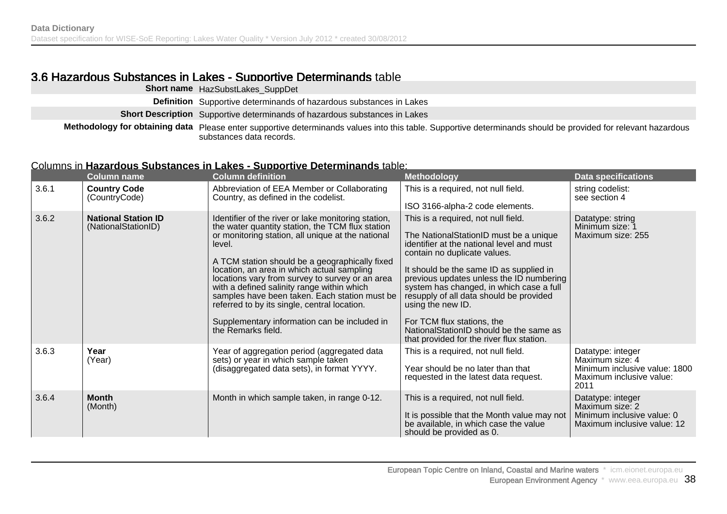## 3.6 Hazardous Substances in Lakes - Supportive Determinands table

| | |
|---|---|
| **Short name** | HazSubstLakes_SuppDet |
| **Definition** | Supportive determinands of hazardous substances in Lakes |
| **Short Description** | Supportive determinands of hazardous substances in Lakes |
| **Methodology for obtaining data** | Please enter supportive determinands values into this table. Supportive determinands should be provided for relevant hazardous substances data records. |

Columns in **Hazardous Substances in Lakes - Supportive Determinands** table:

| | Column name | Column definition | Methodology | Data specifications |
|---|---|---|---|---|
| 3.6.1 | **Country Code** (CountryCode) | Abbreviation of EEA Member or Collaborating Country, as defined in the codelist. | This is a required, not null field.<br><br>ISO 3166-alpha-2 code elements. | string codelist: see section 4 |
| 3.6.2 | **National Station ID** (NationalStationID) | Identifier of the river or lake monitoring station, the water quantity station, the TCM flux station or monitoring station, all unique at the national level.<br><br>A TCM station should be a geographically fixed location, an area in which actual sampling locations vary from survey to survey or an area with a defined salinity range within which samples have been taken. Each station must be referred to by its single, central location.<br><br>Supplementary information can be included in the Remarks field. | This is a required, not null field.<br><br>The NationalStationID must be a unique identifier at the national level and must contain no duplicate values.<br><br>It should be the same ID as supplied in previous updates unless the ID numbering system has changed, in which case a full resupply of all data should be provided using the new ID.<br><br>For TCM flux stations, the NationalStationID should be the same as that provided for the river flux station. | Datatype: string<br>Minimum size: 1<br>Maximum size: 255 |
| 3.6.3 | **Year** (Year) | Year of aggregation period (aggregated data sets) or year in which sample taken (disaggregated data sets), in format YYYY. | This is a required, not null field.<br><br>Year should be no later than that requested in the latest data request. | Datatype: integer<br>Maximum size: 4<br>Minimum inclusive value: 1800<br>Maximum inclusive value: 2011 |
| 3.6.4 | **Month** (Month) | Month in which sample taken, in range 0-12. | This is a required, not null field.<br><br>It is possible that the Month value may not be available, in which case the value should be provided as 0. | Datatype: integer<br>Maximum size: 2<br>Minimum inclusive value: 0<br>Maximum inclusive value: 12 |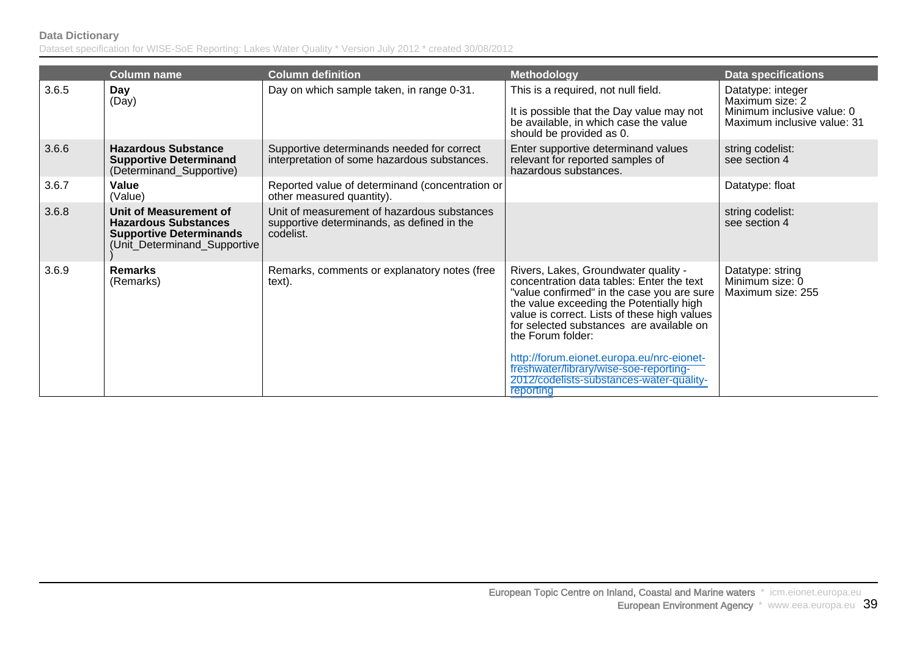| | Column name | Column definition | Methodology | Data specifications |
|---|---|---|---|---|
| 3.6.5 | **Day** (Day) | Day on which sample taken, in range 0-31. | This is a required, not null field.<br><br>It is possible that the Day value may not be available, in which case the value should be provided as 0. | Datatype: integer<br>Maximum size: 2<br>Minimum inclusive value: 0<br>Maximum inclusive value: 31 |
| 3.6.6 | **Hazardous Substance Supportive Determinand** (Determinand_Supportive) | Supportive determinands needed for correct interpretation of some hazardous substances. | Enter supportive determinand values relevant for reported samples of hazardous substances. | string codelist: see section 4 |
| 3.6.7 | **Value** (Value) | Reported value of determinand (concentration or other measured quantity). | | Datatype: float |
| 3.6.8 | **Unit of Measurement of Hazardous Substances Supportive Determinands** (Unit_Determinand_Supportive) | Unit of measurement of hazardous substances supportive determinands, as defined in the codelist. | | string codelist: see section 4 |
| 3.6.9 | **Remarks** (Remarks) | Remarks, comments or explanatory notes (free text). | Rivers, Lakes, Groundwater quality - concentration data tables: Enter the text "value confirmed" in the case you are sure the value exceeding the Potentially high value is correct. Lists of these high values for selected substances are available on the Forum folder:<br><br>http://forum.eionet.europa.eu/nrc-eionet-freshwater/library/wise-soe-reporting-2012/codelists-substances-water-quality-reporting | Datatype: string<br>Minimum size: 0<br>Maximum size: 255 |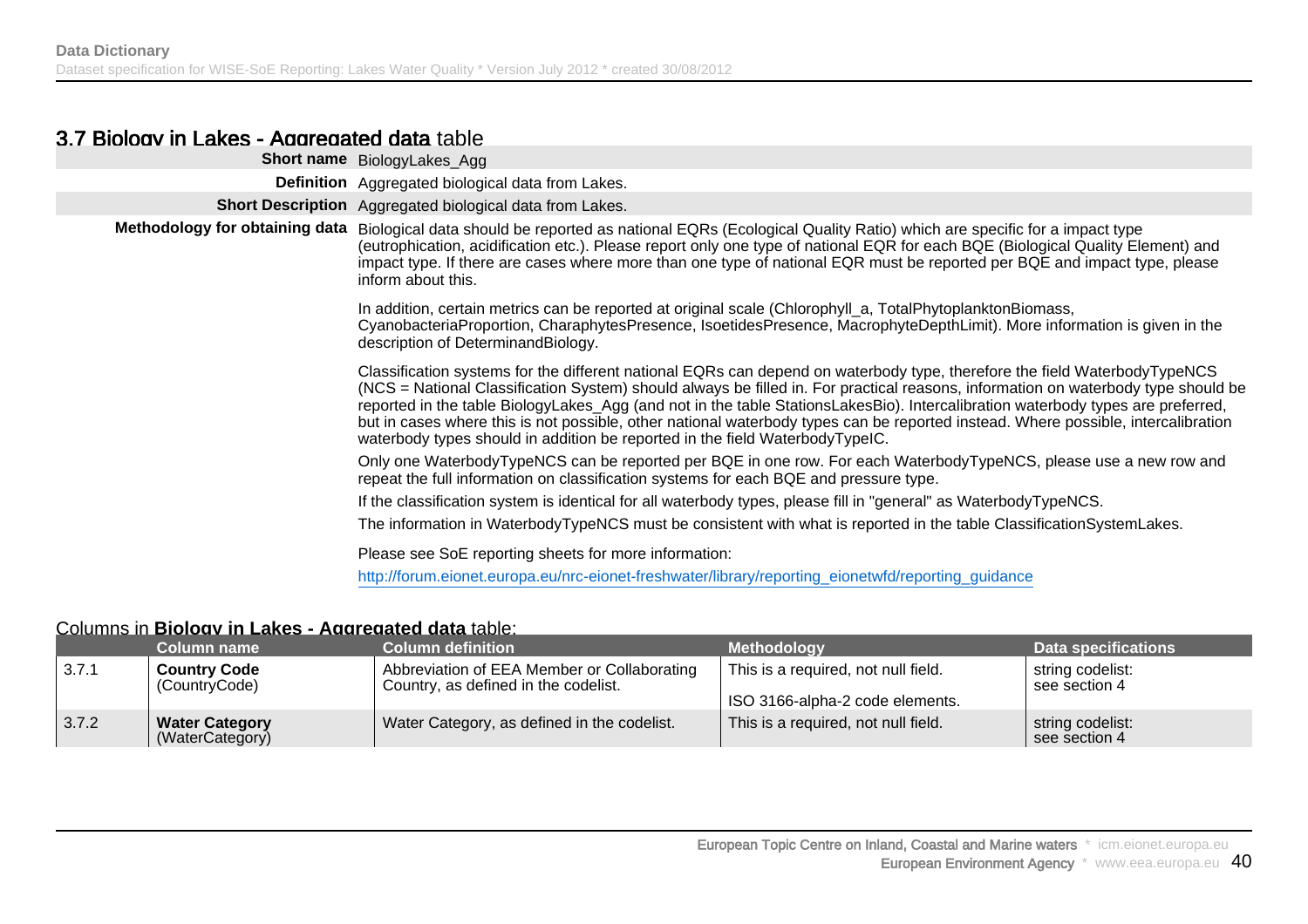## 3.7 Biology in Lakes - Aggregated data table

| | |
|---|---|
| **Short name** | BiologyLakes_Agg |
| **Definition** | Aggregated biological data from Lakes. |
| **Short Description** | Aggregated biological data from Lakes. |
| **Methodology for obtaining data** | Biological data should be reported as national EQRs (Ecological Quality Ratio) which are specific for a impact type (eutrophication, acidification etc.). Please report only one type of national EQR for each BQE (Biological Quality Element) and impact type. If there are cases where more than one type of national EQR must be reported per BQE and impact type, please inform about this.<br><br>In addition, certain metrics can be reported at original scale (Chlorophyll_a, TotalPhytoplanktonBiomass, CyanobacteriaProportion, CharaphytesPresence, IsoetidesPresence, MacrophyteDepthLimit). More information is given in the description of DeterminandBiology.<br><br>Classification systems for the different national EQRs can depend on waterbody type, therefore the field WaterbodyTypeNCS (NCS = National Classification System) should always be filled in. For practical reasons, information on waterbody type should be reported in the table BiologyLakes_Agg (and not in the table StationsLakesBio). Intercalibration waterbody types are preferred, but in cases where this is not possible, other national waterbody types can be reported instead. Where possible, intercalibration waterbody types should in addition be reported in the field WaterbodyTypeIC.<br><br>Only one WaterbodyTypeNCS can be reported per BQE in one row. For each WaterbodyTypeNCS, please use a new row and repeat the full information on classification systems for each BQE and pressure type.<br><br>If the classification system is identical for all waterbody types, please fill in "general" as WaterbodyTypeNCS.<br><br>The information in WaterbodyTypeNCS must be consistent with what is reported in the table ClassificationSystemLakes.<br><br>Please see SoE reporting sheets for more information:<br><br>http://forum.eionet.europa.eu/nrc-eionet-freshwater/library/reporting_eionetwfd/reporting_guidance |

### Columns in Biology in Lakes - Aggregated data table:

| | Column name | Column definition | Methodology | Data specifications |
|---|---|---|---|---|
| 3.7.1 | **Country Code** (CountryCode) | Abbreviation of EEA Member or Collaborating Country, as defined in the codelist. | This is a required, not null field.<br><br>ISO 3166-alpha-2 code elements. | string codelist: see section 4 |
| 3.7.2 | **Water Category** (WaterCategory) | Water Category, as defined in the codelist. | This is a required, not null field. | string codelist: see section 4 |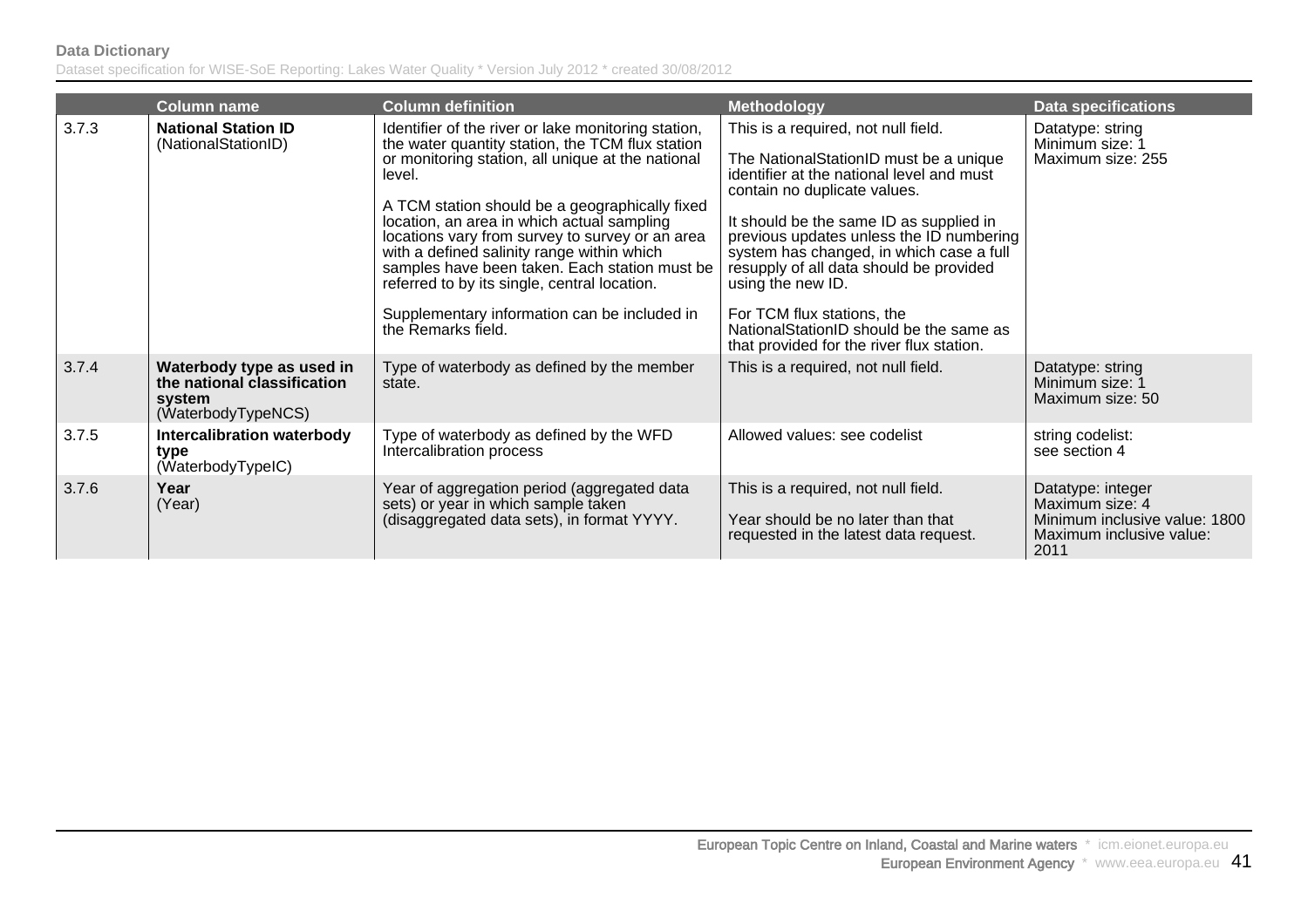| | Column name | Column definition | Methodology | Data specifications |
|---|---|---|---|---|
| 3.7.3 | **National Station ID** (NationalStationID) | Identifier of the river or lake monitoring station, the water quantity station, the TCM flux station or monitoring station, all unique at the national level.<br><br>A TCM station should be a geographically fixed location, an area in which actual sampling locations vary from survey to survey or an area with a defined salinity range within which samples have been taken. Each station must be referred to by its single, central location.<br><br>Supplementary information can be included in the Remarks field. | This is a required, not null field.<br><br>The NationalStationID must be a unique identifier at the national level and must contain no duplicate values.<br><br>It should be the same ID as supplied in previous updates unless the ID numbering system has changed, in which case a full resupply of all data should be provided using the new ID.<br><br>For TCM flux stations, the NationalStationID should be the same as that provided for the river flux station. | Datatype: string<br>Minimum size: 1<br>Maximum size: 255 |
| 3.7.4 | **Waterbody type as used in the national classification system** (WaterbodyTypeNCS) | Type of waterbody as defined by the member state. | This is a required, not null field. | Datatype: string<br>Minimum size: 1<br>Maximum size: 50 |
| 3.7.5 | **Intercalibration waterbody type** (WaterbodyTypeIC) | Type of waterbody as defined by the WFD Intercalibration process | Allowed values: see codelist | string codelist:<br>see section 4 |
| 3.7.6 | **Year** (Year) | Year of aggregation period (aggregated data sets) or year in which sample taken (disaggregated data sets), in format YYYY. | This is a required, not null field.<br><br>Year should be no later than that requested in the latest data request. | Datatype: integer<br>Maximum size: 4<br>Minimum inclusive value: 1800<br>Maximum inclusive value: 2011 |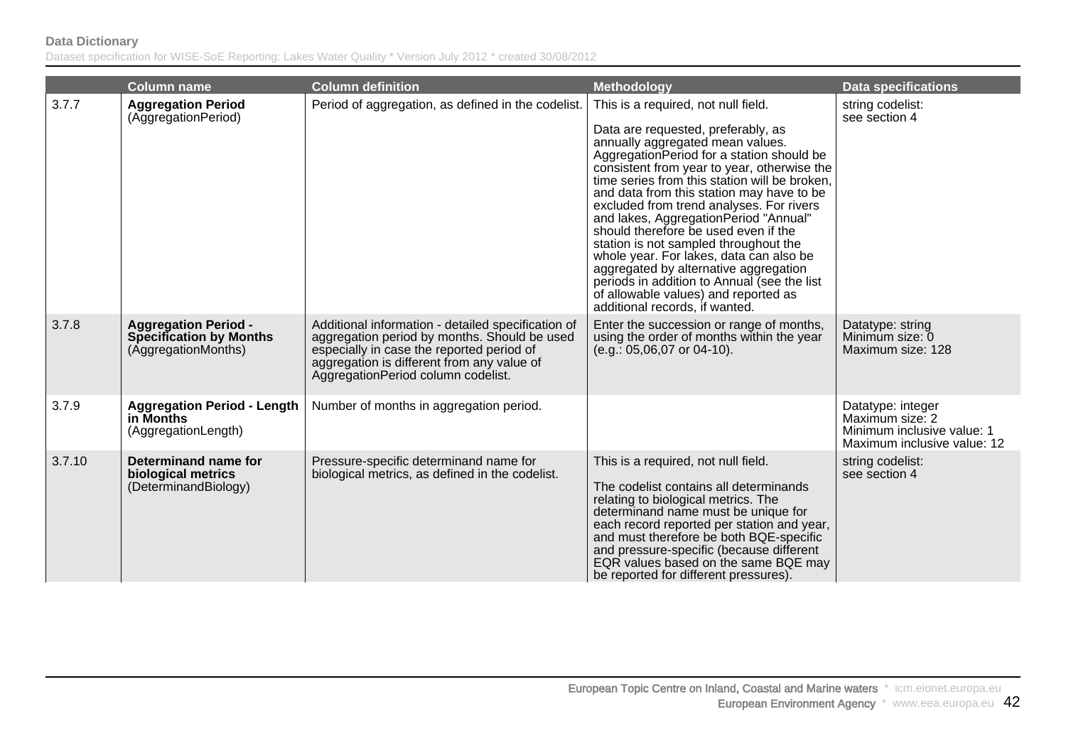| | Column name | Column definition | Methodology | Data specifications |
|---|---|---|---|---|
| 3.7.7 | **Aggregation Period** (AggregationPeriod) | Period of aggregation, as defined in the codelist. | This is a required, not null field.<br><br>Data are requested, preferably, as annually aggregated mean values. AggregationPeriod for a station should be consistent from year to year, otherwise the time series from this station will be broken, and data from this station may have to be excluded from trend analyses. For rivers and lakes, AggregationPeriod "Annual" should therefore be used even if the station is not sampled throughout the whole year. For lakes, data can also be aggregated by alternative aggregation periods in addition to Annual (see the list of allowable values) and reported as additional records, if wanted. | string codelist: see section 4 |
| 3.7.8 | **Aggregation Period - Specification by Months** (AggregationMonths) | Additional information - detailed specification of aggregation period by months. Should be used especially in case the reported period of aggregation is different from any value of AggregationPeriod column codelist. | Enter the succession or range of months, using the order of months within the year (e.g.: 05,06,07 or 04-10). | Datatype: string<br>Minimum size: 0<br>Maximum size: 128 |
| 3.7.9 | **Aggregation Period - Length in Months** (AggregationLength) | Number of months in aggregation period. | | Datatype: integer<br>Maximum size: 2<br>Minimum inclusive value: 1<br>Maximum inclusive value: 12 |
| 3.7.10 | **Determinand name for biological metrics** (DeterminandBiology) | Pressure-specific determinand name for biological metrics, as defined in the codelist. | This is a required, not null field.<br><br>The codelist contains all determinands relating to biological metrics. The determinand name must be unique for each record reported per station and year, and must therefore be both BQE-specific and pressure-specific (because different EQR values based on the same BQE may be reported for different pressures). | string codelist: see section 4 |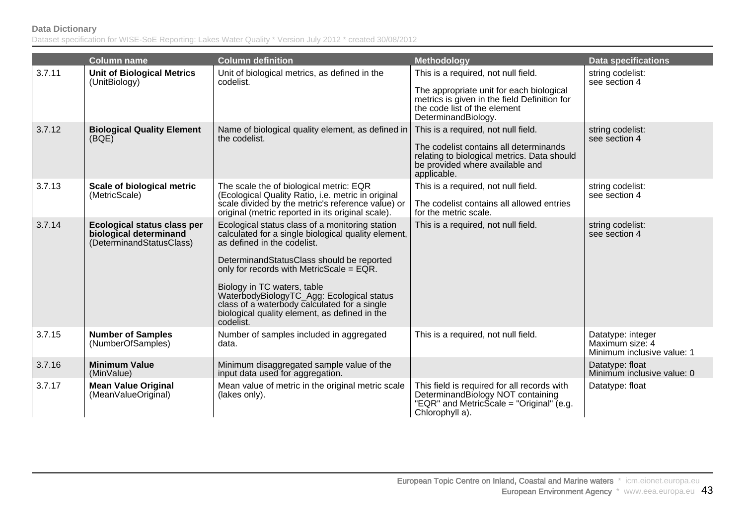| | Column name | Column definition | Methodology | Data specifications |
|---|---|---|---|---|
| 3.7.11 | **Unit of Biological Metrics** (UnitBiology) | Unit of biological metrics, as defined in the codelist. | This is a required, not null field.<br><br>The appropriate unit for each biological metrics is given in the field Definition for the code list of the element DeterminandBiology. | string codelist: see section 4 |
| 3.7.12 | **Biological Quality Element** (BQE) | Name of biological quality element, as defined in the codelist. | This is a required, not null field.<br><br>The codelist contains all determinands relating to biological metrics. Data should be provided where available and applicable. | string codelist: see section 4 |
| 3.7.13 | **Scale of biological metric** (MetricScale) | The scale the of biological metric: EQR (Ecological Quality Ratio, i.e. metric in original scale divided by the metric's reference value) or original (metric reported in its original scale). | This is a required, not null field.<br><br>The codelist contains all allowed entries for the metric scale. | string codelist: see section 4 |
| 3.7.14 | **Ecological status class per biological determinand** (DeterminandStatusClass) | Ecological status class of a monitoring station calculated for a single biological quality element, as defined in the codelist.<br><br>DeterminandStatusClass should be reported only for records with MetricScale = EQR.<br><br>Biology in TC waters, table WaterbodyBiologyTC_Agg: Ecological status class of a waterbody calculated for a single biological quality element, as defined in the codelist. | This is a required, not null field. | string codelist: see section 4 |
| 3.7.15 | **Number of Samples** (NumberOfSamples) | Number of samples included in aggregated data. | This is a required, not null field. | Datatype: integer<br>Maximum size: 4<br>Minimum inclusive value: 1 |
| 3.7.16 | **Minimum Value** (MinValue) | Minimum disaggregated sample value of the input data used for aggregation. | | Datatype: float<br>Minimum inclusive value: 0 |
| 3.7.17 | **Mean Value Original** (MeanValueOriginal) | Mean value of metric in the original metric scale (lakes only). | This field is required for all records with DeterminandBiology NOT containing "EQR" and MetricScale = "Original" (e.g. Chlorophyll a). | Datatype: float |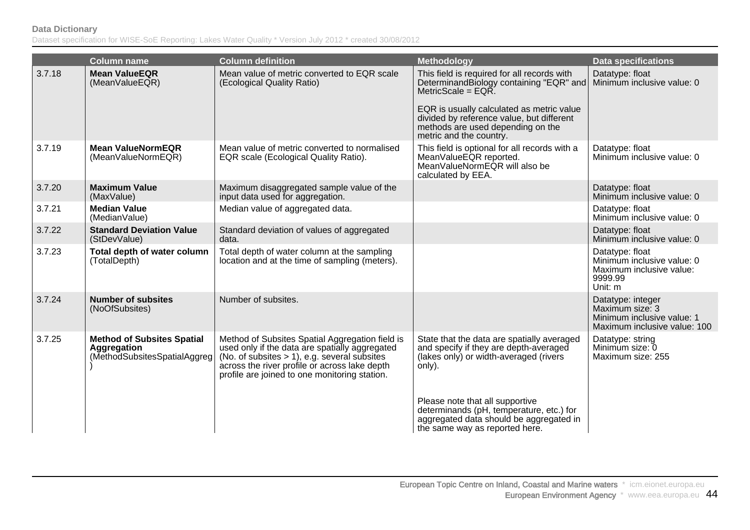|  | Column name | Column definition | Methodology | Data specifications |
|---|---|---|---|---|
| 3.7.18 | **Mean ValueEQR** (MeanValueEQR) | Mean value of metric converted to EQR scale (Ecological Quality Ratio) | This field is required for all records with DeterminandBiology containing "EQR" and MetricScale = EQR.<br><br>EQR is usually calculated as metric value divided by reference value, but different methods are used depending on the metric and the country. | Datatype: float<br>Minimum inclusive value: 0 |
| 3.7.19 | **Mean ValueNormEQR** (MeanValueNormEQR) | Mean value of metric converted to normalised EQR scale (Ecological Quality Ratio). | This field is optional for all records with a MeanValueEQR reported. MeanValueNormEQR will also be calculated by EEA. | Datatype: float<br>Minimum inclusive value: 0 |
| 3.7.20 | **Maximum Value** (MaxValue) | Maximum disaggregated sample value of the input data used for aggregation. |  | Datatype: float<br>Minimum inclusive value: 0 |
| 3.7.21 | **Median Value** (MedianValue) | Median value of aggregated data. |  | Datatype: float<br>Minimum inclusive value: 0 |
| 3.7.22 | **Standard Deviation Value** (StDevValue) | Standard deviation of values of aggregated data. |  | Datatype: float<br>Minimum inclusive value: 0 |
| 3.7.23 | **Total depth of water column** (TotalDepth) | Total depth of water column at the sampling location and at the time of sampling (meters). |  | Datatype: float<br>Minimum inclusive value: 0<br>Maximum inclusive value: 9999.99<br>Unit: m |
| 3.7.24 | **Number of subsites** (NoOfSubsites) | Number of subsites. |  | Datatype: integer<br>Maximum size: 3<br>Minimum inclusive value: 1<br>Maximum inclusive value: 100 |
| 3.7.25 | **Method of Subsites Spatial Aggregation** (MethodSubsitesSpatialAggreg) | Method of Subsites Spatial Aggregation field is used only if the data are spatially aggregated (No. of subsites > 1), e.g. several subsites across the river profile or across lake depth profile are joined to one monitoring station. | State that the data are spatially averaged and specify if they are depth-averaged (lakes only) or width-averaged (rivers only).<br><br>Please note that all supportive determinands (pH, temperature, etc.) for aggregated data should be aggregated in the same way as reported here. | Datatype: string<br>Minimum size: 0<br>Maximum size: 255 |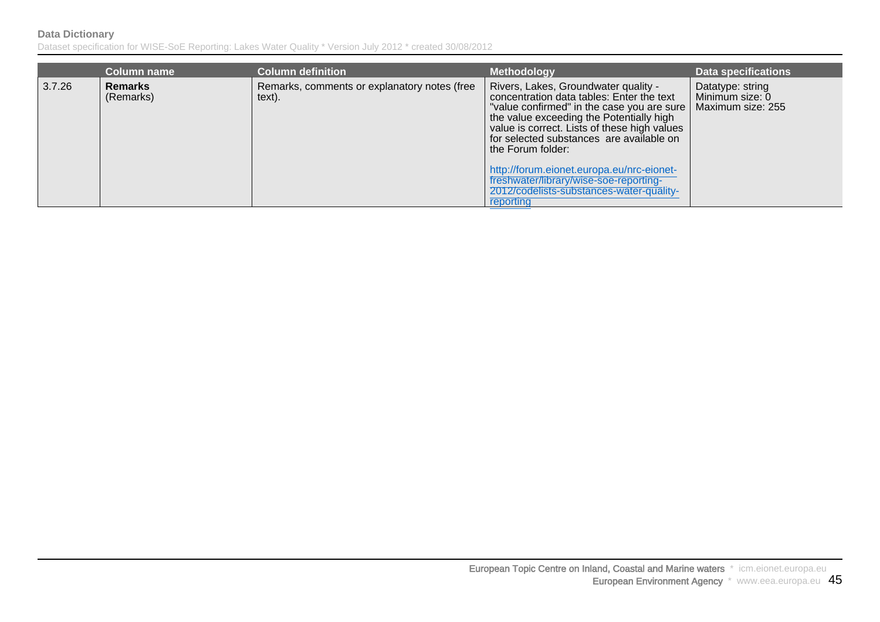| | Column name | Column definition | Methodology | Data specifications |
|---|---|---|---|---|
| 3.7.26 | **Remarks** (Remarks) | Remarks, comments or explanatory notes (free text). | Rivers, Lakes, Groundwater quality - concentration data tables: Enter the text "value confirmed" in the case you are sure the value exceeding the Potentially high value is correct. Lists of these high values for selected substances are available on the Forum folder: http://forum.eionet.europa.eu/nrc-eionet-freshwater/library/wise-soe-reporting-2012/codelists-substances-water-quality-reporting | Datatype: string Minimum size: 0 Maximum size: 255 |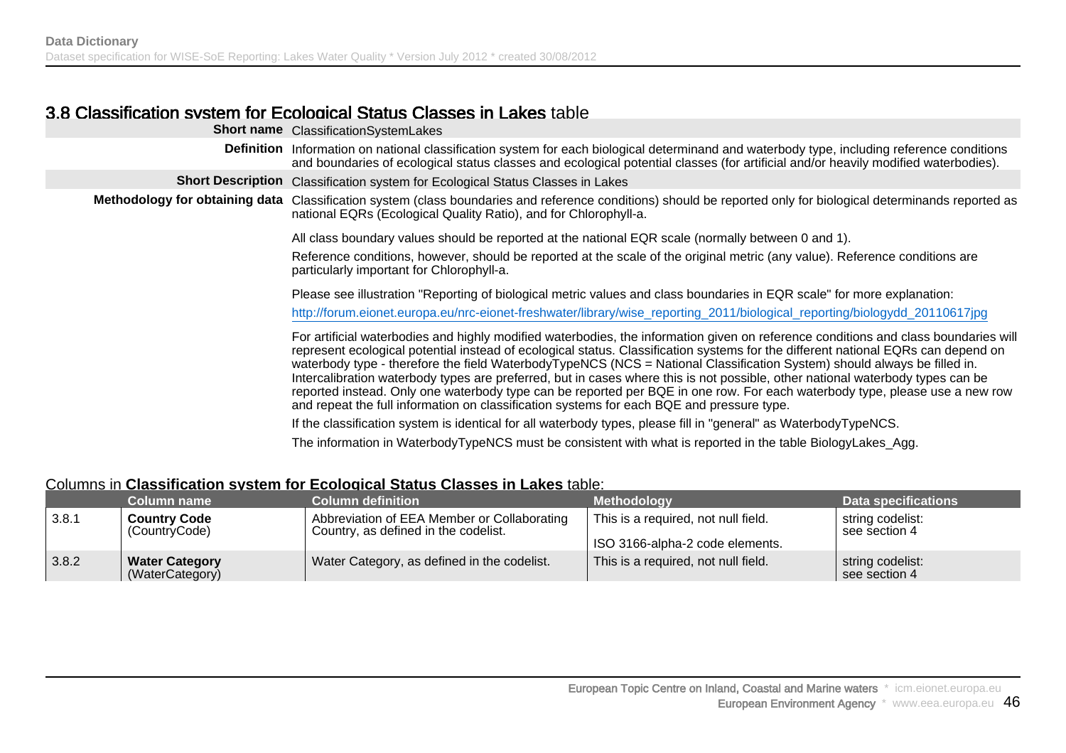## 3.8 Classification system for Ecological Status Classes in Lakes table

| | |
|---|---|
| **Short name** | ClassificationSystemLakes |
| **Definition** | Information on national classification system for each biological determinand and waterbody type, including reference conditions and boundaries of ecological status classes and ecological potential classes (for artificial and/or heavily modified waterbodies). |
| **Short Description** | Classification system for Ecological Status Classes in Lakes |
| **Methodology for obtaining data** | Classification system (class boundaries and reference conditions) should be reported only for biological determinands reported as national EQRs (Ecological Quality Ratio), and for Chlorophyll-a.<br><br>All class boundary values should be reported at the national EQR scale (normally between 0 and 1).<br><br>Reference conditions, however, should be reported at the scale of the original metric (any value). Reference conditions are particularly important for Chlorophyll-a.<br><br>Please see illustration "Reporting of biological metric values and class boundaries in EQR scale" for more explanation:<br><br>http://forum.eionet.europa.eu/nrc-eionet-freshwater/library/wise_reporting_2011/biological_reporting/biologydd_20110617jpg<br><br>For artificial waterbodies and highly modified waterbodies, the information given on reference conditions and class boundaries will represent ecological potential instead of ecological status. Classification systems for the different national EQRs can depend on waterbody type - therefore the field WaterbodyTypeNCS (NCS = National Classification System) should always be filled in. Intercalibration waterbody types are preferred, but in cases where this is not possible, other national waterbody types can be reported instead. Only one waterbody type can be reported per BQE in one row. For each waterbody type, please use a new row and repeat the full information on classification systems for each BQE and pressure type.<br><br>If the classification system is identical for all waterbody types, please fill in "general" as WaterbodyTypeNCS.<br><br>The information in WaterbodyTypeNCS must be consistent with what is reported in the table BiologyLakes_Agg. |

Columns in **Classification system for Ecological Status Classes in Lakes** table:

| | Column name | Column definition | Methodology | Data specifications |
|---|---|---|---|---|
| 3.8.1 | **Country Code** (CountryCode) | Abbreviation of EEA Member or Collaborating Country, as defined in the codelist. | This is a required, not null field.<br><br>ISO 3166-alpha-2 code elements. | string codelist: see section 4 |
| 3.8.2 | **Water Category** (WaterCategory) | Water Category, as defined in the codelist. | This is a required, not null field. | string codelist: see section 4 |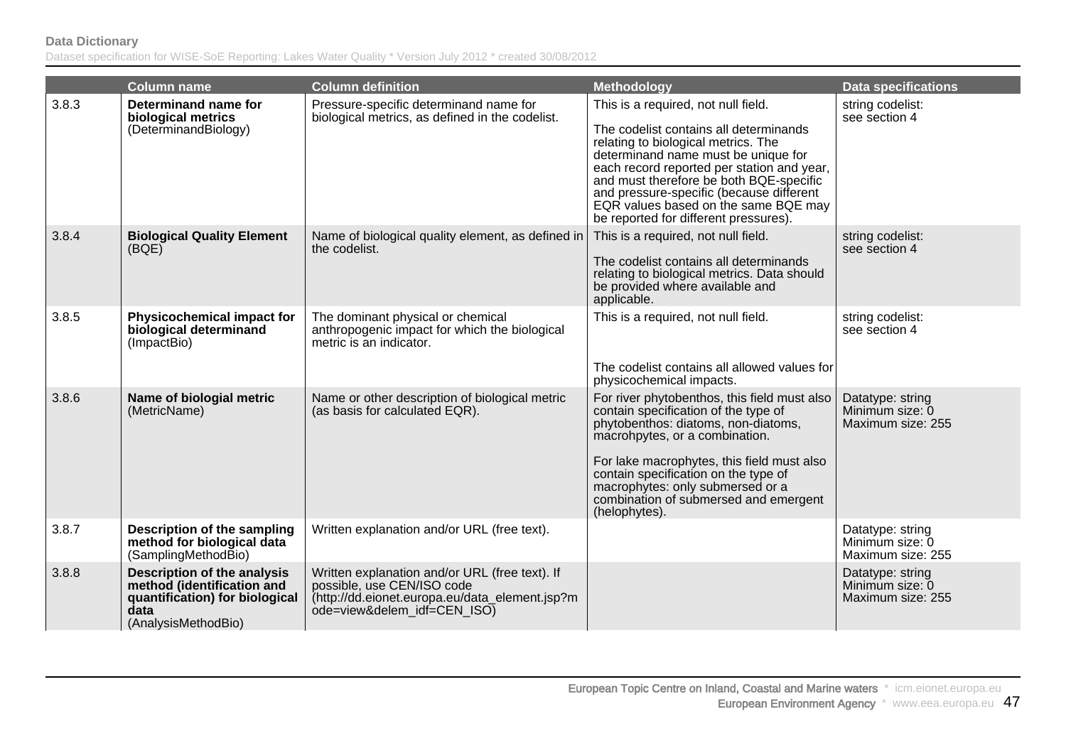| | Column name | Column definition | Methodology | Data specifications |
|---|---|---|---|---|
| 3.8.3 | **Determinand name for biological metrics** (DeterminandBiology) | Pressure-specific determinand name for biological metrics, as defined in the codelist. | This is a required, not null field.<br><br>The codelist contains all determinands relating to biological metrics. The determinand name must be unique for each record reported per station and year, and must therefore be both BQE-specific and pressure-specific (because different EQR values based on the same BQE may be reported for different pressures). | string codelist: see section 4 |
| 3.8.4 | **Biological Quality Element** (BQE) | Name of biological quality element, as defined in the codelist. | This is a required, not null field.<br><br>The codelist contains all determinands relating to biological metrics. Data should be provided where available and applicable. | string codelist: see section 4 |
| 3.8.5 | **Physicochemical impact for biological determinand** (ImpactBio) | The dominant physical or chemical anthropogenic impact for which the biological metric is an indicator. | This is a required, not null field.<br><br>The codelist contains all allowed values for physicochemical impacts. | string codelist: see section 4 |
| 3.8.6 | **Name of biologial metric** (MetricName) | Name or other description of biological metric (as basis for calculated EQR). | For river phytobenthos, this field must also contain specification of the type of phytobenthos: diatoms, non-diatoms, macrohpytes, or a combination.<br><br>For lake macrophytes, this field must also contain specification on the type of macrophytes: only submersed or a combination of submersed and emergent (helophytes). | Datatype: string<br>Minimum size: 0<br>Maximum size: 255 |
| 3.8.7 | **Description of the sampling method for biological data** (SamplingMethodBio) | Written explanation and/or URL (free text). | | Datatype: string<br>Minimum size: 0<br>Maximum size: 255 |
| 3.8.8 | **Description of the analysis method (identification and quantification) for biological data** (AnalysisMethodBio) | Written explanation and/or URL (free text). If possible, use CEN/ISO code (http://dd.eionet.europa.eu/data_element.jsp?mode=view&delem_idf=CEN_ISO) | | Datatype: string<br>Minimum size: 0<br>Maximum size: 255 |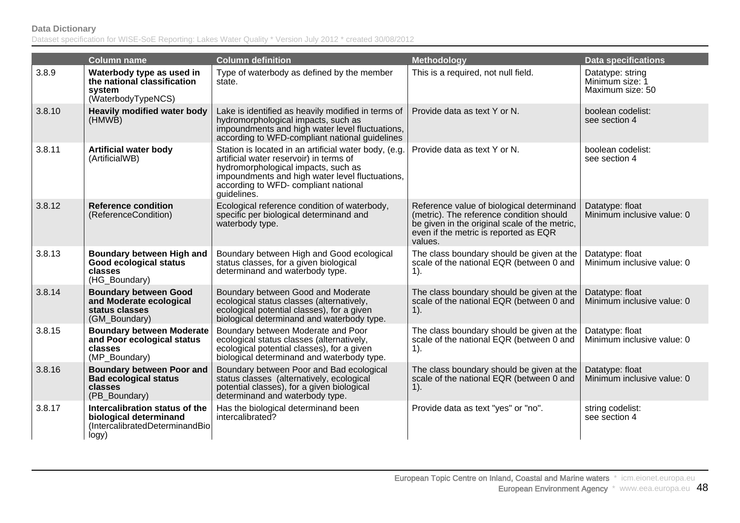| | Column name | Column definition | Methodology | Data specifications |
|---|---|---|---|---|
| 3.8.9 | **Waterbody type as used in the national classification system** (WaterbodyTypeNCS) | Type of waterbody as defined by the member state. | This is a required, not null field. | Datatype: string<br>Minimum size: 1<br>Maximum size: 50 |
| 3.8.10 | **Heavily modified water body** (HMWB) | Lake is identified as heavily modified in terms of hydromorphological impacts, such as impoundments and high water level fluctuations, according to WFD-compliant national guidelines | Provide data as text Y or N. | boolean codelist:<br>see section 4 |
| 3.8.11 | **Artificial water body** (ArtificialWB) | Station is located in an artificial water body, (e.g. artificial water reservoir) in terms of hydromorphological impacts, such as impoundments and high water level fluctuations, according to WFD- compliant national guidelines. | Provide data as text Y or N. | boolean codelist:<br>see section 4 |
| 3.8.12 | **Reference condition** (ReferenceCondition) | Ecological reference condition of waterbody, specific per biological determinand and waterbody type. | Reference value of biological determinand (metric). The reference condition should be given in the original scale of the metric, even if the metric is reported as EQR values. | Datatype: float<br>Minimum inclusive value: 0 |
| 3.8.13 | **Boundary between High and Good ecological status classes** (HG_Boundary) | Boundary between High and Good ecological status classes, for a given biological determinand and waterbody type. | The class boundary should be given at the scale of the national EQR (between 0 and 1). | Datatype: float<br>Minimum inclusive value: 0 |
| 3.8.14 | **Boundary between Good and Moderate ecological status classes** (GM_Boundary) | Boundary between Good and Moderate ecological status classes (alternatively, ecological potential classes), for a given biological determinand and waterbody type. | The class boundary should be given at the scale of the national EQR (between 0 and 1). | Datatype: float<br>Minimum inclusive value: 0 |
| 3.8.15 | **Boundary between Moderate and Poor ecological status classes** (MP_Boundary) | Boundary between Moderate and Poor ecological status classes (alternatively, ecological potential classes), for a given biological determinand and waterbody type. | The class boundary should be given at the scale of the national EQR (between 0 and 1). | Datatype: float<br>Minimum inclusive value: 0 |
| 3.8.16 | **Boundary between Poor and Bad ecological status classes** (PB_Boundary) | Boundary between Poor and Bad ecological status classes (alternatively, ecological potential classes), for a given biological determinand and waterbody type. | The class boundary should be given at the scale of the national EQR (between 0 and 1). | Datatype: float<br>Minimum inclusive value: 0 |
| 3.8.17 | **Intercalibration status of the biological determinand** (IntercalibratedDeterminandBiology) | Has the biological determinand been intercalibrated? | Provide data as text "yes" or "no". | string codelist:<br>see section 4 |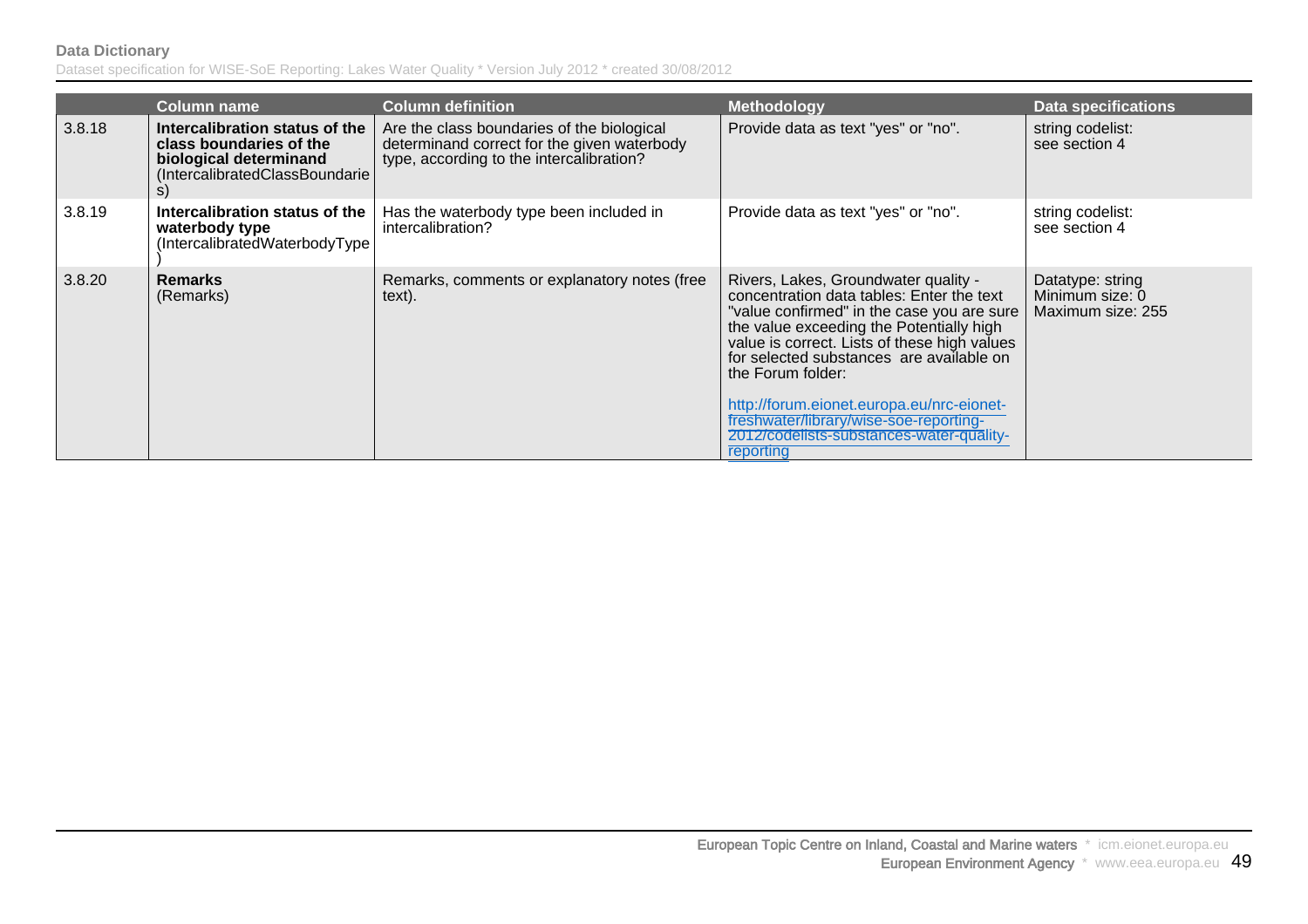| | Column name | Column definition | Methodology | Data specifications |
|---|---|---|---|---|
| 3.8.18 | **Intercalibration status of the class boundaries of the biological determinand** (IntercalibratedClassBoundaries) | Are the class boundaries of the biological determinand correct for the given waterbody type, according to the intercalibration? | Provide data as text "yes" or "no". | string codelist: see section 4 |
| 3.8.19 | **Intercalibration status of the waterbody type** (IntercalibratedWaterbodyType) | Has the waterbody type been included in intercalibration? | Provide data as text "yes" or "no". | string codelist: see section 4 |
| 3.8.20 | **Remarks** (Remarks) | Remarks, comments or explanatory notes (free text). | Rivers, Lakes, Groundwater quality - concentration data tables: Enter the text "value confirmed" in the case you are sure the value exceeding the Potentially high value is correct. Lists of these high values for selected substances are available on the Forum folder: http://forum.eionet.europa.eu/nrc-eionet-freshwater/library/wise-soe-reporting-2012/codelists-substances-water-quality-reporting | Datatype: string Minimum size: 0 Maximum size: 255 |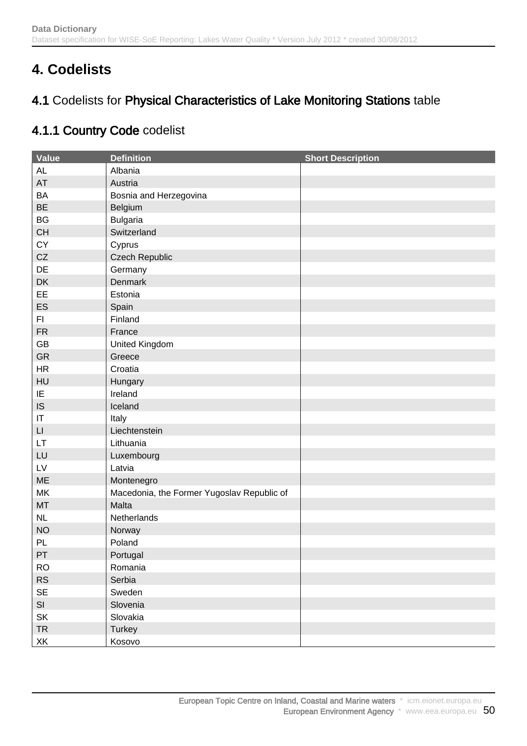# 4. Codelists

## 4.1 Codelists for Physical Characteristics of Lake Monitoring Stations table

### 4.1.1 Country Code codelist

| Value | Definition | Short Description |
|---|---|---|
| AL | Albania | |
| AT | Austria | |
| BA | Bosnia and Herzegovina | |
| BE | Belgium | |
| BG | Bulgaria | |
| CH | Switzerland | |
| CY | Cyprus | |
| CZ | Czech Republic | |
| DE | Germany | |
| DK | Denmark | |
| EE | Estonia | |
| ES | Spain | |
| FI | Finland | |
| FR | France | |
| GB | United Kingdom | |
| GR | Greece | |
| HR | Croatia | |
| HU | Hungary | |
| IE | Ireland | |
| IS | Iceland | |
| IT | Italy | |
| LI | Liechtenstein | |
| LT | Lithuania | |
| LU | Luxembourg | |
| LV | Latvia | |
| ME | Montenegro | |
| MK | Macedonia, the Former Yugoslav Republic of | |
| MT | Malta | |
| NL | Netherlands | |
| NO | Norway | |
| PL | Poland | |
| PT | Portugal | |
| RO | Romania | |
| RS | Serbia | |
| SE | Sweden | |
| SI | Slovenia | |
| SK | Slovakia | |
| TR | Turkey | |
| XK | Kosovo | |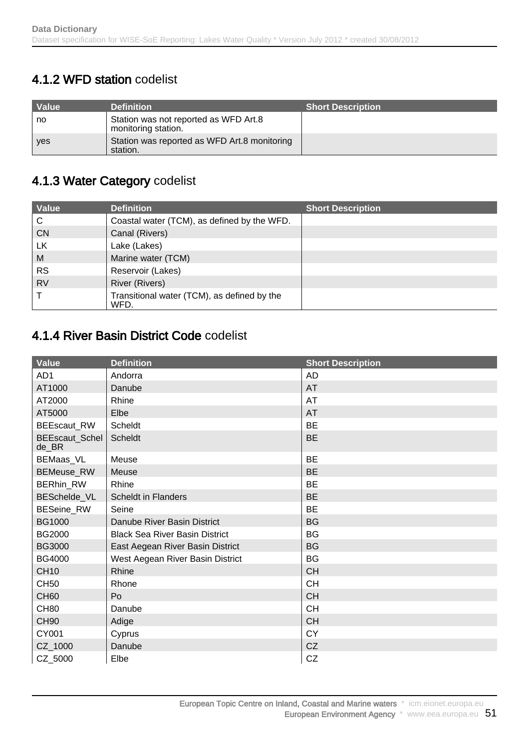## 4.1.2 **WFD station** codelist

| Value | Definition | Short Description |
|---|---|---|
| no | Station was not reported as WFD Art.8 monitoring station. | |
| yes | Station was reported as WFD Art.8 monitoring station. | |

## 4.1.3 **Water Category** codelist

| Value | Definition | Short Description |
|---|---|---|
| C | Coastal water (TCM), as defined by the WFD. | |
| CN | Canal (Rivers) | |
| LK | Lake (Lakes) | |
| M | Marine water (TCM) | |
| RS | Reservoir (Lakes) | |
| RV | River (Rivers) | |
| T | Transitional water (TCM), as defined by the WFD. | |

## 4.1.4 **River Basin District Code** codelist

| Value | Definition | Short Description |
|---|---|---|
| AD1 | Andorra | AD |
| AT1000 | Danube | AT |
| AT2000 | Rhine | AT |
| AT5000 | Elbe | AT |
| BEEscaut_RW | Scheldt | BE |
| BEEscaut_Schelde_BR | Scheldt | BE |
| BEMaas_VL | Meuse | BE |
| BEMeuse_RW | Meuse | BE |
| BERhin_RW | Rhine | BE |
| BESchelde_VL | Scheldt in Flanders | BE |
| BESeine_RW | Seine | BE |
| BG1000 | Danube River Basin District | BG |
| BG2000 | Black Sea River Basin District | BG |
| BG3000 | East Aegean River Basin District | BG |
| BG4000 | West Aegean River Basin District | BG |
| CH10 | Rhine | CH |
| CH50 | Rhone | CH |
| CH60 | Po | CH |
| CH80 | Danube | CH |
| CH90 | Adige | CH |
| CY001 | Cyprus | CY |
| CZ_1000 | Danube | CZ |
| CZ_5000 | Elbe | CZ |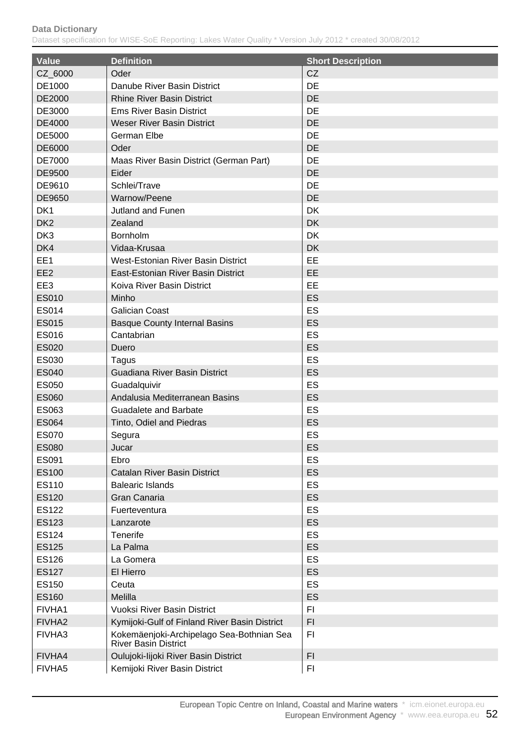| Value | Definition | Short Description |
|---|---|---|
| CZ_6000 | Oder | CZ |
| DE1000 | Danube River Basin District | DE |
| DE2000 | Rhine River Basin District | DE |
| DE3000 | Ems River Basin District | DE |
| DE4000 | Weser River Basin District | DE |
| DE5000 | German Elbe | DE |
| DE6000 | Oder | DE |
| DE7000 | Maas River Basin District (German Part) | DE |
| DE9500 | Eider | DE |
| DE9610 | Schlei/Trave | DE |
| DE9650 | Warnow/Peene | DE |
| DK1 | Jutland and Funen | DK |
| DK2 | Zealand | DK |
| DK3 | Bornholm | DK |
| DK4 | Vidaa-Krusaa | DK |
| EE1 | West-Estonian River Basin District | EE |
| EE2 | East-Estonian River Basin District | EE |
| EE3 | Koiva River Basin District | EE |
| ES010 | Minho | ES |
| ES014 | Galician Coast | ES |
| ES015 | Basque County Internal Basins | ES |
| ES016 | Cantabrian | ES |
| ES020 | Duero | ES |
| ES030 | Tagus | ES |
| ES040 | Guadiana River Basin District | ES |
| ES050 | Guadalquivir | ES |
| ES060 | Andalusia Mediterranean Basins | ES |
| ES063 | Guadalete and Barbate | ES |
| ES064 | Tinto, Odiel and Piedras | ES |
| ES070 | Segura | ES |
| ES080 | Jucar | ES |
| ES091 | Ebro | ES |
| ES100 | Catalan River Basin District | ES |
| ES110 | Balearic Islands | ES |
| ES120 | Gran Canaria | ES |
| ES122 | Fuerteventura | ES |
| ES123 | Lanzarote | ES |
| ES124 | Tenerife | ES |
| ES125 | La Palma | ES |
| ES126 | La Gomera | ES |
| ES127 | El Hierro | ES |
| ES150 | Ceuta | ES |
| ES160 | Melilla | ES |
| FIVHA1 | Vuoksi River Basin District | FI |
| FIVHA2 | Kymijoki-Gulf of Finland River Basin District | FI |
| FIVHA3 | Kokemäenjoki-Archipelago Sea-Bothnian Sea River Basin District | FI |
| FIVHA4 | Oulujoki-Iijoki River Basin District | FI |
| FIVHA5 | Kemijoki River Basin District | FI |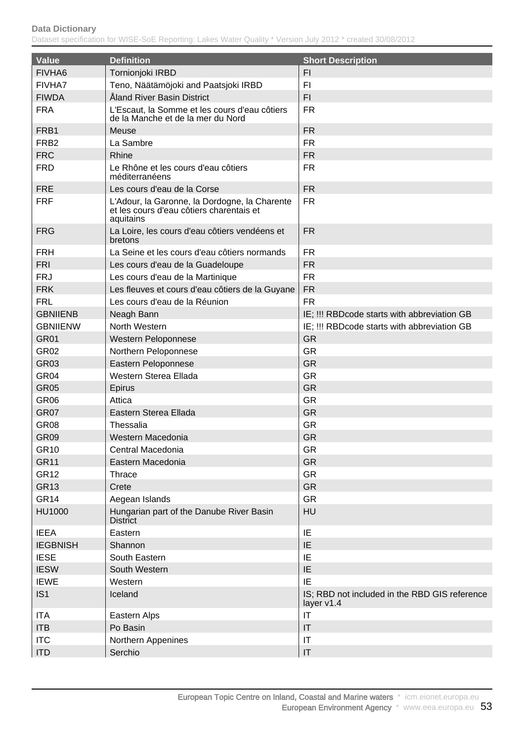| Value | Definition | Short Description |
|---|---|---|
| FIVHA6 | Tornionjoki IRBD | FI |
| FIVHA7 | Teno, Näätämöjoki and Paatsjoki IRBD | FI |
| FIWDA | Åland River Basin District | FI |
| FRA | L'Escaut, la Somme et les cours d'eau côtiers de la Manche et de la mer du Nord | FR |
| FRB1 | Meuse | FR |
| FRB2 | La Sambre | FR |
| FRC | Rhine | FR |
| FRD | Le Rhône et les cours d'eau côtiers méditerranéens | FR |
| FRE | Les cours d'eau de la Corse | FR |
| FRF | L'Adour, la Garonne, la Dordogne, la Charente et les cours d'eau côtiers charentais et aquitains | FR |
| FRG | La Loire, les cours d'eau côtiers vendéens et bretons | FR |
| FRH | La Seine et les cours d'eau côtiers normands | FR |
| FRI | Les cours d'eau de la Guadeloupe | FR |
| FRJ | Les cours d'eau de la Martinique | FR |
| FRK | Les fleuves et cours d'eau côtiers de la Guyane | FR |
| FRL | Les cours d'eau de la Réunion | FR |
| GBNIIENB | Neagh Bann | IE; !!! RBDcode starts with abbreviation GB |
| GBNIIENW | North Western | IE; !!! RBDcode starts with abbreviation GB |
| GR01 | Western Peloponnese | GR |
| GR02 | Northern Peloponnese | GR |
| GR03 | Eastern Peloponnese | GR |
| GR04 | Western Sterea Ellada | GR |
| GR05 | Epirus | GR |
| GR06 | Attica | GR |
| GR07 | Eastern Sterea Ellada | GR |
| GR08 | Thessalia | GR |
| GR09 | Western Macedonia | GR |
| GR10 | Central Macedonia | GR |
| GR11 | Eastern Macedonia | GR |
| GR12 | Thrace | GR |
| GR13 | Crete | GR |
| GR14 | Aegean Islands | GR |
| HU1000 | Hungarian part of the Danube River Basin District | HU |
| IEEA | Eastern | IE |
| IEGBNISH | Shannon | IE |
| IESE | South Eastern | IE |
| IESW | South Western | IE |
| IEWE | Western | IE |
| IS1 | Iceland | IS; RBD not included in the RBD GIS reference layer v1.4 |
| ITA | Eastern Alps | IT |
| ITB | Po Basin | IT |
| ITC | Northern Appenines | IT |
| ITD | Serchio | IT |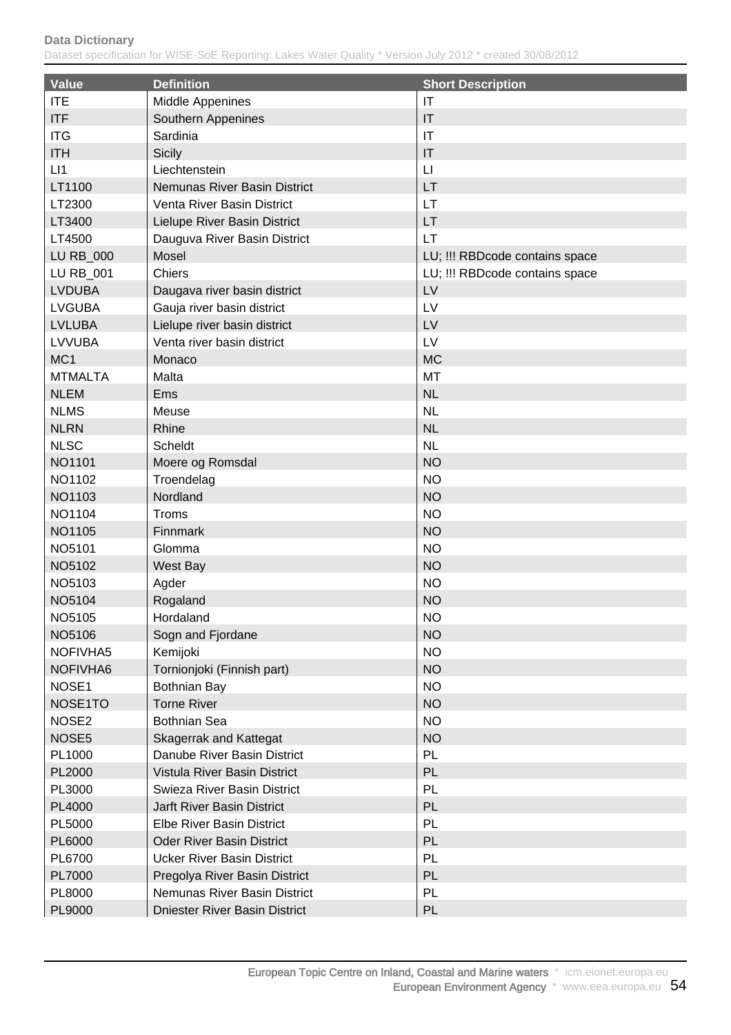| Value | Definition | Short Description |
|---|---|---|
| ITE | Middle Appenines | IT |
| ITF | Southern Appenines | IT |
| ITG | Sardinia | IT |
| ITH | Sicily | IT |
| LI1 | Liechtenstein | LI |
| LT1100 | Nemunas River Basin District | LT |
| LT2300 | Venta River Basin District | LT |
| LT3400 | Lielupe River Basin District | LT |
| LT4500 | Dauguva River Basin District | LT |
| LU RB_000 | Mosel | LU; !!! RBDcode contains space |
| LU RB_001 | Chiers | LU; !!! RBDcode contains space |
| LVDUBA | Daugava river basin district | LV |
| LVGUBA | Gauja river basin district | LV |
| LVLUBA | Lielupe river basin district | LV |
| LVVUBA | Venta river basin district | LV |
| MC1 | Monaco | MC |
| MTMALTA | Malta | MT |
| NLEM | Ems | NL |
| NLMS | Meuse | NL |
| NLRN | Rhine | NL |
| NLSC | Scheldt | NL |
| NO1101 | Moere og Romsdal | NO |
| NO1102 | Troendelag | NO |
| NO1103 | Nordland | NO |
| NO1104 | Troms | NO |
| NO1105 | Finnmark | NO |
| NO5101 | Glomma | NO |
| NO5102 | West Bay | NO |
| NO5103 | Agder | NO |
| NO5104 | Rogaland | NO |
| NO5105 | Hordaland | NO |
| NO5106 | Sogn and Fjordane | NO |
| NOFIVHA5 | Kemijoki | NO |
| NOFIVHA6 | Tornionjoki (Finnish part) | NO |
| NOSE1 | Bothnian Bay | NO |
| NOSE1TO | Torne River | NO |
| NOSE2 | Bothnian Sea | NO |
| NOSE5 | Skagerrak and Kattegat | NO |
| PL1000 | Danube River Basin District | PL |
| PL2000 | Vistula River Basin District | PL |
| PL3000 | Swieza River Basin District | PL |
| PL4000 | Jarft River Basin District | PL |
| PL5000 | Elbe River Basin District | PL |
| PL6000 | Oder River Basin District | PL |
| PL6700 | Ucker River Basin District | PL |
| PL7000 | Pregolya River Basin District | PL |
| PL8000 | Nemunas River Basin District | PL |
| PL9000 | Dniester River Basin District | PL |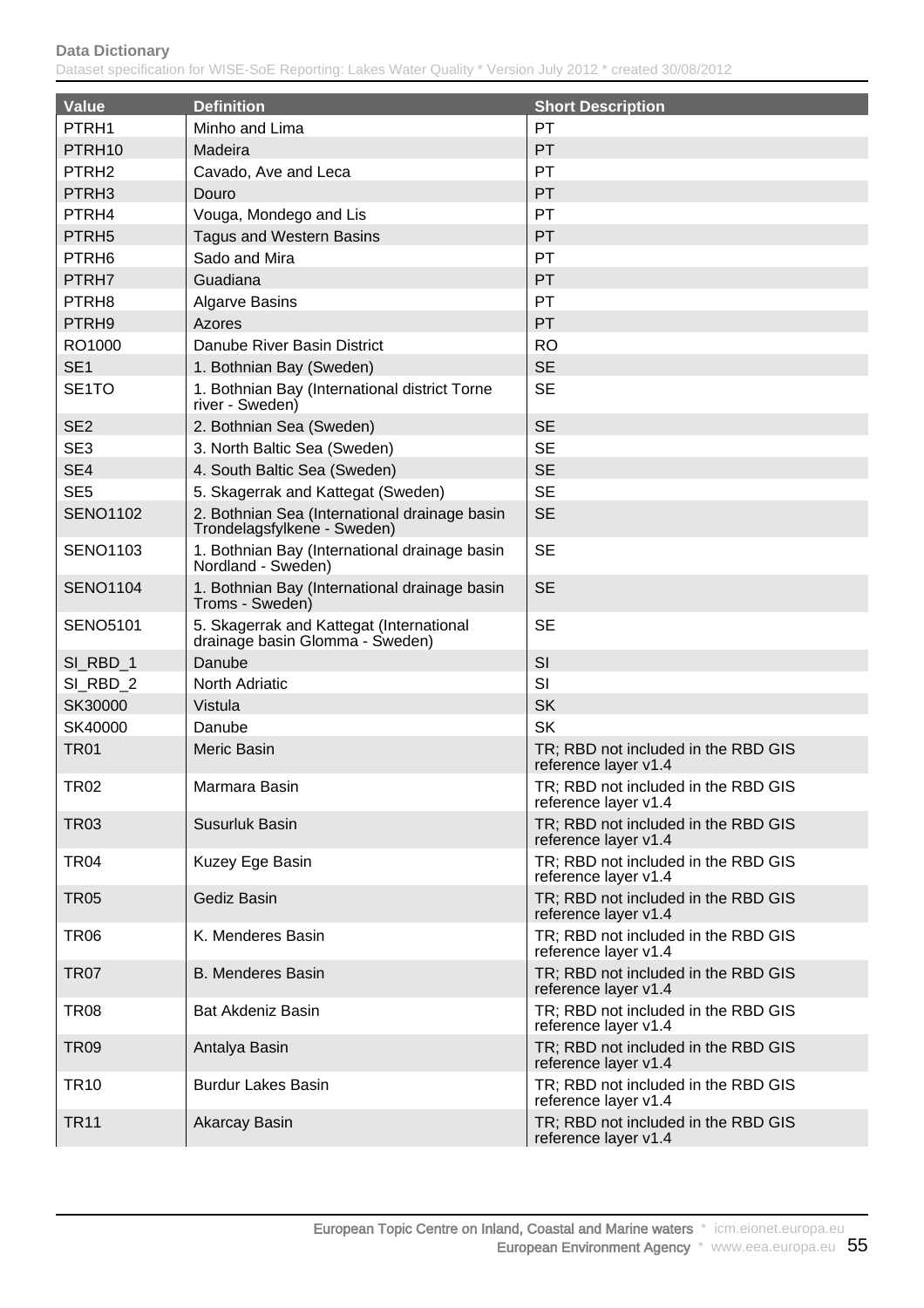| Value | Definition | Short Description |
|---|---|---|
| PTRH1 | Minho and Lima | PT |
| PTRH10 | Madeira | PT |
| PTRH2 | Cavado, Ave and Leca | PT |
| PTRH3 | Douro | PT |
| PTRH4 | Vouga, Mondego and Lis | PT |
| PTRH5 | Tagus and Western Basins | PT |
| PTRH6 | Sado and Mira | PT |
| PTRH7 | Guadiana | PT |
| PTRH8 | Algarve Basins | PT |
| PTRH9 | Azores | PT |
| RO1000 | Danube River Basin District | RO |
| SE1 | 1. Bothnian Bay (Sweden) | SE |
| SE1TO | 1. Bothnian Bay (International district Torne river - Sweden) | SE |
| SE2 | 2. Bothnian Sea (Sweden) | SE |
| SE3 | 3. North Baltic Sea (Sweden) | SE |
| SE4 | 4. South Baltic Sea (Sweden) | SE |
| SE5 | 5. Skagerrak and Kattegat (Sweden) | SE |
| SENO1102 | 2. Bothnian Sea (International drainage basin Trondelagsfylkene - Sweden) | SE |
| SENO1103 | 1. Bothnian Bay (International drainage basin Nordland - Sweden) | SE |
| SENO1104 | 1. Bothnian Bay (International drainage basin Troms - Sweden) | SE |
| SENO5101 | 5. Skagerrak and Kattegat (International drainage basin Glomma - Sweden) | SE |
| SI_RBD_1 | Danube | SI |
| SI_RBD_2 | North Adriatic | SI |
| SK30000 | Vistula | SK |
| SK40000 | Danube | SK |
| TR01 | Meric Basin | TR; RBD not included in the RBD GIS reference layer v1.4 |
| TR02 | Marmara Basin | TR; RBD not included in the RBD GIS reference layer v1.4 |
| TR03 | Susurluk Basin | TR; RBD not included in the RBD GIS reference layer v1.4 |
| TR04 | Kuzey Ege Basin | TR; RBD not included in the RBD GIS reference layer v1.4 |
| TR05 | Gediz Basin | TR; RBD not included in the RBD GIS reference layer v1.4 |
| TR06 | K. Menderes Basin | TR; RBD not included in the RBD GIS reference layer v1.4 |
| TR07 | B. Menderes Basin | TR; RBD not included in the RBD GIS reference layer v1.4 |
| TR08 | Bat Akdeniz Basin | TR; RBD not included in the RBD GIS reference layer v1.4 |
| TR09 | Antalya Basin | TR; RBD not included in the RBD GIS reference layer v1.4 |
| TR10 | Burdur Lakes Basin | TR; RBD not included in the RBD GIS reference layer v1.4 |
| TR11 | Akarcay Basin | TR; RBD not included in the RBD GIS reference layer v1.4 |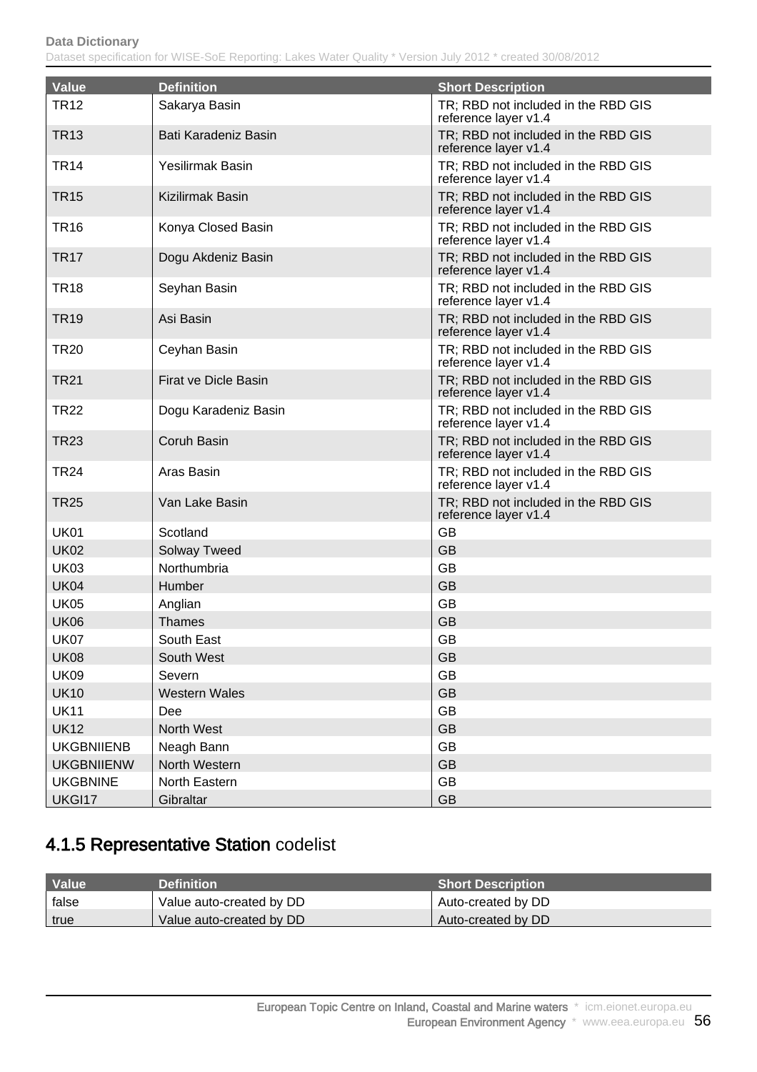| Value | Definition | Short Description |
| --- | --- | --- |
| TR12 | Sakarya Basin | TR; RBD not included in the RBD GIS reference layer v1.4 |
| TR13 | Bati Karadeniz Basin | TR; RBD not included in the RBD GIS reference layer v1.4 |
| TR14 | Yesilirmak Basin | TR; RBD not included in the RBD GIS reference layer v1.4 |
| TR15 | Kizilirmak Basin | TR; RBD not included in the RBD GIS reference layer v1.4 |
| TR16 | Konya Closed Basin | TR; RBD not included in the RBD GIS reference layer v1.4 |
| TR17 | Dogu Akdeniz Basin | TR; RBD not included in the RBD GIS reference layer v1.4 |
| TR18 | Seyhan Basin | TR; RBD not included in the RBD GIS reference layer v1.4 |
| TR19 | Asi Basin | TR; RBD not included in the RBD GIS reference layer v1.4 |
| TR20 | Ceyhan Basin | TR; RBD not included in the RBD GIS reference layer v1.4 |
| TR21 | Firat ve Dicle Basin | TR; RBD not included in the RBD GIS reference layer v1.4 |
| TR22 | Dogu Karadeniz Basin | TR; RBD not included in the RBD GIS reference layer v1.4 |
| TR23 | Coruh Basin | TR; RBD not included in the RBD GIS reference layer v1.4 |
| TR24 | Aras Basin | TR; RBD not included in the RBD GIS reference layer v1.4 |
| TR25 | Van Lake Basin | TR; RBD not included in the RBD GIS reference layer v1.4 |
| UK01 | Scotland | GB |
| UK02 | Solway Tweed | GB |
| UK03 | Northumbria | GB |
| UK04 | Humber | GB |
| UK05 | Anglian | GB |
| UK06 | Thames | GB |
| UK07 | South East | GB |
| UK08 | South West | GB |
| UK09 | Severn | GB |
| UK10 | Western Wales | GB |
| UK11 | Dee | GB |
| UK12 | North West | GB |
| UKGBNIIENB | Neagh Bann | GB |
| UKGBNIIENW | North Western | GB |
| UKGBNINE | North Eastern | GB |
| UKGI17 | Gibraltar | GB |

## 4.1.5 Representative Station codelist

| Value | Definition | Short Description |
| --- | --- | --- |
| false | Value auto-created by DD | Auto-created by DD |
| true | Value auto-created by DD | Auto-created by DD |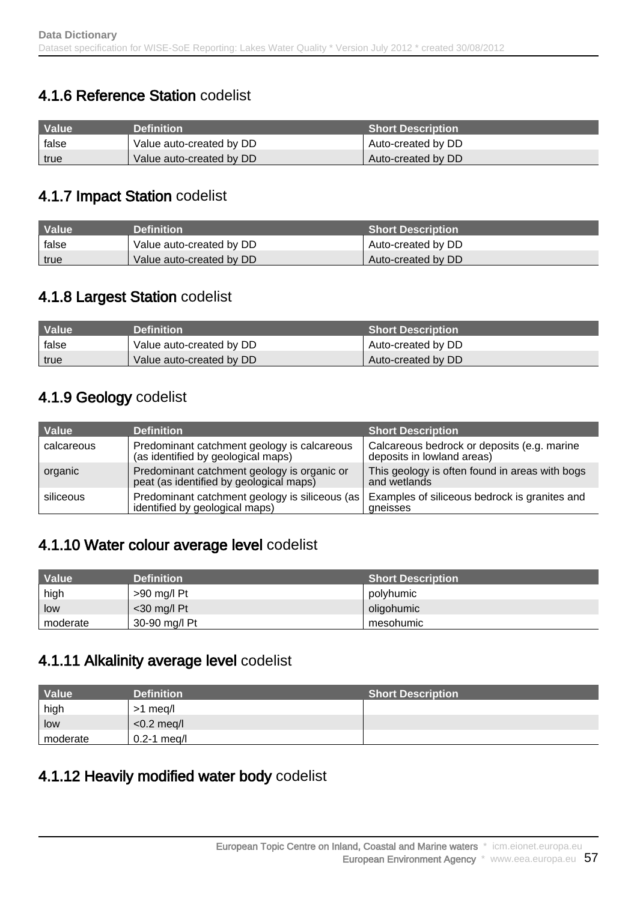## 4.1.6 **Reference Station** codelist

| Value | Definition | Short Description |
|---|---|---|
| false | Value auto-created by DD | Auto-created by DD |
| true | Value auto-created by DD | Auto-created by DD |

## 4.1.7 **Impact Station** codelist

| Value | Definition | Short Description |
|---|---|---|
| false | Value auto-created by DD | Auto-created by DD |
| true | Value auto-created by DD | Auto-created by DD |

## 4.1.8 **Largest Station** codelist

| Value | Definition | Short Description |
|---|---|---|
| false | Value auto-created by DD | Auto-created by DD |
| true | Value auto-created by DD | Auto-created by DD |

## 4.1.9 **Geology** codelist

| Value | Definition | Short Description |
|---|---|---|
| calcareous | Predominant catchment geology is calcareous (as identified by geological maps) | Calcareous bedrock or deposits (e.g. marine deposits in lowland areas) |
| organic | Predominant catchment geology is organic or peat (as identified by geological maps) | This geology is often found in areas with bogs and wetlands |
| siliceous | Predominant catchment geology is siliceous (as identified by geological maps) | Examples of siliceous bedrock is granites and gneisses |

## 4.1.10 **Water colour average level** codelist

| Value | Definition | Short Description |
|---|---|---|
| high | >90 mg/l Pt | polyhumic |
| low | <30 mg/l Pt | oligohumic |
| moderate | 30-90 mg/l Pt | mesohumic |

## 4.1.11 **Alkalinity average level** codelist

| Value | Definition | Short Description |
|---|---|---|
| high | >1 meq/l | |
| low | <0.2 meq/l | |
| moderate | 0.2-1 meq/l | |

## 4.1.12 **Heavily modified water body** codelist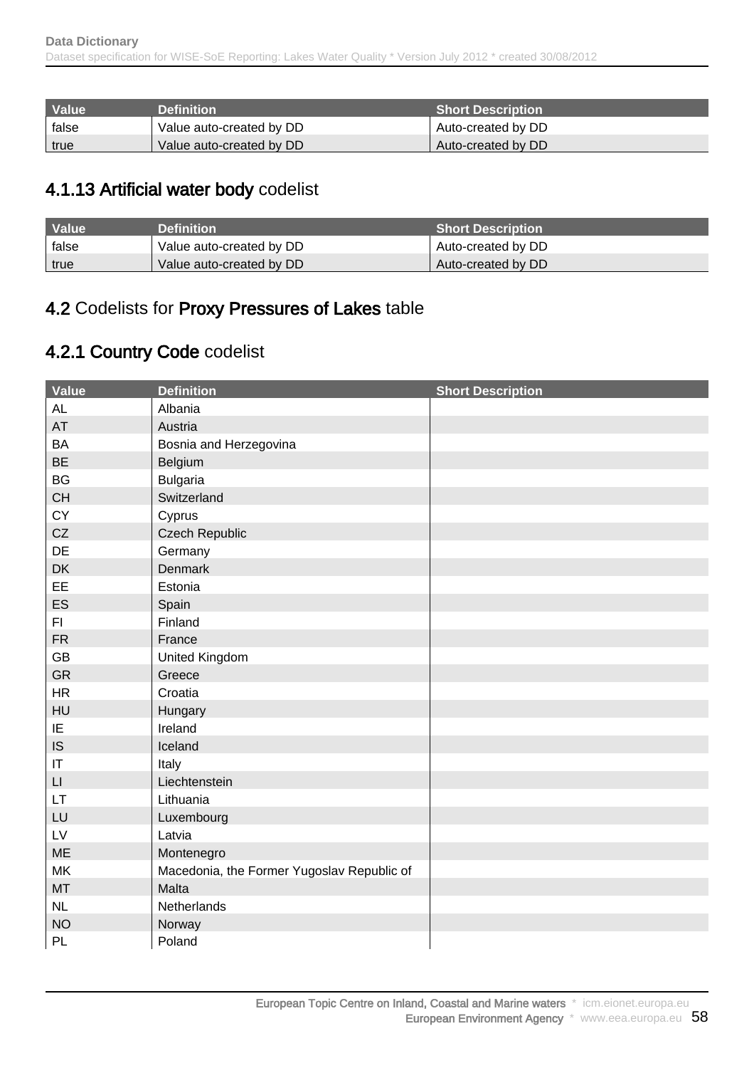| Value | Definition | Short Description |
| --- | --- | --- |
| false | Value auto-created by DD | Auto-created by DD |
| true | Value auto-created by DD | Auto-created by DD |

### 4.1.13 Artificial water body codelist

| Value | Definition | Short Description |
| --- | --- | --- |
| false | Value auto-created by DD | Auto-created by DD |
| true | Value auto-created by DD | Auto-created by DD |

## 4.2 Codelists for Proxy Pressures of Lakes table

### 4.2.1 Country Code codelist

| Value | Definition | Short Description |
| --- | --- | --- |
| AL | Albania | |
| AT | Austria | |
| BA | Bosnia and Herzegovina | |
| BE | Belgium | |
| BG | Bulgaria | |
| CH | Switzerland | |
| CY | Cyprus | |
| CZ | Czech Republic | |
| DE | Germany | |
| DK | Denmark | |
| EE | Estonia | |
| ES | Spain | |
| FI | Finland | |
| FR | France | |
| GB | United Kingdom | |
| GR | Greece | |
| HR | Croatia | |
| HU | Hungary | |
| IE | Ireland | |
| IS | Iceland | |
| IT | Italy | |
| LI | Liechtenstein | |
| LT | Lithuania | |
| LU | Luxembourg | |
| LV | Latvia | |
| ME | Montenegro | |
| MK | Macedonia, the Former Yugoslav Republic of | |
| MT | Malta | |
| NL | Netherlands | |
| NO | Norway | |
| PL | Poland | |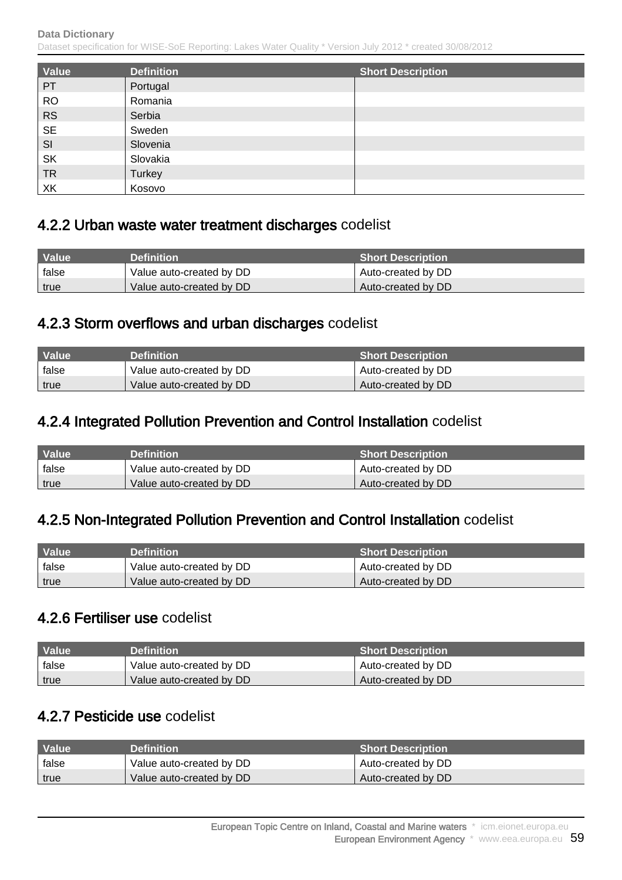| Value | Definition | Short Description |
|---|---|---|
| PT | Portugal | |
| RO | Romania | |
| RS | Serbia | |
| SE | Sweden | |
| SI | Slovenia | |
| SK | Slovakia | |
| TR | Turkey | |
| XK | Kosovo | |

## 4.2.2 Urban waste water treatment discharges codelist

| Value | Definition | Short Description |
|---|---|---|
| false | Value auto-created by DD | Auto-created by DD |
| true | Value auto-created by DD | Auto-created by DD |

## 4.2.3 Storm overflows and urban discharges codelist

| Value | Definition | Short Description |
|---|---|---|
| false | Value auto-created by DD | Auto-created by DD |
| true | Value auto-created by DD | Auto-created by DD |

## 4.2.4 Integrated Pollution Prevention and Control Installation codelist

| Value | Definition | Short Description |
|---|---|---|
| false | Value auto-created by DD | Auto-created by DD |
| true | Value auto-created by DD | Auto-created by DD |

## 4.2.5 Non-Integrated Pollution Prevention and Control Installation codelist

| Value | Definition | Short Description |
|---|---|---|
| false | Value auto-created by DD | Auto-created by DD |
| true | Value auto-created by DD | Auto-created by DD |

## 4.2.6 Fertiliser use codelist

| Value | Definition | Short Description |
|---|---|---|
| false | Value auto-created by DD | Auto-created by DD |
| true | Value auto-created by DD | Auto-created by DD |

## 4.2.7 Pesticide use codelist

| Value | Definition | Short Description |
|---|---|---|
| false | Value auto-created by DD | Auto-created by DD |
| true | Value auto-created by DD | Auto-created by DD |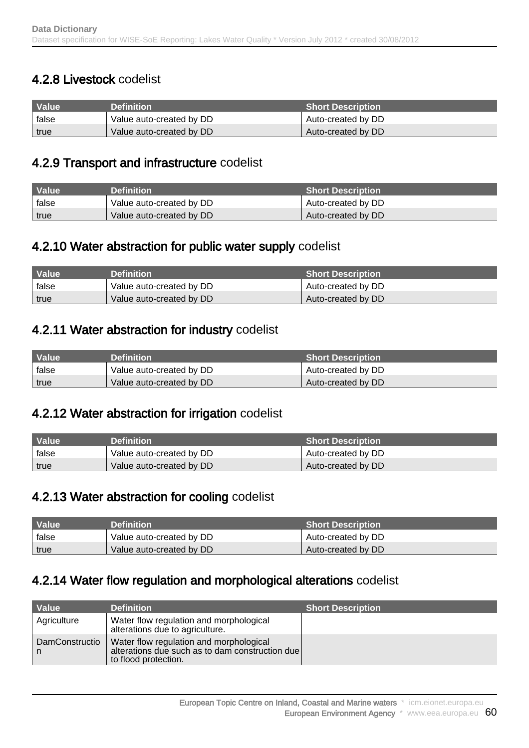### 4.2.8 **Livestock** codelist

| Value | Definition | Short Description |
|---|---|---|
| false | Value auto-created by DD | Auto-created by DD |
| true | Value auto-created by DD | Auto-created by DD |

### 4.2.9 **Transport and infrastructure** codelist

| Value | Definition | Short Description |
|---|---|---|
| false | Value auto-created by DD | Auto-created by DD |
| true | Value auto-created by DD | Auto-created by DD |

### 4.2.10 **Water abstraction for public water supply** codelist

| Value | Definition | Short Description |
|---|---|---|
| false | Value auto-created by DD | Auto-created by DD |
| true | Value auto-created by DD | Auto-created by DD |

### 4.2.11 **Water abstraction for industry** codelist

| Value | Definition | Short Description |
|---|---|---|
| false | Value auto-created by DD | Auto-created by DD |
| true | Value auto-created by DD | Auto-created by DD |

### 4.2.12 **Water abstraction for irrigation** codelist

| Value | Definition | Short Description |
|---|---|---|
| false | Value auto-created by DD | Auto-created by DD |
| true | Value auto-created by DD | Auto-created by DD |

### 4.2.13 **Water abstraction for cooling** codelist

| Value | Definition | Short Description |
|---|---|---|
| false | Value auto-created by DD | Auto-created by DD |
| true | Value auto-created by DD | Auto-created by DD |

### 4.2.14 **Water flow regulation and morphological alterations** codelist

| Value | Definition | Short Description |
|---|---|---|
| Agriculture | Water flow regulation and morphological alterations due to agriculture. | |
| DamConstruction | Water flow regulation and morphological alterations due such as to dam construction due to flood protection. | |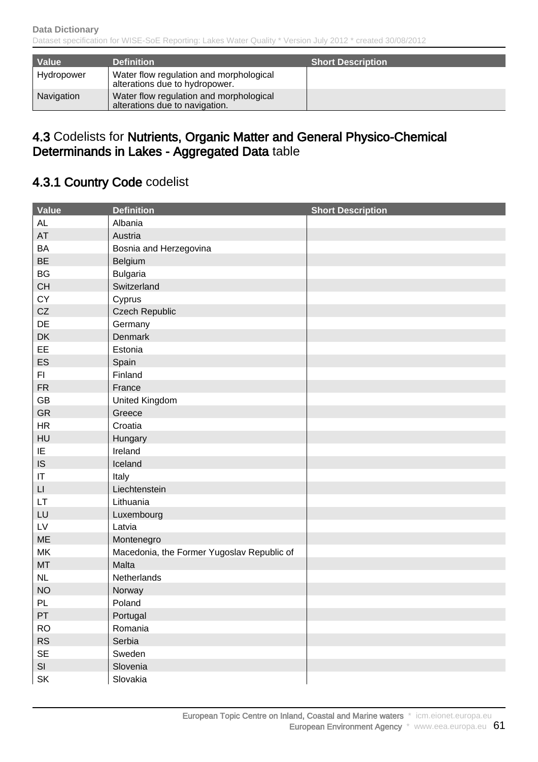| Value | Definition | Short Description |
|---|---|---|
| Hydropower | Water flow regulation and morphological alterations due to hydropower. | |
| Navigation | Water flow regulation and morphological alterations due to navigation. | |

## 4.3 Codelists for **Nutrients, Organic Matter and General Physico-Chemical Determinands in Lakes - Aggregated Data** table

### 4.3.1 **Country Code** codelist

| Value | Definition | Short Description |
|---|---|---|
| AL | Albania | |
| AT | Austria | |
| BA | Bosnia and Herzegovina | |
| BE | Belgium | |
| BG | Bulgaria | |
| CH | Switzerland | |
| CY | Cyprus | |
| CZ | Czech Republic | |
| DE | Germany | |
| DK | Denmark | |
| EE | Estonia | |
| ES | Spain | |
| FI | Finland | |
| FR | France | |
| GB | United Kingdom | |
| GR | Greece | |
| HR | Croatia | |
| HU | Hungary | |
| IE | Ireland | |
| IS | Iceland | |
| IT | Italy | |
| LI | Liechtenstein | |
| LT | Lithuania | |
| LU | Luxembourg | |
| LV | Latvia | |
| ME | Montenegro | |
| MK | Macedonia, the Former Yugoslav Republic of | |
| MT | Malta | |
| NL | Netherlands | |
| NO | Norway | |
| PL | Poland | |
| PT | Portugal | |
| RO | Romania | |
| RS | Serbia | |
| SE | Sweden | |
| SI | Slovenia | |
| SK | Slovakia | |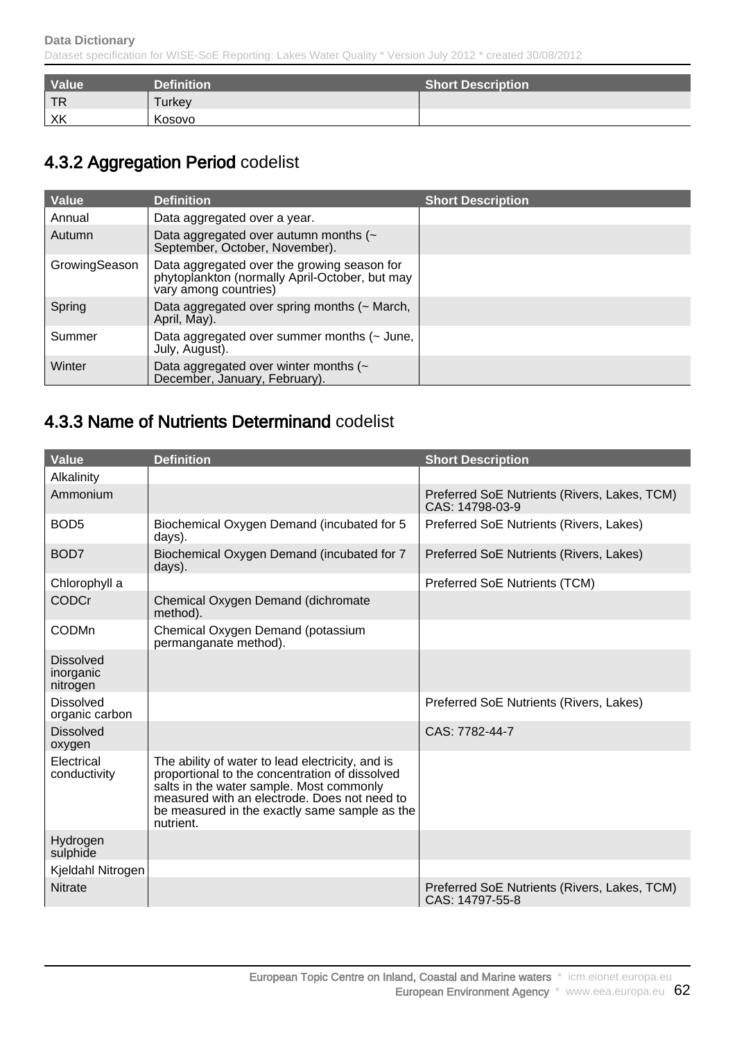| Value | Definition | Short Description |
|---|---|---|
| TR | Turkey | |
| XK | Kosovo | |

## 4.3.2 Aggregation Period codelist

| Value | Definition | Short Description |
|---|---|---|
| Annual | Data aggregated over a year. | |
| Autumn | Data aggregated over autumn months (~ September, October, November). | |
| GrowingSeason | Data aggregated over the growing season for phytoplankton (normally April-October, but may vary among countries) | |
| Spring | Data aggregated over spring months (~ March, April, May). | |
| Summer | Data aggregated over summer months (~ June, July, August). | |
| Winter | Data aggregated over winter months (~ December, January, February). | |

## 4.3.3 Name of Nutrients Determinand codelist

| Value | Definition | Short Description |
|---|---|---|
| Alkalinity | | |
| Ammonium | | Preferred SoE Nutrients (Rivers, Lakes, TCM) CAS: 14798-03-9 |
| BOD5 | Biochemical Oxygen Demand (incubated for 5 days). | Preferred SoE Nutrients (Rivers, Lakes) |
| BOD7 | Biochemical Oxygen Demand (incubated for 7 days). | Preferred SoE Nutrients (Rivers, Lakes) |
| Chlorophyll a | | Preferred SoE Nutrients (TCM) |
| CODCr | Chemical Oxygen Demand (dichromate method). | |
| CODMn | Chemical Oxygen Demand (potassium permanganate method). | |
| Dissolved inorganic nitrogen | | |
| Dissolved organic carbon | | Preferred SoE Nutrients (Rivers, Lakes) |
| Dissolved oxygen | | CAS: 7782-44-7 |
| Electrical conductivity | The ability of water to lead electricity, and is proportional to the concentration of dissolved salts in the water sample. Most commonly measured with an electrode. Does not need to be measured in the exactly same sample as the nutrient. | |
| Hydrogen sulphide | | |
| Kjeldahl Nitrogen | | |
| Nitrate | | Preferred SoE Nutrients (Rivers, Lakes, TCM) CAS: 14797-55-8 |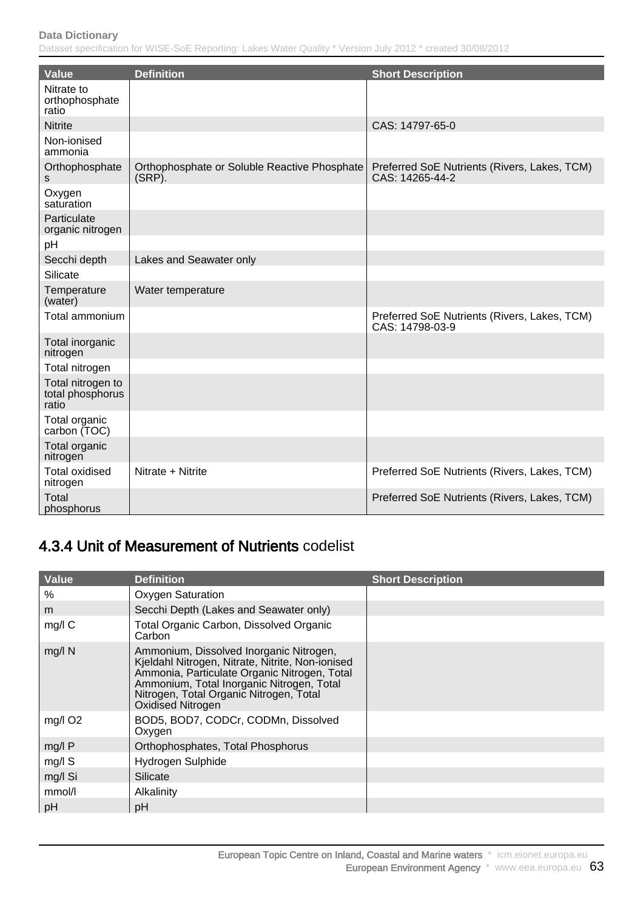| Value | Definition | Short Description |
|---|---|---|
| Nitrate to orthophosphate ratio | | |
| Nitrite | | CAS: 14797-65-0 |
| Non-ionised ammonia | | |
| Orthophosphates | Orthophosphate or Soluble Reactive Phosphate (SRP). | Preferred SoE Nutrients (Rivers, Lakes, TCM) CAS: 14265-44-2 |
| Oxygen saturation | | |
| Particulate organic nitrogen | | |
| pH | | |
| Secchi depth | Lakes and Seawater only | |
| Silicate | | |
| Temperature (water) | Water temperature | |
| Total ammonium | | Preferred SoE Nutrients (Rivers, Lakes, TCM) CAS: 14798-03-9 |
| Total inorganic nitrogen | | |
| Total nitrogen | | |
| Total nitrogen to total phosphorus ratio | | |
| Total organic carbon (TOC) | | |
| Total organic nitrogen | | |
| Total oxidised nitrogen | Nitrate + Nitrite | Preferred SoE Nutrients (Rivers, Lakes, TCM) |
| Total phosphorus | | Preferred SoE Nutrients (Rivers, Lakes, TCM) |

## 4.3.4 Unit of Measurement of Nutrients codelist

| Value | Definition | Short Description |
|---|---|---|
| % | Oxygen Saturation | |
| m | Secchi Depth (Lakes and Seawater only) | |
| mg/l C | Total Organic Carbon, Dissolved Organic Carbon | |
| mg/l N | Ammonium, Dissolved Inorganic Nitrogen, Kjeldahl Nitrogen, Nitrate, Nitrite, Non-ionised Ammonia, Particulate Organic Nitrogen, Total Ammonium, Total Inorganic Nitrogen, Total Nitrogen, Total Organic Nitrogen, Total Oxidised Nitrogen | |
| mg/l O2 | BOD5, BOD7, CODCr, CODMn, Dissolved Oxygen | |
| mg/l P | Orthophosphates, Total Phosphorus | |
| mg/l S | Hydrogen Sulphide | |
| mg/l Si | Silicate | |
| mmol/l | Alkalinity | |
| pH | pH | |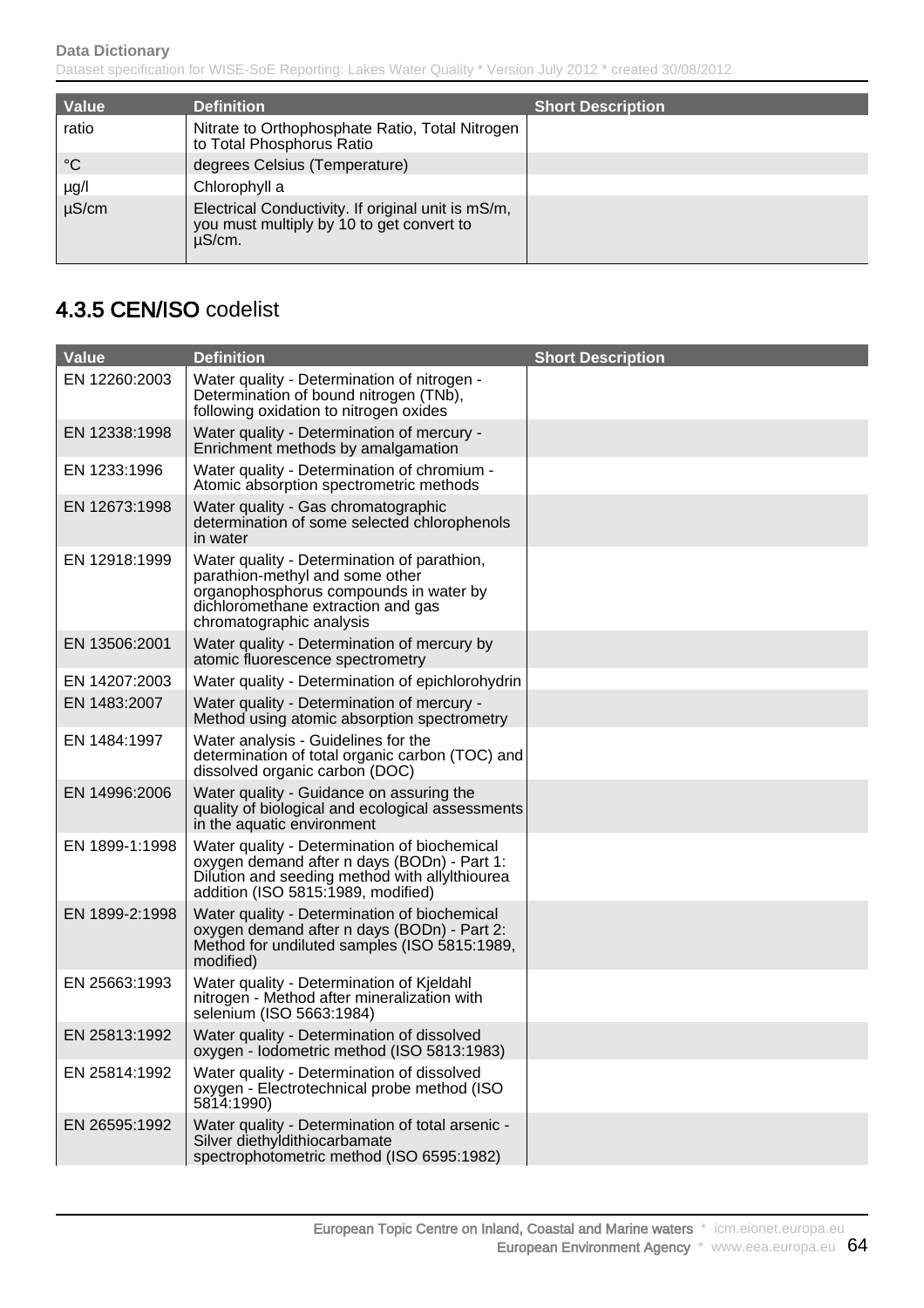| Value | Definition | Short Description |
|---|---|---|
| ratio | Nitrate to Orthophosphate Ratio, Total Nitrogen to Total Phosphorus Ratio | |
| °C | degrees Celsius (Temperature) | |
| µg/l | Chlorophyll a | |
| µS/cm | Electrical Conductivity. If original unit is mS/m, you must multiply by 10 to get convert to µS/cm. | |

## 4.3.5 CEN/ISO codelist

| Value | Definition | Short Description |
|---|---|---|
| EN 12260:2003 | Water quality - Determination of nitrogen - Determination of bound nitrogen (TNb), following oxidation to nitrogen oxides | |
| EN 12338:1998 | Water quality - Determination of mercury - Enrichment methods by amalgamation | |
| EN 1233:1996 | Water quality - Determination of chromium - Atomic absorption spectrometric methods | |
| EN 12673:1998 | Water quality - Gas chromatographic determination of some selected chlorophenols in water | |
| EN 12918:1999 | Water quality - Determination of parathion, parathion-methyl and some other organophosphorus compounds in water by dichloromethane extraction and gas chromatographic analysis | |
| EN 13506:2001 | Water quality - Determination of mercury by atomic fluorescence spectrometry | |
| EN 14207:2003 | Water quality - Determination of epichlorohydrin | |
| EN 1483:2007 | Water quality - Determination of mercury - Method using atomic absorption spectrometry | |
| EN 1484:1997 | Water analysis - Guidelines for the determination of total organic carbon (TOC) and dissolved organic carbon (DOC) | |
| EN 14996:2006 | Water quality - Guidance on assuring the quality of biological and ecological assessments in the aquatic environment | |
| EN 1899-1:1998 | Water quality - Determination of biochemical oxygen demand after n days (BODn) - Part 1: Dilution and seeding method with allylthiourea addition (ISO 5815:1989, modified) | |
| EN 1899-2:1998 | Water quality - Determination of biochemical oxygen demand after n days (BODn) - Part 2: Method for undiluted samples (ISO 5815:1989, modified) | |
| EN 25663:1993 | Water quality - Determination of Kjeldahl nitrogen - Method after mineralization with selenium (ISO 5663:1984) | |
| EN 25813:1992 | Water quality - Determination of dissolved oxygen - Iodometric method (ISO 5813:1983) | |
| EN 25814:1992 | Water quality - Determination of dissolved oxygen - Electrotechnical probe method (ISO 5814:1990) | |
| EN 26595:1992 | Water quality - Determination of total arsenic - Silver diethyldithiocarbamate spectrophotometric method (ISO 6595:1982) | |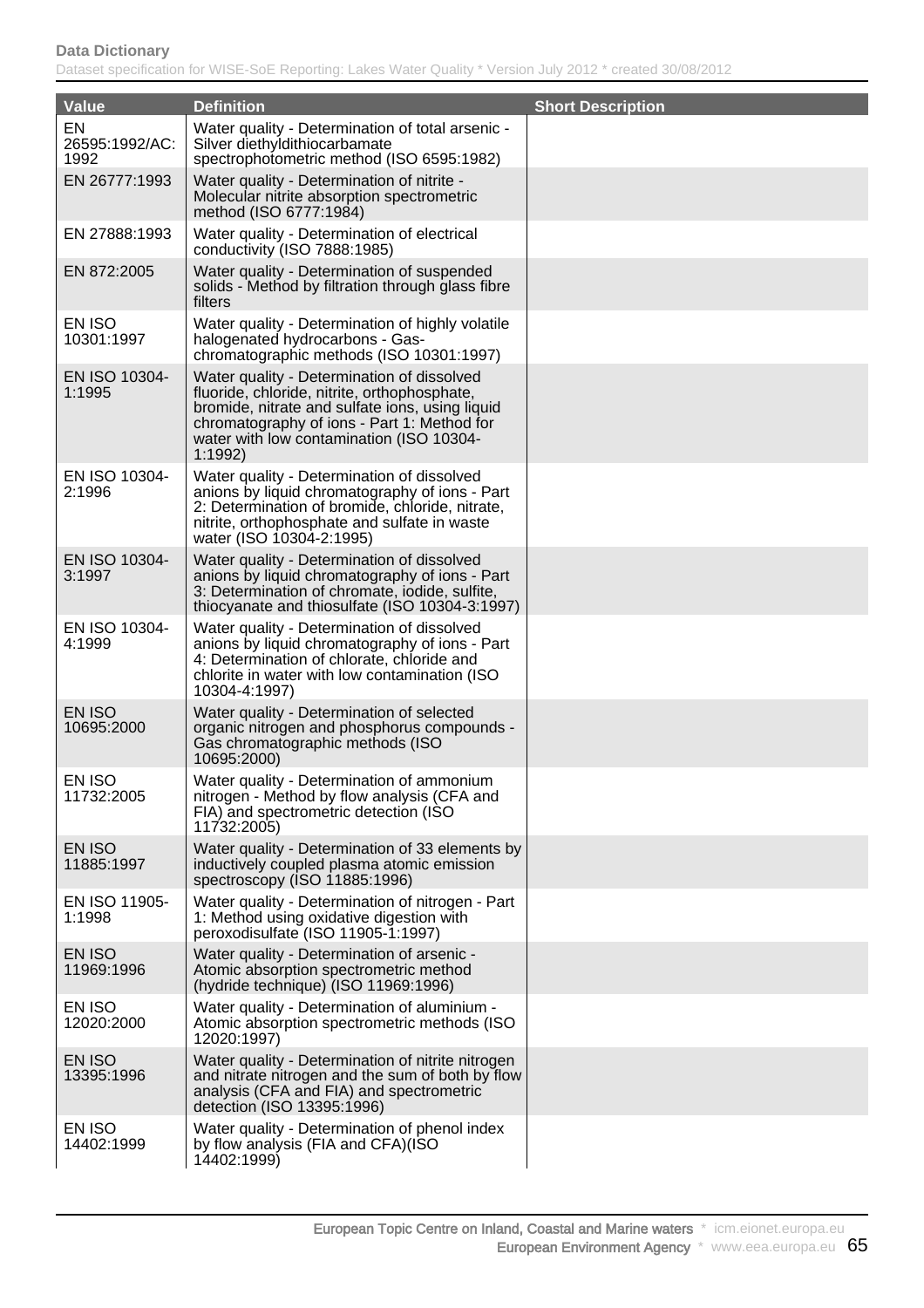| Value | Definition | Short Description |
|---|---|---|
| EN 26595:1992/AC:1992 | Water quality - Determination of total arsenic - Silver diethyldithiocarbamate spectrophotometric method (ISO 6595:1982) | |
| EN 26777:1993 | Water quality - Determination of nitrite - Molecular nitrite absorption spectrometric method (ISO 6777:1984) | |
| EN 27888:1993 | Water quality - Determination of electrical conductivity (ISO 7888:1985) | |
| EN 872:2005 | Water quality - Determination of suspended solids - Method by filtration through glass fibre filters | |
| EN ISO 10301:1997 | Water quality - Determination of highly volatile halogenated hydrocarbons - Gas-chromatographic methods (ISO 10301:1997) | |
| EN ISO 10304-1:1995 | Water quality - Determination of dissolved fluoride, chloride, nitrite, orthophosphate, bromide, nitrate and sulfate ions, using liquid chromatography of ions - Part 1: Method for water with low contamination (ISO 10304-1:1992) | |
| EN ISO 10304-2:1996 | Water quality - Determination of dissolved anions by liquid chromatography of ions - Part 2: Determination of bromide, chloride, nitrate, nitrite, orthophosphate and sulfate in waste water (ISO 10304-2:1995) | |
| EN ISO 10304-3:1997 | Water quality - Determination of dissolved anions by liquid chromatography of ions - Part 3: Determination of chromate, iodide, sulfite, thiocyanate and thiosulfate (ISO 10304-3:1997) | |
| EN ISO 10304-4:1999 | Water quality - Determination of dissolved anions by liquid chromatography of ions - Part 4: Determination of chlorate, chloride and chlorite in water with low contamination (ISO 10304-4:1997) | |
| EN ISO 10695:2000 | Water quality - Determination of selected organic nitrogen and phosphorus compounds - Gas chromatographic methods (ISO 10695:2000) | |
| EN ISO 11732:2005 | Water quality - Determination of ammonium nitrogen - Method by flow analysis (CFA and FIA) and spectrometric detection (ISO 11732:2005) | |
| EN ISO 11885:1997 | Water quality - Determination of 33 elements by inductively coupled plasma atomic emission spectroscopy (ISO 11885:1996) | |
| EN ISO 11905-1:1998 | Water quality - Determination of nitrogen - Part 1: Method using oxidative digestion with peroxodisulfate (ISO 11905-1:1997) | |
| EN ISO 11969:1996 | Water quality - Determination of arsenic - Atomic absorption spectrometric method (hydride technique) (ISO 11969:1996) | |
| EN ISO 12020:2000 | Water quality - Determination of aluminium - Atomic absorption spectrometric methods (ISO 12020:1997) | |
| EN ISO 13395:1996 | Water quality - Determination of nitrite nitrogen and nitrate nitrogen and the sum of both by flow analysis (CFA and FIA) and spectrometric detection (ISO 13395:1996) | |
| EN ISO 14402:1999 | Water quality - Determination of phenol index by flow analysis (FIA and CFA)(ISO 14402:1999) | |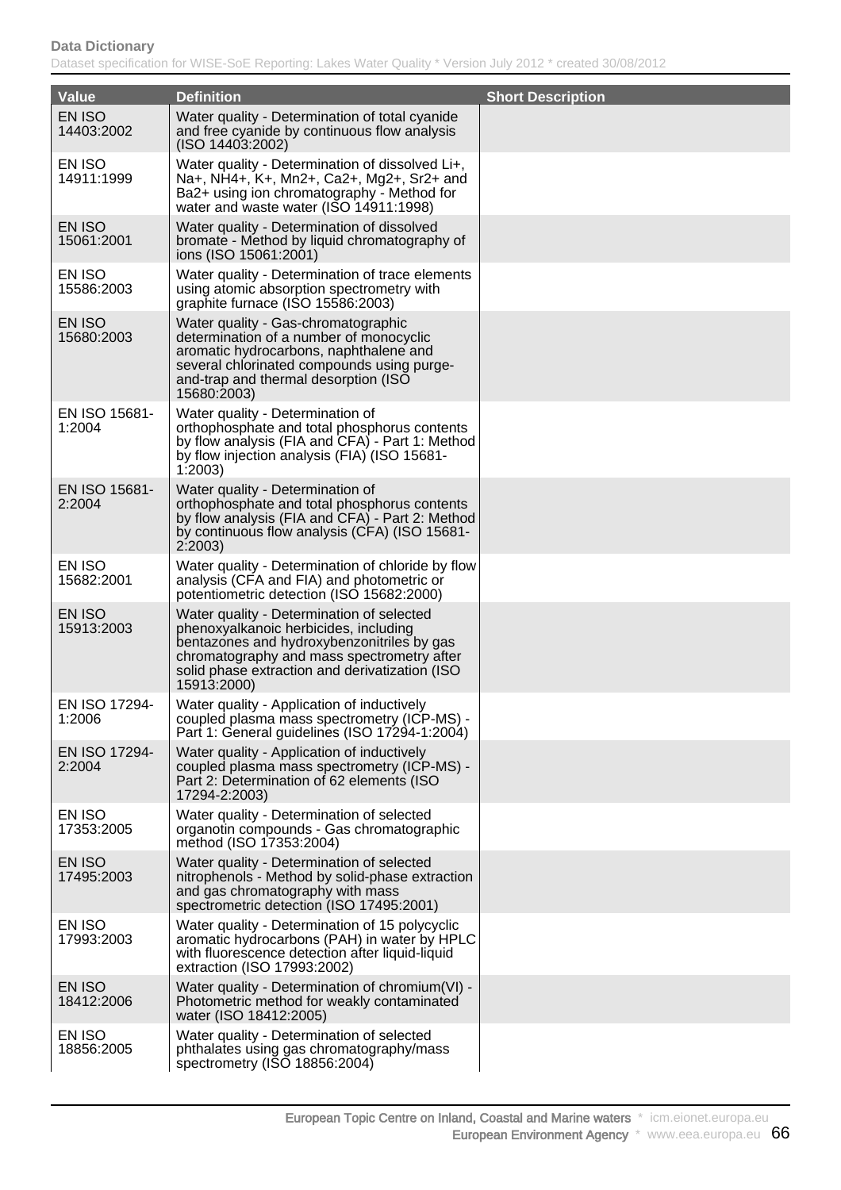| Value | Definition | Short Description |
| --- | --- | --- |
| EN ISO 14403:2002 | Water quality - Determination of total cyanide and free cyanide by continuous flow analysis (ISO 14403:2002) | |
| EN ISO 14911:1999 | Water quality - Determination of dissolved Li+, Na+, NH4+, K+, Mn2+, Ca2+, Mg2+, Sr2+ and Ba2+ using ion chromatography - Method for water and waste water (ISO 14911:1998) | |
| EN ISO 15061:2001 | Water quality - Determination of dissolved bromate - Method by liquid chromatography of ions (ISO 15061:2001) | |
| EN ISO 15586:2003 | Water quality - Determination of trace elements using atomic absorption spectrometry with graphite furnace (ISO 15586:2003) | |
| EN ISO 15680:2003 | Water quality - Gas-chromatographic determination of a number of monocyclic aromatic hydrocarbons, naphthalene and several chlorinated compounds using purge-and-trap and thermal desorption (ISO 15680:2003) | |
| EN ISO 15681-1:2004 | Water quality - Determination of orthophosphate and total phosphorus contents by flow analysis (FIA and CFA) - Part 1: Method by flow injection analysis (FIA) (ISO 15681-1:2003) | |
| EN ISO 15681-2:2004 | Water quality - Determination of orthophosphate and total phosphorus contents by flow analysis (FIA and CFA) - Part 2: Method by continuous flow analysis (CFA) (ISO 15681-2:2003) | |
| EN ISO 15682:2001 | Water quality - Determination of chloride by flow analysis (CFA and FIA) and photometric or potentiometric detection (ISO 15682:2000) | |
| EN ISO 15913:2003 | Water quality - Determination of selected phenoxyalkanoic herbicides, including bentazones and hydroxybenzonitriles by gas chromatography and mass spectrometry after solid phase extraction and derivatization (ISO 15913:2000) | |
| EN ISO 17294-1:2006 | Water quality - Application of inductively coupled plasma mass spectrometry (ICP-MS) - Part 1: General guidelines (ISO 17294-1:2004) | |
| EN ISO 17294-2:2004 | Water quality - Application of inductively coupled plasma mass spectrometry (ICP-MS) - Part 2: Determination of 62 elements (ISO 17294-2:2003) | |
| EN ISO 17353:2005 | Water quality - Determination of selected organotin compounds - Gas chromatographic method (ISO 17353:2004) | |
| EN ISO 17495:2003 | Water quality - Determination of selected nitrophenols - Method by solid-phase extraction and gas chromatography with mass spectrometric detection (ISO 17495:2001) | |
| EN ISO 17993:2003 | Water quality - Determination of 15 polycyclic aromatic hydrocarbons (PAH) in water by HPLC with fluorescence detection after liquid-liquid extraction (ISO 17993:2002) | |
| EN ISO 18412:2006 | Water quality - Determination of chromium(VI) - Photometric method for weakly contaminated water (ISO 18412:2005) | |
| EN ISO 18856:2005 | Water quality - Determination of selected phthalates using gas chromatography/mass spectrometry (ISO 18856:2004) | |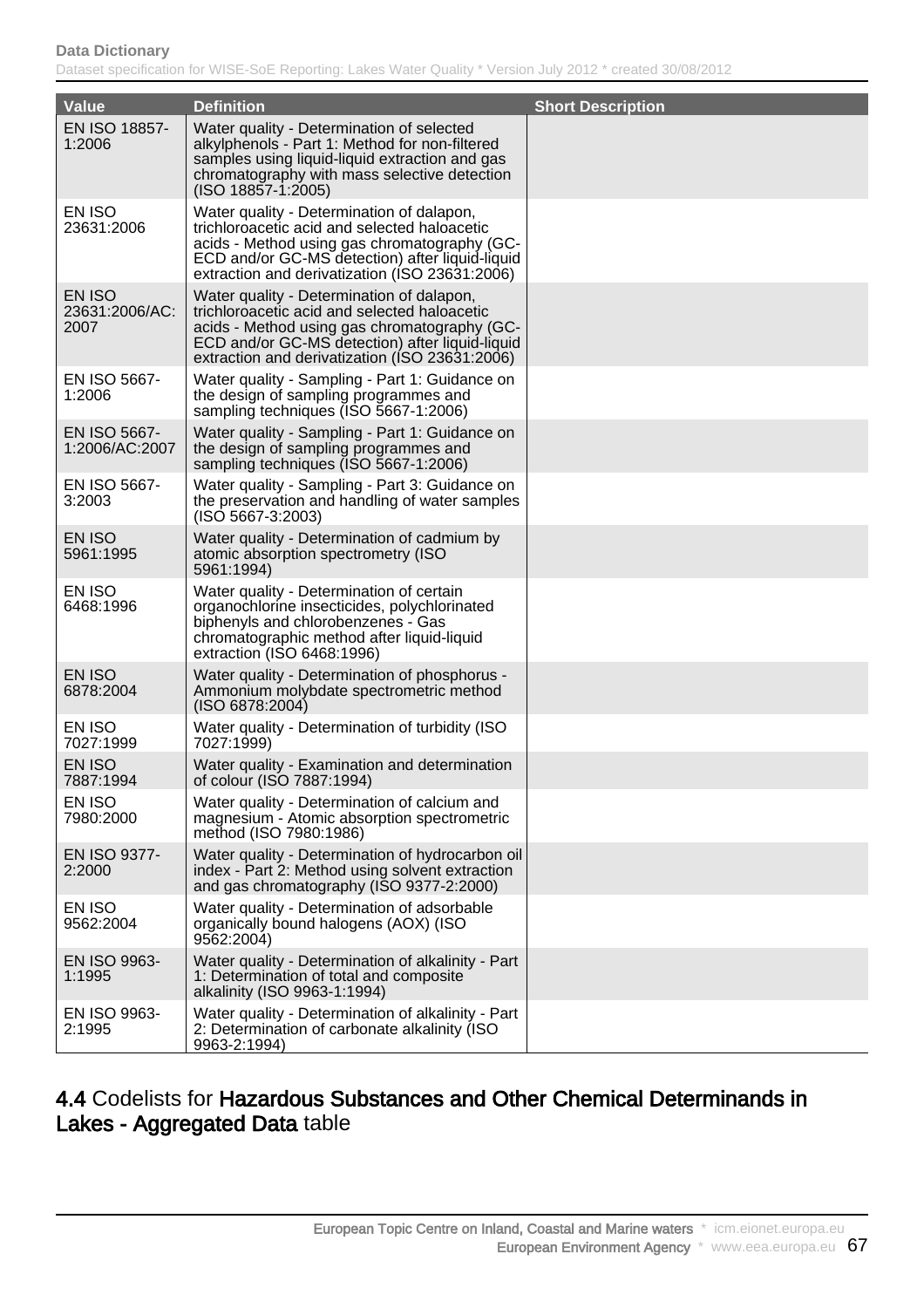| Value | Definition | Short Description |
|---|---|---|
| EN ISO 18857-1:2006 | Water quality - Determination of selected alkylphenols - Part 1: Method for non-filtered samples using liquid-liquid extraction and gas chromatography with mass selective detection (ISO 18857-1:2005) | |
| EN ISO 23631:2006 | Water quality - Determination of dalapon, trichloroacetic acid and selected haloacetic acids - Method using gas chromatography (GC-ECD and/or GC-MS detection) after liquid-liquid extraction and derivatization (ISO 23631:2006) | |
| EN ISO 23631:2006/AC:2007 | Water quality - Determination of dalapon, trichloroacetic acid and selected haloacetic acids - Method using gas chromatography (GC-ECD and/or GC-MS detection) after liquid-liquid extraction and derivatization (ISO 23631:2006) | |
| EN ISO 5667-1:2006 | Water quality - Sampling - Part 1: Guidance on the design of sampling programmes and sampling techniques (ISO 5667-1:2006) | |
| EN ISO 5667-1:2006/AC:2007 | Water quality - Sampling - Part 1: Guidance on the design of sampling programmes and sampling techniques (ISO 5667-1:2006) | |
| EN ISO 5667-3:2003 | Water quality - Sampling - Part 3: Guidance on the preservation and handling of water samples (ISO 5667-3:2003) | |
| EN ISO 5961:1995 | Water quality - Determination of cadmium by atomic absorption spectrometry (ISO 5961:1994) | |
| EN ISO 6468:1996 | Water quality - Determination of certain organochlorine insecticides, polychlorinated biphenyls and chlorobenzenes - Gas chromatographic method after liquid-liquid extraction (ISO 6468:1996) | |
| EN ISO 6878:2004 | Water quality - Determination of phosphorus - Ammonium molybdate spectrometric method (ISO 6878:2004) | |
| EN ISO 7027:1999 | Water quality - Determination of turbidity (ISO 7027:1999) | |
| EN ISO 7887:1994 | Water quality - Examination and determination of colour (ISO 7887:1994) | |
| EN ISO 7980:2000 | Water quality - Determination of calcium and magnesium - Atomic absorption spectrometric method (ISO 7980:1986) | |
| EN ISO 9377-2:2000 | Water quality - Determination of hydrocarbon oil index - Part 2: Method using solvent extraction and gas chromatography (ISO 9377-2:2000) | |
| EN ISO 9562:2004 | Water quality - Determination of adsorbable organically bound halogens (AOX) (ISO 9562:2004) | |
| EN ISO 9963-1:1995 | Water quality - Determination of alkalinity - Part 1: Determination of total and composite alkalinity (ISO 9963-1:1994) | |
| EN ISO 9963-2:1995 | Water quality - Determination of alkalinity - Part 2: Determination of carbonate alkalinity (ISO 9963-2:1994) | |

## 4.4 Codelists for Hazardous Substances and Other Chemical Determinands in Lakes - Aggregated Data table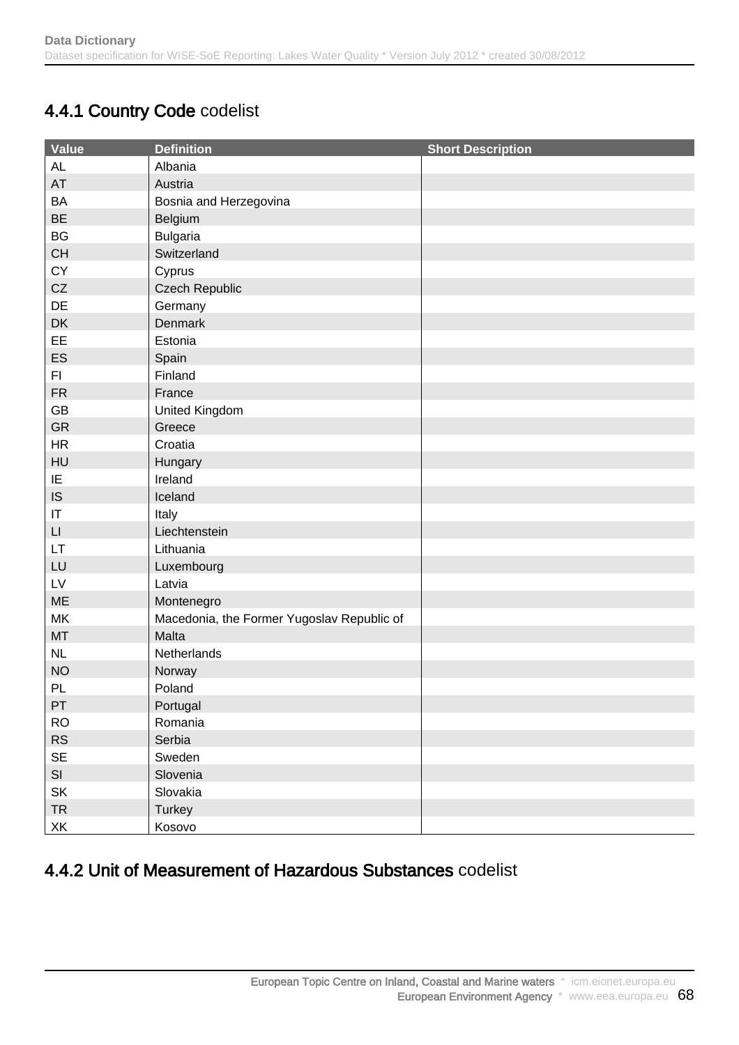## 4.4.1 Country Code codelist

| Value | Definition | Short Description |
|---|---|---|
| AL | Albania | |
| AT | Austria | |
| BA | Bosnia and Herzegovina | |
| BE | Belgium | |
| BG | Bulgaria | |
| CH | Switzerland | |
| CY | Cyprus | |
| CZ | Czech Republic | |
| DE | Germany | |
| DK | Denmark | |
| EE | Estonia | |
| ES | Spain | |
| FI | Finland | |
| FR | France | |
| GB | United Kingdom | |
| GR | Greece | |
| HR | Croatia | |
| HU | Hungary | |
| IE | Ireland | |
| IS | Iceland | |
| IT | Italy | |
| LI | Liechtenstein | |
| LT | Lithuania | |
| LU | Luxembourg | |
| LV | Latvia | |
| ME | Montenegro | |
| MK | Macedonia, the Former Yugoslav Republic of | |
| MT | Malta | |
| NL | Netherlands | |
| NO | Norway | |
| PL | Poland | |
| PT | Portugal | |
| RO | Romania | |
| RS | Serbia | |
| SE | Sweden | |
| SI | Slovenia | |
| SK | Slovakia | |
| TR | Turkey | |
| XK | Kosovo | |

## 4.4.2 Unit of Measurement of Hazardous Substances codelist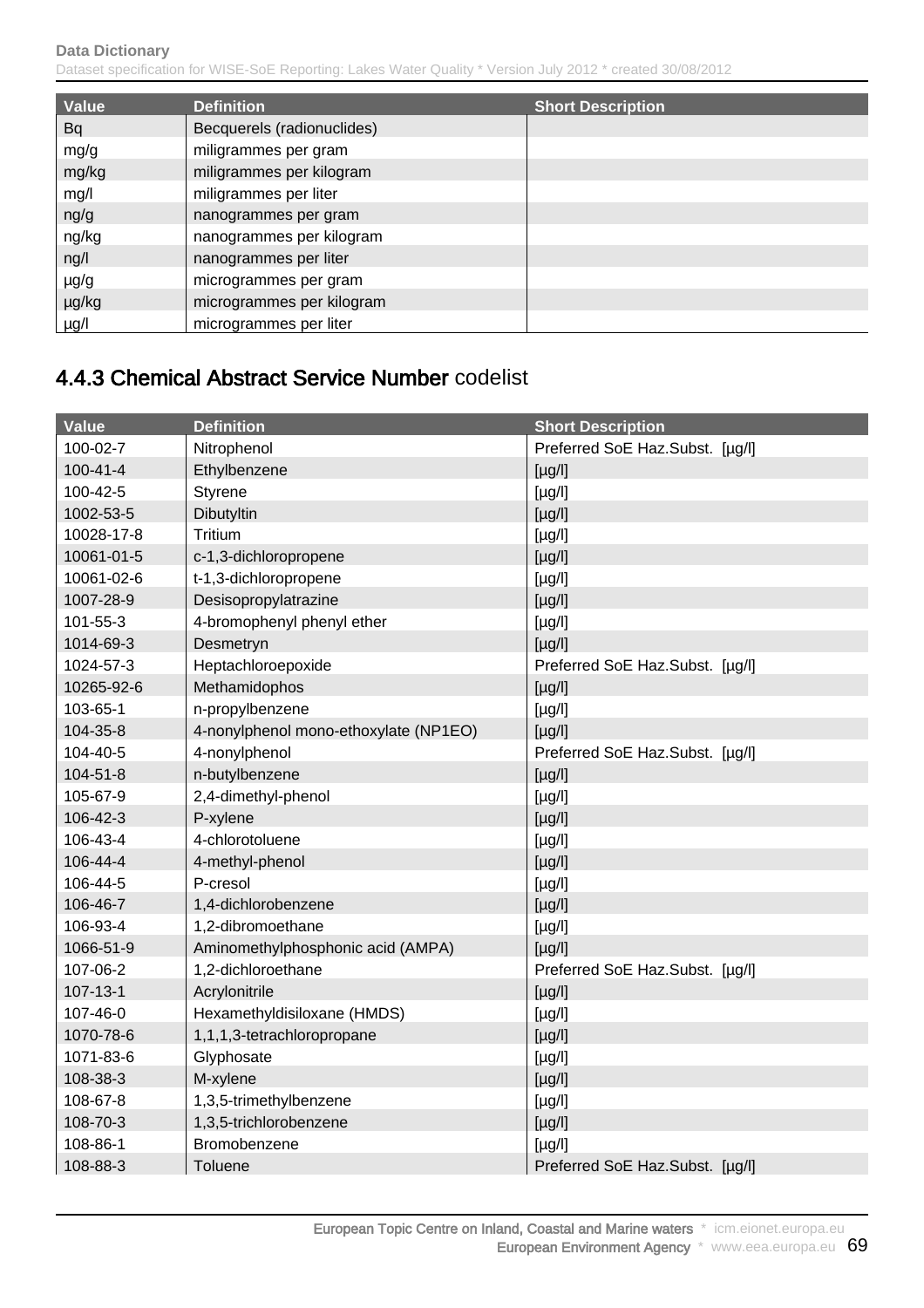| Value | Definition | Short Description |
|---|---|---|
| Bq | Becquerels (radionuclides) | |
| mg/g | miligrammes per gram | |
| mg/kg | miligrammes per kilogram | |
| mg/l | miligrammes per liter | |
| ng/g | nanogrammes per gram | |
| ng/kg | nanogrammes per kilogram | |
| ng/l | nanogrammes per liter | |
| µg/g | microgrammes per gram | |
| µg/kg | microgrammes per kilogram | |
| µg/l | microgrammes per liter | |

## 4.4.3 Chemical Abstract Service Number codelist

| Value | Definition | Short Description |
|---|---|---|
| 100-02-7 | Nitrophenol | Preferred SoE Haz.Subst. [µg/l] |
| 100-41-4 | Ethylbenzene | [µg/l] |
| 100-42-5 | Styrene | [µg/l] |
| 1002-53-5 | Dibutyltin | [µg/l] |
| 10028-17-8 | Tritium | [µg/l] |
| 10061-01-5 | c-1,3-dichloropropene | [µg/l] |
| 10061-02-6 | t-1,3-dichloropropene | [µg/l] |
| 1007-28-9 | Desisopropylatrazine | [µg/l] |
| 101-55-3 | 4-bromophenyl phenyl ether | [µg/l] |
| 1014-69-3 | Desmetryn | [µg/l] |
| 1024-57-3 | Heptachloroepoxide | Preferred SoE Haz.Subst. [µg/l] |
| 10265-92-6 | Methamidophos | [µg/l] |
| 103-65-1 | n-propylbenzene | [µg/l] |
| 104-35-8 | 4-nonylphenol mono-ethoxylate (NP1EO) | [µg/l] |
| 104-40-5 | 4-nonylphenol | Preferred SoE Haz.Subst. [µg/l] |
| 104-51-8 | n-butylbenzene | [µg/l] |
| 105-67-9 | 2,4-dimethyl-phenol | [µg/l] |
| 106-42-3 | P-xylene | [µg/l] |
| 106-43-4 | 4-chlorotoluene | [µg/l] |
| 106-44-4 | 4-methyl-phenol | [µg/l] |
| 106-44-5 | P-cresol | [µg/l] |
| 106-46-7 | 1,4-dichlorobenzene | [µg/l] |
| 106-93-4 | 1,2-dibromoethane | [µg/l] |
| 1066-51-9 | Aminomethylphosphonic acid (AMPA) | [µg/l] |
| 107-06-2 | 1,2-dichloroethane | Preferred SoE Haz.Subst. [µg/l] |
| 107-13-1 | Acrylonitrile | [µg/l] |
| 107-46-0 | Hexamethyldisiloxane (HMDS) | [µg/l] |
| 1070-78-6 | 1,1,1,3-tetrachloropropane | [µg/l] |
| 1071-83-6 | Glyphosate | [µg/l] |
| 108-38-3 | M-xylene | [µg/l] |
| 108-67-8 | 1,3,5-trimethylbenzene | [µg/l] |
| 108-70-3 | 1,3,5-trichlorobenzene | [µg/l] |
| 108-86-1 | Bromobenzene | [µg/l] |
| 108-88-3 | Toluene | Preferred SoE Haz.Subst. [µg/l] |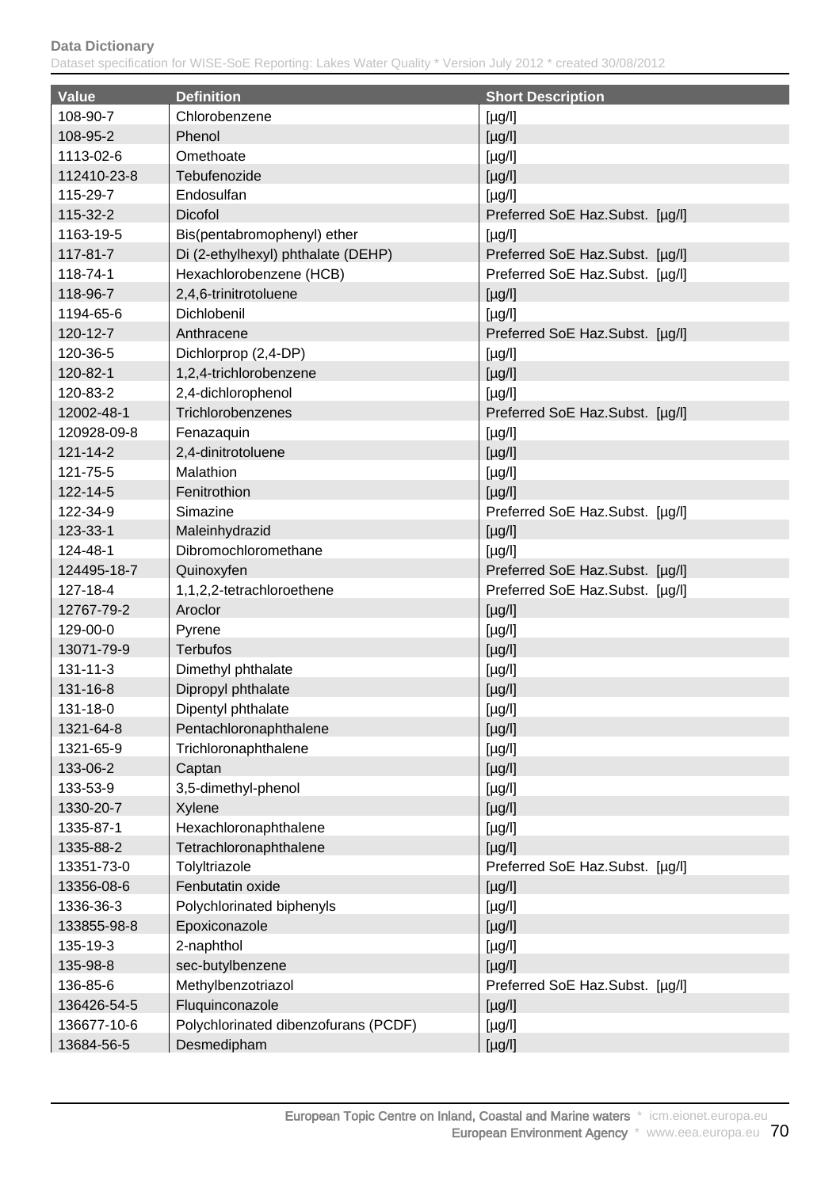| Value | Definition | Short Description |
|---|---|---|
| 108-90-7 | Chlorobenzene | [µg/l] |
| 108-95-2 | Phenol | [µg/l] |
| 1113-02-6 | Omethoate | [µg/l] |
| 112410-23-8 | Tebufenozide | [µg/l] |
| 115-29-7 | Endosulfan | [µg/l] |
| 115-32-2 | Dicofol | Preferred SoE Haz.Subst. [µg/l] |
| 1163-19-5 | Bis(pentabromophenyl) ether | [µg/l] |
| 117-81-7 | Di (2-ethylhexyl) phthalate (DEHP) | Preferred SoE Haz.Subst. [µg/l] |
| 118-74-1 | Hexachlorobenzene (HCB) | Preferred SoE Haz.Subst. [µg/l] |
| 118-96-7 | 2,4,6-trinitrotoluene | [µg/l] |
| 1194-65-6 | Dichlobenil | [µg/l] |
| 120-12-7 | Anthracene | Preferred SoE Haz.Subst. [µg/l] |
| 120-36-5 | Dichlorprop (2,4-DP) | [µg/l] |
| 120-82-1 | 1,2,4-trichlorobenzene | [µg/l] |
| 120-83-2 | 2,4-dichlorophenol | [µg/l] |
| 12002-48-1 | Trichlorobenzenes | Preferred SoE Haz.Subst. [µg/l] |
| 120928-09-8 | Fenazaquin | [µg/l] |
| 121-14-2 | 2,4-dinitrotoluene | [µg/l] |
| 121-75-5 | Malathion | [µg/l] |
| 122-14-5 | Fenitrothion | [µg/l] |
| 122-34-9 | Simazine | Preferred SoE Haz.Subst. [µg/l] |
| 123-33-1 | Maleinhydrazid | [µg/l] |
| 124-48-1 | Dibromochloromethane | [µg/l] |
| 124495-18-7 | Quinoxyfen | Preferred SoE Haz.Subst. [µg/l] |
| 127-18-4 | 1,1,2,2-tetrachloroethene | Preferred SoE Haz.Subst. [µg/l] |
| 12767-79-2 | Aroclor | [µg/l] |
| 129-00-0 | Pyrene | [µg/l] |
| 13071-79-9 | Terbufos | [µg/l] |
| 131-11-3 | Dimethyl phthalate | [µg/l] |
| 131-16-8 | Dipropyl phthalate | [µg/l] |
| 131-18-0 | Dipentyl phthalate | [µg/l] |
| 1321-64-8 | Pentachloronaphthalene | [µg/l] |
| 1321-65-9 | Trichloronaphthalene | [µg/l] |
| 133-06-2 | Captan | [µg/l] |
| 133-53-9 | 3,5-dimethyl-phenol | [µg/l] |
| 1330-20-7 | Xylene | [µg/l] |
| 1335-87-1 | Hexachloronaphthalene | [µg/l] |
| 1335-88-2 | Tetrachloronaphthalene | [µg/l] |
| 13351-73-0 | Tolyltriazole | Preferred SoE Haz.Subst. [µg/l] |
| 13356-08-6 | Fenbutatin oxide | [µg/l] |
| 1336-36-3 | Polychlorinated biphenyls | [µg/l] |
| 133855-98-8 | Epoxiconazole | [µg/l] |
| 135-19-3 | 2-naphthol | [µg/l] |
| 135-98-8 | sec-butylbenzene | [µg/l] |
| 136-85-6 | Methylbenzotriazol | Preferred SoE Haz.Subst. [µg/l] |
| 136426-54-5 | Fluquinconazole | [µg/l] |
| 136677-10-6 | Polychlorinated dibenzofurans (PCDF) | [µg/l] |
| 13684-56-5 | Desmedipham | [µg/l] |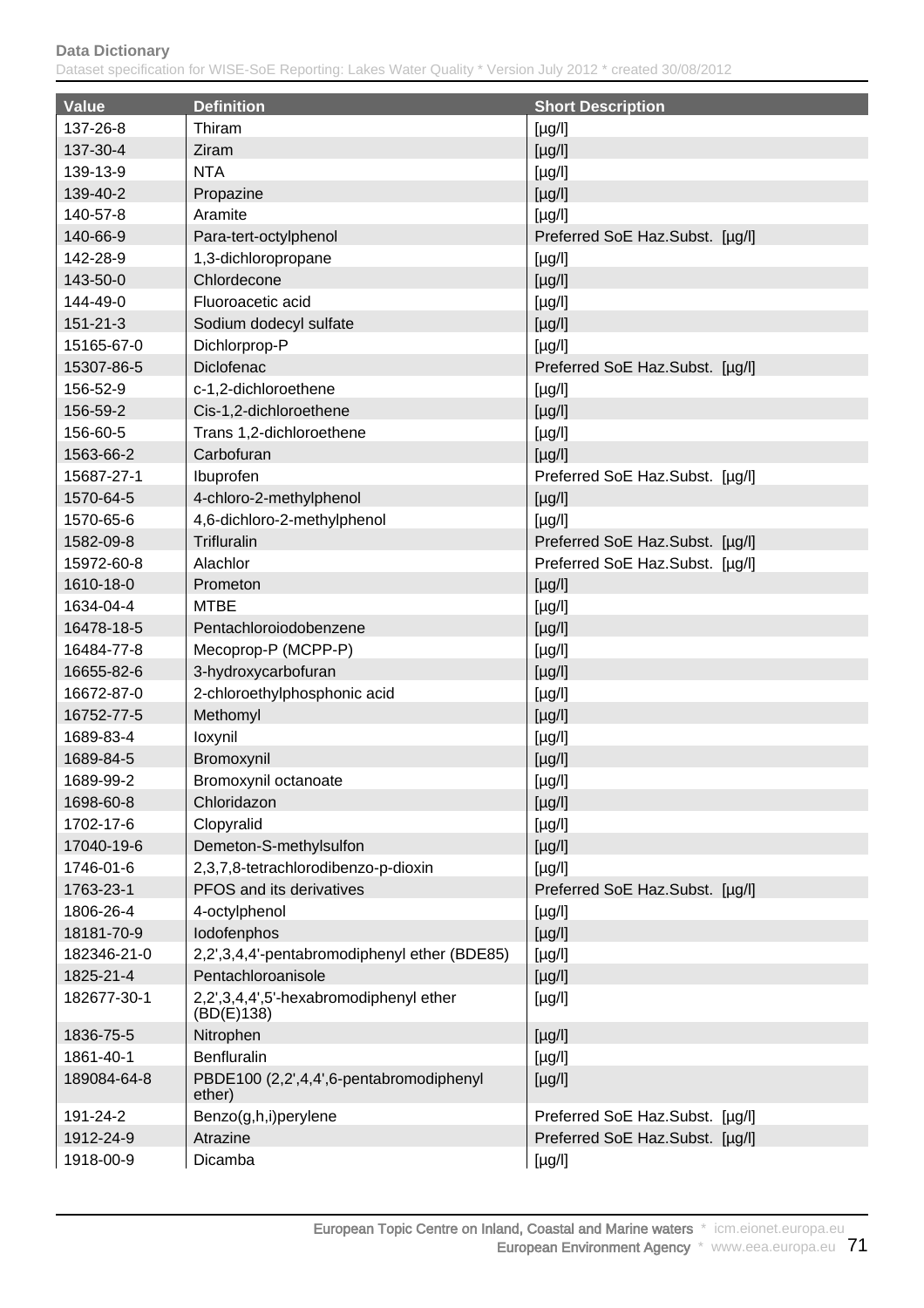| Value | Definition | Short Description |
| --- | --- | --- |
| 137-26-8 | Thiram | [µg/l] |
| 137-30-4 | Ziram | [µg/l] |
| 139-13-9 | NTA | [µg/l] |
| 139-40-2 | Propazine | [µg/l] |
| 140-57-8 | Aramite | [µg/l] |
| 140-66-9 | Para-tert-octylphenol | Preferred SoE Haz.Subst. [µg/l] |
| 142-28-9 | 1,3-dichloropropane | [µg/l] |
| 143-50-0 | Chlordecone | [µg/l] |
| 144-49-0 | Fluoroacetic acid | [µg/l] |
| 151-21-3 | Sodium dodecyl sulfate | [µg/l] |
| 15165-67-0 | Dichlorprop-P | [µg/l] |
| 15307-86-5 | Diclofenac | Preferred SoE Haz.Subst. [µg/l] |
| 156-52-9 | c-1,2-dichloroethene | [µg/l] |
| 156-59-2 | Cis-1,2-dichloroethene | [µg/l] |
| 156-60-5 | Trans 1,2-dichloroethene | [µg/l] |
| 1563-66-2 | Carbofuran | [µg/l] |
| 15687-27-1 | Ibuprofen | Preferred SoE Haz.Subst. [µg/l] |
| 1570-64-5 | 4-chloro-2-methylphenol | [µg/l] |
| 1570-65-6 | 4,6-dichloro-2-methylphenol | [µg/l] |
| 1582-09-8 | Trifluralin | Preferred SoE Haz.Subst. [µg/l] |
| 15972-60-8 | Alachlor | Preferred SoE Haz.Subst. [µg/l] |
| 1610-18-0 | Prometon | [µg/l] |
| 1634-04-4 | MTBE | [µg/l] |
| 16478-18-5 | Pentachloroiodobenzene | [µg/l] |
| 16484-77-8 | Mecoprop-P (MCPP-P) | [µg/l] |
| 16655-82-6 | 3-hydroxycarbofuran | [µg/l] |
| 16672-87-0 | 2-chloroethylphosphonic acid | [µg/l] |
| 16752-77-5 | Methomyl | [µg/l] |
| 1689-83-4 | Ioxynil | [µg/l] |
| 1689-84-5 | Bromoxynil | [µg/l] |
| 1689-99-2 | Bromoxynil octanoate | [µg/l] |
| 1698-60-8 | Chloridazon | [µg/l] |
| 1702-17-6 | Clopyralid | [µg/l] |
| 17040-19-6 | Demeton-S-methylsulfon | [µg/l] |
| 1746-01-6 | 2,3,7,8-tetrachlorodibenzo-p-dioxin | [µg/l] |
| 1763-23-1 | PFOS and its derivatives | Preferred SoE Haz.Subst. [µg/l] |
| 1806-26-4 | 4-octylphenol | [µg/l] |
| 18181-70-9 | Iodofenphos | [µg/l] |
| 182346-21-0 | 2,2',3,4,4'-pentabromodiphenyl ether (BDE85) | [µg/l] |
| 1825-21-4 | Pentachloroanisole | [µg/l] |
| 182677-30-1 | 2,2',3,4,4',5'-hexabromodiphenyl ether (BD(E)138) | [µg/l] |
| 1836-75-5 | Nitrophen | [µg/l] |
| 1861-40-1 | Benfluralin | [µg/l] |
| 189084-64-8 | PBDE100 (2,2',4,4',6-pentabromodiphenyl ether) | [µg/l] |
| 191-24-2 | Benzo(g,h,i)perylene | Preferred SoE Haz.Subst. [µg/l] |
| 1912-24-9 | Atrazine | Preferred SoE Haz.Subst. [µg/l] |
| 1918-00-9 | Dicamba | [µg/l] |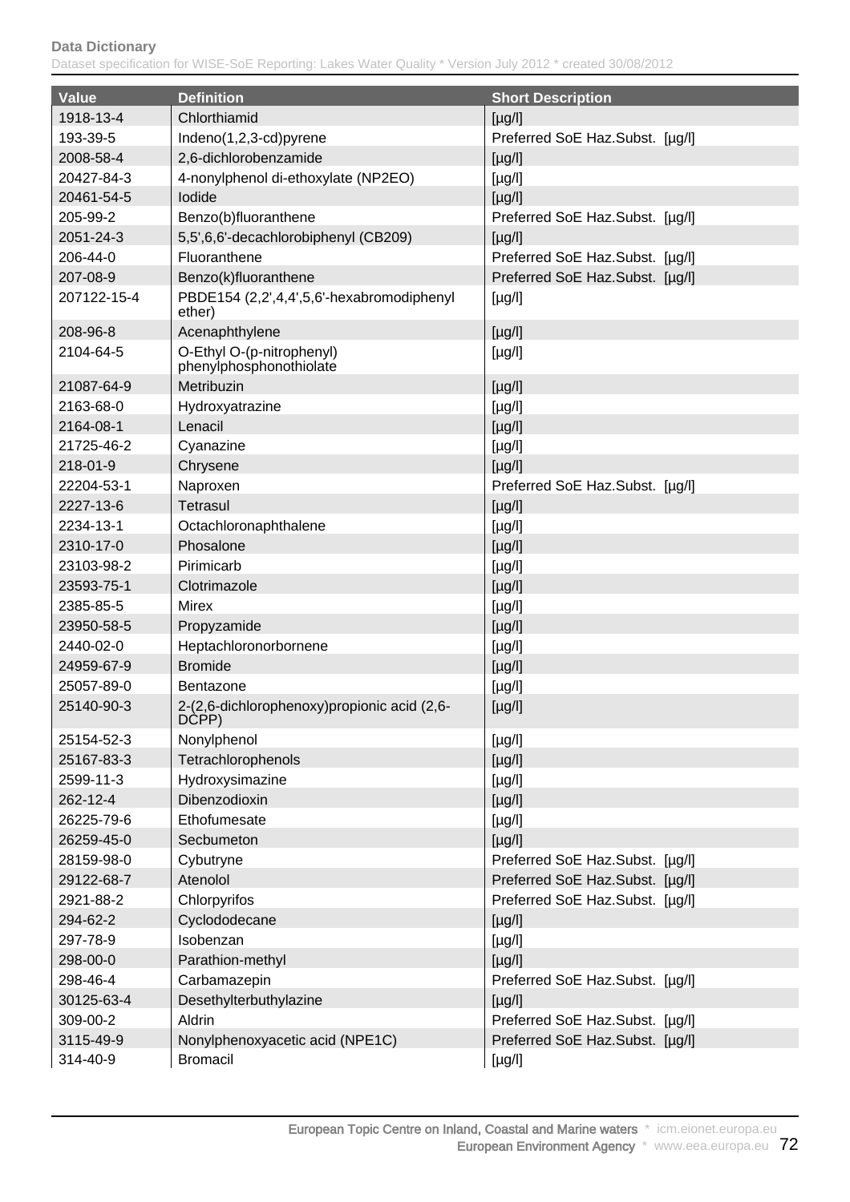| Value | Definition | Short Description |
| --- | --- | --- |
| 1918-13-4 | Chlorthiamid | [µg/l] |
| 193-39-5 | Indeno(1,2,3-cd)pyrene | Preferred SoE Haz.Subst. [µg/l] |
| 2008-58-4 | 2,6-dichlorobenzamide | [µg/l] |
| 20427-84-3 | 4-nonylphenol di-ethoxylate (NP2EO) | [µg/l] |
| 20461-54-5 | Iodide | [µg/l] |
| 205-99-2 | Benzo(b)fluoranthene | Preferred SoE Haz.Subst. [µg/l] |
| 2051-24-3 | 5,5',6,6'-decachlorobiphenyl (CB209) | [µg/l] |
| 206-44-0 | Fluoranthene | Preferred SoE Haz.Subst. [µg/l] |
| 207-08-9 | Benzo(k)fluoranthene | Preferred SoE Haz.Subst. [µg/l] |
| 207122-15-4 | PBDE154 (2,2',4,4',5,6'-hexabromodiphenyl ether) | [µg/l] |
| 208-96-8 | Acenaphthylene | [µg/l] |
| 2104-64-5 | O-Ethyl O-(p-nitrophenyl) phenylphosphonothiolate | [µg/l] |
| 21087-64-9 | Metribuzin | [µg/l] |
| 2163-68-0 | Hydroxyatrazine | [µg/l] |
| 2164-08-1 | Lenacil | [µg/l] |
| 21725-46-2 | Cyanazine | [µg/l] |
| 218-01-9 | Chrysene | [µg/l] |
| 22204-53-1 | Naproxen | Preferred SoE Haz.Subst. [µg/l] |
| 2227-13-6 | Tetrasul | [µg/l] |
| 2234-13-1 | Octachloronaphthalene | [µg/l] |
| 2310-17-0 | Phosalone | [µg/l] |
| 23103-98-2 | Pirimicarb | [µg/l] |
| 23593-75-1 | Clotrimazole | [µg/l] |
| 2385-85-5 | Mirex | [µg/l] |
| 23950-58-5 | Propyzamide | [µg/l] |
| 2440-02-0 | Heptachloronorbornene | [µg/l] |
| 24959-67-9 | Bromide | [µg/l] |
| 25057-89-0 | Bentazone | [µg/l] |
| 25140-90-3 | 2-(2,6-dichlorophenoxy)propionic acid (2,6-DCPP) | [µg/l] |
| 25154-52-3 | Nonylphenol | [µg/l] |
| 25167-83-3 | Tetrachlorophenols | [µg/l] |
| 2599-11-3 | Hydroxysimazine | [µg/l] |
| 262-12-4 | Dibenzodioxin | [µg/l] |
| 26225-79-6 | Ethofumesate | [µg/l] |
| 26259-45-0 | Secbumeton | [µg/l] |
| 28159-98-0 | Cybutryne | Preferred SoE Haz.Subst. [µg/l] |
| 29122-68-7 | Atenolol | Preferred SoE Haz.Subst. [µg/l] |
| 2921-88-2 | Chlorpyrifos | Preferred SoE Haz.Subst. [µg/l] |
| 294-62-2 | Cyclododecane | [µg/l] |
| 297-78-9 | Isobenzan | [µg/l] |
| 298-00-0 | Parathion-methyl | [µg/l] |
| 298-46-4 | Carbamazepin | Preferred SoE Haz.Subst. [µg/l] |
| 30125-63-4 | Desethylterbuthylazine | [µg/l] |
| 309-00-2 | Aldrin | Preferred SoE Haz.Subst. [µg/l] |
| 3115-49-9 | Nonylphenoxyacetic acid (NPE1C) | Preferred SoE Haz.Subst. [µg/l] |
| 314-40-9 | Bromacil | [µg/l] |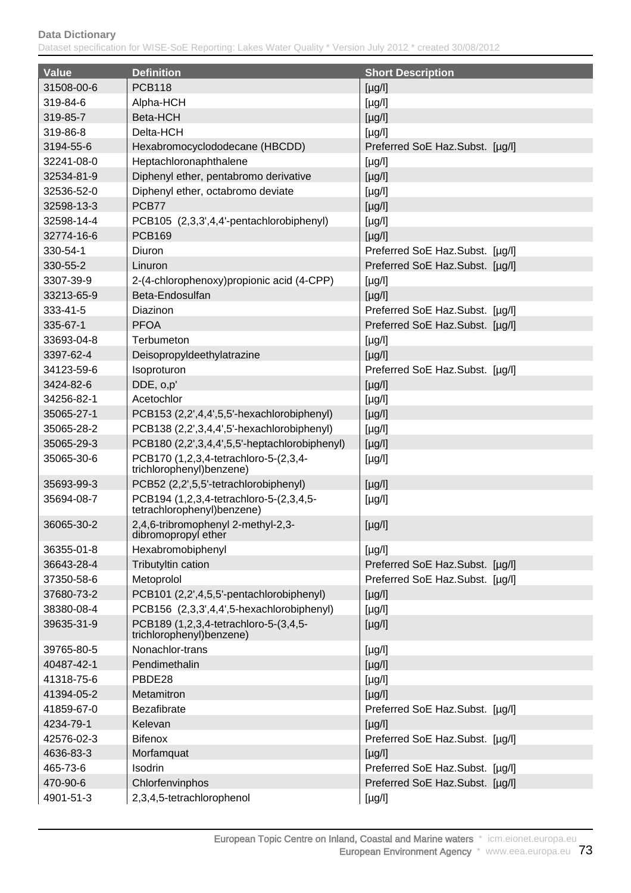| Value | Definition | Short Description |
|---|---|---|
| 31508-00-6 | PCB118 | [µg/l] |
| 319-84-6 | Alpha-HCH | [µg/l] |
| 319-85-7 | Beta-HCH | [µg/l] |
| 319-86-8 | Delta-HCH | [µg/l] |
| 3194-55-6 | Hexabromocyclododecane (HBCDD) | Preferred SoE Haz.Subst. [µg/l] |
| 32241-08-0 | Heptachloronaphthalene | [µg/l] |
| 32534-81-9 | Diphenyl ether, pentabromo derivative | [µg/l] |
| 32536-52-0 | Diphenyl ether, octabromo deviate | [µg/l] |
| 32598-13-3 | PCB77 | [µg/l] |
| 32598-14-4 | PCB105 (2,3,3',4,4'-pentachlorobiphenyl) | [µg/l] |
| 32774-16-6 | PCB169 | [µg/l] |
| 330-54-1 | Diuron | Preferred SoE Haz.Subst. [µg/l] |
| 330-55-2 | Linuron | Preferred SoE Haz.Subst. [µg/l] |
| 3307-39-9 | 2-(4-chlorophenoxy)propionic acid (4-CPP) | [µg/l] |
| 33213-65-9 | Beta-Endosulfan | [µg/l] |
| 333-41-5 | Diazinon | Preferred SoE Haz.Subst. [µg/l] |
| 335-67-1 | PFOA | Preferred SoE Haz.Subst. [µg/l] |
| 33693-04-8 | Terbumeton | [µg/l] |
| 3397-62-4 | Deisopropyldeethylatrazine | [µg/l] |
| 34123-59-6 | Isoproturon | Preferred SoE Haz.Subst. [µg/l] |
| 3424-82-6 | DDE, o,p' | [µg/l] |
| 34256-82-1 | Acetochlor | [µg/l] |
| 35065-27-1 | PCB153 (2,2',4,4',5,5'-hexachlorobiphenyl) | [µg/l] |
| 35065-28-2 | PCB138 (2,2',3,4,4',5'-hexachlorobiphenyl) | [µg/l] |
| 35065-29-3 | PCB180 (2,2',3,4,4',5,5'-heptachlorobiphenyl) | [µg/l] |
| 35065-30-6 | PCB170 (1,2,3,4-tetrachloro-5-(2,3,4-trichlorophenyl)benzene) | [µg/l] |
| 35693-99-3 | PCB52 (2,2',5,5'-tetrachlorobiphenyl) | [µg/l] |
| 35694-08-7 | PCB194 (1,2,3,4-tetrachloro-5-(2,3,4,5-tetrachlorophenyl)benzene) | [µg/l] |
| 36065-30-2 | 2,4,6-tribromophenyl 2-methyl-2,3-dibromopropyl ether | [µg/l] |
| 36355-01-8 | Hexabromobiphenyl | [µg/l] |
| 36643-28-4 | Tributyltin cation | Preferred SoE Haz.Subst. [µg/l] |
| 37350-58-6 | Metoprolol | Preferred SoE Haz.Subst. [µg/l] |
| 37680-73-2 | PCB101 (2,2',4,5,5'-pentachlorobiphenyl) | [µg/l] |
| 38380-08-4 | PCB156 (2,3,3',4,4',5-hexachlorobiphenyl) | [µg/l] |
| 39635-31-9 | PCB189 (1,2,3,4-tetrachloro-5-(3,4,5-trichlorophenyl)benzene) | [µg/l] |
| 39765-80-5 | Nonachlor-trans | [µg/l] |
| 40487-42-1 | Pendimethalin | [µg/l] |
| 41318-75-6 | PBDE28 | [µg/l] |
| 41394-05-2 | Metamitron | [µg/l] |
| 41859-67-0 | Bezafibrate | Preferred SoE Haz.Subst. [µg/l] |
| 4234-79-1 | Kelevan | [µg/l] |
| 42576-02-3 | Bifenox | Preferred SoE Haz.Subst. [µg/l] |
| 4636-83-3 | Morfamquat | [µg/l] |
| 465-73-6 | Isodrin | Preferred SoE Haz.Subst. [µg/l] |
| 470-90-6 | Chlorfenvinphos | Preferred SoE Haz.Subst. [µg/l] |
| 4901-51-3 | 2,3,4,5-tetrachlorophenol | [µg/l] |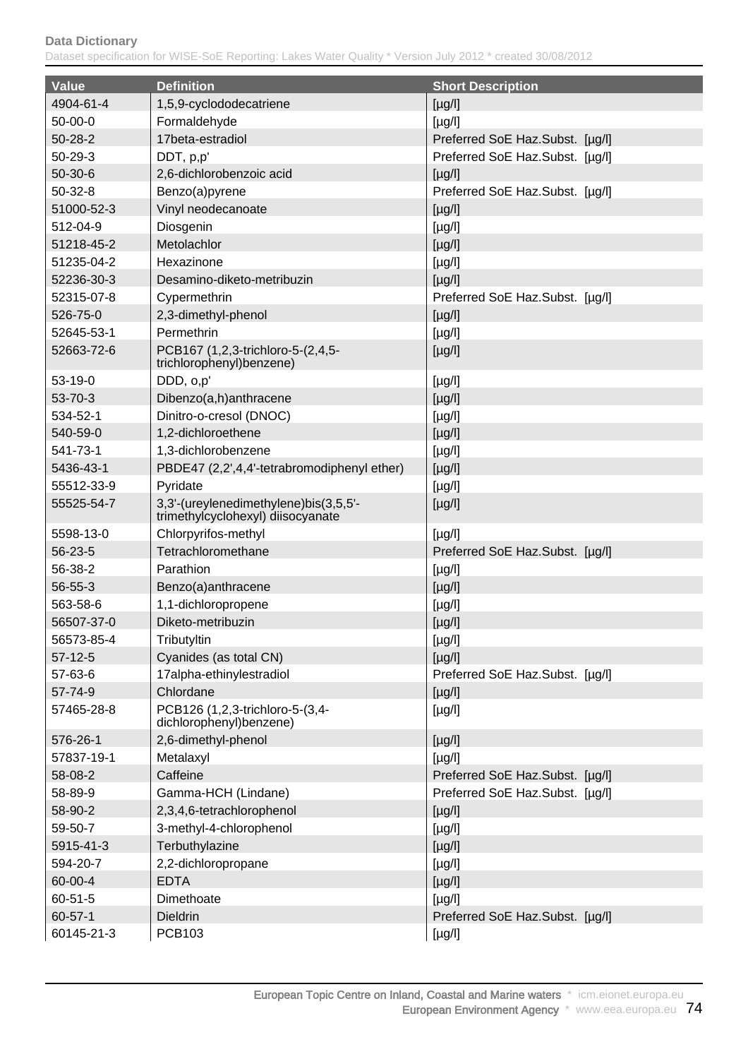| Value | Definition | Short Description |
| --- | --- | --- |
| 4904-61-4 | 1,5,9-cyclododecatriene | [µg/l] |
| 50-00-0 | Formaldehyde | [µg/l] |
| 50-28-2 | 17beta-estradiol | Preferred SoE Haz.Subst. [µg/l] |
| 50-29-3 | DDT, p,p' | Preferred SoE Haz.Subst. [µg/l] |
| 50-30-6 | 2,6-dichlorobenzoic acid | [µg/l] |
| 50-32-8 | Benzo(a)pyrene | Preferred SoE Haz.Subst. [µg/l] |
| 51000-52-3 | Vinyl neodecanoate | [µg/l] |
| 512-04-9 | Diosgenin | [µg/l] |
| 51218-45-2 | Metolachlor | [µg/l] |
| 51235-04-2 | Hexazinone | [µg/l] |
| 52236-30-3 | Desamino-diketo-metribuzin | [µg/l] |
| 52315-07-8 | Cypermethrin | Preferred SoE Haz.Subst. [µg/l] |
| 526-75-0 | 2,3-dimethyl-phenol | [µg/l] |
| 52645-53-1 | Permethrin | [µg/l] |
| 52663-72-6 | PCB167 (1,2,3-trichloro-5-(2,4,5-trichlorophenyl)benzene) | [µg/l] |
| 53-19-0 | DDD, o,p' | [µg/l] |
| 53-70-3 | Dibenzo(a,h)anthracene | [µg/l] |
| 534-52-1 | Dinitro-o-cresol (DNOC) | [µg/l] |
| 540-59-0 | 1,2-dichloroethene | [µg/l] |
| 541-73-1 | 1,3-dichlorobenzene | [µg/l] |
| 5436-43-1 | PBDE47 (2,2',4,4'-tetrabromodiphenyl ether) | [µg/l] |
| 55512-33-9 | Pyridate | [µg/l] |
| 55525-54-7 | 3,3'-(ureylenedimethylene)bis(3,5,5'-trimethylcyclohexyl) diisocyanate | [µg/l] |
| 5598-13-0 | Chlorpyrifos-methyl | [µg/l] |
| 56-23-5 | Tetrachloromethane | Preferred SoE Haz.Subst. [µg/l] |
| 56-38-2 | Parathion | [µg/l] |
| 56-55-3 | Benzo(a)anthracene | [µg/l] |
| 563-58-6 | 1,1-dichloropropene | [µg/l] |
| 56507-37-0 | Diketo-metribuzin | [µg/l] |
| 56573-85-4 | Tributyltin | [µg/l] |
| 57-12-5 | Cyanides (as total CN) | [µg/l] |
| 57-63-6 | 17alpha-ethinylestradiol | Preferred SoE Haz.Subst. [µg/l] |
| 57-74-9 | Chlordane | [µg/l] |
| 57465-28-8 | PCB126 (1,2,3-trichloro-5-(3,4-dichlorophenyl)benzene) | [µg/l] |
| 576-26-1 | 2,6-dimethyl-phenol | [µg/l] |
| 57837-19-1 | Metalaxyl | [µg/l] |
| 58-08-2 | Caffeine | Preferred SoE Haz.Subst. [µg/l] |
| 58-89-9 | Gamma-HCH (Lindane) | Preferred SoE Haz.Subst. [µg/l] |
| 58-90-2 | 2,3,4,6-tetrachlorophenol | [µg/l] |
| 59-50-7 | 3-methyl-4-chlorophenol | [µg/l] |
| 5915-41-3 | Terbuthylazine | [µg/l] |
| 594-20-7 | 2,2-dichloropropane | [µg/l] |
| 60-00-4 | EDTA | [µg/l] |
| 60-51-5 | Dimethoate | [µg/l] |
| 60-57-1 | Dieldrin | Preferred SoE Haz.Subst. [µg/l] |
| 60145-21-3 | PCB103 | [µg/l] |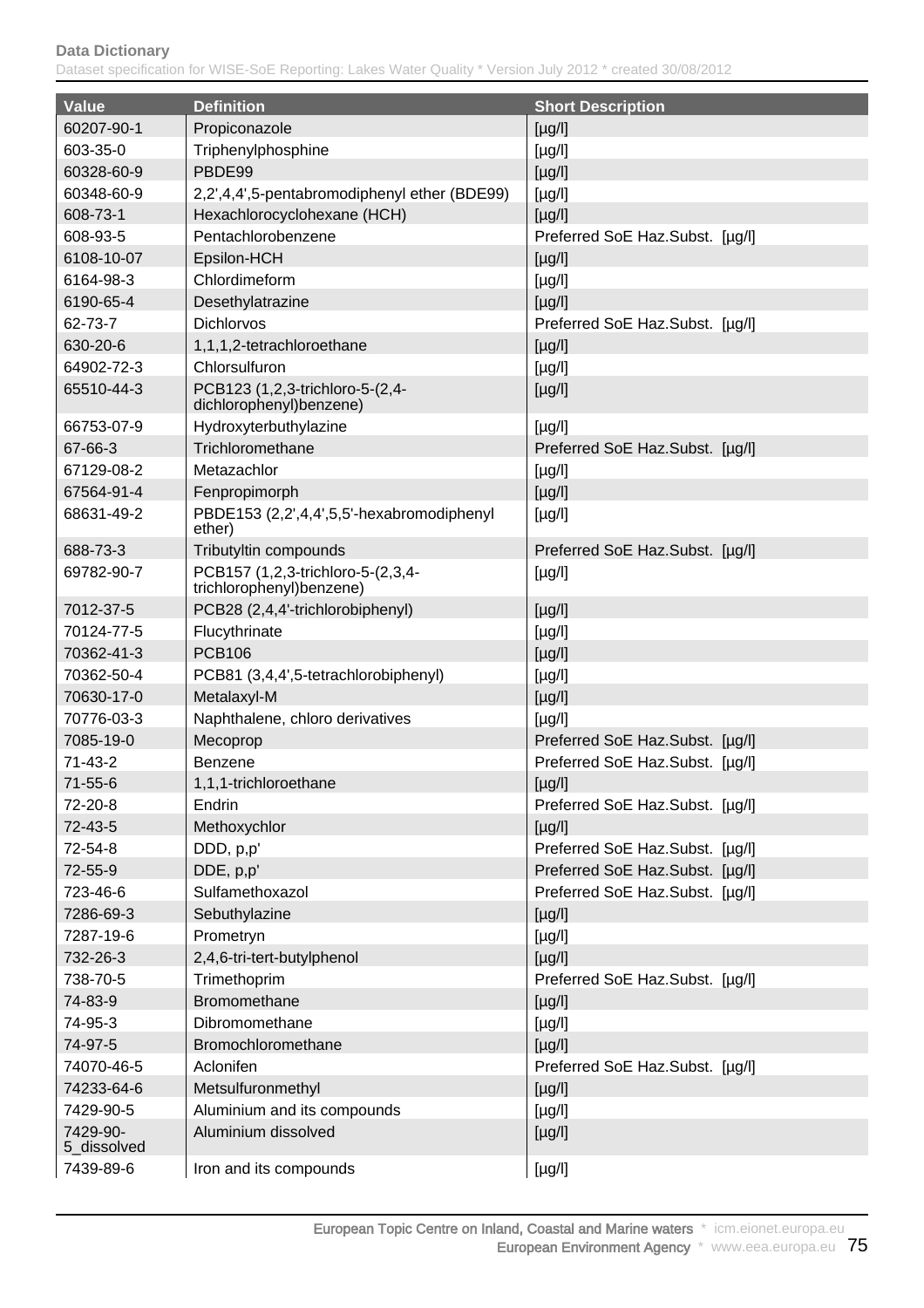| Value | Definition | Short Description |
|---|---|---|
| 60207-90-1 | Propiconazole | [µg/l] |
| 603-35-0 | Triphenylphosphine | [µg/l] |
| 60328-60-9 | PBDE99 | [µg/l] |
| 60348-60-9 | 2,2',4,4',5-pentabromodiphenyl ether (BDE99) | [µg/l] |
| 608-73-1 | Hexachlorocyclohexane (HCH) | [µg/l] |
| 608-93-5 | Pentachlorobenzene | Preferred SoE Haz.Subst. [µg/l] |
| 6108-10-07 | Epsilon-HCH | [µg/l] |
| 6164-98-3 | Chlordimeform | [µg/l] |
| 6190-65-4 | Desethylatrazine | [µg/l] |
| 62-73-7 | Dichlorvos | Preferred SoE Haz.Subst. [µg/l] |
| 630-20-6 | 1,1,1,2-tetrachloroethane | [µg/l] |
| 64902-72-3 | Chlorsulfuron | [µg/l] |
| 65510-44-3 | PCB123 (1,2,3-trichloro-5-(2,4-dichlorophenyl)benzene) | [µg/l] |
| 66753-07-9 | Hydroxyterbuthylazine | [µg/l] |
| 67-66-3 | Trichloromethane | Preferred SoE Haz.Subst. [µg/l] |
| 67129-08-2 | Metazachlor | [µg/l] |
| 67564-91-4 | Fenpropimorph | [µg/l] |
| 68631-49-2 | PBDE153 (2,2',4,4',5,5'-hexabromodiphenyl ether) | [µg/l] |
| 688-73-3 | Tributyltin compounds | Preferred SoE Haz.Subst. [µg/l] |
| 69782-90-7 | PCB157 (1,2,3-trichloro-5-(2,3,4-trichlorophenyl)benzene) | [µg/l] |
| 7012-37-5 | PCB28 (2,4,4'-trichlorobiphenyl) | [µg/l] |
| 70124-77-5 | Flucythrinate | [µg/l] |
| 70362-41-3 | PCB106 | [µg/l] |
| 70362-50-4 | PCB81 (3,4,4',5-tetrachlorobiphenyl) | [µg/l] |
| 70630-17-0 | Metalaxyl-M | [µg/l] |
| 70776-03-3 | Naphthalene, chloro derivatives | [µg/l] |
| 7085-19-0 | Mecoprop | Preferred SoE Haz.Subst. [µg/l] |
| 71-43-2 | Benzene | Preferred SoE Haz.Subst. [µg/l] |
| 71-55-6 | 1,1,1-trichloroethane | [µg/l] |
| 72-20-8 | Endrin | Preferred SoE Haz.Subst. [µg/l] |
| 72-43-5 | Methoxychlor | [µg/l] |
| 72-54-8 | DDD, p,p' | Preferred SoE Haz.Subst. [µg/l] |
| 72-55-9 | DDE, p,p' | Preferred SoE Haz.Subst. [µg/l] |
| 723-46-6 | Sulfamethoxazol | Preferred SoE Haz.Subst. [µg/l] |
| 7286-69-3 | Sebuthylazine | [µg/l] |
| 7287-19-6 | Prometryn | [µg/l] |
| 732-26-3 | 2,4,6-tri-tert-butylphenol | [µg/l] |
| 738-70-5 | Trimethoprim | Preferred SoE Haz.Subst. [µg/l] |
| 74-83-9 | Bromomethane | [µg/l] |
| 74-95-3 | Dibromomethane | [µg/l] |
| 74-97-5 | Bromochloromethane | [µg/l] |
| 74070-46-5 | Aclonifen | Preferred SoE Haz.Subst. [µg/l] |
| 74233-64-6 | Metsulfuronmethyl | [µg/l] |
| 7429-90-5 | Aluminium and its compounds | [µg/l] |
| 7429-90-5_dissolved | Aluminium dissolved | [µg/l] |
| 7439-89-6 | Iron and its compounds | [µg/l] |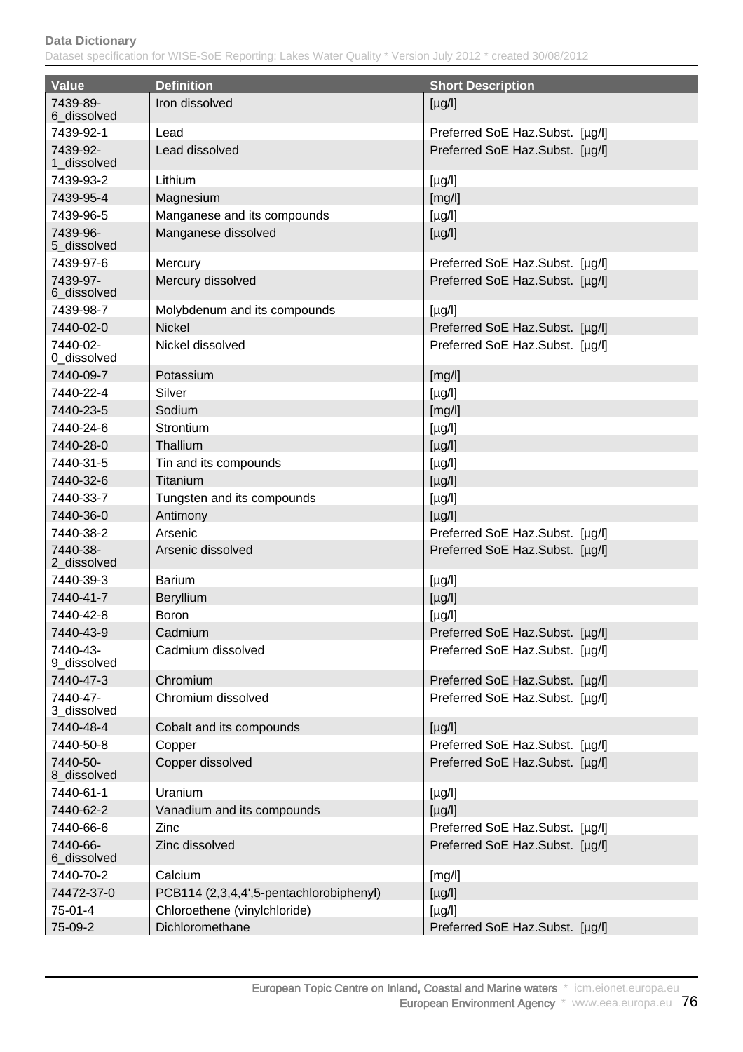| Value | Definition | Short Description |
|---|---|---|
| 7439-89-6_dissolved | Iron dissolved | [µg/l] |
| 7439-92-1 | Lead | Preferred SoE Haz.Subst. [µg/l] |
| 7439-92-1_dissolved | Lead dissolved | Preferred SoE Haz.Subst. [µg/l] |
| 7439-93-2 | Lithium | [µg/l] |
| 7439-95-4 | Magnesium | [mg/l] |
| 7439-96-5 | Manganese and its compounds | [µg/l] |
| 7439-96-5_dissolved | Manganese dissolved | [µg/l] |
| 7439-97-6 | Mercury | Preferred SoE Haz.Subst. [µg/l] |
| 7439-97-6_dissolved | Mercury dissolved | Preferred SoE Haz.Subst. [µg/l] |
| 7439-98-7 | Molybdenum and its compounds | [µg/l] |
| 7440-02-0 | Nickel | Preferred SoE Haz.Subst. [µg/l] |
| 7440-02-0_dissolved | Nickel dissolved | Preferred SoE Haz.Subst. [µg/l] |
| 7440-09-7 | Potassium | [mg/l] |
| 7440-22-4 | Silver | [µg/l] |
| 7440-23-5 | Sodium | [mg/l] |
| 7440-24-6 | Strontium | [µg/l] |
| 7440-28-0 | Thallium | [µg/l] |
| 7440-31-5 | Tin and its compounds | [µg/l] |
| 7440-32-6 | Titanium | [µg/l] |
| 7440-33-7 | Tungsten and its compounds | [µg/l] |
| 7440-36-0 | Antimony | [µg/l] |
| 7440-38-2 | Arsenic | Preferred SoE Haz.Subst. [µg/l] |
| 7440-38-2_dissolved | Arsenic dissolved | Preferred SoE Haz.Subst. [µg/l] |
| 7440-39-3 | Barium | [µg/l] |
| 7440-41-7 | Beryllium | [µg/l] |
| 7440-42-8 | Boron | [µg/l] |
| 7440-43-9 | Cadmium | Preferred SoE Haz.Subst. [µg/l] |
| 7440-43-9_dissolved | Cadmium dissolved | Preferred SoE Haz.Subst. [µg/l] |
| 7440-47-3 | Chromium | Preferred SoE Haz.Subst. [µg/l] |
| 7440-47-3_dissolved | Chromium dissolved | Preferred SoE Haz.Subst. [µg/l] |
| 7440-48-4 | Cobalt and its compounds | [µg/l] |
| 7440-50-8 | Copper | Preferred SoE Haz.Subst. [µg/l] |
| 7440-50-8_dissolved | Copper dissolved | Preferred SoE Haz.Subst. [µg/l] |
| 7440-61-1 | Uranium | [µg/l] |
| 7440-62-2 | Vanadium and its compounds | [µg/l] |
| 7440-66-6 | Zinc | Preferred SoE Haz.Subst. [µg/l] |
| 7440-66-6_dissolved | Zinc dissolved | Preferred SoE Haz.Subst. [µg/l] |
| 7440-70-2 | Calcium | [mg/l] |
| 74472-37-0 | PCB114 (2,3,4,4',5-pentachlorobiphenyl) | [µg/l] |
| 75-01-4 | Chloroethene (vinylchloride) | [µg/l] |
| 75-09-2 | Dichloromethane | Preferred SoE Haz.Subst. [µg/l] |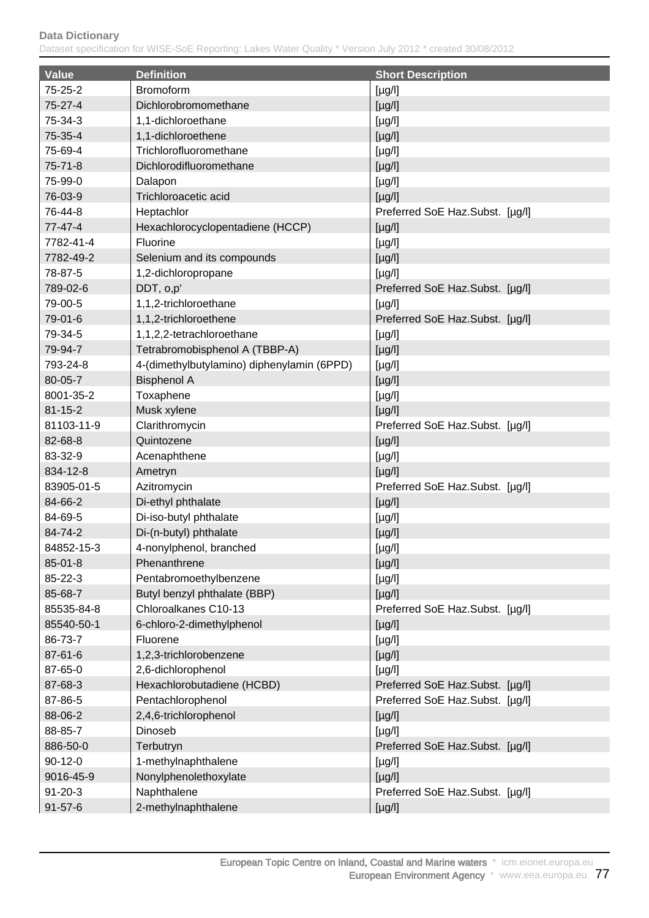| Value | Definition | Short Description |
|---|---|---|
| 75-25-2 | Bromoform | [µg/l] |
| 75-27-4 | Dichlorobromomethane | [µg/l] |
| 75-34-3 | 1,1-dichloroethane | [µg/l] |
| 75-35-4 | 1,1-dichloroethene | [µg/l] |
| 75-69-4 | Trichlorofluoromethane | [µg/l] |
| 75-71-8 | Dichlorodifluoromethane | [µg/l] |
| 75-99-0 | Dalapon | [µg/l] |
| 76-03-9 | Trichloroacetic acid | [µg/l] |
| 76-44-8 | Heptachlor | Preferred SoE Haz.Subst. [µg/l] |
| 77-47-4 | Hexachlorocyclopentadiene (HCCP) | [µg/l] |
| 7782-41-4 | Fluorine | [µg/l] |
| 7782-49-2 | Selenium and its compounds | [µg/l] |
| 78-87-5 | 1,2-dichloropropane | [µg/l] |
| 789-02-6 | DDT, o,p' | Preferred SoE Haz.Subst. [µg/l] |
| 79-00-5 | 1,1,2-trichloroethane | [µg/l] |
| 79-01-6 | 1,1,2-trichloroethene | Preferred SoE Haz.Subst. [µg/l] |
| 79-34-5 | 1,1,2,2-tetrachloroethane | [µg/l] |
| 79-94-7 | Tetrabromobisphenol A (TBBP-A) | [µg/l] |
| 793-24-8 | 4-(dimethylbutylamino) diphenylamin (6PPD) | [µg/l] |
| 80-05-7 | Bisphenol A | [µg/l] |
| 8001-35-2 | Toxaphene | [µg/l] |
| 81-15-2 | Musk xylene | [µg/l] |
| 81103-11-9 | Clarithromycin | Preferred SoE Haz.Subst. [µg/l] |
| 82-68-8 | Quintozene | [µg/l] |
| 83-32-9 | Acenaphthene | [µg/l] |
| 834-12-8 | Ametryn | [µg/l] |
| 83905-01-5 | Azitromycin | Preferred SoE Haz.Subst. [µg/l] |
| 84-66-2 | Di-ethyl phthalate | [µg/l] |
| 84-69-5 | Di-iso-butyl phthalate | [µg/l] |
| 84-74-2 | Di-(n-butyl) phthalate | [µg/l] |
| 84852-15-3 | 4-nonylphenol, branched | [µg/l] |
| 85-01-8 | Phenanthrene | [µg/l] |
| 85-22-3 | Pentabromoethylbenzene | [µg/l] |
| 85-68-7 | Butyl benzyl phthalate (BBP) | [µg/l] |
| 85535-84-8 | Chloroalkanes C10-13 | Preferred SoE Haz.Subst. [µg/l] |
| 85540-50-1 | 6-chloro-2-dimethylphenol | [µg/l] |
| 86-73-7 | Fluorene | [µg/l] |
| 87-61-6 | 1,2,3-trichlorobenzene | [µg/l] |
| 87-65-0 | 2,6-dichlorophenol | [µg/l] |
| 87-68-3 | Hexachlorobutadiene (HCBD) | Preferred SoE Haz.Subst. [µg/l] |
| 87-86-5 | Pentachlorophenol | Preferred SoE Haz.Subst. [µg/l] |
| 88-06-2 | 2,4,6-trichlorophenol | [µg/l] |
| 88-85-7 | Dinoseb | [µg/l] |
| 886-50-0 | Terbutryn | Preferred SoE Haz.Subst. [µg/l] |
| 90-12-0 | 1-methylnaphthalene | [µg/l] |
| 9016-45-9 | Nonylphenolethoxylate | [µg/l] |
| 91-20-3 | Naphthalene | Preferred SoE Haz.Subst. [µg/l] |
| 91-57-6 | 2-methylnaphthalene | [µg/l] |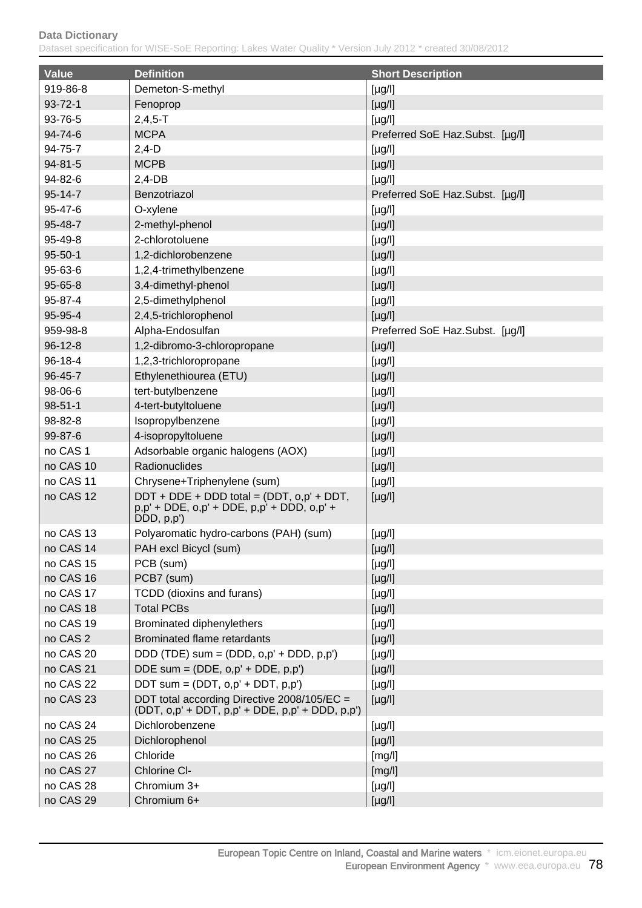| Value | Definition | Short Description |
|---|---|---|
| 919-86-8 | Demeton-S-methyl | [µg/l] |
| 93-72-1 | Fenoprop | [µg/l] |
| 93-76-5 | 2,4,5-T | [µg/l] |
| 94-74-6 | MCPA | Preferred SoE Haz.Subst. [µg/l] |
| 94-75-7 | 2,4-D | [µg/l] |
| 94-81-5 | MCPB | [µg/l] |
| 94-82-6 | 2,4-DB | [µg/l] |
| 95-14-7 | Benzotriazol | Preferred SoE Haz.Subst. [µg/l] |
| 95-47-6 | O-xylene | [µg/l] |
| 95-48-7 | 2-methyl-phenol | [µg/l] |
| 95-49-8 | 2-chlorotoluene | [µg/l] |
| 95-50-1 | 1,2-dichlorobenzene | [µg/l] |
| 95-63-6 | 1,2,4-trimethylbenzene | [µg/l] |
| 95-65-8 | 3,4-dimethyl-phenol | [µg/l] |
| 95-87-4 | 2,5-dimethylphenol | [µg/l] |
| 95-95-4 | 2,4,5-trichlorophenol | [µg/l] |
| 959-98-8 | Alpha-Endosulfan | Preferred SoE Haz.Subst. [µg/l] |
| 96-12-8 | 1,2-dibromo-3-chloropropane | [µg/l] |
| 96-18-4 | 1,2,3-trichloropropane | [µg/l] |
| 96-45-7 | Ethylenethiourea (ETU) | [µg/l] |
| 98-06-6 | tert-butylbenzene | [µg/l] |
| 98-51-1 | 4-tert-butyltoluene | [µg/l] |
| 98-82-8 | Isopropylbenzene | [µg/l] |
| 99-87-6 | 4-isopropyltoluene | [µg/l] |
| no CAS 1 | Adsorbable organic halogens (AOX) | [µg/l] |
| no CAS 10 | Radionuclides | [µg/l] |
| no CAS 11 | Chrysene+Triphenylene (sum) | [µg/l] |
| no CAS 12 | DDT + DDE + DDD total = (DDT, o,p' + DDT, p,p' + DDE, o,p' + DDE, p,p' + DDD, o,p' + DDD, p,p') | [µg/l] |
| no CAS 13 | Polyaromatic hydro-carbons (PAH) (sum) | [µg/l] |
| no CAS 14 | PAH excl Bicycl (sum) | [µg/l] |
| no CAS 15 | PCB (sum) | [µg/l] |
| no CAS 16 | PCB7 (sum) | [µg/l] |
| no CAS 17 | TCDD (dioxins and furans) | [µg/l] |
| no CAS 18 | Total PCBs | [µg/l] |
| no CAS 19 | Brominated diphenylethers | [µg/l] |
| no CAS 2 | Brominated flame retardants | [µg/l] |
| no CAS 20 | DDD (TDE) sum = (DDD, o,p' + DDD, p,p') | [µg/l] |
| no CAS 21 | DDE sum = (DDE, o,p' + DDE, p,p') | [µg/l] |
| no CAS 22 | DDT sum = (DDT, o,p' + DDT, p,p') | [µg/l] |
| no CAS 23 | DDT total according Directive 2008/105/EC = (DDT, o,p' + DDT, p,p' + DDE, p,p' + DDD, p,p') | [µg/l] |
| no CAS 24 | Dichlorobenzene | [µg/l] |
| no CAS 25 | Dichlorophenol | [µg/l] |
| no CAS 26 | Chloride | [mg/l] |
| no CAS 27 | Chlorine Cl- | [mg/l] |
| no CAS 28 | Chromium 3+ | [µg/l] |
| no CAS 29 | Chromium 6+ | [µg/l] |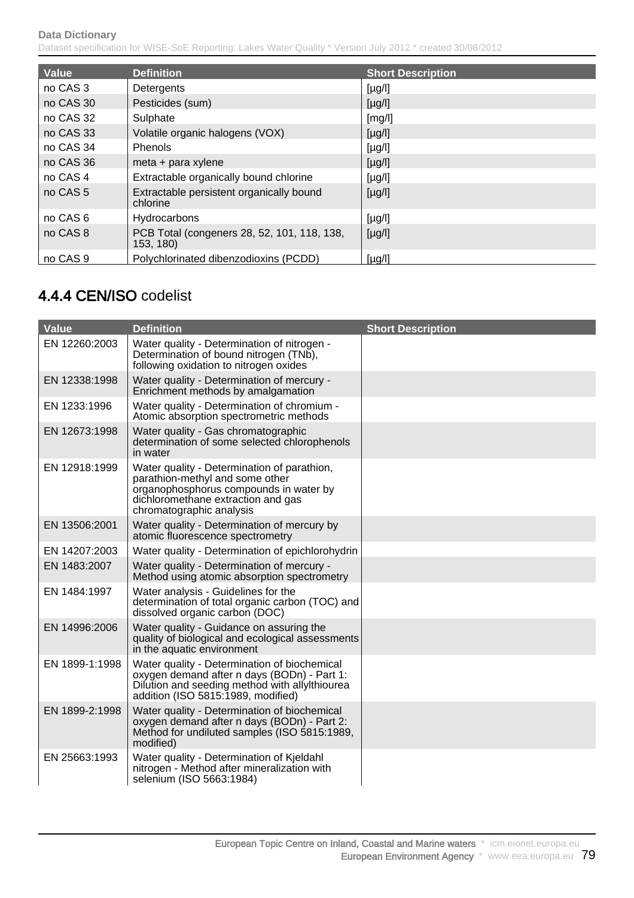| Value | Definition | Short Description |
| --- | --- | --- |
| no CAS 3 | Detergents | [µg/l] |
| no CAS 30 | Pesticides (sum) | [µg/l] |
| no CAS 32 | Sulphate | [mg/l] |
| no CAS 33 | Volatile organic halogens (VOX) | [µg/l] |
| no CAS 34 | Phenols | [µg/l] |
| no CAS 36 | meta + para xylene | [µg/l] |
| no CAS 4 | Extractable organically bound chlorine | [µg/l] |
| no CAS 5 | Extractable persistent organically bound chlorine | [µg/l] |
| no CAS 6 | Hydrocarbons | [µg/l] |
| no CAS 8 | PCB Total (congeners 28, 52, 101, 118, 138, 153, 180) | [µg/l] |
| no CAS 9 | Polychlorinated dibenzodioxins (PCDD) | [µg/l] |

## 4.4.4 CEN/ISO codelist

| Value | Definition | Short Description |
| --- | --- | --- |
| EN 12260:2003 | Water quality - Determination of nitrogen - Determination of bound nitrogen (TNb), following oxidation to nitrogen oxides | |
| EN 12338:1998 | Water quality - Determination of mercury - Enrichment methods by amalgamation | |
| EN 1233:1996 | Water quality - Determination of chromium - Atomic absorption spectrometric methods | |
| EN 12673:1998 | Water quality - Gas chromatographic determination of some selected chlorophenols in water | |
| EN 12918:1999 | Water quality - Determination of parathion, parathion-methyl and some other organophosphorus compounds in water by dichloromethane extraction and gas chromatographic analysis | |
| EN 13506:2001 | Water quality - Determination of mercury by atomic fluorescence spectrometry | |
| EN 14207:2003 | Water quality - Determination of epichlorohydrin | |
| EN 1483:2007 | Water quality - Determination of mercury - Method using atomic absorption spectrometry | |
| EN 1484:1997 | Water analysis - Guidelines for the determination of total organic carbon (TOC) and dissolved organic carbon (DOC) | |
| EN 14996:2006 | Water quality - Guidance on assuring the quality of biological and ecological assessments in the aquatic environment | |
| EN 1899-1:1998 | Water quality - Determination of biochemical oxygen demand after n days (BODn) - Part 1: Dilution and seeding method with allylthiourea addition (ISO 5815:1989, modified) | |
| EN 1899-2:1998 | Water quality - Determination of biochemical oxygen demand after n days (BODn) - Part 2: Method for undiluted samples (ISO 5815:1989, modified) | |
| EN 25663:1993 | Water quality - Determination of Kjeldahl nitrogen - Method after mineralization with selenium (ISO 5663:1984) | |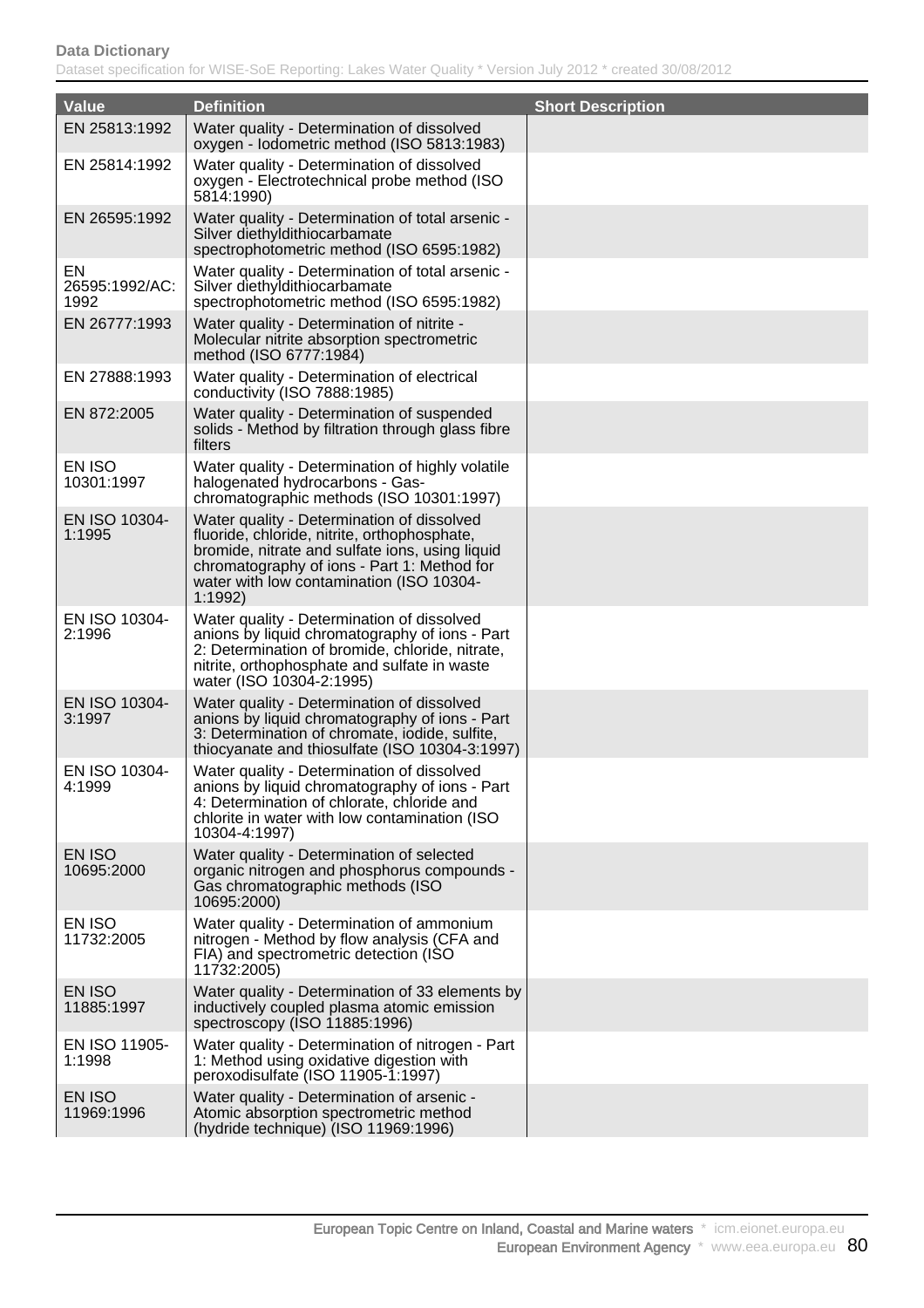| Value | Definition | Short Description |
|---|---|---|
| EN 25813:1992 | Water quality - Determination of dissolved oxygen - Iodometric method (ISO 5813:1983) | |
| EN 25814:1992 | Water quality - Determination of dissolved oxygen - Electrotechnical probe method (ISO 5814:1990) | |
| EN 26595:1992 | Water quality - Determination of total arsenic - Silver diethyldithiocarbamate spectrophotometric method (ISO 6595:1982) | |
| EN 26595:1992/AC:1992 | Water quality - Determination of total arsenic - Silver diethyldithiocarbamate spectrophotometric method (ISO 6595:1982) | |
| EN 26777:1993 | Water quality - Determination of nitrite - Molecular nitrite absorption spectrometric method (ISO 6777:1984) | |
| EN 27888:1993 | Water quality - Determination of electrical conductivity (ISO 7888:1985) | |
| EN 872:2005 | Water quality - Determination of suspended solids - Method by filtration through glass fibre filters | |
| EN ISO 10301:1997 | Water quality - Determination of highly volatile halogenated hydrocarbons - Gas-chromatographic methods (ISO 10301:1997) | |
| EN ISO 10304-1:1995 | Water quality - Determination of dissolved fluoride, chloride, nitrite, orthophosphate, bromide, nitrate and sulfate ions, using liquid chromatography of ions - Part 1: Method for water with low contamination (ISO 10304-1:1992) | |
| EN ISO 10304-2:1996 | Water quality - Determination of dissolved anions by liquid chromatography of ions - Part 2: Determination of bromide, chloride, nitrate, nitrite, orthophosphate and sulfate in waste water (ISO 10304-2:1995) | |
| EN ISO 10304-3:1997 | Water quality - Determination of dissolved anions by liquid chromatography of ions - Part 3: Determination of chromate, iodide, sulfite, thiocyanate and thiosulfate (ISO 10304-3:1997) | |
| EN ISO 10304-4:1999 | Water quality - Determination of dissolved anions by liquid chromatography of ions - Part 4: Determination of chlorate, chloride and chlorite in water with low contamination (ISO 10304-4:1997) | |
| EN ISO 10695:2000 | Water quality - Determination of selected organic nitrogen and phosphorus compounds - Gas chromatographic methods (ISO 10695:2000) | |
| EN ISO 11732:2005 | Water quality - Determination of ammonium nitrogen - Method by flow analysis (CFA and FIA) and spectrometric detection (ISO 11732:2005) | |
| EN ISO 11885:1997 | Water quality - Determination of 33 elements by inductively coupled plasma atomic emission spectroscopy (ISO 11885:1996) | |
| EN ISO 11905-1:1998 | Water quality - Determination of nitrogen - Part 1: Method using oxidative digestion with peroxodisulfate (ISO 11905-1:1997) | |
| EN ISO 11969:1996 | Water quality - Determination of arsenic - Atomic absorption spectrometric method (hydride technique) (ISO 11969:1996) | |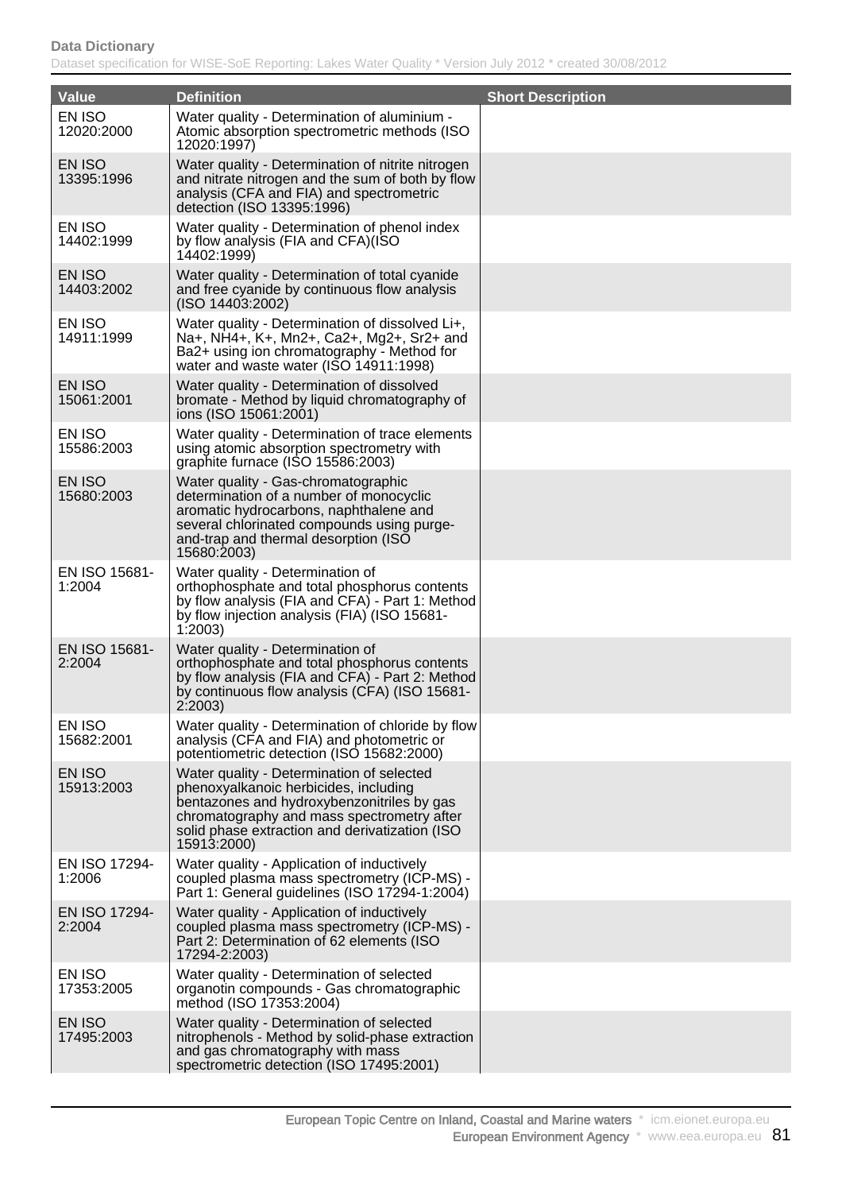| Value | Definition | Short Description |
| --- | --- | --- |
| EN ISO 12020:2000 | Water quality - Determination of aluminium - Atomic absorption spectrometric methods (ISO 12020:1997) | |
| EN ISO 13395:1996 | Water quality - Determination of nitrite nitrogen and nitrate nitrogen and the sum of both by flow analysis (CFA and FIA) and spectrometric detection (ISO 13395:1996) | |
| EN ISO 14402:1999 | Water quality - Determination of phenol index by flow analysis (FIA and CFA)(ISO 14402:1999) | |
| EN ISO 14403:2002 | Water quality - Determination of total cyanide and free cyanide by continuous flow analysis (ISO 14403:2002) | |
| EN ISO 14911:1999 | Water quality - Determination of dissolved Li+, Na+, NH4+, K+, Mn2+, Ca2+, Mg2+, Sr2+ and Ba2+ using ion chromatography - Method for water and waste water (ISO 14911:1998) | |
| EN ISO 15061:2001 | Water quality - Determination of dissolved bromate - Method by liquid chromatography of ions (ISO 15061:2001) | |
| EN ISO 15586:2003 | Water quality - Determination of trace elements using atomic absorption spectrometry with graphite furnace (ISO 15586:2003) | |
| EN ISO 15680:2003 | Water quality - Gas-chromatographic determination of a number of monocyclic aromatic hydrocarbons, naphthalene and several chlorinated compounds using purge-and-trap and thermal desorption (ISO 15680:2003) | |
| EN ISO 15681-1:2004 | Water quality - Determination of orthophosphate and total phosphorus contents by flow analysis (FIA and CFA) - Part 1: Method by flow injection analysis (FIA) (ISO 15681-1:2003) | |
| EN ISO 15681-2:2004 | Water quality - Determination of orthophosphate and total phosphorus contents by flow analysis (FIA and CFA) - Part 2: Method by continuous flow analysis (CFA) (ISO 15681-2:2003) | |
| EN ISO 15682:2001 | Water quality - Determination of chloride by flow analysis (CFA and FIA) and photometric or potentiometric detection (ISO 15682:2000) | |
| EN ISO 15913:2003 | Water quality - Determination of selected phenoxyalkanoic herbicides, including bentazones and hydroxybenzonitriles by gas chromatography and mass spectrometry after solid phase extraction and derivatization (ISO 15913:2000) | |
| EN ISO 17294-1:2006 | Water quality - Application of inductively coupled plasma mass spectrometry (ICP-MS) - Part 1: General guidelines (ISO 17294-1:2004) | |
| EN ISO 17294-2:2004 | Water quality - Application of inductively coupled plasma mass spectrometry (ICP-MS) - Part 2: Determination of 62 elements (ISO 17294-2:2003) | |
| EN ISO 17353:2005 | Water quality - Determination of selected organotin compounds - Gas chromatographic method (ISO 17353:2004) | |
| EN ISO 17495:2003 | Water quality - Determination of selected nitrophenols - Method by solid-phase extraction and gas chromatography with mass spectrometric detection (ISO 17495:2001) | |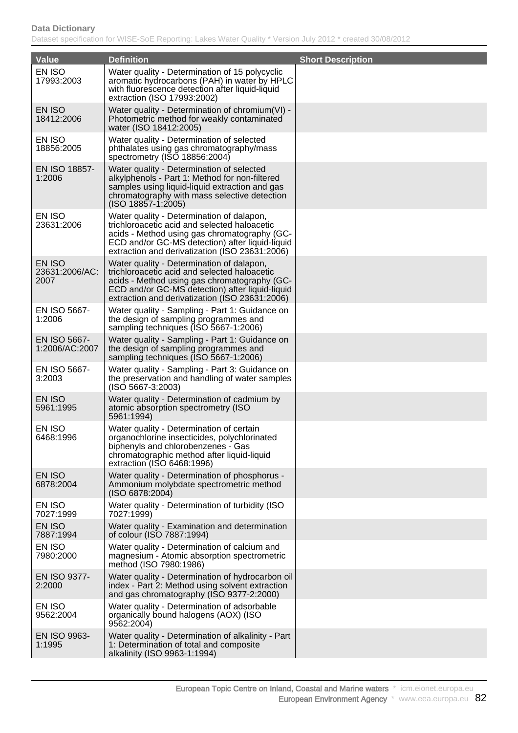| Value | Definition | Short Description |
|---|---|---|
| EN ISO 17993:2003 | Water quality - Determination of 15 polycyclic aromatic hydrocarbons (PAH) in water by HPLC with fluorescence detection after liquid-liquid extraction (ISO 17993:2002) | |
| EN ISO 18412:2006 | Water quality - Determination of chromium(VI) - Photometric method for weakly contaminated water (ISO 18412:2005) | |
| EN ISO 18856:2005 | Water quality - Determination of selected phthalates using gas chromatography/mass spectrometry (ISO 18856:2004) | |
| EN ISO 18857-1:2006 | Water quality - Determination of selected alkylphenols - Part 1: Method for non-filtered samples using liquid-liquid extraction and gas chromatography with mass selective detection (ISO 18857-1:2005) | |
| EN ISO 23631:2006 | Water quality - Determination of dalapon, trichloroacetic acid and selected haloacetic acids - Method using gas chromatography (GC-ECD and/or GC-MS detection) after liquid-liquid extraction and derivatization (ISO 23631:2006) | |
| EN ISO 23631:2006/AC:2007 | Water quality - Determination of dalapon, trichloroacetic acid and selected haloacetic acids - Method using gas chromatography (GC-ECD and/or GC-MS detection) after liquid-liquid extraction and derivatization (ISO 23631:2006) | |
| EN ISO 5667-1:2006 | Water quality - Sampling - Part 1: Guidance on the design of sampling programmes and sampling techniques (ISO 5667-1:2006) | |
| EN ISO 5667-1:2006/AC:2007 | Water quality - Sampling - Part 1: Guidance on the design of sampling programmes and sampling techniques (ISO 5667-1:2006) | |
| EN ISO 5667-3:2003 | Water quality - Sampling - Part 3: Guidance on the preservation and handling of water samples (ISO 5667-3:2003) | |
| EN ISO 5961:1995 | Water quality - Determination of cadmium by atomic absorption spectrometry (ISO 5961:1994) | |
| EN ISO 6468:1996 | Water quality - Determination of certain organochlorine insecticides, polychlorinated biphenyls and chlorobenzenes - Gas chromatographic method after liquid-liquid extraction (ISO 6468:1996) | |
| EN ISO 6878:2004 | Water quality - Determination of phosphorus - Ammonium molybdate spectrometric method (ISO 6878:2004) | |
| EN ISO 7027:1999 | Water quality - Determination of turbidity (ISO 7027:1999) | |
| EN ISO 7887:1994 | Water quality - Examination and determination of colour (ISO 7887:1994) | |
| EN ISO 7980:2000 | Water quality - Determination of calcium and magnesium - Atomic absorption spectrometric method (ISO 7980:1986) | |
| EN ISO 9377-2:2000 | Water quality - Determination of hydrocarbon oil index - Part 2: Method using solvent extraction and gas chromatography (ISO 9377-2:2000) | |
| EN ISO 9562:2004 | Water quality - Determination of adsorbable organically bound halogens (AOX) (ISO 9562:2004) | |
| EN ISO 9963-1:1995 | Water quality - Determination of alkalinity - Part 1: Determination of total and composite alkalinity (ISO 9963-1:1994) | |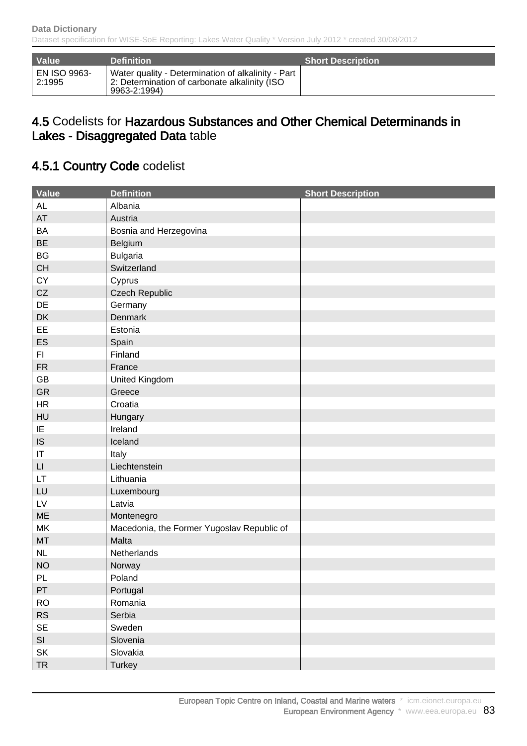| Value | Definition | Short Description |
|---|---|---|
| EN ISO 9963-2:1995 | Water quality - Determination of alkalinity - Part 2: Determination of carbonate alkalinity (ISO 9963-2:1994) | |

## 4.5 Codelists for Hazardous Substances and Other Chemical Determinands in Lakes - Disaggregated Data table

### 4.5.1 Country Code codelist

| Value | Definition | Short Description |
|---|---|---|
| AL | Albania | |
| AT | Austria | |
| BA | Bosnia and Herzegovina | |
| BE | Belgium | |
| BG | Bulgaria | |
| CH | Switzerland | |
| CY | Cyprus | |
| CZ | Czech Republic | |
| DE | Germany | |
| DK | Denmark | |
| EE | Estonia | |
| ES | Spain | |
| FI | Finland | |
| FR | France | |
| GB | United Kingdom | |
| GR | Greece | |
| HR | Croatia | |
| HU | Hungary | |
| IE | Ireland | |
| IS | Iceland | |
| IT | Italy | |
| LI | Liechtenstein | |
| LT | Lithuania | |
| LU | Luxembourg | |
| LV | Latvia | |
| ME | Montenegro | |
| MK | Macedonia, the Former Yugoslav Republic of | |
| MT | Malta | |
| NL | Netherlands | |
| NO | Norway | |
| PL | Poland | |
| PT | Portugal | |
| RO | Romania | |
| RS | Serbia | |
| SE | Sweden | |
| SI | Slovenia | |
| SK | Slovakia | |
| TR | Turkey | |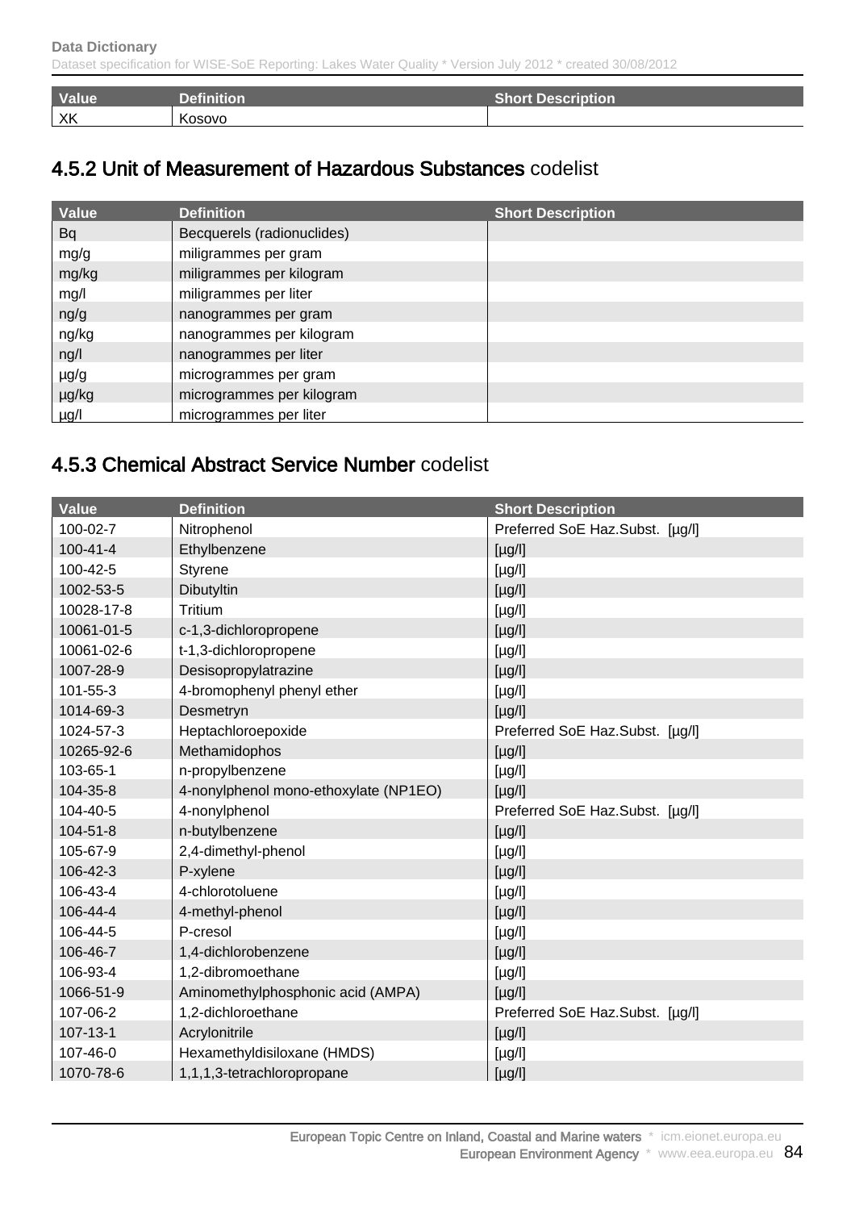| Value | Definition | Short Description |
| --- | --- | --- |
| XK | Kosovo | |

## 4.5.2 Unit of Measurement of Hazardous Substances codelist

| Value | Definition | Short Description |
| --- | --- | --- |
| Bq | Becquerels (radionuclides) | |
| mg/g | miligrammes per gram | |
| mg/kg | miligrammes per kilogram | |
| mg/l | miligrammes per liter | |
| ng/g | nanogrammes per gram | |
| ng/kg | nanogrammes per kilogram | |
| ng/l | nanogrammes per liter | |
| µg/g | microgrammes per gram | |
| µg/kg | microgrammes per kilogram | |
| µg/l | microgrammes per liter | |

## 4.5.3 Chemical Abstract Service Number codelist

| Value | Definition | Short Description |
| --- | --- | --- |
| 100-02-7 | Nitrophenol | Preferred SoE Haz.Subst. [µg/l] |
| 100-41-4 | Ethylbenzene | [µg/l] |
| 100-42-5 | Styrene | [µg/l] |
| 1002-53-5 | Dibutyltin | [µg/l] |
| 10028-17-8 | Tritium | [µg/l] |
| 10061-01-5 | c-1,3-dichloropropene | [µg/l] |
| 10061-02-6 | t-1,3-dichloropropene | [µg/l] |
| 1007-28-9 | Desisopropylatrazine | [µg/l] |
| 101-55-3 | 4-bromophenyl phenyl ether | [µg/l] |
| 1014-69-3 | Desmetryn | [µg/l] |
| 1024-57-3 | Heptachloroepoxide | Preferred SoE Haz.Subst. [µg/l] |
| 10265-92-6 | Methamidophos | [µg/l] |
| 103-65-1 | n-propylbenzene | [µg/l] |
| 104-35-8 | 4-nonylphenol mono-ethoxylate (NP1EO) | [µg/l] |
| 104-40-5 | 4-nonylphenol | Preferred SoE Haz.Subst. [µg/l] |
| 104-51-8 | n-butylbenzene | [µg/l] |
| 105-67-9 | 2,4-dimethyl-phenol | [µg/l] |
| 106-42-3 | P-xylene | [µg/l] |
| 106-43-4 | 4-chlorotoluene | [µg/l] |
| 106-44-4 | 4-methyl-phenol | [µg/l] |
| 106-44-5 | P-cresol | [µg/l] |
| 106-46-7 | 1,4-dichlorobenzene | [µg/l] |
| 106-93-4 | 1,2-dibromoethane | [µg/l] |
| 1066-51-9 | Aminomethylphosphonic acid (AMPA) | [µg/l] |
| 107-06-2 | 1,2-dichloroethane | Preferred SoE Haz.Subst. [µg/l] |
| 107-13-1 | Acrylonitrile | [µg/l] |
| 107-46-0 | Hexamethyldisiloxane (HMDS) | [µg/l] |
| 1070-78-6 | 1,1,1,3-tetrachloropropane | [µg/l] |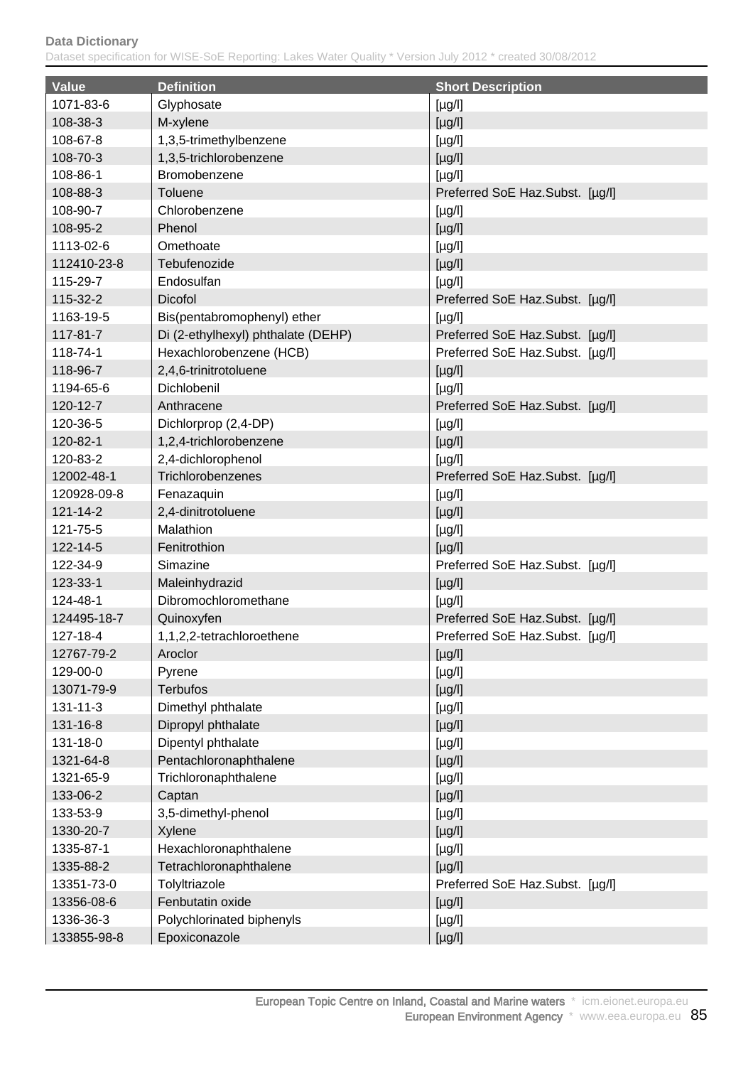| Value | Definition | Short Description |
|---|---|---|
| 1071-83-6 | Glyphosate | [µg/l] |
| 108-38-3 | M-xylene | [µg/l] |
| 108-67-8 | 1,3,5-trimethylbenzene | [µg/l] |
| 108-70-3 | 1,3,5-trichlorobenzene | [µg/l] |
| 108-86-1 | Bromobenzene | [µg/l] |
| 108-88-3 | Toluene | Preferred SoE Haz.Subst. [µg/l] |
| 108-90-7 | Chlorobenzene | [µg/l] |
| 108-95-2 | Phenol | [µg/l] |
| 1113-02-6 | Omethoate | [µg/l] |
| 112410-23-8 | Tebufenozide | [µg/l] |
| 115-29-7 | Endosulfan | [µg/l] |
| 115-32-2 | Dicofol | Preferred SoE Haz.Subst. [µg/l] |
| 1163-19-5 | Bis(pentabromophenyl) ether | [µg/l] |
| 117-81-7 | Di (2-ethylhexyl) phthalate (DEHP) | Preferred SoE Haz.Subst. [µg/l] |
| 118-74-1 | Hexachlorobenzene (HCB) | Preferred SoE Haz.Subst. [µg/l] |
| 118-96-7 | 2,4,6-trinitrotoluene | [µg/l] |
| 1194-65-6 | Dichlobenil | [µg/l] |
| 120-12-7 | Anthracene | Preferred SoE Haz.Subst. [µg/l] |
| 120-36-5 | Dichlorprop (2,4-DP) | [µg/l] |
| 120-82-1 | 1,2,4-trichlorobenzene | [µg/l] |
| 120-83-2 | 2,4-dichlorophenol | [µg/l] |
| 12002-48-1 | Trichlorobenzenes | Preferred SoE Haz.Subst. [µg/l] |
| 120928-09-8 | Fenazaquin | [µg/l] |
| 121-14-2 | 2,4-dinitrotoluene | [µg/l] |
| 121-75-5 | Malathion | [µg/l] |
| 122-14-5 | Fenitrothion | [µg/l] |
| 122-34-9 | Simazine | Preferred SoE Haz.Subst. [µg/l] |
| 123-33-1 | Maleinhydrazid | [µg/l] |
| 124-48-1 | Dibromochloromethane | [µg/l] |
| 124495-18-7 | Quinoxyfen | Preferred SoE Haz.Subst. [µg/l] |
| 127-18-4 | 1,1,2,2-tetrachloroethene | Preferred SoE Haz.Subst. [µg/l] |
| 12767-79-2 | Aroclor | [µg/l] |
| 129-00-0 | Pyrene | [µg/l] |
| 13071-79-9 | Terbufos | [µg/l] |
| 131-11-3 | Dimethyl phthalate | [µg/l] |
| 131-16-8 | Dipropyl phthalate | [µg/l] |
| 131-18-0 | Dipentyl phthalate | [µg/l] |
| 1321-64-8 | Pentachloronaphthalene | [µg/l] |
| 1321-65-9 | Trichloronaphthalene | [µg/l] |
| 133-06-2 | Captan | [µg/l] |
| 133-53-9 | 3,5-dimethyl-phenol | [µg/l] |
| 1330-20-7 | Xylene | [µg/l] |
| 1335-87-1 | Hexachloronaphthalene | [µg/l] |
| 1335-88-2 | Tetrachloronaphthalene | [µg/l] |
| 13351-73-0 | Tolyltriazole | Preferred SoE Haz.Subst. [µg/l] |
| 13356-08-6 | Fenbutatin oxide | [µg/l] |
| 1336-36-3 | Polychlorinated biphenyls | [µg/l] |
| 133855-98-8 | Epoxiconazole | [µg/l] |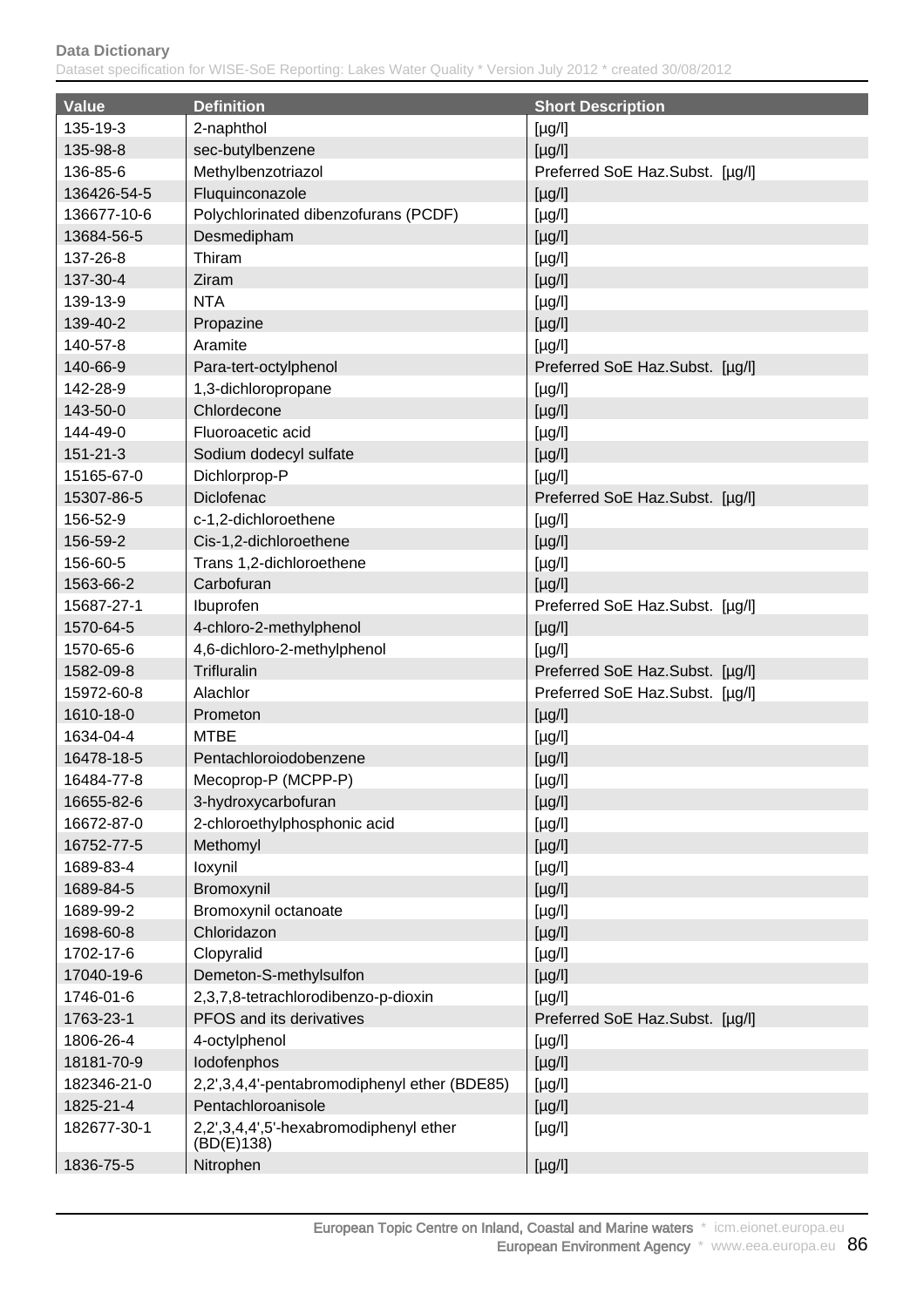| Value | Definition | Short Description |
| --- | --- | --- |
| 135-19-3 | 2-naphthol | [µg/l] |
| 135-98-8 | sec-butylbenzene | [µg/l] |
| 136-85-6 | Methylbenzotriazol | Preferred SoE Haz.Subst. [µg/l] |
| 136426-54-5 | Fluquinconazole | [µg/l] |
| 136677-10-6 | Polychlorinated dibenzofurans (PCDF) | [µg/l] |
| 13684-56-5 | Desmedipham | [µg/l] |
| 137-26-8 | Thiram | [µg/l] |
| 137-30-4 | Ziram | [µg/l] |
| 139-13-9 | NTA | [µg/l] |
| 139-40-2 | Propazine | [µg/l] |
| 140-57-8 | Aramite | [µg/l] |
| 140-66-9 | Para-tert-octylphenol | Preferred SoE Haz.Subst. [µg/l] |
| 142-28-9 | 1,3-dichloropropane | [µg/l] |
| 143-50-0 | Chlordecone | [µg/l] |
| 144-49-0 | Fluoroacetic acid | [µg/l] |
| 151-21-3 | Sodium dodecyl sulfate | [µg/l] |
| 15165-67-0 | Dichlorprop-P | [µg/l] |
| 15307-86-5 | Diclofenac | Preferred SoE Haz.Subst. [µg/l] |
| 156-52-9 | c-1,2-dichloroethene | [µg/l] |
| 156-59-2 | Cis-1,2-dichloroethene | [µg/l] |
| 156-60-5 | Trans 1,2-dichloroethene | [µg/l] |
| 1563-66-2 | Carbofuran | [µg/l] |
| 15687-27-1 | Ibuprofen | Preferred SoE Haz.Subst. [µg/l] |
| 1570-64-5 | 4-chloro-2-methylphenol | [µg/l] |
| 1570-65-6 | 4,6-dichloro-2-methylphenol | [µg/l] |
| 1582-09-8 | Trifluralin | Preferred SoE Haz.Subst. [µg/l] |
| 15972-60-8 | Alachlor | Preferred SoE Haz.Subst. [µg/l] |
| 1610-18-0 | Prometon | [µg/l] |
| 1634-04-4 | MTBE | [µg/l] |
| 16478-18-5 | Pentachloroiodobenzene | [µg/l] |
| 16484-77-8 | Mecoprop-P (MCPP-P) | [µg/l] |
| 16655-82-6 | 3-hydroxycarbofuran | [µg/l] |
| 16672-87-0 | 2-chloroethylphosphonic acid | [µg/l] |
| 16752-77-5 | Methomyl | [µg/l] |
| 1689-83-4 | Ioxynil | [µg/l] |
| 1689-84-5 | Bromoxynil | [µg/l] |
| 1689-99-2 | Bromoxynil octanoate | [µg/l] |
| 1698-60-8 | Chloridazon | [µg/l] |
| 1702-17-6 | Clopyralid | [µg/l] |
| 17040-19-6 | Demeton-S-methylsulfon | [µg/l] |
| 1746-01-6 | 2,3,7,8-tetrachlorodibenzo-p-dioxin | [µg/l] |
| 1763-23-1 | PFOS and its derivatives | Preferred SoE Haz.Subst. [µg/l] |
| 1806-26-4 | 4-octylphenol | [µg/l] |
| 18181-70-9 | Iodofenphos | [µg/l] |
| 182346-21-0 | 2,2',3,4,4'-pentabromodiphenyl ether (BDE85) | [µg/l] |
| 1825-21-4 | Pentachloroanisole | [µg/l] |
| 182677-30-1 | 2,2',3,4,4',5'-hexabromodiphenyl ether (BD(E)138) | [µg/l] |
| 1836-75-5 | Nitrophen | [µg/l] |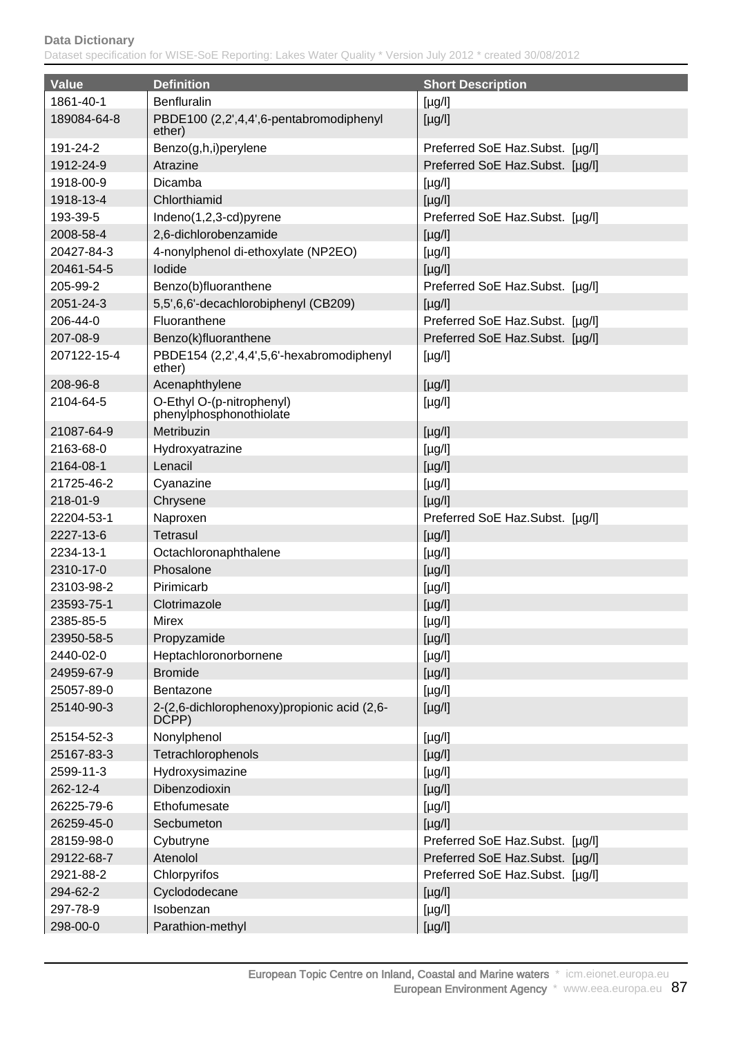| Value | Definition | Short Description |
| --- | --- | --- |
| 1861-40-1 | Benfluralin | [µg/l] |
| 189084-64-8 | PBDE100 (2,2',4,4',6-pentabromodiphenyl ether) | [µg/l] |
| 191-24-2 | Benzo(g,h,i)perylene | Preferred SoE Haz.Subst. [µg/l] |
| 1912-24-9 | Atrazine | Preferred SoE Haz.Subst. [µg/l] |
| 1918-00-9 | Dicamba | [µg/l] |
| 1918-13-4 | Chlorthiamid | [µg/l] |
| 193-39-5 | Indeno(1,2,3-cd)pyrene | Preferred SoE Haz.Subst. [µg/l] |
| 2008-58-4 | 2,6-dichlorobenzamide | [µg/l] |
| 20427-84-3 | 4-nonylphenol di-ethoxylate (NP2EO) | [µg/l] |
| 20461-54-5 | Iodide | [µg/l] |
| 205-99-2 | Benzo(b)fluoranthene | Preferred SoE Haz.Subst. [µg/l] |
| 2051-24-3 | 5,5',6,6'-decachlorobiphenyl (CB209) | [µg/l] |
| 206-44-0 | Fluoranthene | Preferred SoE Haz.Subst. [µg/l] |
| 207-08-9 | Benzo(k)fluoranthene | Preferred SoE Haz.Subst. [µg/l] |
| 207122-15-4 | PBDE154 (2,2',4,4',5,6'-hexabromodiphenyl ether) | [µg/l] |
| 208-96-8 | Acenaphthylene | [µg/l] |
| 2104-64-5 | O-Ethyl O-(p-nitrophenyl) phenylphosphonothiolate | [µg/l] |
| 21087-64-9 | Metribuzin | [µg/l] |
| 2163-68-0 | Hydroxyatrazine | [µg/l] |
| 2164-08-1 | Lenacil | [µg/l] |
| 21725-46-2 | Cyanazine | [µg/l] |
| 218-01-9 | Chrysene | [µg/l] |
| 22204-53-1 | Naproxen | Preferred SoE Haz.Subst. [µg/l] |
| 2227-13-6 | Tetrasul | [µg/l] |
| 2234-13-1 | Octachloronaphthalene | [µg/l] |
| 2310-17-0 | Phosalone | [µg/l] |
| 23103-98-2 | Pirimicarb | [µg/l] |
| 23593-75-1 | Clotrimazole | [µg/l] |
| 2385-85-5 | Mirex | [µg/l] |
| 23950-58-5 | Propyzamide | [µg/l] |
| 2440-02-0 | Heptachloronorbornene | [µg/l] |
| 24959-67-9 | Bromide | [µg/l] |
| 25057-89-0 | Bentazone | [µg/l] |
| 25140-90-3 | 2-(2,6-dichlorophenoxy)propionic acid (2,6-DCPP) | [µg/l] |
| 25154-52-3 | Nonylphenol | [µg/l] |
| 25167-83-3 | Tetrachlorophenols | [µg/l] |
| 2599-11-3 | Hydroxysimazine | [µg/l] |
| 262-12-4 | Dibenzodioxin | [µg/l] |
| 26225-79-6 | Ethofumesate | [µg/l] |
| 26259-45-0 | Secbumeton | [µg/l] |
| 28159-98-0 | Cybutryne | Preferred SoE Haz.Subst. [µg/l] |
| 29122-68-7 | Atenolol | Preferred SoE Haz.Subst. [µg/l] |
| 2921-88-2 | Chlorpyrifos | Preferred SoE Haz.Subst. [µg/l] |
| 294-62-2 | Cyclododecane | [µg/l] |
| 297-78-9 | Isobenzan | [µg/l] |
| 298-00-0 | Parathion-methyl | [µg/l] |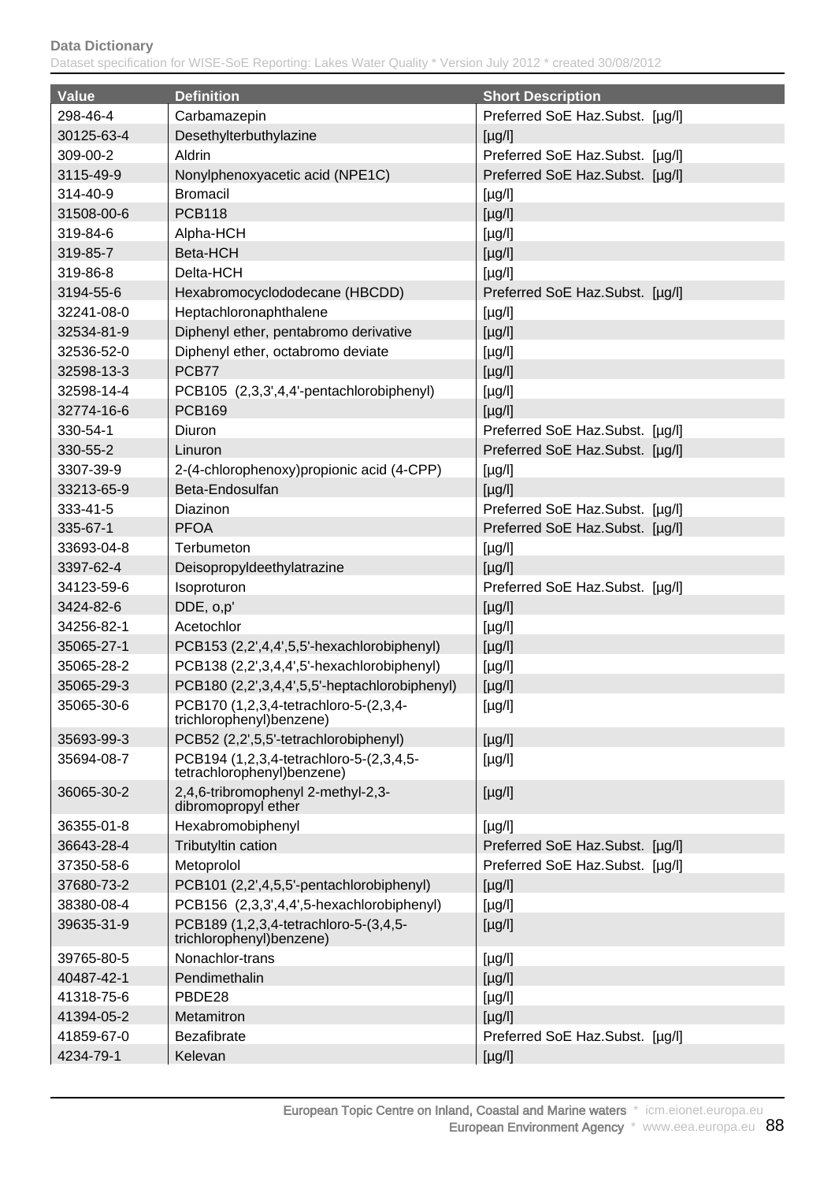| Value | Definition | Short Description |
|---|---|---|
| 298-46-4 | Carbamazepin | Preferred SoE Haz.Subst. [µg/l] |
| 30125-63-4 | Desethylterbuthylazine | [µg/l] |
| 309-00-2 | Aldrin | Preferred SoE Haz.Subst. [µg/l] |
| 3115-49-9 | Nonylphenoxyacetic acid (NPE1C) | Preferred SoE Haz.Subst. [µg/l] |
| 314-40-9 | Bromacil | [µg/l] |
| 31508-00-6 | PCB118 | [µg/l] |
| 319-84-6 | Alpha-HCH | [µg/l] |
| 319-85-7 | Beta-HCH | [µg/l] |
| 319-86-8 | Delta-HCH | [µg/l] |
| 3194-55-6 | Hexabromocyclododecane (HBCDD) | Preferred SoE Haz.Subst. [µg/l] |
| 32241-08-0 | Heptachloronaphthalene | [µg/l] |
| 32534-81-9 | Diphenyl ether, pentabromo derivative | [µg/l] |
| 32536-52-0 | Diphenyl ether, octabromo deviate | [µg/l] |
| 32598-13-3 | PCB77 | [µg/l] |
| 32598-14-4 | PCB105 (2,3,3',4,4'-pentachlorobiphenyl) | [µg/l] |
| 32774-16-6 | PCB169 | [µg/l] |
| 330-54-1 | Diuron | Preferred SoE Haz.Subst. [µg/l] |
| 330-55-2 | Linuron | Preferred SoE Haz.Subst. [µg/l] |
| 3307-39-9 | 2-(4-chlorophenoxy)propionic acid (4-CPP) | [µg/l] |
| 33213-65-9 | Beta-Endosulfan | [µg/l] |
| 333-41-5 | Diazinon | Preferred SoE Haz.Subst. [µg/l] |
| 335-67-1 | PFOA | Preferred SoE Haz.Subst. [µg/l] |
| 33693-04-8 | Terbumeton | [µg/l] |
| 3397-62-4 | Deisopropyldeethylatrazine | [µg/l] |
| 34123-59-6 | Isoproturon | Preferred SoE Haz.Subst. [µg/l] |
| 3424-82-6 | DDE, o,p' | [µg/l] |
| 34256-82-1 | Acetochlor | [µg/l] |
| 35065-27-1 | PCB153 (2,2',4,4',5,5'-hexachlorobiphenyl) | [µg/l] |
| 35065-28-2 | PCB138 (2,2',3,4,4',5'-hexachlorobiphenyl) | [µg/l] |
| 35065-29-3 | PCB180 (2,2',3,4,4',5,5'-heptachlorobiphenyl) | [µg/l] |
| 35065-30-6 | PCB170 (1,2,3,4-tetrachloro-5-(2,3,4-trichlorophenyl)benzene) | [µg/l] |
| 35693-99-3 | PCB52 (2,2',5,5'-tetrachlorobiphenyl) | [µg/l] |
| 35694-08-7 | PCB194 (1,2,3,4-tetrachloro-5-(2,3,4,5-tetrachlorophenyl)benzene) | [µg/l] |
| 36065-30-2 | 2,4,6-tribromophenyl 2-methyl-2,3-dibromopropyl ether | [µg/l] |
| 36355-01-8 | Hexabromobiphenyl | [µg/l] |
| 36643-28-4 | Tributyltin cation | Preferred SoE Haz.Subst. [µg/l] |
| 37350-58-6 | Metoprolol | Preferred SoE Haz.Subst. [µg/l] |
| 37680-73-2 | PCB101 (2,2',4,5,5'-pentachlorobiphenyl) | [µg/l] |
| 38380-08-4 | PCB156 (2,3,3',4,4',5-hexachlorobiphenyl) | [µg/l] |
| 39635-31-9 | PCB189 (1,2,3,4-tetrachloro-5-(3,4,5-trichlorophenyl)benzene) | [µg/l] |
| 39765-80-5 | Nonachlor-trans | [µg/l] |
| 40487-42-1 | Pendimethalin | [µg/l] |
| 41318-75-6 | PBDE28 | [µg/l] |
| 41394-05-2 | Metamitron | [µg/l] |
| 41859-67-0 | Bezafibrate | Preferred SoE Haz.Subst. [µg/l] |
| 4234-79-1 | Kelevan | [µg/l] |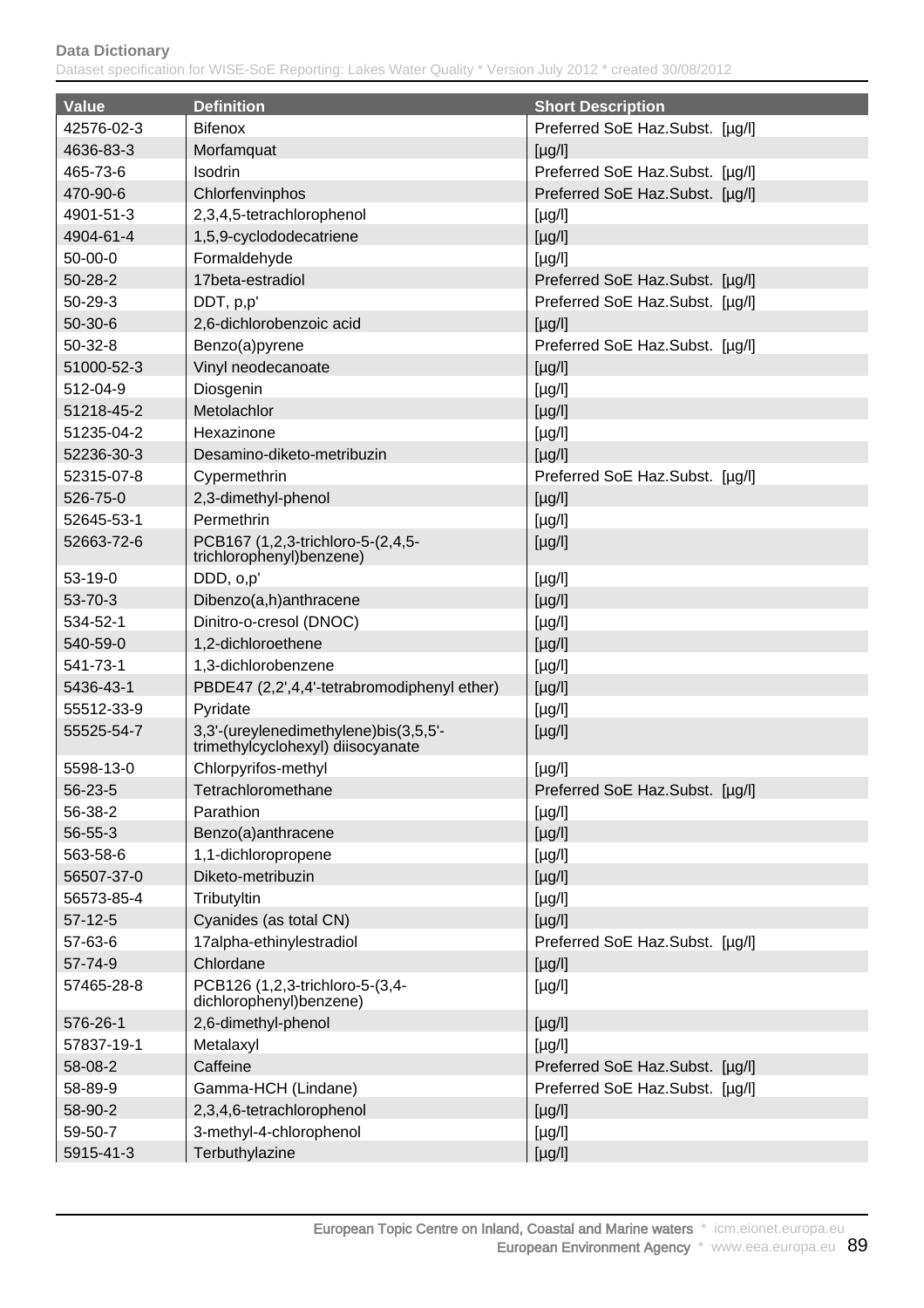| Value | Definition | Short Description |
|---|---|---|
| 42576-02-3 | Bifenox | Preferred SoE Haz.Subst. [µg/l] |
| 4636-83-3 | Morfamquat | [µg/l] |
| 465-73-6 | Isodrin | Preferred SoE Haz.Subst. [µg/l] |
| 470-90-6 | Chlorfenvinphos | Preferred SoE Haz.Subst. [µg/l] |
| 4901-51-3 | 2,3,4,5-tetrachlorophenol | [µg/l] |
| 4904-61-4 | 1,5,9-cyclododecatriene | [µg/l] |
| 50-00-0 | Formaldehyde | [µg/l] |
| 50-28-2 | 17beta-estradiol | Preferred SoE Haz.Subst. [µg/l] |
| 50-29-3 | DDT, p,p' | Preferred SoE Haz.Subst. [µg/l] |
| 50-30-6 | 2,6-dichlorobenzoic acid | [µg/l] |
| 50-32-8 | Benzo(a)pyrene | Preferred SoE Haz.Subst. [µg/l] |
| 51000-52-3 | Vinyl neodecanoate | [µg/l] |
| 512-04-9 | Diosgenin | [µg/l] |
| 51218-45-2 | Metolachlor | [µg/l] |
| 51235-04-2 | Hexazinone | [µg/l] |
| 52236-30-3 | Desamino-diketo-metribuzin | [µg/l] |
| 52315-07-8 | Cypermethrin | Preferred SoE Haz.Subst. [µg/l] |
| 526-75-0 | 2,3-dimethyl-phenol | [µg/l] |
| 52645-53-1 | Permethrin | [µg/l] |
| 52663-72-6 | PCB167 (1,2,3-trichloro-5-(2,4,5-trichlorophenyl)benzene) | [µg/l] |
| 53-19-0 | DDD, o,p' | [µg/l] |
| 53-70-3 | Dibenzo(a,h)anthracene | [µg/l] |
| 534-52-1 | Dinitro-o-cresol (DNOC) | [µg/l] |
| 540-59-0 | 1,2-dichloroethene | [µg/l] |
| 541-73-1 | 1,3-dichlorobenzene | [µg/l] |
| 5436-43-1 | PBDE47 (2,2',4,4'-tetrabromodiphenyl ether) | [µg/l] |
| 55512-33-9 | Pyridate | [µg/l] |
| 55525-54-7 | 3,3'-(ureylenedimethylene)bis(3,5,5'-trimethylcyclohexyl) diisocyanate | [µg/l] |
| 5598-13-0 | Chlorpyrifos-methyl | [µg/l] |
| 56-23-5 | Tetrachloromethane | Preferred SoE Haz.Subst. [µg/l] |
| 56-38-2 | Parathion | [µg/l] |
| 56-55-3 | Benzo(a)anthracene | [µg/l] |
| 563-58-6 | 1,1-dichloropropene | [µg/l] |
| 56507-37-0 | Diketo-metribuzin | [µg/l] |
| 56573-85-4 | Tributyltin | [µg/l] |
| 57-12-5 | Cyanides (as total CN) | [µg/l] |
| 57-63-6 | 17alpha-ethinylestradiol | Preferred SoE Haz.Subst. [µg/l] |
| 57-74-9 | Chlordane | [µg/l] |
| 57465-28-8 | PCB126 (1,2,3-trichloro-5-(3,4-dichlorophenyl)benzene) | [µg/l] |
| 576-26-1 | 2,6-dimethyl-phenol | [µg/l] |
| 57837-19-1 | Metalaxyl | [µg/l] |
| 58-08-2 | Caffeine | Preferred SoE Haz.Subst. [µg/l] |
| 58-89-9 | Gamma-HCH (Lindane) | Preferred SoE Haz.Subst. [µg/l] |
| 58-90-2 | 2,3,4,6-tetrachlorophenol | [µg/l] |
| 59-50-7 | 3-methyl-4-chlorophenol | [µg/l] |
| 5915-41-3 | Terbuthylazine | [µg/l] |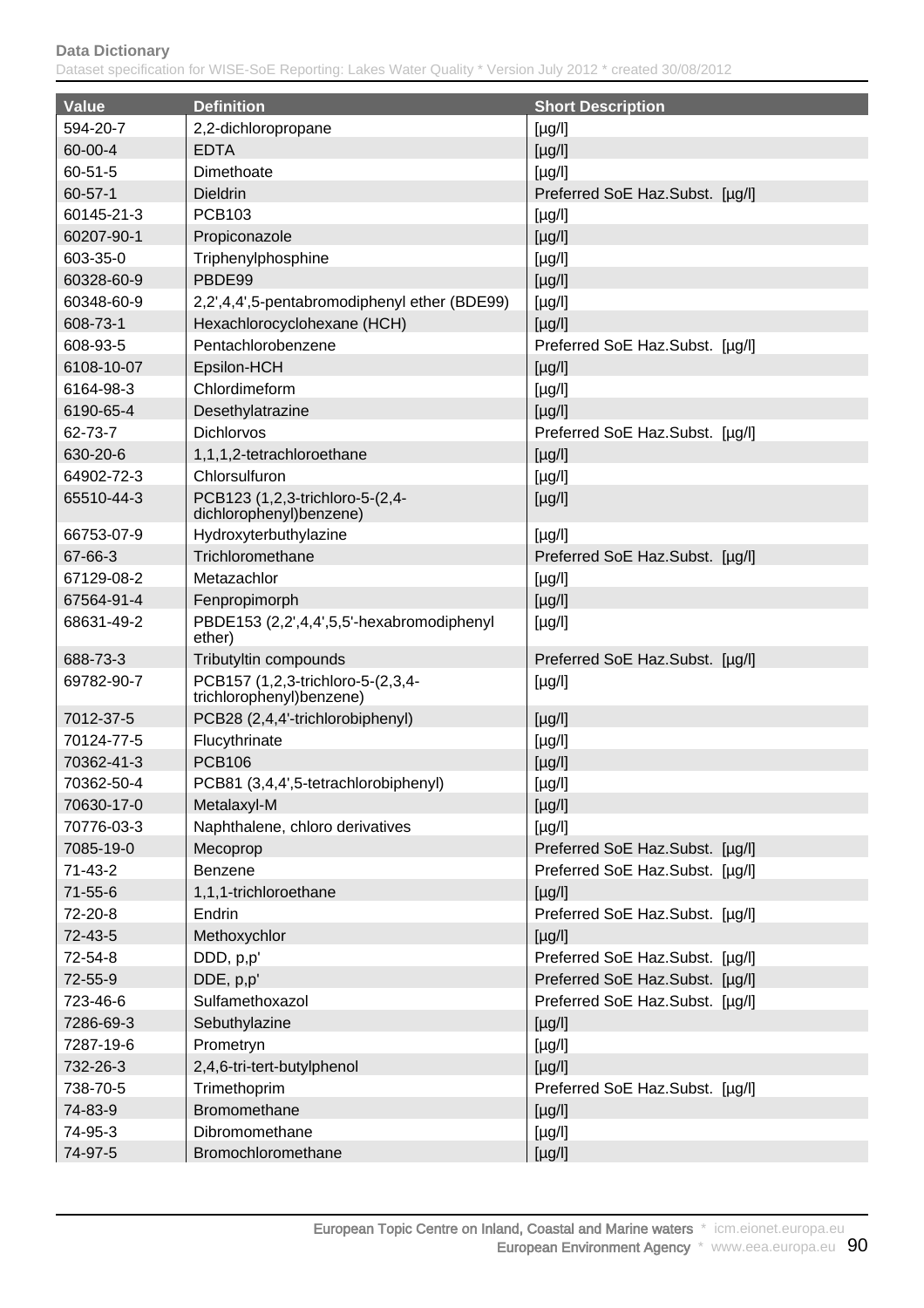| Value | Definition | Short Description |
| --- | --- | --- |
| 594-20-7 | 2,2-dichloropropane | [µg/l] |
| 60-00-4 | EDTA | [µg/l] |
| 60-51-5 | Dimethoate | [µg/l] |
| 60-57-1 | Dieldrin | Preferred SoE Haz.Subst. [µg/l] |
| 60145-21-3 | PCB103 | [µg/l] |
| 60207-90-1 | Propiconazole | [µg/l] |
| 603-35-0 | Triphenylphosphine | [µg/l] |
| 60328-60-9 | PBDE99 | [µg/l] |
| 60348-60-9 | 2,2',4,4',5-pentabromodiphenyl ether (BDE99) | [µg/l] |
| 608-73-1 | Hexachlorocyclohexane (HCH) | [µg/l] |
| 608-93-5 | Pentachlorobenzene | Preferred SoE Haz.Subst. [µg/l] |
| 6108-10-07 | Epsilon-HCH | [µg/l] |
| 6164-98-3 | Chlordimeform | [µg/l] |
| 6190-65-4 | Desethylatrazine | [µg/l] |
| 62-73-7 | Dichlorvos | Preferred SoE Haz.Subst. [µg/l] |
| 630-20-6 | 1,1,1,2-tetrachloroethane | [µg/l] |
| 64902-72-3 | Chlorsulfuron | [µg/l] |
| 65510-44-3 | PCB123 (1,2,3-trichloro-5-(2,4-dichlorophenyl)benzene) | [µg/l] |
| 66753-07-9 | Hydroxyterbuthylazine | [µg/l] |
| 67-66-3 | Trichloromethane | Preferred SoE Haz.Subst. [µg/l] |
| 67129-08-2 | Metazachlor | [µg/l] |
| 67564-91-4 | Fenpropimorph | [µg/l] |
| 68631-49-2 | PBDE153 (2,2',4,4',5,5'-hexabromodiphenyl ether) | [µg/l] |
| 688-73-3 | Tributyltin compounds | Preferred SoE Haz.Subst. [µg/l] |
| 69782-90-7 | PCB157 (1,2,3-trichloro-5-(2,3,4-trichlorophenyl)benzene) | [µg/l] |
| 7012-37-5 | PCB28 (2,4,4'-trichlorobiphenyl) | [µg/l] |
| 70124-77-5 | Flucythrinate | [µg/l] |
| 70362-41-3 | PCB106 | [µg/l] |
| 70362-50-4 | PCB81 (3,4,4',5-tetrachlorobiphenyl) | [µg/l] |
| 70630-17-0 | Metalaxyl-M | [µg/l] |
| 70776-03-3 | Naphthalene, chloro derivatives | [µg/l] |
| 7085-19-0 | Mecoprop | Preferred SoE Haz.Subst. [µg/l] |
| 71-43-2 | Benzene | Preferred SoE Haz.Subst. [µg/l] |
| 71-55-6 | 1,1,1-trichloroethane | [µg/l] |
| 72-20-8 | Endrin | Preferred SoE Haz.Subst. [µg/l] |
| 72-43-5 | Methoxychlor | [µg/l] |
| 72-54-8 | DDD, p,p' | Preferred SoE Haz.Subst. [µg/l] |
| 72-55-9 | DDE, p,p' | Preferred SoE Haz.Subst. [µg/l] |
| 723-46-6 | Sulfamethoxazol | Preferred SoE Haz.Subst. [µg/l] |
| 7286-69-3 | Sebuthylazine | [µg/l] |
| 7287-19-6 | Prometryn | [µg/l] |
| 732-26-3 | 2,4,6-tri-tert-butylphenol | [µg/l] |
| 738-70-5 | Trimethoprim | Preferred SoE Haz.Subst. [µg/l] |
| 74-83-9 | Bromomethane | [µg/l] |
| 74-95-3 | Dibromomethane | [µg/l] |
| 74-97-5 | Bromochloromethane | [µg/l] |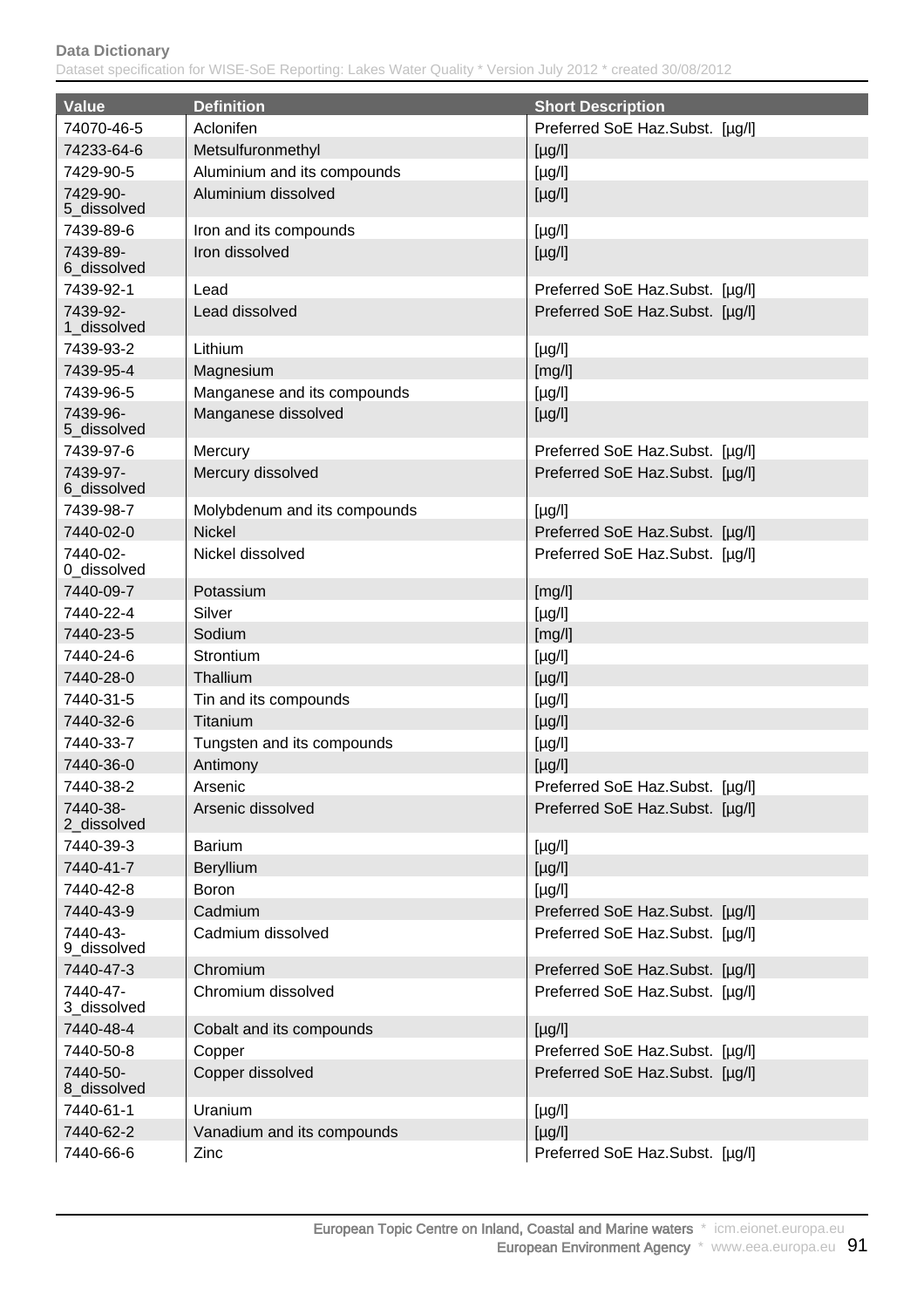| Value | Definition | Short Description |
| --- | --- | --- |
| 74070-46-5 | Aclonifen | Preferred SoE Haz.Subst. [µg/l] |
| 74233-64-6 | Metsulfuronmethyl | [µg/l] |
| 7429-90-5 | Aluminium and its compounds | [µg/l] |
| 7429-90-5_dissolved | Aluminium dissolved | [µg/l] |
| 7439-89-6 | Iron and its compounds | [µg/l] |
| 7439-89-6_dissolved | Iron dissolved | [µg/l] |
| 7439-92-1 | Lead | Preferred SoE Haz.Subst. [µg/l] |
| 7439-92-1_dissolved | Lead dissolved | Preferred SoE Haz.Subst. [µg/l] |
| 7439-93-2 | Lithium | [µg/l] |
| 7439-95-4 | Magnesium | [mg/l] |
| 7439-96-5 | Manganese and its compounds | [µg/l] |
| 7439-96-5_dissolved | Manganese dissolved | [µg/l] |
| 7439-97-6 | Mercury | Preferred SoE Haz.Subst. [µg/l] |
| 7439-97-6_dissolved | Mercury dissolved | Preferred SoE Haz.Subst. [µg/l] |
| 7439-98-7 | Molybdenum and its compounds | [µg/l] |
| 7440-02-0 | Nickel | Preferred SoE Haz.Subst. [µg/l] |
| 7440-02-0_dissolved | Nickel dissolved | Preferred SoE Haz.Subst. [µg/l] |
| 7440-09-7 | Potassium | [mg/l] |
| 7440-22-4 | Silver | [µg/l] |
| 7440-23-5 | Sodium | [mg/l] |
| 7440-24-6 | Strontium | [µg/l] |
| 7440-28-0 | Thallium | [µg/l] |
| 7440-31-5 | Tin and its compounds | [µg/l] |
| 7440-32-6 | Titanium | [µg/l] |
| 7440-33-7 | Tungsten and its compounds | [µg/l] |
| 7440-36-0 | Antimony | [µg/l] |
| 7440-38-2 | Arsenic | Preferred SoE Haz.Subst. [µg/l] |
| 7440-38-2_dissolved | Arsenic dissolved | Preferred SoE Haz.Subst. [µg/l] |
| 7440-39-3 | Barium | [µg/l] |
| 7440-41-7 | Beryllium | [µg/l] |
| 7440-42-8 | Boron | [µg/l] |
| 7440-43-9 | Cadmium | Preferred SoE Haz.Subst. [µg/l] |
| 7440-43-9_dissolved | Cadmium dissolved | Preferred SoE Haz.Subst. [µg/l] |
| 7440-47-3 | Chromium | Preferred SoE Haz.Subst. [µg/l] |
| 7440-47-3_dissolved | Chromium dissolved | Preferred SoE Haz.Subst. [µg/l] |
| 7440-48-4 | Cobalt and its compounds | [µg/l] |
| 7440-50-8 | Copper | Preferred SoE Haz.Subst. [µg/l] |
| 7440-50-8_dissolved | Copper dissolved | Preferred SoE Haz.Subst. [µg/l] |
| 7440-61-1 | Uranium | [µg/l] |
| 7440-62-2 | Vanadium and its compounds | [µg/l] |
| 7440-66-6 | Zinc | Preferred SoE Haz.Subst. [µg/l] |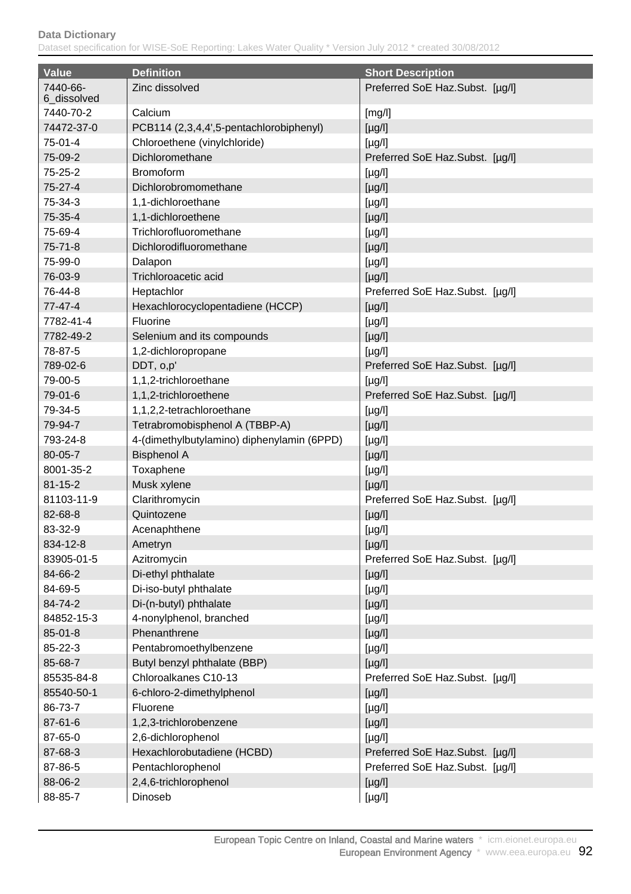| Value | Definition | Short Description |
|---|---|---|
| 7440-66-6_dissolved | Zinc dissolved | Preferred SoE Haz.Subst. [µg/l] |
| 7440-70-2 | Calcium | [mg/l] |
| 74472-37-0 | PCB114 (2,3,4,4',5-pentachlorobiphenyl) | [µg/l] |
| 75-01-4 | Chloroethene (vinylchloride) | [µg/l] |
| 75-09-2 | Dichloromethane | Preferred SoE Haz.Subst. [µg/l] |
| 75-25-2 | Bromoform | [µg/l] |
| 75-27-4 | Dichlorobromomethane | [µg/l] |
| 75-34-3 | 1,1-dichloroethane | [µg/l] |
| 75-35-4 | 1,1-dichloroethene | [µg/l] |
| 75-69-4 | Trichlorofluoromethane | [µg/l] |
| 75-71-8 | Dichlorodifluoromethane | [µg/l] |
| 75-99-0 | Dalapon | [µg/l] |
| 76-03-9 | Trichloroacetic acid | [µg/l] |
| 76-44-8 | Heptachlor | Preferred SoE Haz.Subst. [µg/l] |
| 77-47-4 | Hexachlorocyclopentadiene (HCCP) | [µg/l] |
| 7782-41-4 | Fluorine | [µg/l] |
| 7782-49-2 | Selenium and its compounds | [µg/l] |
| 78-87-5 | 1,2-dichloropropane | [µg/l] |
| 789-02-6 | DDT, o,p' | Preferred SoE Haz.Subst. [µg/l] |
| 79-00-5 | 1,1,2-trichloroethane | [µg/l] |
| 79-01-6 | 1,1,2-trichloroethene | Preferred SoE Haz.Subst. [µg/l] |
| 79-34-5 | 1,1,2,2-tetrachloroethane | [µg/l] |
| 79-94-7 | Tetrabromobisphenol A (TBBP-A) | [µg/l] |
| 793-24-8 | 4-(dimethylbutylamino) diphenylamin (6PPD) | [µg/l] |
| 80-05-7 | Bisphenol A | [µg/l] |
| 8001-35-2 | Toxaphene | [µg/l] |
| 81-15-2 | Musk xylene | [µg/l] |
| 81103-11-9 | Clarithromycin | Preferred SoE Haz.Subst. [µg/l] |
| 82-68-8 | Quintozene | [µg/l] |
| 83-32-9 | Acenaphthene | [µg/l] |
| 834-12-8 | Ametryn | [µg/l] |
| 83905-01-5 | Azitromycin | Preferred SoE Haz.Subst. [µg/l] |
| 84-66-2 | Di-ethyl phthalate | [µg/l] |
| 84-69-5 | Di-iso-butyl phthalate | [µg/l] |
| 84-74-2 | Di-(n-butyl) phthalate | [µg/l] |
| 84852-15-3 | 4-nonylphenol, branched | [µg/l] |
| 85-01-8 | Phenanthrene | [µg/l] |
| 85-22-3 | Pentabromoethylbenzene | [µg/l] |
| 85-68-7 | Butyl benzyl phthalate (BBP) | [µg/l] |
| 85535-84-8 | Chloroalkanes C10-13 | Preferred SoE Haz.Subst. [µg/l] |
| 85540-50-1 | 6-chloro-2-dimethylphenol | [µg/l] |
| 86-73-7 | Fluorene | [µg/l] |
| 87-61-6 | 1,2,3-trichlorobenzene | [µg/l] |
| 87-65-0 | 2,6-dichlorophenol | [µg/l] |
| 87-68-3 | Hexachlorobutadiene (HCBD) | Preferred SoE Haz.Subst. [µg/l] |
| 87-86-5 | Pentachlorophenol | Preferred SoE Haz.Subst. [µg/l] |
| 88-06-2 | 2,4,6-trichlorophenol | [µg/l] |
| 88-85-7 | Dinoseb | [µg/l] |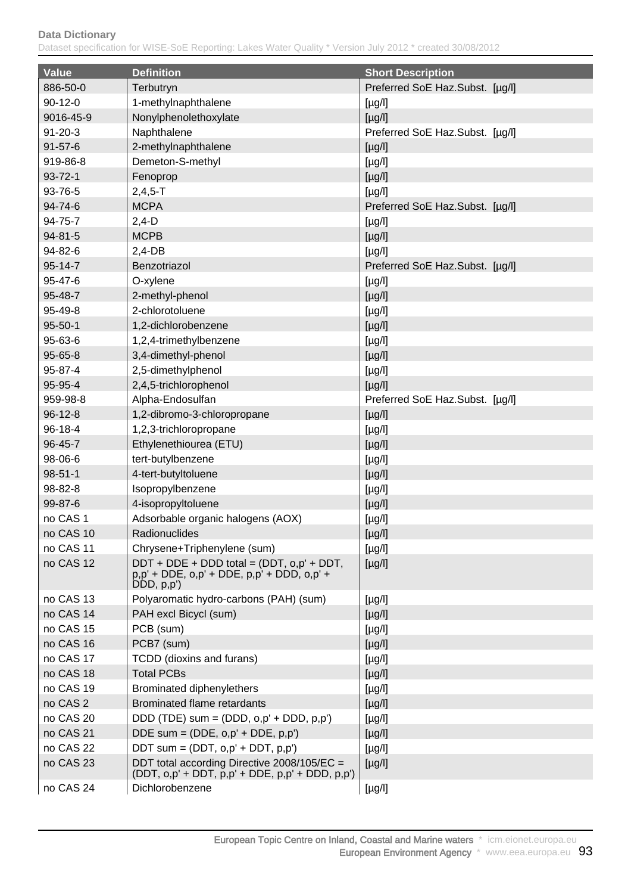| Value | Definition | Short Description |
|---|---|---|
| 886-50-0 | Terbutryn | Preferred SoE Haz.Subst. [µg/l] |
| 90-12-0 | 1-methylnaphthalene | [µg/l] |
| 9016-45-9 | Nonylphenolethoxylate | [µg/l] |
| 91-20-3 | Naphthalene | Preferred SoE Haz.Subst. [µg/l] |
| 91-57-6 | 2-methylnaphthalene | [µg/l] |
| 919-86-8 | Demeton-S-methyl | [µg/l] |
| 93-72-1 | Fenoprop | [µg/l] |
| 93-76-5 | 2,4,5-T | [µg/l] |
| 94-74-6 | MCPA | Preferred SoE Haz.Subst. [µg/l] |
| 94-75-7 | 2,4-D | [µg/l] |
| 94-81-5 | MCPB | [µg/l] |
| 94-82-6 | 2,4-DB | [µg/l] |
| 95-14-7 | Benzotriazol | Preferred SoE Haz.Subst. [µg/l] |
| 95-47-6 | O-xylene | [µg/l] |
| 95-48-7 | 2-methyl-phenol | [µg/l] |
| 95-49-8 | 2-chlorotoluene | [µg/l] |
| 95-50-1 | 1,2-dichlorobenzene | [µg/l] |
| 95-63-6 | 1,2,4-trimethylbenzene | [µg/l] |
| 95-65-8 | 3,4-dimethyl-phenol | [µg/l] |
| 95-87-4 | 2,5-dimethylphenol | [µg/l] |
| 95-95-4 | 2,4,5-trichlorophenol | [µg/l] |
| 959-98-8 | Alpha-Endosulfan | Preferred SoE Haz.Subst. [µg/l] |
| 96-12-8 | 1,2-dibromo-3-chloropropane | [µg/l] |
| 96-18-4 | 1,2,3-trichloropropane | [µg/l] |
| 96-45-7 | Ethylenethiourea (ETU) | [µg/l] |
| 98-06-6 | tert-butylbenzene | [µg/l] |
| 98-51-1 | 4-tert-butyltoluene | [µg/l] |
| 98-82-8 | Isopropylbenzene | [µg/l] |
| 99-87-6 | 4-isopropyltoluene | [µg/l] |
| no CAS 1 | Adsorbable organic halogens (AOX) | [µg/l] |
| no CAS 10 | Radionuclides | [µg/l] |
| no CAS 11 | Chrysene+Triphenylene (sum) | [µg/l] |
| no CAS 12 | DDT + DDE + DDD total = (DDT, o,p' + DDT, p,p' + DDE, o,p' + DDE, p,p' + DDD, o,p' + DDD, p,p') | [µg/l] |
| no CAS 13 | Polyaromatic hydro-carbons (PAH) (sum) | [µg/l] |
| no CAS 14 | PAH excl Bicycl (sum) | [µg/l] |
| no CAS 15 | PCB (sum) | [µg/l] |
| no CAS 16 | PCB7 (sum) | [µg/l] |
| no CAS 17 | TCDD (dioxins and furans) | [µg/l] |
| no CAS 18 | Total PCBs | [µg/l] |
| no CAS 19 | Brominated diphenylethers | [µg/l] |
| no CAS 2 | Brominated flame retardants | [µg/l] |
| no CAS 20 | DDD (TDE) sum = (DDD, o,p' + DDD, p,p') | [µg/l] |
| no CAS 21 | DDE sum = (DDE, o,p' + DDE, p,p') | [µg/l] |
| no CAS 22 | DDT sum = (DDT, o,p' + DDT, p,p') | [µg/l] |
| no CAS 23 | DDT total according Directive 2008/105/EC = (DDT, o,p' + DDT, p,p' + DDE, p,p' + DDD, p,p') | [µg/l] |
| no CAS 24 | Dichlorobenzene | [µg/l] |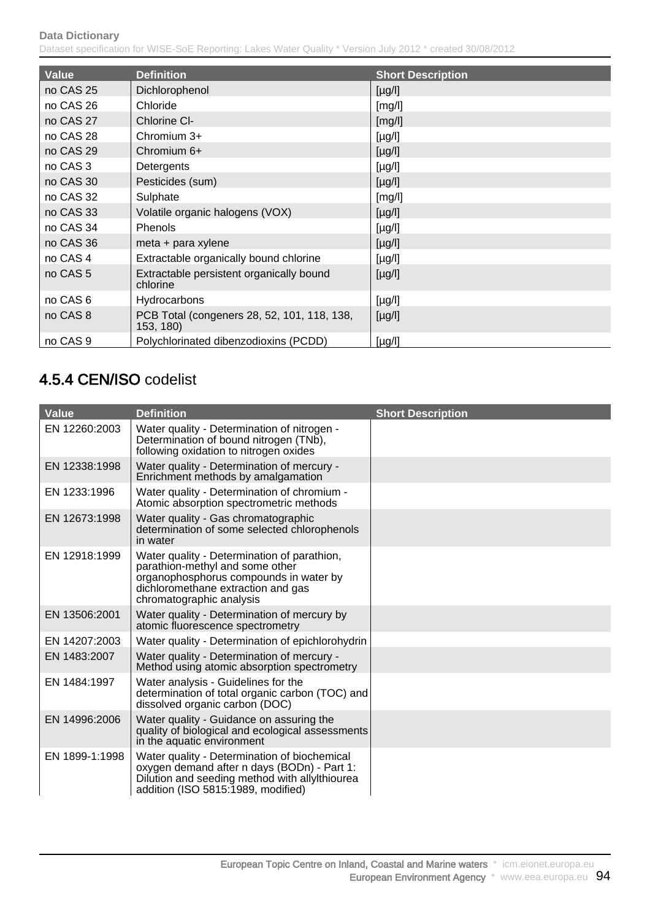| Value | Definition | Short Description |
|---|---|---|
| no CAS 25 | Dichlorophenol | [µg/l] |
| no CAS 26 | Chloride | [mg/l] |
| no CAS 27 | Chlorine Cl- | [mg/l] |
| no CAS 28 | Chromium 3+ | [µg/l] |
| no CAS 29 | Chromium 6+ | [µg/l] |
| no CAS 3 | Detergents | [µg/l] |
| no CAS 30 | Pesticides (sum) | [µg/l] |
| no CAS 32 | Sulphate | [mg/l] |
| no CAS 33 | Volatile organic halogens (VOX) | [µg/l] |
| no CAS 34 | Phenols | [µg/l] |
| no CAS 36 | meta + para xylene | [µg/l] |
| no CAS 4 | Extractable organically bound chlorine | [µg/l] |
| no CAS 5 | Extractable persistent organically bound chlorine | [µg/l] |
| no CAS 6 | Hydrocarbons | [µg/l] |
| no CAS 8 | PCB Total (congeners 28, 52, 101, 118, 138, 153, 180) | [µg/l] |
| no CAS 9 | Polychlorinated dibenzodioxins (PCDD) | [µg/l] |

## 4.5.4 CEN/ISO codelist

| Value | Definition | Short Description |
|---|---|---|
| EN 12260:2003 | Water quality - Determination of nitrogen - Determination of bound nitrogen (TNb), following oxidation to nitrogen oxides | |
| EN 12338:1998 | Water quality - Determination of mercury - Enrichment methods by amalgamation | |
| EN 1233:1996 | Water quality - Determination of chromium - Atomic absorption spectrometric methods | |
| EN 12673:1998 | Water quality - Gas chromatographic determination of some selected chlorophenols in water | |
| EN 12918:1999 | Water quality - Determination of parathion, parathion-methyl and some other organophosphorus compounds in water by dichloromethane extraction and gas chromatographic analysis | |
| EN 13506:2001 | Water quality - Determination of mercury by atomic fluorescence spectrometry | |
| EN 14207:2003 | Water quality - Determination of epichlorohydrin | |
| EN 1483:2007 | Water quality - Determination of mercury - Method using atomic absorption spectrometry | |
| EN 1484:1997 | Water analysis - Guidelines for the determination of total organic carbon (TOC) and dissolved organic carbon (DOC) | |
| EN 14996:2006 | Water quality - Guidance on assuring the quality of biological and ecological assessments in the aquatic environment | |
| EN 1899-1:1998 | Water quality - Determination of biochemical oxygen demand after n days (BODn) - Part 1: Dilution and seeding method with allylthiourea addition (ISO 5815:1989, modified) | |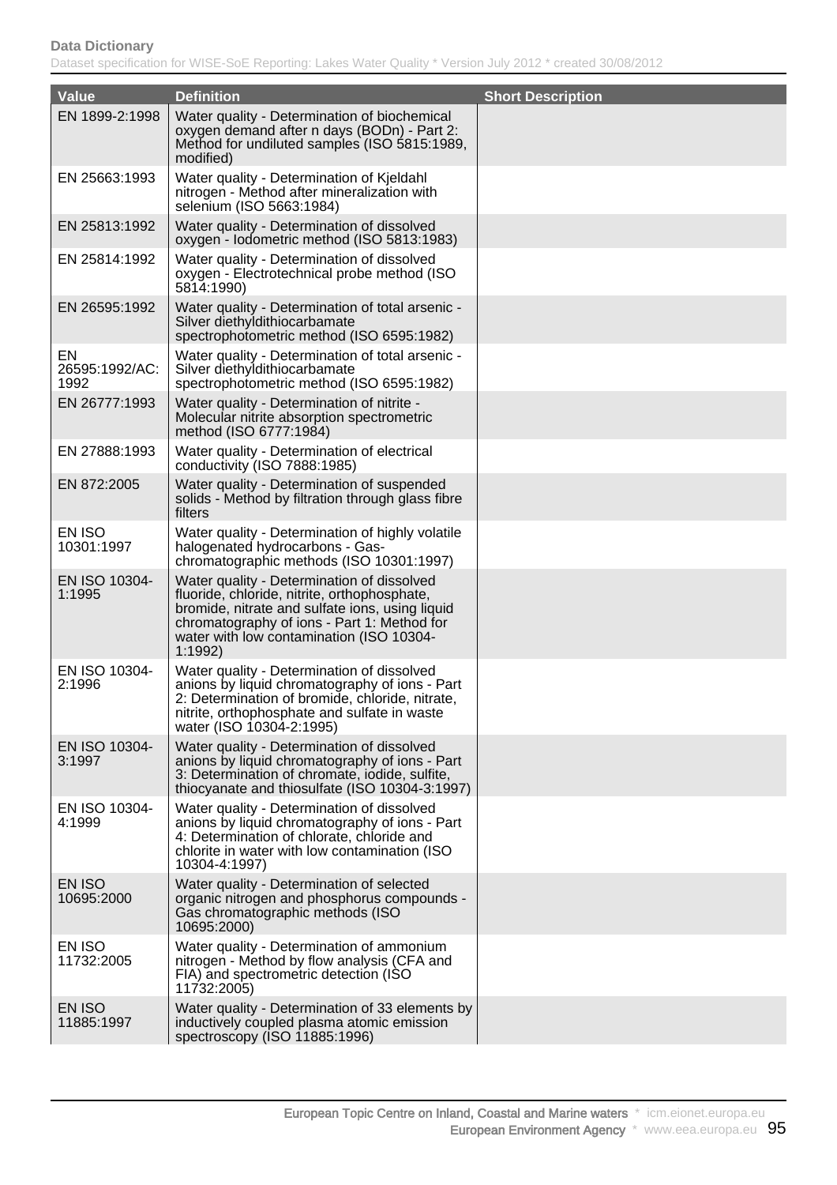| Value | Definition | Short Description |
| --- | --- | --- |
| EN 1899-2:1998 | Water quality - Determination of biochemical oxygen demand after n days (BODn) - Part 2: Method for undiluted samples (ISO 5815:1989, modified) | |
| EN 25663:1993 | Water quality - Determination of Kjeldahl nitrogen - Method after mineralization with selenium (ISO 5663:1984) | |
| EN 25813:1992 | Water quality - Determination of dissolved oxygen - Iodometric method (ISO 5813:1983) | |
| EN 25814:1992 | Water quality - Determination of dissolved oxygen - Electrotechnical probe method (ISO 5814:1990) | |
| EN 26595:1992 | Water quality - Determination of total arsenic - Silver diethyldithiocarbamate spectrophotometric method (ISO 6595:1982) | |
| EN 26595:1992/AC:1992 | Water quality - Determination of total arsenic - Silver diethyldithiocarbamate spectrophotometric method (ISO 6595:1982) | |
| EN 26777:1993 | Water quality - Determination of nitrite - Molecular nitrite absorption spectrometric method (ISO 6777:1984) | |
| EN 27888:1993 | Water quality - Determination of electrical conductivity (ISO 7888:1985) | |
| EN 872:2005 | Water quality - Determination of suspended solids - Method by filtration through glass fibre filters | |
| EN ISO 10301:1997 | Water quality - Determination of highly volatile halogenated hydrocarbons - Gas-chromatographic methods (ISO 10301:1997) | |
| EN ISO 10304-1:1995 | Water quality - Determination of dissolved fluoride, chloride, nitrite, orthophosphate, bromide, nitrate and sulfate ions, using liquid chromatography of ions - Part 1: Method for water with low contamination (ISO 10304-1:1992) | |
| EN ISO 10304-2:1996 | Water quality - Determination of dissolved anions by liquid chromatography of ions - Part 2: Determination of bromide, chloride, nitrate, nitrite, orthophosphate and sulfate in waste water (ISO 10304-2:1995) | |
| EN ISO 10304-3:1997 | Water quality - Determination of dissolved anions by liquid chromatography of ions - Part 3: Determination of chromate, iodide, sulfite, thiocyanate and thiosulfate (ISO 10304-3:1997) | |
| EN ISO 10304-4:1999 | Water quality - Determination of dissolved anions by liquid chromatography of ions - Part 4: Determination of chlorate, chloride and chlorite in water with low contamination (ISO 10304-4:1997) | |
| EN ISO 10695:2000 | Water quality - Determination of selected organic nitrogen and phosphorus compounds - Gas chromatographic methods (ISO 10695:2000) | |
| EN ISO 11732:2005 | Water quality - Determination of ammonium nitrogen - Method by flow analysis (CFA and FIA) and spectrometric detection (ISO 11732:2005) | |
| EN ISO 11885:1997 | Water quality - Determination of 33 elements by inductively coupled plasma atomic emission spectroscopy (ISO 11885:1996) | |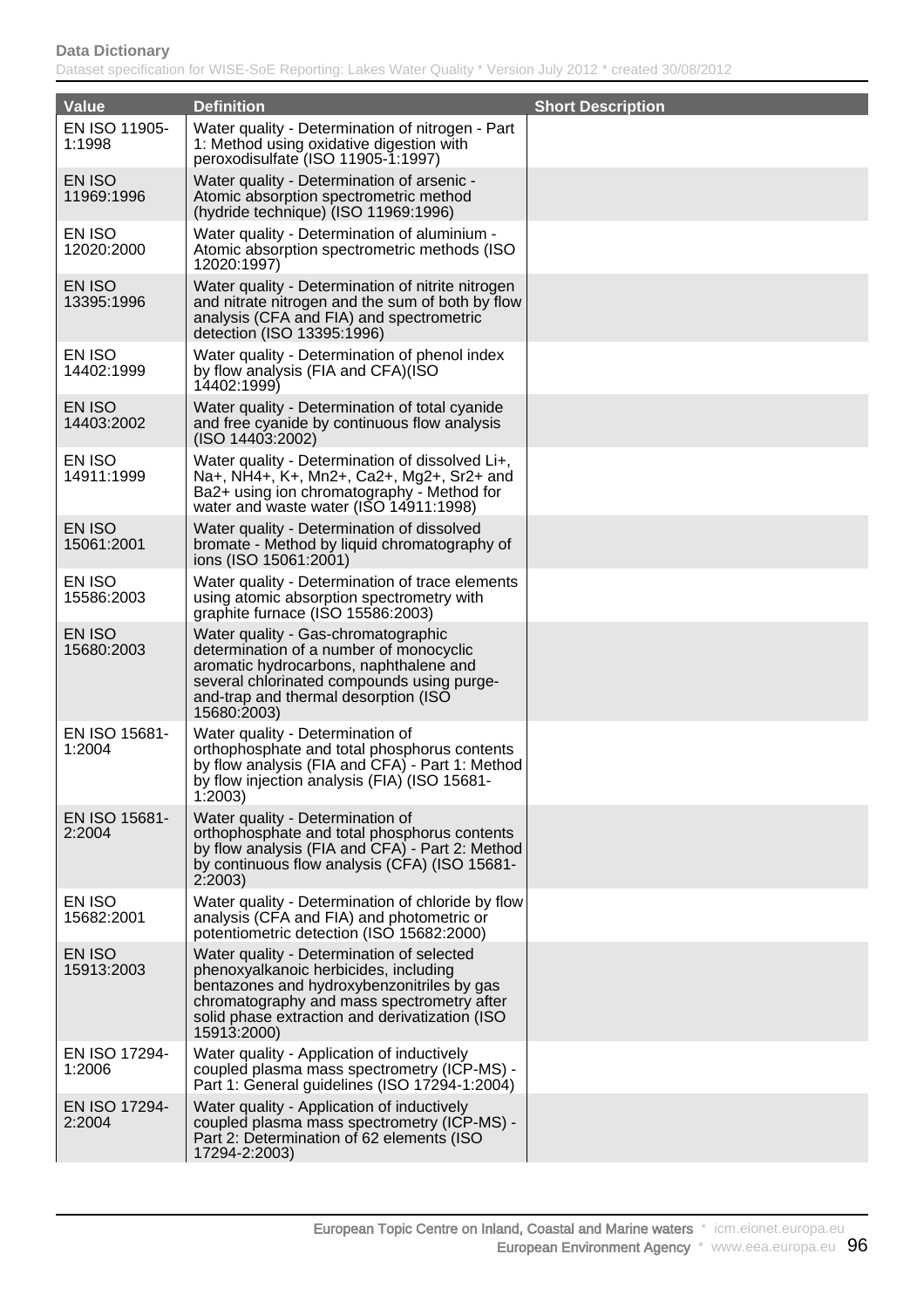| Value | Definition | Short Description |
| --- | --- | --- |
| EN 11905-1:1998 | Water quality - Determination of nitrogen - Part 1: Method using oxidative digestion with peroxodisulfate (ISO 11905-1:1997) | |
| EN ISO 11969:1996 | Water quality - Determination of arsenic - Atomic absorption spectrometric method (hydride technique) (ISO 11969:1996) | |
| EN ISO 12020:2000 | Water quality - Determination of aluminium - Atomic absorption spectrometric methods (ISO 12020:1997) | |
| EN ISO 13395:1996 | Water quality - Determination of nitrite nitrogen and nitrate nitrogen and the sum of both by flow analysis (CFA and FIA) and spectrometric detection (ISO 13395:1996) | |
| EN ISO 14402:1999 | Water quality - Determination of phenol index by flow analysis (FIA and CFA)(ISO 14402:1999) | |
| EN ISO 14403:2002 | Water quality - Determination of total cyanide and free cyanide by continuous flow analysis (ISO 14403:2002) | |
| EN ISO 14911:1999 | Water quality - Determination of dissolved $Li^+$, $Na^+$, $NH_4^+$, $K^+$, $Mn^{2+}$, $Ca^{2+}$, $Mg^{2+}$, $Sr^{2+}$ and $Ba^{2+}$ using ion chromatography - Method for water and waste water (ISO 14911:1998) | |
| EN ISO 15061:2001 | Water quality - Determination of dissolved bromate - Method by liquid chromatography of ions (ISO 15061:2001) | |
| EN ISO 15586:2003 | Water quality - Determination of trace elements using atomic absorption spectrometry with graphite furnace (ISO 15586:2003) | |
| EN ISO 15680:2003 | Water quality - Gas-chromatographic determination of a number of monocyclic aromatic hydrocarbons, naphthalene and several chlorinated compounds using purge-and-trap and thermal desorption (ISO 15680:2003) | |
| EN ISO 15681-1:2004 | Water quality - Determination of orthophosphate and total phosphorus contents by flow analysis (FIA and CFA) - Part 1: Method by flow injection analysis (FIA) (ISO 15681-1:2003) | |
| EN ISO 15681-2:2004 | Water quality - Determination of orthophosphate and total phosphorus contents by flow analysis (FIA and CFA) - Part 2: Method by continuous flow analysis (CFA) (ISO 15681-2:2003) | |
| EN ISO 15682:2001 | Water quality - Determination of chloride by flow analysis (CFA and FIA) and photometric or potentiometric detection (ISO 15682:2000) | |
| EN ISO 15913:2003 | Water quality - Determination of selected phenoxyalkanoic herbicides, including bentazones and hydroxybenzonitriles by gas chromatography and mass spectrometry after solid phase extraction and derivatization (ISO 15913:2000) | |
| EN ISO 17294-1:2006 | Water quality - Application of inductively coupled plasma mass spectrometry (ICP-MS) - Part 1: General guidelines (ISO 17294-1:2004) | |
| EN ISO 17294-2:2004 | Water quality - Application of inductively coupled plasma mass spectrometry (ICP-MS) - Part 2: Determination of 62 elements (ISO 17294-2:2003) | |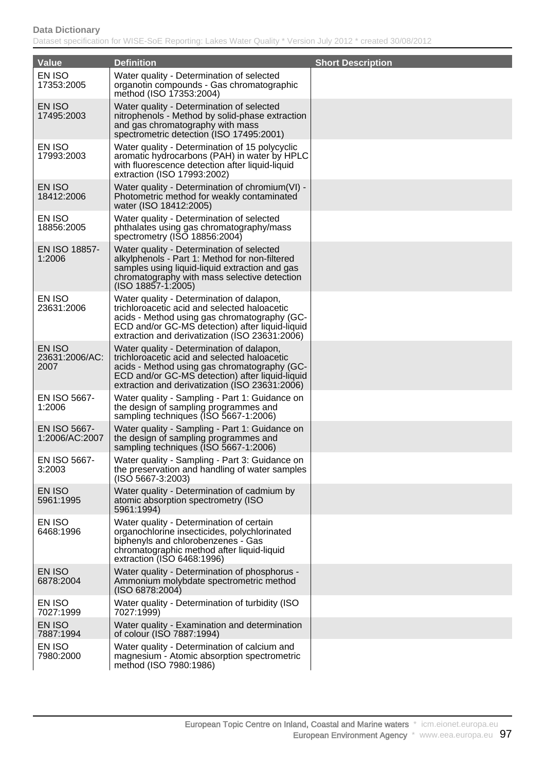| Value | Definition | Short Description |
|---|---|---|
| EN ISO 17353:2005 | Water quality - Determination of selected organotin compounds - Gas chromatographic method (ISO 17353:2004) | |
| EN ISO 17495:2003 | Water quality - Determination of selected nitrophenols - Method by solid-phase extraction and gas chromatography with mass spectrometric detection (ISO 17495:2001) | |
| EN ISO 17993:2003 | Water quality - Determination of 15 polycyclic aromatic hydrocarbons (PAH) in water by HPLC with fluorescence detection after liquid-liquid extraction (ISO 17993:2002) | |
| EN ISO 18412:2006 | Water quality - Determination of chromium(VI) - Photometric method for weakly contaminated water (ISO 18412:2005) | |
| EN ISO 18856:2005 | Water quality - Determination of selected phthalates using gas chromatography/mass spectrometry (ISO 18856:2004) | |
| EN ISO 18857-1:2006 | Water quality - Determination of selected alkylphenols - Part 1: Method for non-filtered samples using liquid-liquid extraction and gas chromatography with mass selective detection (ISO 18857-1:2005) | |
| EN ISO 23631:2006 | Water quality - Determination of dalapon, trichloroacetic acid and selected haloacetic acids - Method using gas chromatography (GC-ECD and/or GC-MS detection) after liquid-liquid extraction and derivatization (ISO 23631:2006) | |
| EN ISO 23631:2006/AC:2007 | Water quality - Determination of dalapon, trichloroacetic acid and selected haloacetic acids - Method using gas chromatography (GC-ECD and/or GC-MS detection) after liquid-liquid extraction and derivatization (ISO 23631:2006) | |
| EN ISO 5667-1:2006 | Water quality - Sampling - Part 1: Guidance on the design of sampling programmes and sampling techniques (ISO 5667-1:2006) | |
| EN ISO 5667-1:2006/AC:2007 | Water quality - Sampling - Part 1: Guidance on the design of sampling programmes and sampling techniques (ISO 5667-1:2006) | |
| EN ISO 5667-3:2003 | Water quality - Sampling - Part 3: Guidance on the preservation and handling of water samples (ISO 5667-3:2003) | |
| EN ISO 5961:1995 | Water quality - Determination of cadmium by atomic absorption spectrometry (ISO 5961:1994) | |
| EN ISO 6468:1996 | Water quality - Determination of certain organochlorine insecticides, polychlorinated biphenyls and chlorobenzenes - Gas chromatographic method after liquid-liquid extraction (ISO 6468:1996) | |
| EN ISO 6878:2004 | Water quality - Determination of phosphorus - Ammonium molybdate spectrometric method (ISO 6878:2004) | |
| EN ISO 7027:1999 | Water quality - Determination of turbidity (ISO 7027:1999) | |
| EN ISO 7887:1994 | Water quality - Examination and determination of colour (ISO 7887:1994) | |
| EN ISO 7980:2000 | Water quality - Determination of calcium and magnesium - Atomic absorption spectrometric method (ISO 7980:1986) | |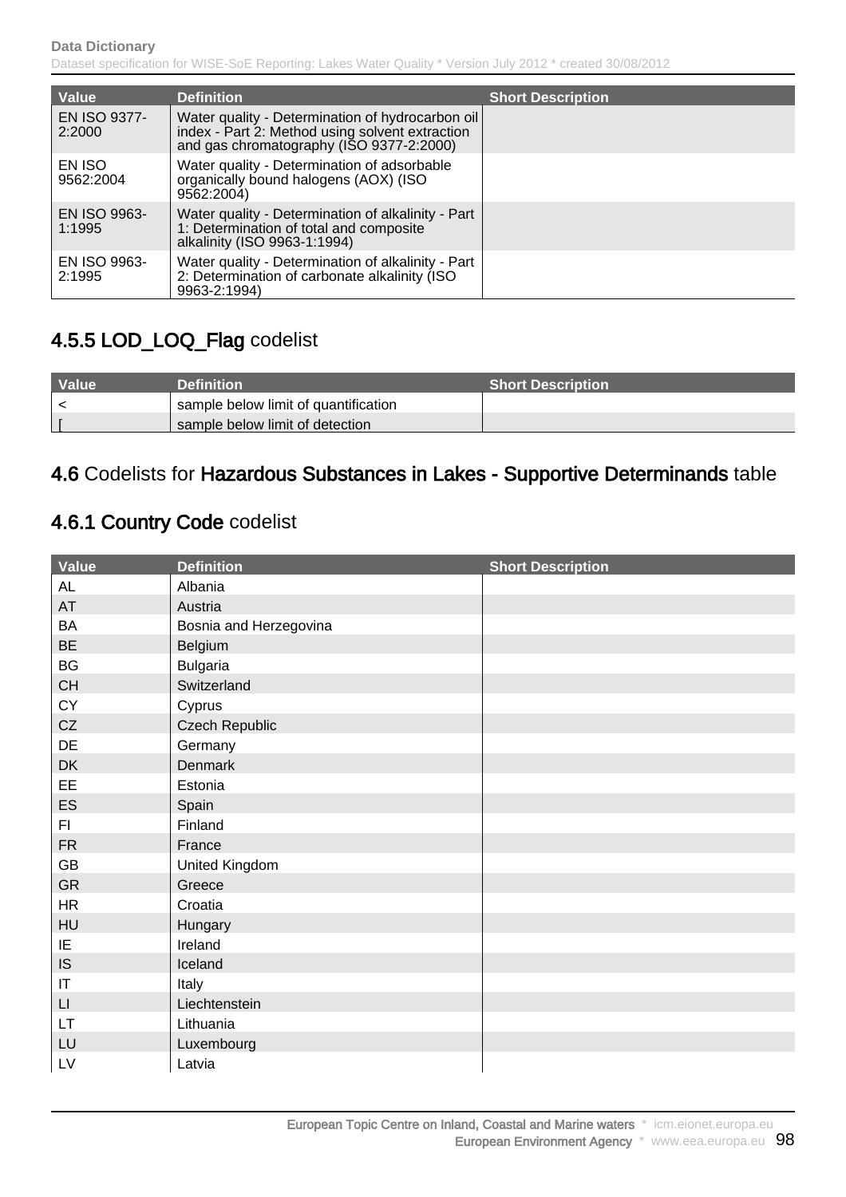| Value | Definition | Short Description |
|---|---|---|
| EN ISO 9377-2:2000 | Water quality - Determination of hydrocarbon oil index - Part 2: Method using solvent extraction and gas chromatography (ISO 9377-2:2000) | |
| EN ISO 9562:2004 | Water quality - Determination of adsorbable organically bound halogens (AOX) (ISO 9562:2004) | |
| EN ISO 9963-1:1995 | Water quality - Determination of alkalinity - Part 1: Determination of total and composite alkalinity (ISO 9963-1:1994) | |
| EN ISO 9963-2:1995 | Water quality - Determination of alkalinity - Part 2: Determination of carbonate alkalinity (ISO 9963-2:1994) | |

## 4.5.5 LOD_LOQ_Flag codelist

| Value | Definition | Short Description |
|---|---|---|
| < | sample below limit of quantification | |
| [ | sample below limit of detection | |

## 4.6 Codelists for Hazardous Substances in Lakes - Supportive Determinands table

## 4.6.1 Country Code codelist

| Value | Definition | Short Description |
|---|---|---|
| AL | Albania | |
| AT | Austria | |
| BA | Bosnia and Herzegovina | |
| BE | Belgium | |
| BG | Bulgaria | |
| CH | Switzerland | |
| CY | Cyprus | |
| CZ | Czech Republic | |
| DE | Germany | |
| DK | Denmark | |
| EE | Estonia | |
| ES | Spain | |
| FI | Finland | |
| FR | France | |
| GB | United Kingdom | |
| GR | Greece | |
| HR | Croatia | |
| HU | Hungary | |
| IE | Ireland | |
| IS | Iceland | |
| IT | Italy | |
| LI | Liechtenstein | |
| LT | Lithuania | |
| LU | Luxembourg | |
| LV | Latvia | |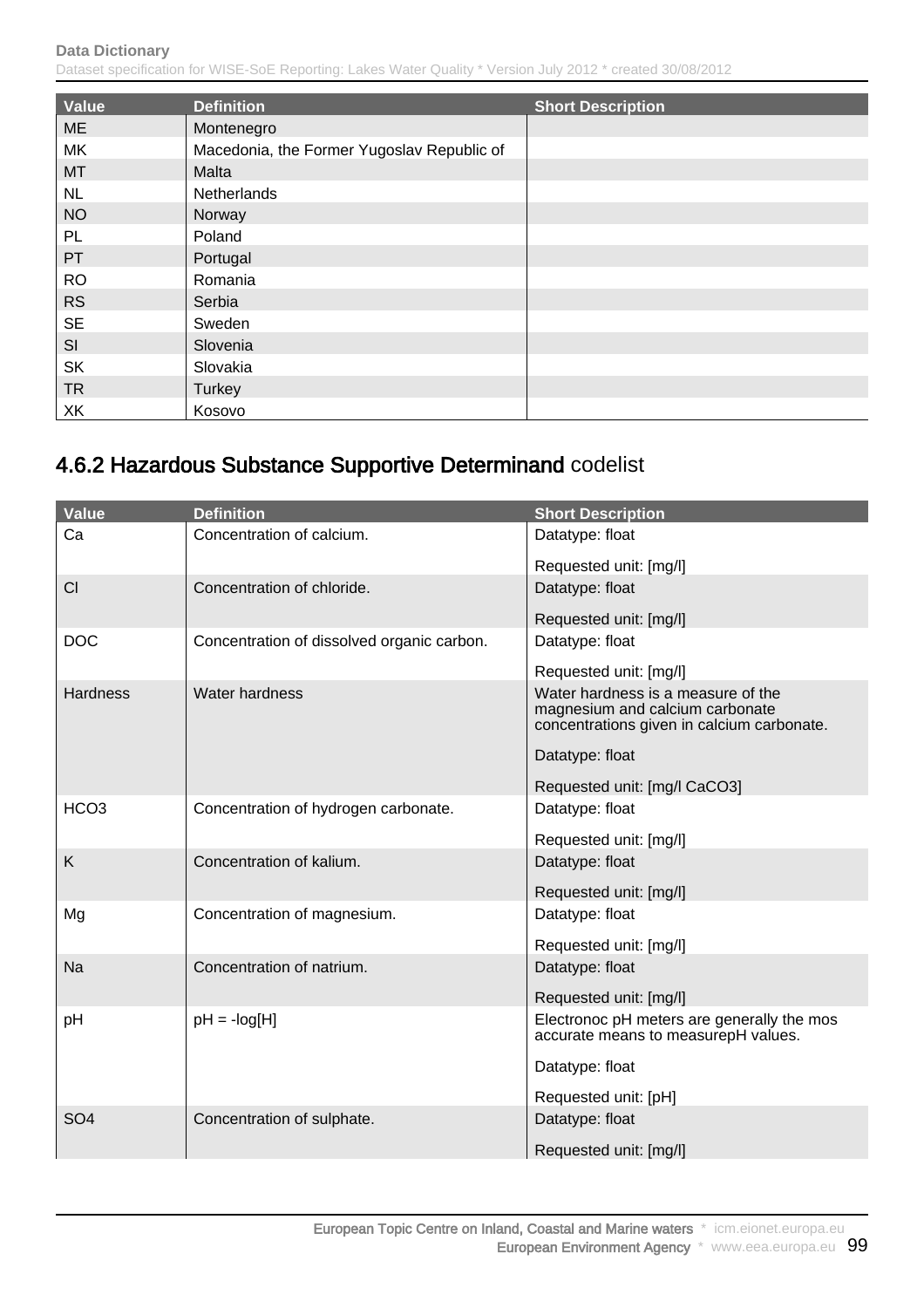| Value | Definition | Short Description |
|---|---|---|
| ME | Montenegro | |
| MK | Macedonia, the Former Yugoslav Republic of | |
| MT | Malta | |
| NL | Netherlands | |
| NO | Norway | |
| PL | Poland | |
| PT | Portugal | |
| RO | Romania | |
| RS | Serbia | |
| SE | Sweden | |
| SI | Slovenia | |
| SK | Slovakia | |
| TR | Turkey | |
| XK | Kosovo | |

## 4.6.2 Hazardous Substance Supportive Determinand codelist

| Value | Definition | Short Description |
|---|---|---|
| Ca | Concentration of calcium. | Datatype: float<br><br>Requested unit: [mg/l] |
| Cl | Concentration of chloride. | Datatype: float<br><br>Requested unit: [mg/l] |
| DOC | Concentration of dissolved organic carbon. | Datatype: float<br><br>Requested unit: [mg/l] |
| Hardness | Water hardness | Water hardness is a measure of the magnesium and calcium carbonate concentrations given in calcium carbonate.<br><br>Datatype: float<br><br>Requested unit: [mg/l CaCO3] |
| HCO3 | Concentration of hydrogen carbonate. | Datatype: float<br><br>Requested unit: [mg/l] |
| K | Concentration of kalium. | Datatype: float<br><br>Requested unit: [mg/l] |
| Mg | Concentration of magnesium. | Datatype: float<br><br>Requested unit: [mg/l] |
| Na | Concentration of natrium. | Datatype: float<br><br>Requested unit: [mg/l] |
| pH | pH = -log[H] | Electronoc pH meters are generally the mos accurate means to measurepH values.<br><br>Datatype: float<br><br>Requested unit: [pH] |
| SO4 | Concentration of sulphate. | Datatype: float<br><br>Requested unit: [mg/l] |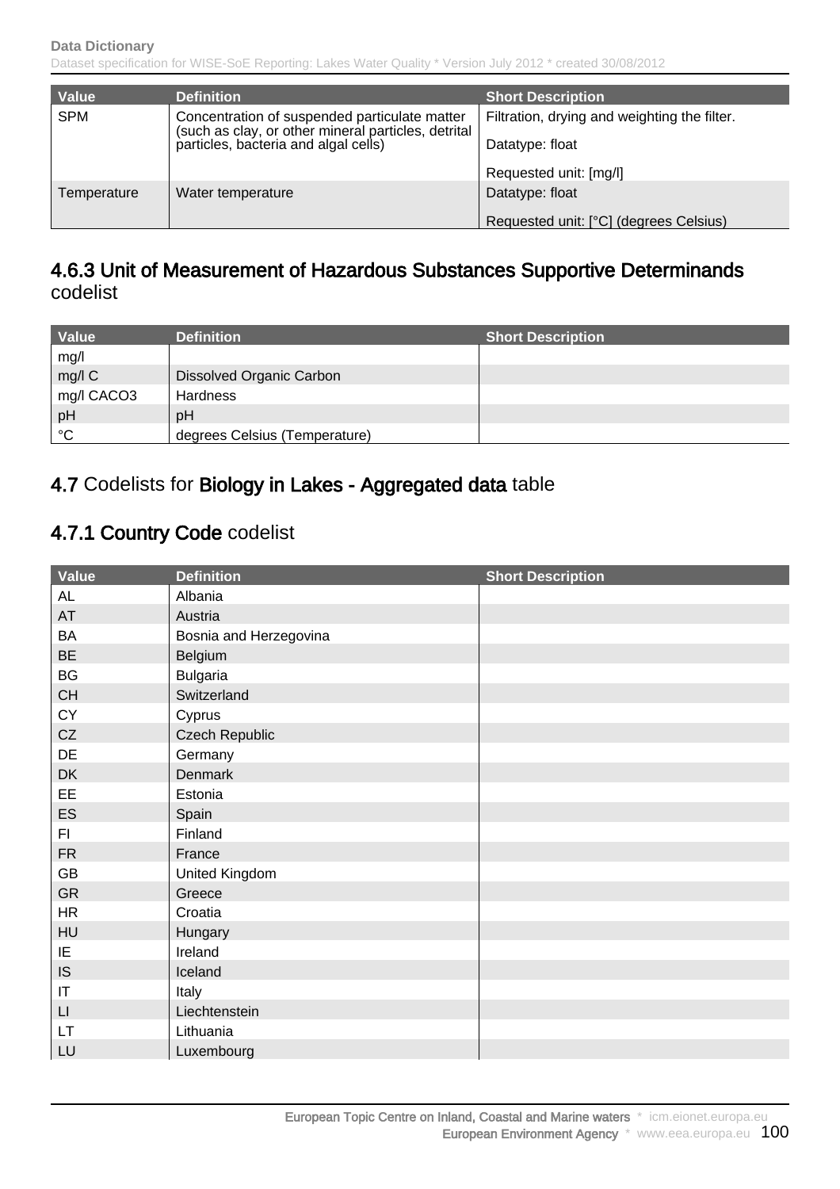| Value | Definition | Short Description |
|---|---|---|
| SPM | Concentration of suspended particulate matter (such as clay, or other mineral particles, detrital particles, bacteria and algal cells) | Filtration, drying and weighting the filter.<br><br>Datatype: float<br><br>Requested unit: [mg/l] |
| Temperature | Water temperature | Datatype: float<br><br>Requested unit: [°C] (degrees Celsius) |

### 4.6.3 Unit of Measurement of Hazardous Substances Supportive Determinands codelist

| Value | Definition | Short Description |
|---|---|---|
| mg/l | | |
| mg/l C | Dissolved Organic Carbon | |
| mg/l CACO3 | Hardness | |
| pH | pH | |
| °C | degrees Celsius (Temperature) | |

## 4.7 Codelists for Biology in Lakes - Aggregated data table

### 4.7.1 Country Code codelist

| Value | Definition | Short Description |
|---|---|---|
| AL | Albania | |
| AT | Austria | |
| BA | Bosnia and Herzegovina | |
| BE | Belgium | |
| BG | Bulgaria | |
| CH | Switzerland | |
| CY | Cyprus | |
| CZ | Czech Republic | |
| DE | Germany | |
| DK | Denmark | |
| EE | Estonia | |
| ES | Spain | |
| FI | Finland | |
| FR | France | |
| GB | United Kingdom | |
| GR | Greece | |
| HR | Croatia | |
| HU | Hungary | |
| IE | Ireland | |
| IS | Iceland | |
| IT | Italy | |
| LI | Liechtenstein | |
| LT | Lithuania | |
| LU | Luxembourg | |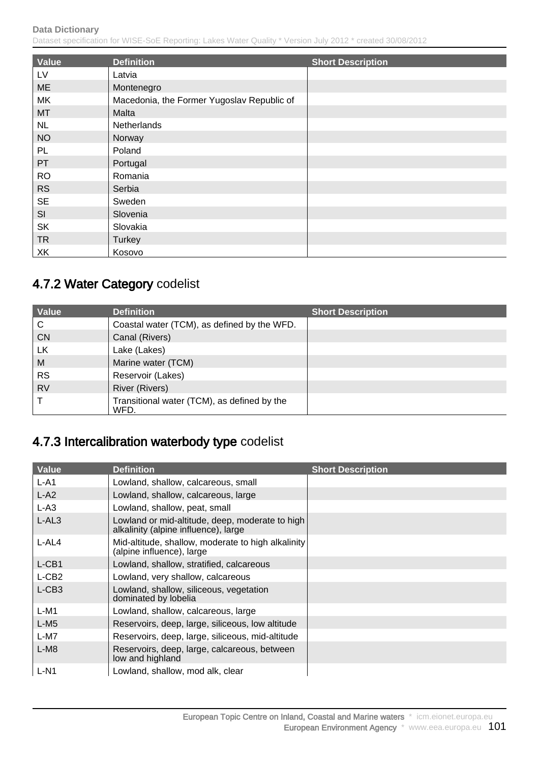| Value | Definition | Short Description |
|---|---|---|
| LV | Latvia | |
| ME | Montenegro | |
| MK | Macedonia, the Former Yugoslav Republic of | |
| MT | Malta | |
| NL | Netherlands | |
| NO | Norway | |
| PL | Poland | |
| PT | Portugal | |
| RO | Romania | |
| RS | Serbia | |
| SE | Sweden | |
| SI | Slovenia | |
| SK | Slovakia | |
| TR | Turkey | |
| XK | Kosovo | |

## 4.7.2 Water Category codelist

| Value | Definition | Short Description |
|---|---|---|
| C | Coastal water (TCM), as defined by the WFD. | |
| CN | Canal (Rivers) | |
| LK | Lake (Lakes) | |
| M | Marine water (TCM) | |
| RS | Reservoir (Lakes) | |
| RV | River (Rivers) | |
| T | Transitional water (TCM), as defined by the WFD. | |

## 4.7.3 Intercalibration waterbody type codelist

| Value | Definition | Short Description |
|---|---|---|
| L-A1 | Lowland, shallow, calcareous, small | |
| L-A2 | Lowland, shallow, calcareous, large | |
| L-A3 | Lowland, shallow, peat, small | |
| L-AL3 | Lowland or mid-altitude, deep, moderate to high alkalinity (alpine influence), large | |
| L-AL4 | Mid-altitude, shallow, moderate to high alkalinity (alpine influence), large | |
| L-CB1 | Lowland, shallow, stratified, calcareous | |
| L-CB2 | Lowland, very shallow, calcareous | |
| L-CB3 | Lowland, shallow, siliceous, vegetation dominated by lobelia | |
| L-M1 | Lowland, shallow, calcareous, large | |
| L-M5 | Reservoirs, deep, large, siliceous, low altitude | |
| L-M7 | Reservoirs, deep, large, siliceous, mid-altitude | |
| L-M8 | Reservoirs, deep, large, calcareous, between low and highland | |
| L-N1 | Lowland, shallow, mod alk, clear | |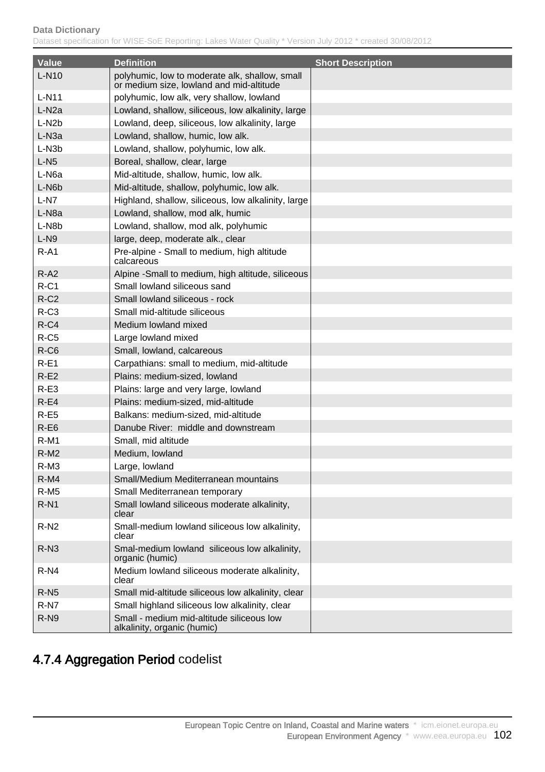| Value | Definition | Short Description |
|---|---|---|
| L-N10 | polyhumic, low to moderate alk, shallow, small or medium size, lowland and mid-altitude | |
| L-N11 | polyhumic, low alk, very shallow, lowland | |
| L-N2a | Lowland, shallow, siliceous, low alkalinity, large | |
| L-N2b | Lowland, deep, siliceous, low alkalinity, large | |
| L-N3a | Lowland, shallow, humic, low alk. | |
| L-N3b | Lowland, shallow, polyhumic, low alk. | |
| L-N5 | Boreal, shallow, clear, large | |
| L-N6a | Mid-altitude, shallow, humic, low alk. | |
| L-N6b | Mid-altitude, shallow, polyhumic, low alk. | |
| L-N7 | Highland, shallow, siliceous, low alkalinity, large | |
| L-N8a | Lowland, shallow, mod alk, humic | |
| L-N8b | Lowland, shallow, mod alk, polyhumic | |
| L-N9 | large, deep, moderate alk., clear | |
| R-A1 | Pre-alpine - Small to medium, high altitude calcareous | |
| R-A2 | Alpine -Small to medium, high altitude, siliceous | |
| R-C1 | Small lowland siliceous sand | |
| R-C2 | Small lowland siliceous - rock | |
| R-C3 | Small mid-altitude siliceous | |
| R-C4 | Medium lowland mixed | |
| R-C5 | Large lowland mixed | |
| R-C6 | Small, lowland, calcareous | |
| R-E1 | Carpathians: small to medium, mid-altitude | |
| R-E2 | Plains: medium-sized, lowland | |
| R-E3 | Plains: large and very large, lowland | |
| R-E4 | Plains: medium-sized, mid-altitude | |
| R-E5 | Balkans: medium-sized, mid-altitude | |
| R-E6 | Danube River: middle and downstream | |
| R-M1 | Small, mid altitude | |
| R-M2 | Medium, lowland | |
| R-M3 | Large, lowland | |
| R-M4 | Small/Medium Mediterranean mountains | |
| R-M5 | Small Mediterranean temporary | |
| R-N1 | Small lowland siliceous moderate alkalinity, clear | |
| R-N2 | Small-medium lowland siliceous low alkalinity, clear | |
| R-N3 | Smal-medium lowland siliceous low alkalinity, organic (humic) | |
| R-N4 | Medium lowland siliceous moderate alkalinity, clear | |
| R-N5 | Small mid-altitude siliceous low alkalinity, clear | |
| R-N7 | Small highland siliceous low alkalinity, clear | |
| R-N9 | Small - medium mid-altitude siliceous low alkalinity, organic (humic) | |

## 4.7.4 Aggregation Period codelist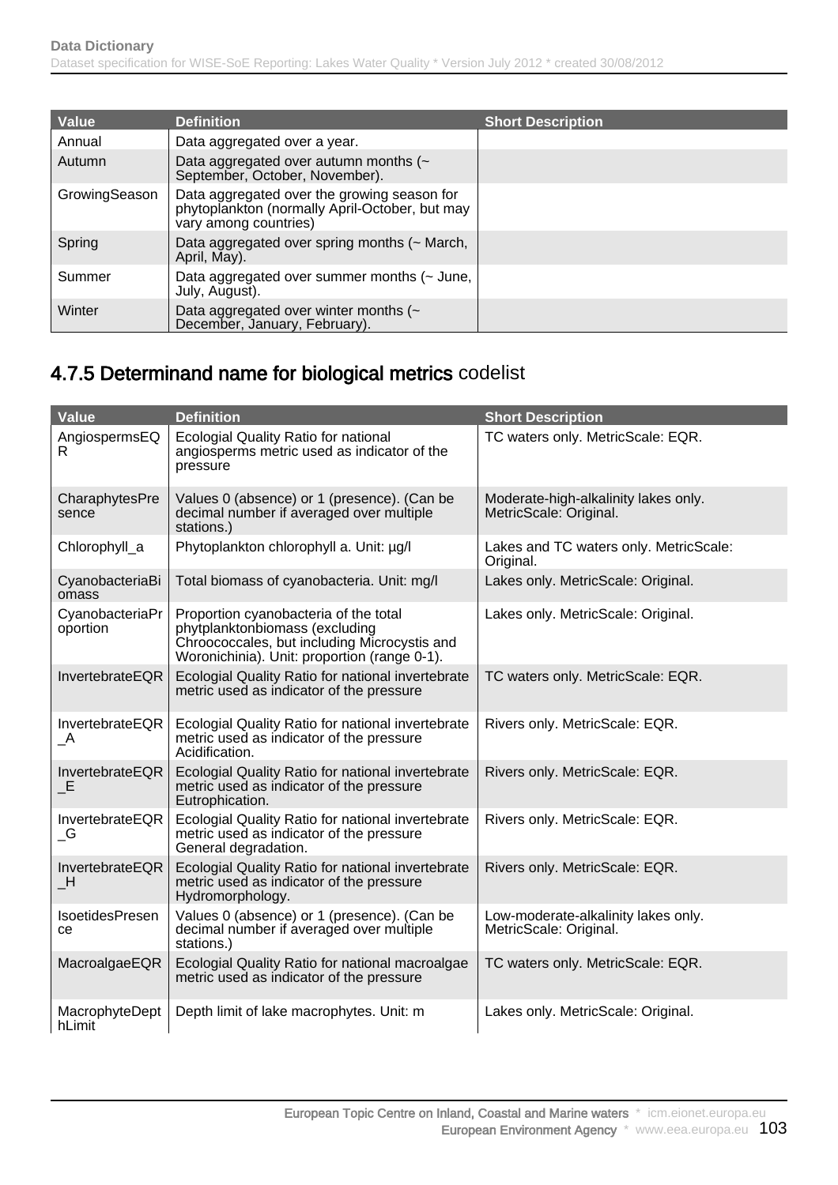| Value | Definition | Short Description |
| --- | --- | --- |
| Annual | Data aggregated over a year. | |
| Autumn | Data aggregated over autumn months (~ September, October, November). | |
| GrowingSeason | Data aggregated over the growing season for phytoplankton (normally April-October, but may vary among countries) | |
| Spring | Data aggregated over spring months (~ March, April, May). | |
| Summer | Data aggregated over summer months (~ June, July, August). | |
| Winter | Data aggregated over winter months (~ December, January, February). | |

## 4.7.5 Determinand name for biological metrics codelist

| Value | Definition | Short Description |
| --- | --- | --- |
| AngiospermsEQR | Ecologial Quality Ratio for national angiosperms metric used as indicator of the pressure | TC waters only. MetricScale: EQR. |
| CharaphytesPresence | Values 0 (absence) or 1 (presence). (Can be decimal number if averaged over multiple stations.) | Moderate-high-alkalinity lakes only. MetricScale: Original. |
| Chlorophyll_a | Phytoplankton chlorophyll a. Unit: µg/l | Lakes and TC waters only. MetricScale: Original. |
| CyanobacteriaBiomass | Total biomass of cyanobacteria. Unit: mg/l | Lakes only. MetricScale: Original. |
| CyanobacteriaProportion | Proportion cyanobacteria of the total phytplanktonbiomass (excluding Chroococcales, but including Microcystis and Woronichinia). Unit: proportion (range 0-1). | Lakes only. MetricScale: Original. |
| InvertebrateEQR | Ecologial Quality Ratio for national invertebrate metric used as indicator of the pressure | TC waters only. MetricScale: EQR. |
| InvertebrateEQR_A | Ecologial Quality Ratio for national invertebrate metric used as indicator of the pressure Acidification. | Rivers only. MetricScale: EQR. |
| InvertebrateEQR_E | Ecologial Quality Ratio for national invertebrate metric used as indicator of the pressure Eutrophication. | Rivers only. MetricScale: EQR. |
| InvertebrateEQR_G | Ecologial Quality Ratio for national invertebrate metric used as indicator of the pressure General degradation. | Rivers only. MetricScale: EQR. |
| InvertebrateEQR_H | Ecologial Quality Ratio for national invertebrate metric used as indicator of the pressure Hydromorphology. | Rivers only. MetricScale: EQR. |
| IsoetidesPresence | Values 0 (absence) or 1 (presence). (Can be decimal number if averaged over multiple stations.) | Low-moderate-alkalinity lakes only. MetricScale: Original. |
| MacroalgaeEQR | Ecologial Quality Ratio for national macroalgae metric used as indicator of the pressure | TC waters only. MetricScale: EQR. |
| MacrophyteDepthLimit | Depth limit of lake macrophytes. Unit: m | Lakes only. MetricScale: Original. |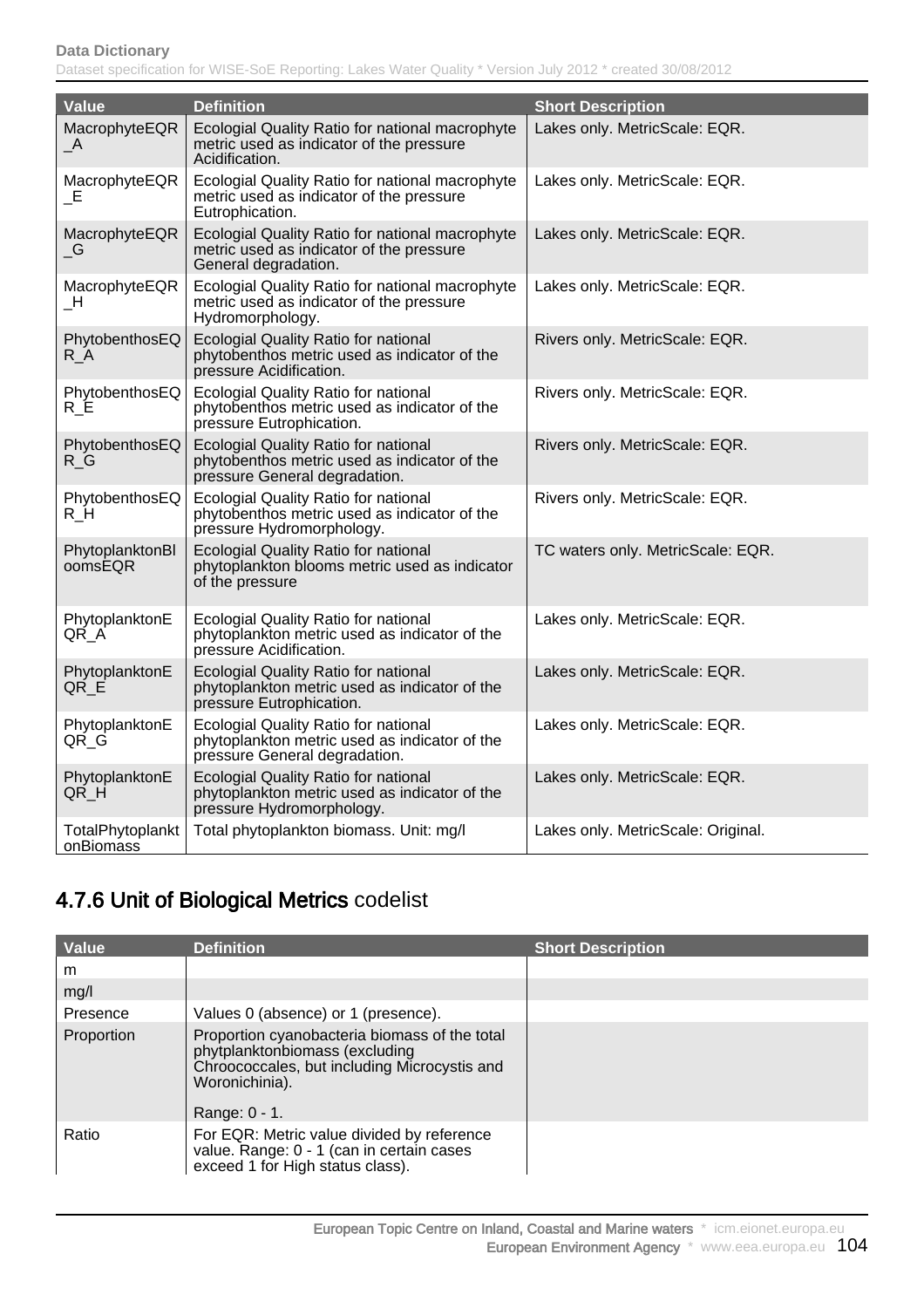| Value | Definition | Short Description |
|---|---|---|
| MacrophyteEQR_A | Ecologial Quality Ratio for national macrophyte metric used as indicator of the pressure Acidification. | Lakes only. MetricScale: EQR. |
| MacrophyteEQR_E | Ecologial Quality Ratio for national macrophyte metric used as indicator of the pressure Eutrophication. | Lakes only. MetricScale: EQR. |
| MacrophyteEQR_G | Ecologial Quality Ratio for national macrophyte metric used as indicator of the pressure General degradation. | Lakes only. MetricScale: EQR. |
| MacrophyteEQR_H | Ecologial Quality Ratio for national macrophyte metric used as indicator of the pressure Hydromorphology. | Lakes only. MetricScale: EQR. |
| PhytobenthosEQR_A | Ecologial Quality Ratio for national phytobenthos metric used as indicator of the pressure Acidification. | Rivers only. MetricScale: EQR. |
| PhytobenthosEQR_E | Ecologial Quality Ratio for national phytobenthos metric used as indicator of the pressure Eutrophication. | Rivers only. MetricScale: EQR. |
| PhytobenthosEQR_G | Ecologial Quality Ratio for national phytobenthos metric used as indicator of the pressure General degradation. | Rivers only. MetricScale: EQR. |
| PhytobenthosEQR_H | Ecologial Quality Ratio for national phytobenthos metric used as indicator of the pressure Hydromorphology. | Rivers only. MetricScale: EQR. |
| PhytoplanktonBloomsEQR | Ecologial Quality Ratio for national phytoplankton blooms metric used as indicator of the pressure | TC waters only. MetricScale: EQR. |
| PhytoplanktonEQR_A | Ecologial Quality Ratio for national phytoplankton metric used as indicator of the pressure Acidification. | Lakes only. MetricScale: EQR. |
| PhytoplanktonEQR_E | Ecologial Quality Ratio for national phytoplankton metric used as indicator of the pressure Eutrophication. | Lakes only. MetricScale: EQR. |
| PhytoplanktonEQR_G | Ecologial Quality Ratio for national phytoplankton metric used as indicator of the pressure General degradation. | Lakes only. MetricScale: EQR. |
| PhytoplanktonEQR_H | Ecologial Quality Ratio for national phytoplankton metric used as indicator of the pressure Hydromorphology. | Lakes only. MetricScale: EQR. |
| TotalPhytoplanktonBiomass | Total phytoplankton biomass. Unit: mg/l | Lakes only. MetricScale: Original. |

## 4.7.6 Unit of Biological Metrics codelist

| Value | Definition | Short Description |
|---|---|---|
| m | | |
| mg/l | | |
| Presence | Values 0 (absence) or 1 (presence). | |
| Proportion | Proportion cyanobacteria biomass of the total phytplanktonbiomass (excluding Chroococcales, but including Microcystis and Woronichinia).<br><br>Range: 0 - 1. | |
| Ratio | For EQR: Metric value divided by reference value. Range: 0 - 1 (can in certain cases exceed 1 for High status class). | |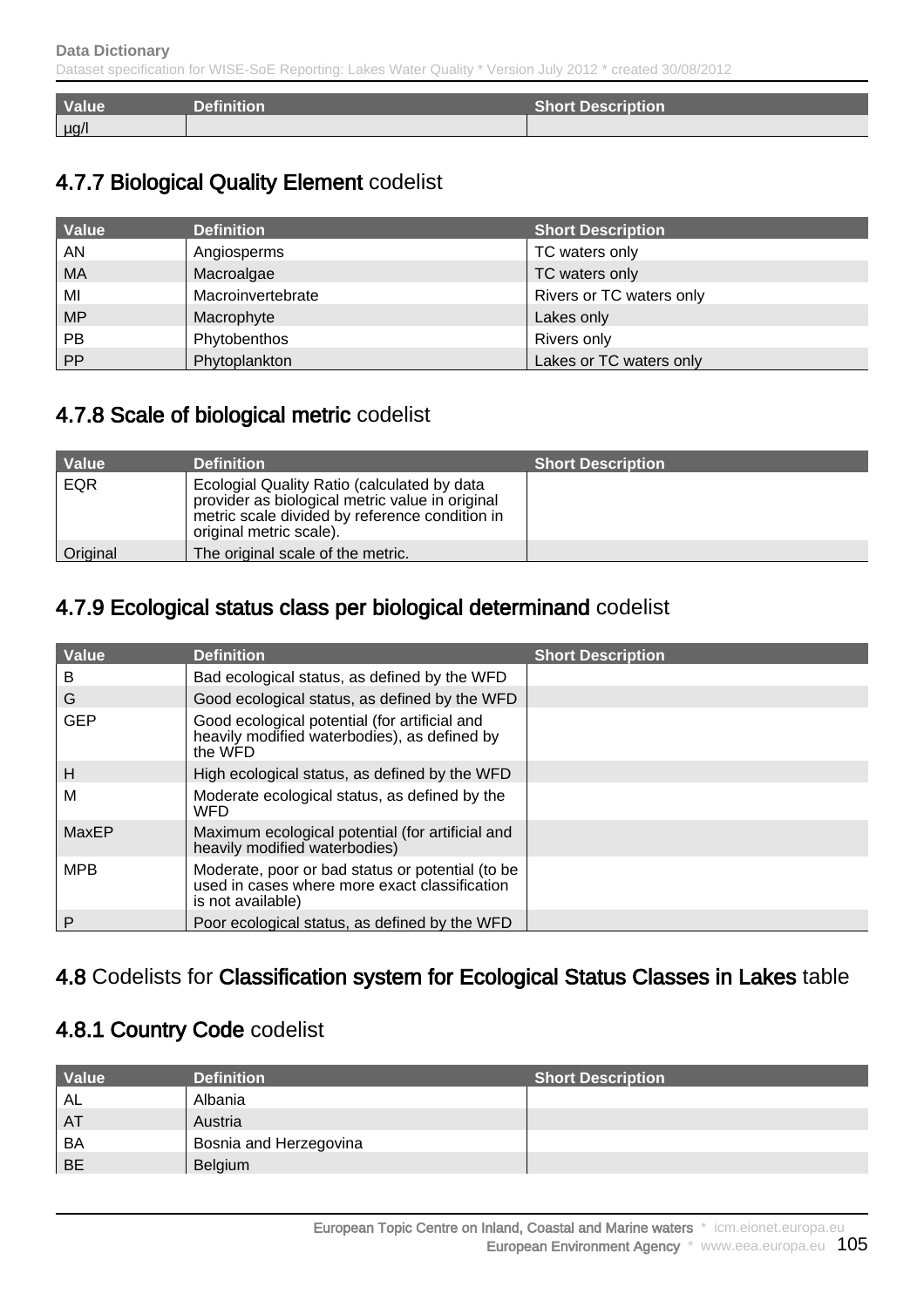| Value | Definition | Short Description |
|---|---|---|
| µg/l | | |

## 4.7.7 Biological Quality Element codelist

| Value | Definition | Short Description |
|---|---|---|
| AN | Angiosperms | TC waters only |
| MA | Macroalgae | TC waters only |
| MI | Macroinvertebrate | Rivers or TC waters only |
| MP | Macrophyte | Lakes only |
| PB | Phytobenthos | Rivers only |
| PP | Phytoplankton | Lakes or TC waters only |

## 4.7.8 Scale of biological metric codelist

| Value | Definition | Short Description |
|---|---|---|
| EQR | Ecologial Quality Ratio (calculated by data provider as biological metric value in original metric scale divided by reference condition in original metric scale). | |
| Original | The original scale of the metric. | |

## 4.7.9 Ecological status class per biological determinand codelist

| Value | Definition | Short Description |
|---|---|---|
| B | Bad ecological status, as defined by the WFD | |
| G | Good ecological status, as defined by the WFD | |
| GEP | Good ecological potential (for artificial and heavily modified waterbodies), as defined by the WFD | |
| H | High ecological status, as defined by the WFD | |
| M | Moderate ecological status, as defined by the WFD | |
| MaxEP | Maximum ecological potential (for artificial and heavily modified waterbodies) | |
| MPB | Moderate, poor or bad status or potential (to be used in cases where more exact classification is not available) | |
| P | Poor ecological status, as defined by the WFD | |

## 4.8 Codelists for Classification system for Ecological Status Classes in Lakes table

## 4.8.1 Country Code codelist

| Value | Definition | Short Description |
|---|---|---|
| AL | Albania | |
| AT | Austria | |
| BA | Bosnia and Herzegovina | |
| BE | Belgium | |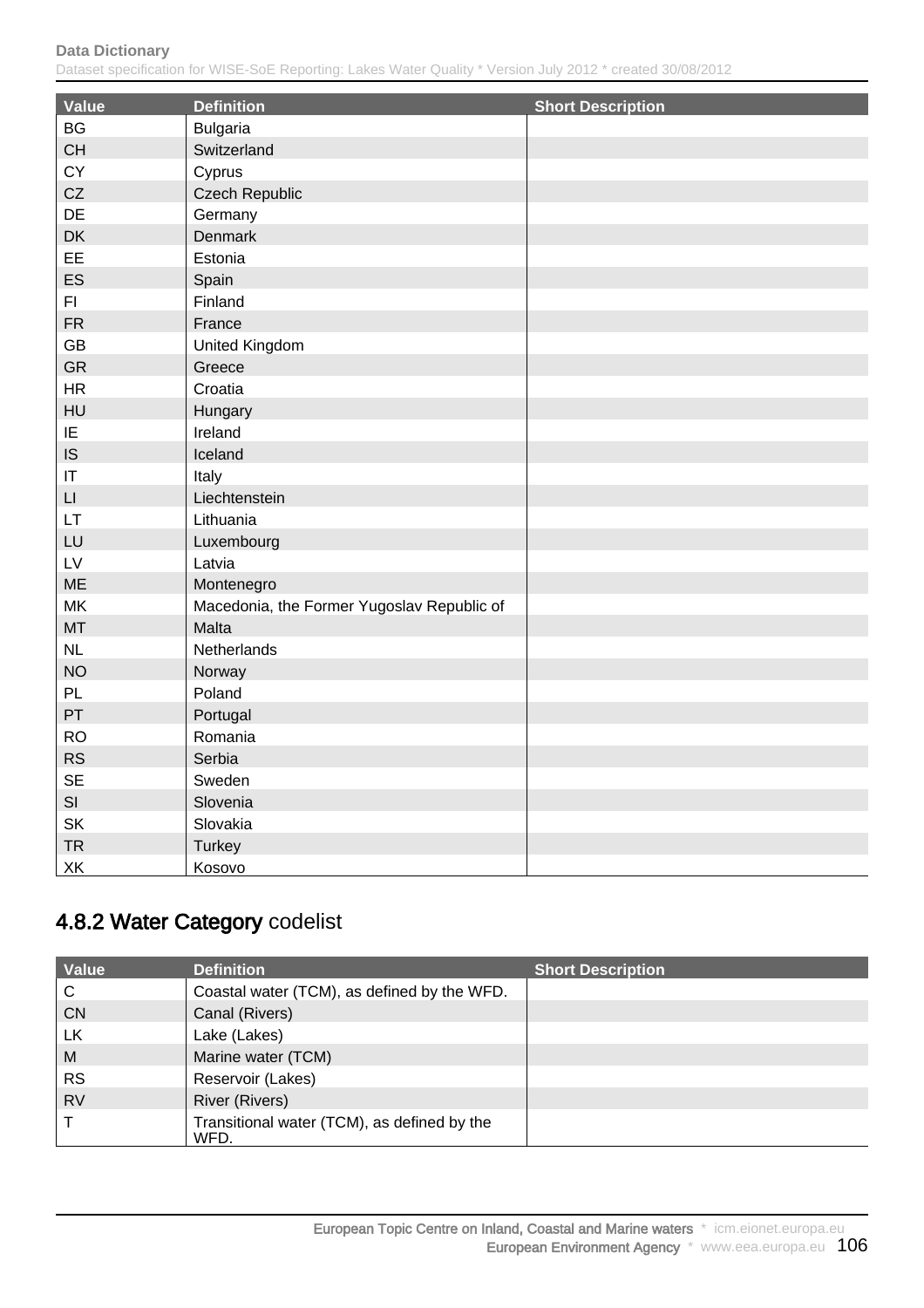| Value | Definition | Short Description |
| --- | --- | --- |
| BG | Bulgaria | |
| CH | Switzerland | |
| CY | Cyprus | |
| CZ | Czech Republic | |
| DE | Germany | |
| DK | Denmark | |
| EE | Estonia | |
| ES | Spain | |
| FI | Finland | |
| FR | France | |
| GB | United Kingdom | |
| GR | Greece | |
| HR | Croatia | |
| HU | Hungary | |
| IE | Ireland | |
| IS | Iceland | |
| IT | Italy | |
| LI | Liechtenstein | |
| LT | Lithuania | |
| LU | Luxembourg | |
| LV | Latvia | |
| ME | Montenegro | |
| MK | Macedonia, the Former Yugoslav Republic of | |
| MT | Malta | |
| NL | Netherlands | |
| NO | Norway | |
| PL | Poland | |
| PT | Portugal | |
| RO | Romania | |
| RS | Serbia | |
| SE | Sweden | |
| SI | Slovenia | |
| SK | Slovakia | |
| TR | Turkey | |
| XK | Kosovo | |

## 4.8.2 Water Category codelist

| Value | Definition | Short Description |
| --- | --- | --- |
| C | Coastal water (TCM), as defined by the WFD. | |
| CN | Canal (Rivers) | |
| LK | Lake (Lakes) | |
| M | Marine water (TCM) | |
| RS | Reservoir (Lakes) | |
| RV | River (Rivers) | |
| T | Transitional water (TCM), as defined by the WFD. | |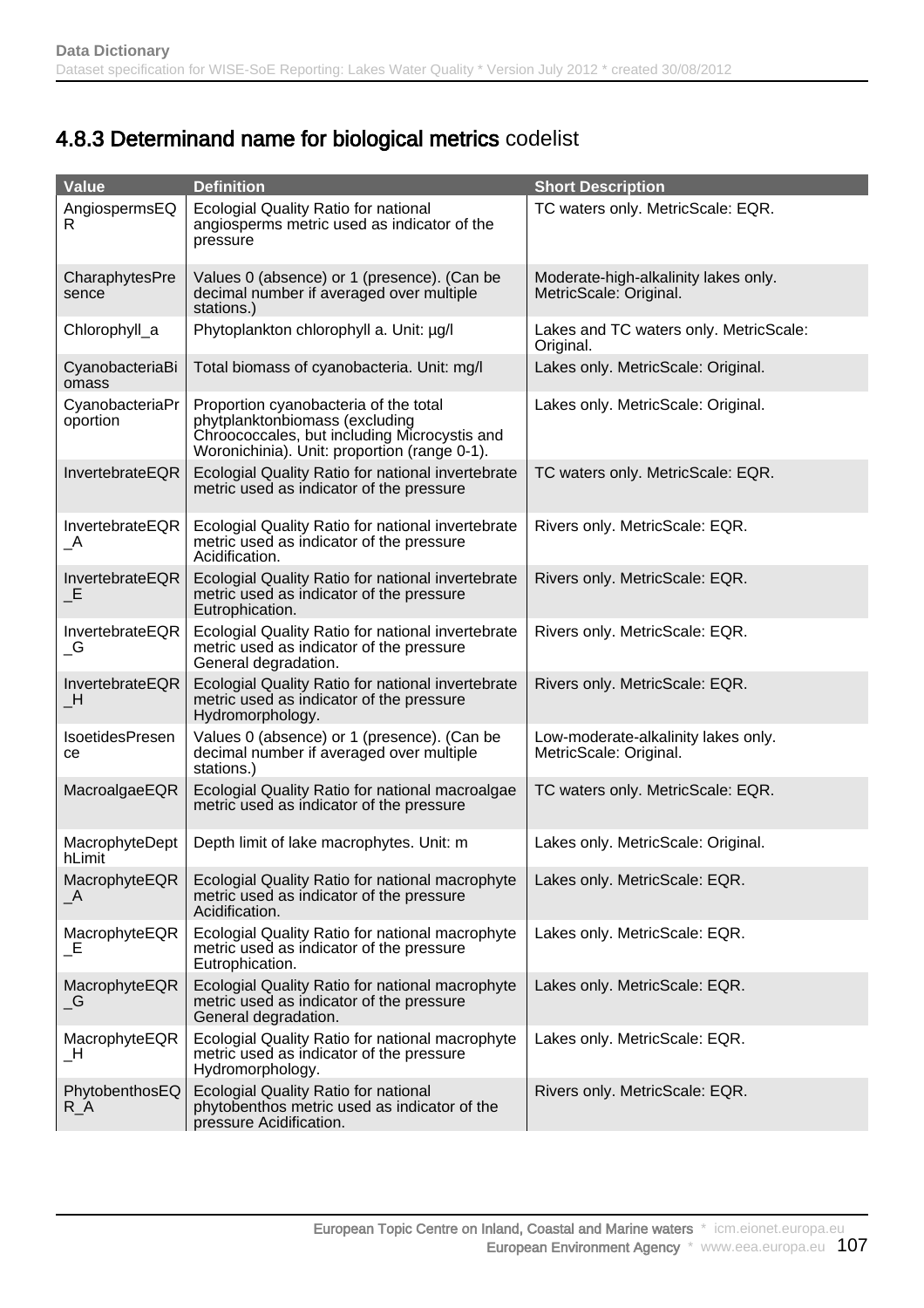## 4.8.3 Determinand name for biological metrics codelist

| Value | Definition | Short Description |
|---|---|---|
| AngiospermsEQR | Ecologial Quality Ratio for national angiosperms metric used as indicator of the pressure | TC waters only. MetricScale: EQR. |
| CharaphytesPresence | Values 0 (absence) or 1 (presence). (Can be decimal number if averaged over multiple stations.) | Moderate-high-alkalinity lakes only. MetricScale: Original. |
| Chlorophyll_a | Phytoplankton chlorophyll a. Unit: µg/l | Lakes and TC waters only. MetricScale: Original. |
| CyanobacteriaBiomass | Total biomass of cyanobacteria. Unit: mg/l | Lakes only. MetricScale: Original. |
| CyanobacteriaProportion | Proportion cyanobacteria of the total phytplanktonbiomass (excluding Chroococcales, but including Microcystis and Woronichinia). Unit: proportion (range 0-1). | Lakes only. MetricScale: Original. |
| InvertebrateEQR | Ecologial Quality Ratio for national invertebrate metric used as indicator of the pressure | TC waters only. MetricScale: EQR. |
| InvertebrateEQR_A | Ecologial Quality Ratio for national invertebrate metric used as indicator of the pressure Acidification. | Rivers only. MetricScale: EQR. |
| InvertebrateEQR_E | Ecologial Quality Ratio for national invertebrate metric used as indicator of the pressure Eutrophication. | Rivers only. MetricScale: EQR. |
| InvertebrateEQR_G | Ecologial Quality Ratio for national invertebrate metric used as indicator of the pressure General degradation. | Rivers only. MetricScale: EQR. |
| InvertebrateEQR_H | Ecologial Quality Ratio for national invertebrate metric used as indicator of the pressure Hydromorphology. | Rivers only. MetricScale: EQR. |
| IsoetidesPresence | Values 0 (absence) or 1 (presence). (Can be decimal number if averaged over multiple stations.) | Low-moderate-alkalinity lakes only. MetricScale: Original. |
| MacroalgaeEQR | Ecologial Quality Ratio for national macroalgae metric used as indicator of the pressure | TC waters only. MetricScale: EQR. |
| MacrophyteDepthLimit | Depth limit of lake macrophytes. Unit: m | Lakes only. MetricScale: Original. |
| MacrophyteEQR_A | Ecologial Quality Ratio for national macrophyte metric used as indicator of the pressure Acidification. | Lakes only. MetricScale: EQR. |
| MacrophyteEQR_E | Ecologial Quality Ratio for national macrophyte metric used as indicator of the pressure Eutrophication. | Lakes only. MetricScale: EQR. |
| MacrophyteEQR_G | Ecologial Quality Ratio for national macrophyte metric used as indicator of the pressure General degradation. | Lakes only. MetricScale: EQR. |
| MacrophyteEQR_H | Ecologial Quality Ratio for national macrophyte metric used as indicator of the pressure Hydromorphology. | Lakes only. MetricScale: EQR. |
| PhytobenthosEQR_A | Ecologial Quality Ratio for national phytobenthos metric used as indicator of the pressure Acidification. | Rivers only. MetricScale: EQR. |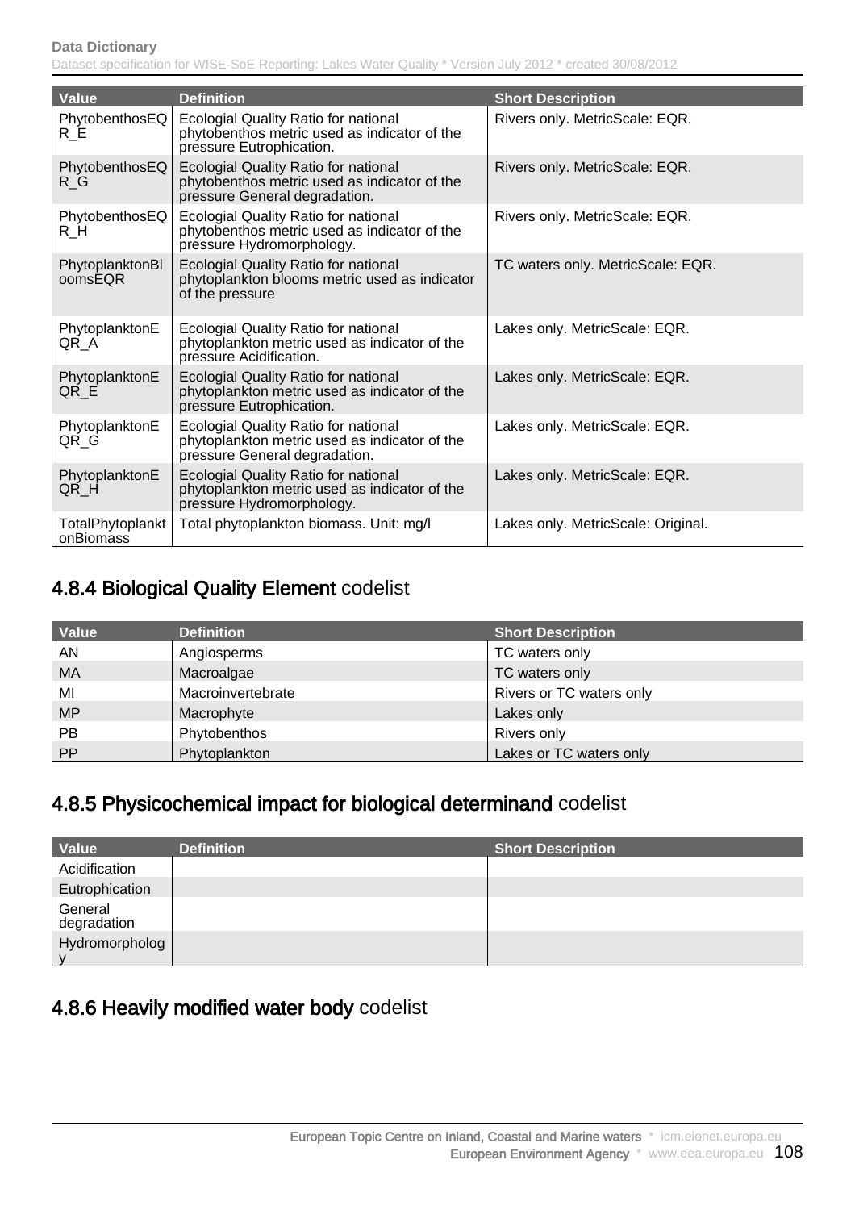| Value | Definition | Short Description |
|---|---|---|
| PhytobenthosEQR_E | Ecologial Quality Ratio for national phytobenthos metric used as indicator of the pressure Eutrophication. | Rivers only. MetricScale: EQR. |
| PhytobenthosEQR_G | Ecologial Quality Ratio for national phytobenthos metric used as indicator of the pressure General degradation. | Rivers only. MetricScale: EQR. |
| PhytobenthosEQR_H | Ecologial Quality Ratio for national phytobenthos metric used as indicator of the pressure Hydromorphology. | Rivers only. MetricScale: EQR. |
| PhytoplanktonBloomsEQR | Ecologial Quality Ratio for national phytoplankton blooms metric used as indicator of the pressure | TC waters only. MetricScale: EQR. |
| PhytoplanktonEQR_A | Ecologial Quality Ratio for national phytoplankton metric used as indicator of the pressure Acidification. | Lakes only. MetricScale: EQR. |
| PhytoplanktonEQR_E | Ecologial Quality Ratio for national phytoplankton metric used as indicator of the pressure Eutrophication. | Lakes only. MetricScale: EQR. |
| PhytoplanktonEQR_G | Ecologial Quality Ratio for national phytoplankton metric used as indicator of the pressure General degradation. | Lakes only. MetricScale: EQR. |
| PhytoplanktonEQR_H | Ecologial Quality Ratio for national phytoplankton metric used as indicator of the pressure Hydromorphology. | Lakes only. MetricScale: EQR. |
| TotalPhytoplanktonBiomass | Total phytoplankton biomass. Unit: mg/l | Lakes only. MetricScale: Original. |

## 4.8.4 Biological Quality Element codelist

| Value | Definition | Short Description |
|---|---|---|
| AN | Angiosperms | TC waters only |
| MA | Macroalgae | TC waters only |
| MI | Macroinvertebrate | Rivers or TC waters only |
| MP | Macrophyte | Lakes only |
| PB | Phytobenthos | Rivers only |
| PP | Phytoplankton | Lakes or TC waters only |

## 4.8.5 Physicochemical impact for biological determinand codelist

| Value | Definition | Short Description |
|---|---|---|
| Acidification | | |
| Eutrophication | | |
| General degradation | | |
| Hydromorphology | | |

## 4.8.6 Heavily modified water body codelist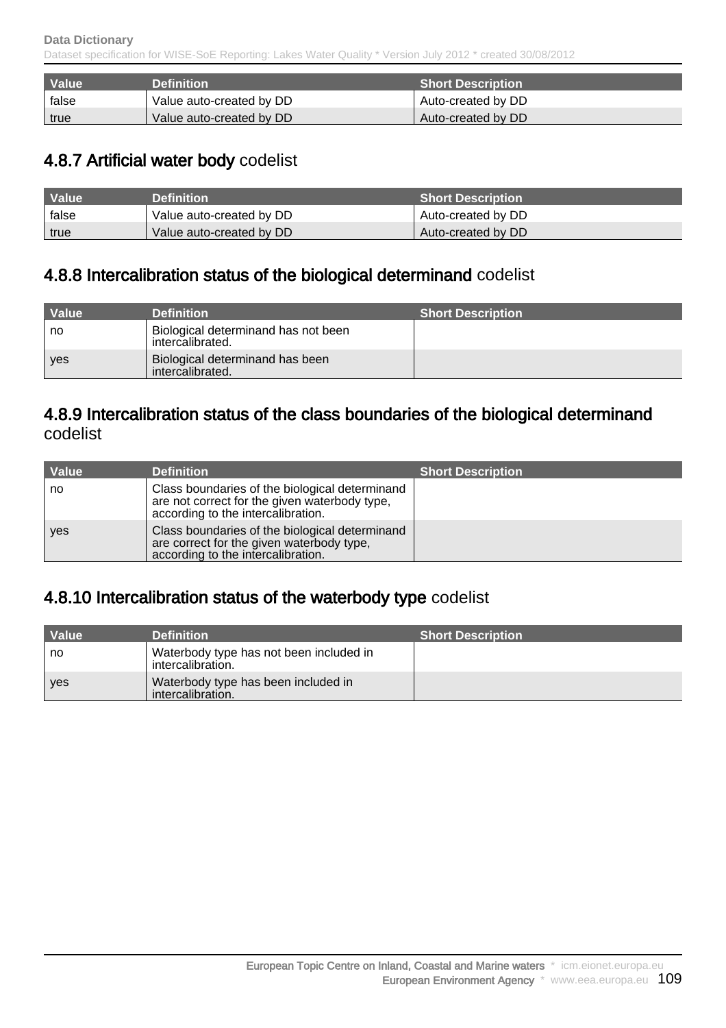| Value | Definition | Short Description |
|---|---|---|
| false | Value auto-created by DD | Auto-created by DD |
| true | Value auto-created by DD | Auto-created by DD |

### 4.8.7 **Artificial water body** codelist

| Value | Definition | Short Description |
|---|---|---|
| false | Value auto-created by DD | Auto-created by DD |
| true | Value auto-created by DD | Auto-created by DD |

### 4.8.8 **Intercalibration status of the biological determinand** codelist

| Value | Definition | Short Description |
|---|---|---|
| no | Biological determinand has not been intercalibrated. | |
| yes | Biological determinand has been intercalibrated. | |

### 4.8.9 **Intercalibration status of the class boundaries of the biological determinand** codelist

| Value | Definition | Short Description |
|---|---|---|
| no | Class boundaries of the biological determinand are not correct for the given waterbody type, according to the intercalibration. | |
| yes | Class boundaries of the biological determinand are correct for the given waterbody type, according to the intercalibration. | |

### 4.8.10 **Intercalibration status of the waterbody type** codelist

| Value | Definition | Short Description |
|---|---|---|
| no | Waterbody type has not been included in intercalibration. | |
| yes | Waterbody type has been included in intercalibration. | |